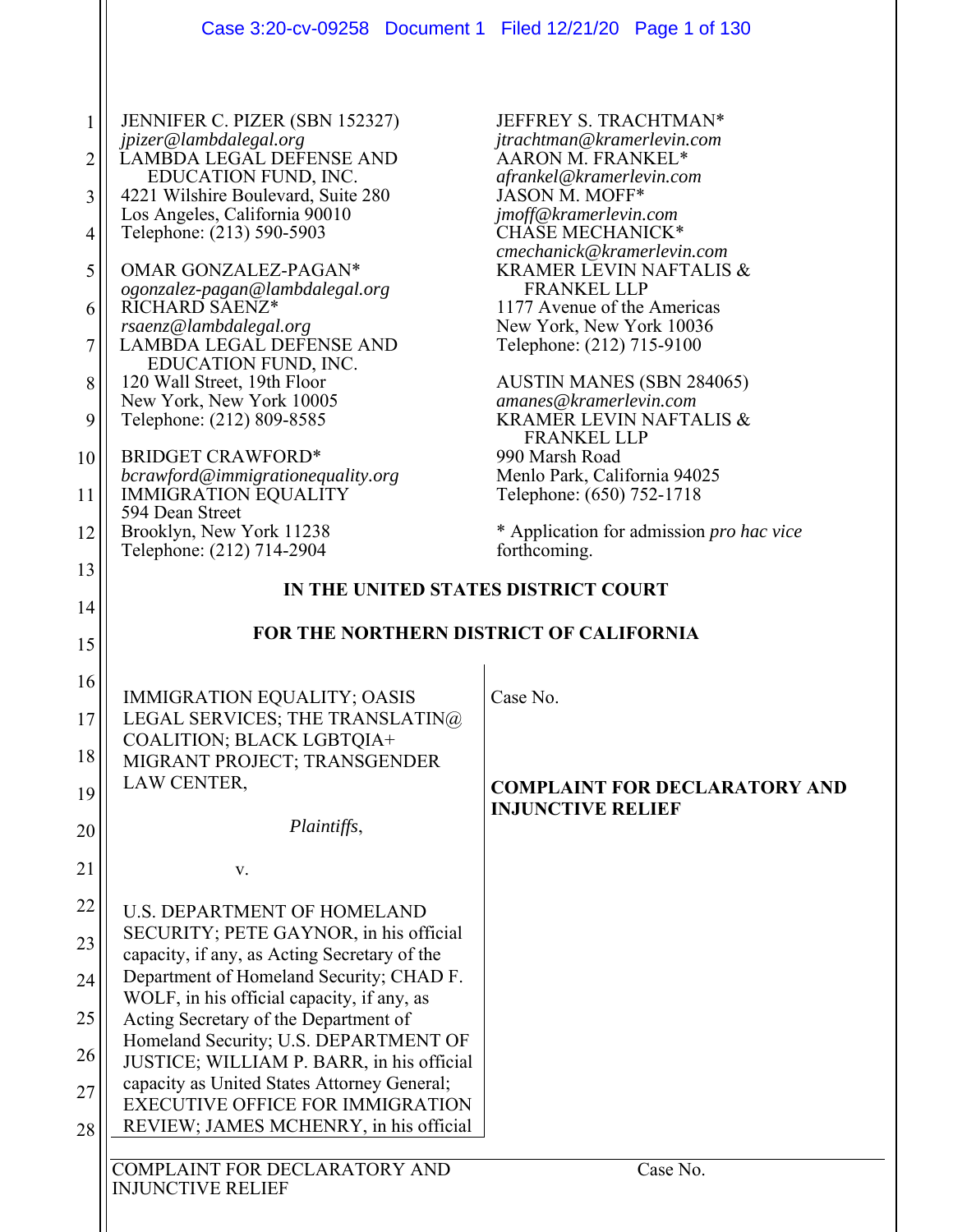JENNIFER C. PIZER (SBN 152327)
*jpizer@lambdalegal.org*
LAMBDA LEGAL DEFENSE AND EDUCATION FUND, INC.
4221 Wilshire Boulevard, Suite 280
Los Angeles, California 90010
Telephone: (213) 590-5903

OMAR GONZALEZ-PAGAN*
*ogonzalez-pagan@lambdalegal.org*
RICHARD SAENZ*
*rsaenz@lambdalegal.org*
LAMBDA LEGAL DEFENSE AND EDUCATION FUND, INC.
120 Wall Street, 19th Floor
New York, New York 10005
Telephone: (212) 809-8585

BRIDGET CRAWFORD*
*bcrawford@immigrationequality.org*
IMMIGRATION EQUALITY
594 Dean Street
Brooklyn, New York 11238
Telephone: (212) 714-2904

JEFFREY S. TRACHTMAN*
*jtrachtman@kramerlevin.com*
AARON M. FRANKEL*
*afrankel@kramerlevin.com*
JASON M. MOFF*
*jmoff@kramerlevin.com*
CHASE MECHANICK*
*cmechanick@kramerlevin.com*
KRAMER LEVIN NAFTALIS & FRANKEL LLP
1177 Avenue of the Americas
New York, New York 10036
Telephone: (212) 715-9100

AUSTIN MANES (SBN 284065)
*amanes@kramerlevin.com*
KRAMER LEVIN NAFTALIS & FRANKEL LLP
990 Marsh Road
Menlo Park, California 94025
Telephone: (650) 752-1718

* Application for admission *pro hac vice* forthcoming.

**IN THE UNITED STATES DISTRICT COURT**

**FOR THE NORTHERN DISTRICT OF CALIFORNIA**

IMMIGRATION EQUALITY; OASIS LEGAL SERVICES; THE TRANSLATIN@ COALITION; BLACK LGBTQIA+ MIGRANT PROJECT; TRANSGENDER LAW CENTER,

*Plaintiffs*,

v.

U.S. DEPARTMENT OF HOMELAND SECURITY; PETE GAYNOR, in his official capacity, if any, as Acting Secretary of the Department of Homeland Security; CHAD F. WOLF, in his official capacity, if any, as Acting Secretary of the Department of Homeland Security; U.S. DEPARTMENT OF JUSTICE; WILLIAM P. BARR, in his official capacity as United States Attorney General; EXECUTIVE OFFICE FOR IMMIGRATION REVIEW; JAMES MCHENRY, in his official

Case No.

**COMPLAINT FOR DECLARATORY AND INJUNCTIVE RELIEF**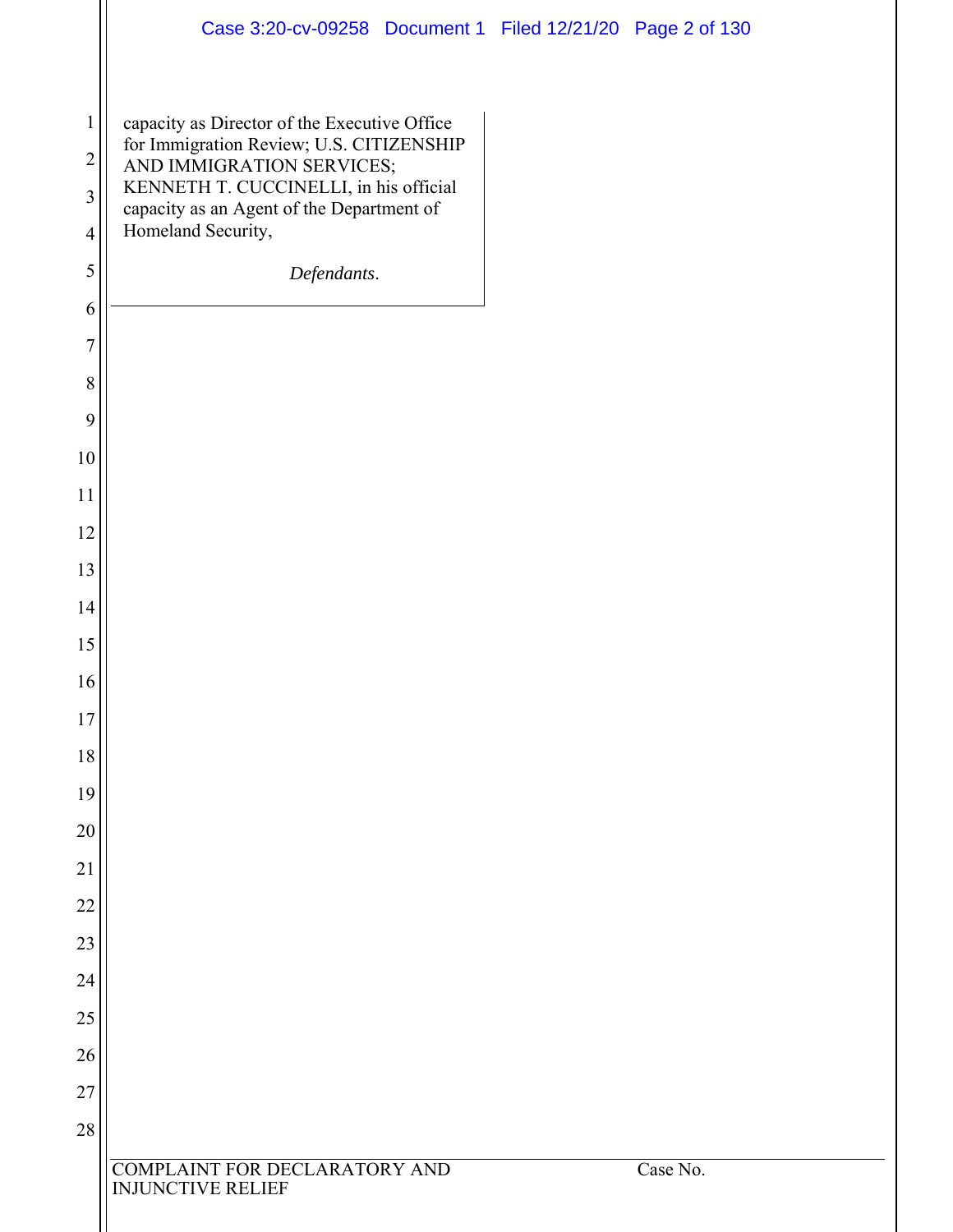capacity as Director of the Executive Office for Immigration Review; U.S. CITIZENSHIP AND IMMIGRATION SERVICES; KENNETH T. CUCCINELLI, in his official capacity as an Agent of the Department of Homeland Security,

*Defendants*.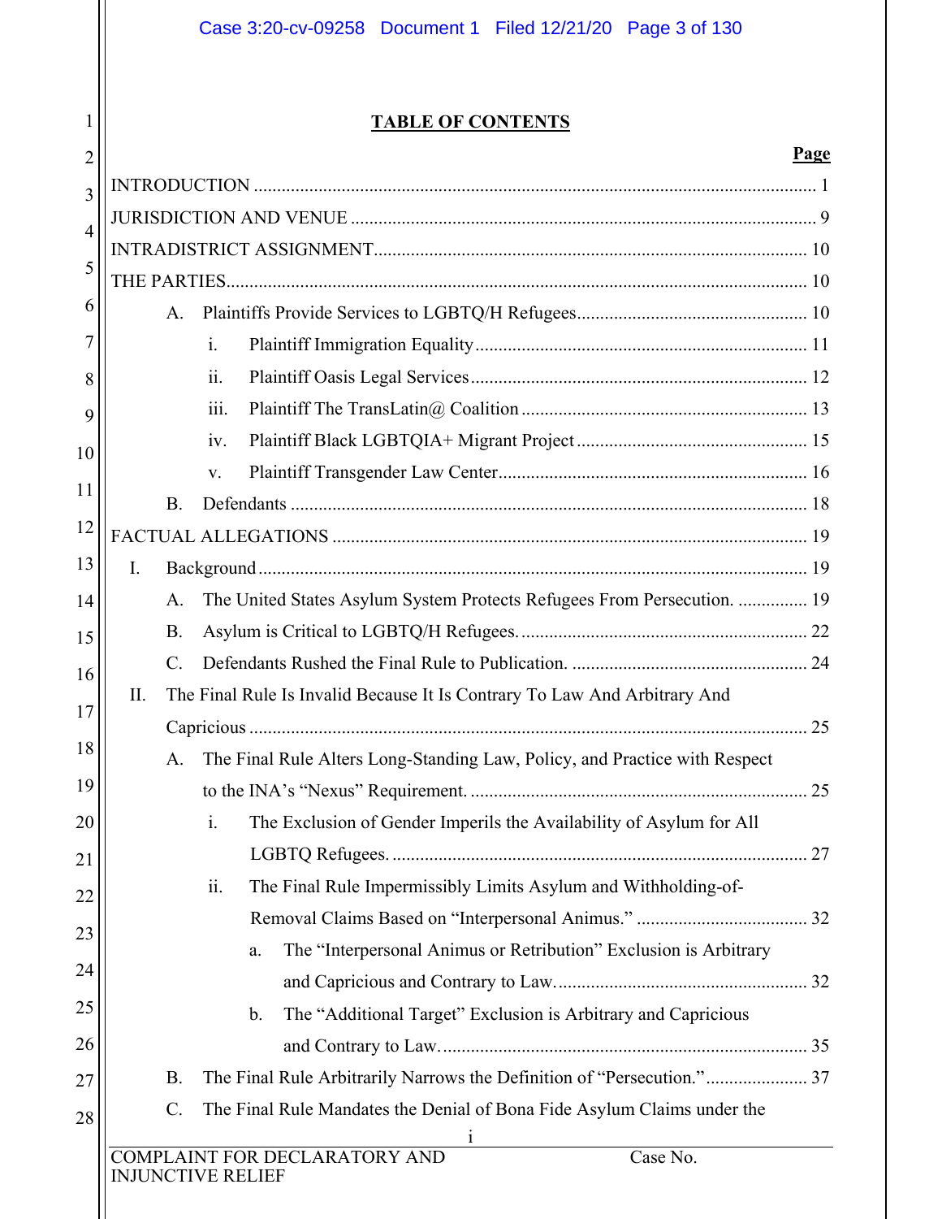**TABLE OF CONTENTS**

**Page**

INTRODUCTION ........................................................................................................................ 1

JURISDICTION AND VENUE .................................................................................................... 9

INTRADISTRICT ASSIGNMENT............................................................................................. 10

THE PARTIES............................................................................................................................ 10

- A. Plaintiffs Provide Services to LGBTQ/H Refugees................................................. 10
  - i. Plaintiff Immigration Equality....................................................................... 11
  - ii. Plaintiff Oasis Legal Services........................................................................ 12
  - iii. Plaintiff The TransLatin@ Coalition ............................................................. 13
  - iv. Plaintiff Black LGBTQIA+ Migrant Project................................................. 15
  - v. Plaintiff Transgender Law Center.................................................................. 16
- B. Defendants ............................................................................................................... 18

FACTUAL ALLEGATIONS ..................................................................................................... 19

- I. Background..................................................................................................................... 19
  - A. The United States Asylum System Protects Refugees From Persecution. ............... 19
  - B. Asylum is Critical to LGBTQ/H Refugees. ............................................................. 22
  - C. Defendants Rushed the Final Rule to Publication. .................................................. 24
- II. The Final Rule Is Invalid Because It Is Contrary To Law And Arbitrary And Capricious ....................................................................................................................... 25
  - A. The Final Rule Alters Long-Standing Law, Policy, and Practice with Respect to the INA's "Nexus" Requirement. ........................................................................ 25
    - i. The Exclusion of Gender Imperils the Availability of Asylum for All LGBTQ Refugees. ......................................................................................... 27
    - ii. The Final Rule Impermissibly Limits Asylum and Withholding-of-Removal Claims Based on "Interpersonal Animus." .................................... 32
      - a. The "Interpersonal Animus or Retribution" Exclusion is Arbitrary and Capricious and Contrary to Law...................................................... 32
      - b. The "Additional Target" Exclusion is Arbitrary and Capricious and Contrary to Law............................................................................... 35
  - B. The Final Rule Arbitrarily Narrows the Definition of "Persecution."..................... 37
  - C. The Final Rule Mandates the Denial of Bona Fide Asylum Claims under the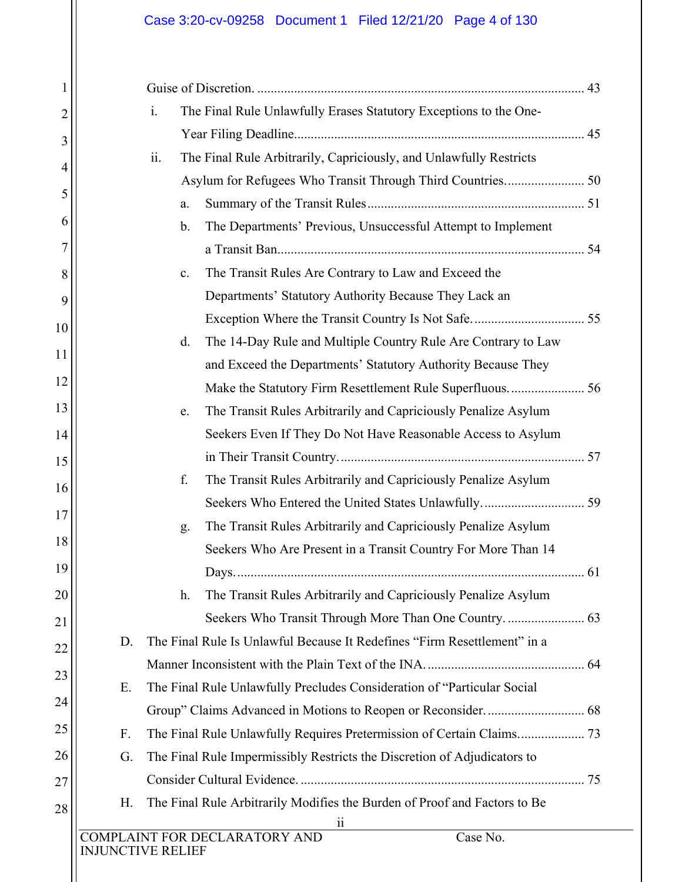Guise of Discretion. ................................................................................................ 43

- i. The Final Rule Unlawfully Erases Statutory Exceptions to the One-Year Filing Deadline...................................................................................... 45
- ii. The Final Rule Arbitrarily, Capriciously, and Unlawfully Restricts Asylum for Refugees Who Transit Through Third Countries........................ 50
  - a. Summary of the Transit Rules................................................................. 51
  - b. The Departments' Previous, Unsuccessful Attempt to Implement a Transit Ban............................................................................................ 54
  - c. The Transit Rules Are Contrary to Law and Exceed the Departments' Statutory Authority Because They Lack an Exception Where the Transit Country Is Not Safe................................. 55
  - d. The 14-Day Rule and Multiple Country Rule Are Contrary to Law and Exceed the Departments' Statutory Authority Because They Make the Statutory Firm Resettlement Rule Superfluous...................... 56
  - e. The Transit Rules Arbitrarily and Capriciously Penalize Asylum Seekers Even If They Do Not Have Reasonable Access to Asylum in Their Transit Country......................................................................... 57
  - f. The Transit Rules Arbitrarily and Capriciously Penalize Asylum Seekers Who Entered the United States Unlawfully.............................. 59
  - g. The Transit Rules Arbitrarily and Capriciously Penalize Asylum Seekers Who Are Present in a Transit Country For More Than 14 Days......................................................................................................... 61
  - h. The Transit Rules Arbitrarily and Capriciously Penalize Asylum Seekers Who Transit Through More Than One Country........................ 63

D. The Final Rule Is Unlawful Because It Redefines "Firm Resettlement" in a Manner Inconsistent with the Plain Text of the INA............................................... 64

E. The Final Rule Unlawfully Precludes Consideration of "Particular Social Group" Claims Advanced in Motions to Reopen or Reconsider............................. 68

F. The Final Rule Unlawfully Requires Pretermission of Certain Claims.................... 73

G. The Final Rule Impermissibly Restricts the Discretion of Adjudicators to Consider Cultural Evidence..................................................................................... 75

H. The Final Rule Arbitrarily Modifies the Burden of Proof and Factors to Be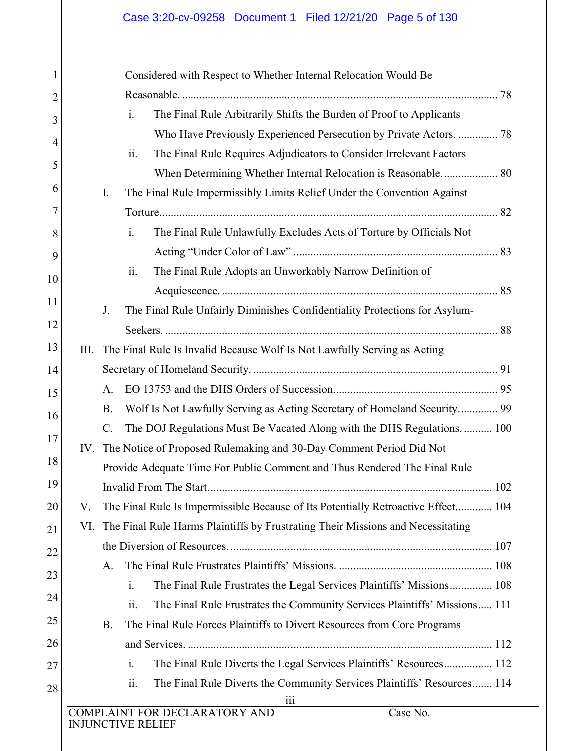Considered with Respect to Whether Internal Relocation Would Be Reasonable. .......... 78

i. The Final Rule Arbitrarily Shifts the Burden of Proof to Applicants Who Have Previously Experienced Persecution by Private Actors. .......... 78

ii. The Final Rule Requires Adjudicators to Consider Irrelevant Factors When Determining Whether Internal Relocation is Reasonable. .......... 80

I. The Final Rule Impermissibly Limits Relief Under the Convention Against Torture. .......... 82

i. The Final Rule Unlawfully Excludes Acts of Torture by Officials Not Acting "Under Color of Law" .......... 83

ii. The Final Rule Adopts an Unworkably Narrow Definition of Acquiescence. .......... 85

J. The Final Rule Unfairly Diminishes Confidentiality Protections for Asylum-Seekers. .......... 88

III. The Final Rule Is Invalid Because Wolf Is Not Lawfully Serving as Acting Secretary of Homeland Security. .......... 91

A. EO 13753 and the DHS Orders of Succession. .......... 95

B. Wolf Is Not Lawfully Serving as Acting Secretary of Homeland Security. .......... 99

C. The DOJ Regulations Must Be Vacated Along with the DHS Regulations. .......... 100

IV. The Notice of Proposed Rulemaking and 30-Day Comment Period Did Not Provide Adequate Time For Public Comment and Thus Rendered The Final Rule Invalid From The Start. .......... 102

V. The Final Rule Is Impermissible Because of Its Potentially Retroactive Effect. .......... 104

VI. The Final Rule Harms Plaintiffs by Frustrating Their Missions and Necessitating the Diversion of Resources. .......... 107

A. The Final Rule Frustrates Plaintiffs' Missions. .......... 108

i. The Final Rule Frustrates the Legal Services Plaintiffs' Missions .......... 108

ii. The Final Rule Frustrates the Community Services Plaintiffs' Missions .......... 111

B. The Final Rule Forces Plaintiffs to Divert Resources from Core Programs and Services. .......... 112

i. The Final Rule Diverts the Legal Services Plaintiffs' Resources .......... 112

ii. The Final Rule Diverts the Community Services Plaintiffs' Resources .......... 114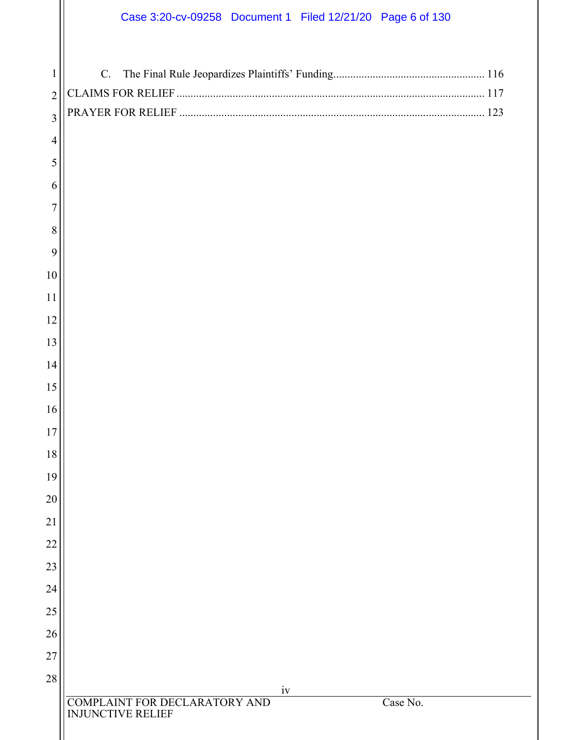C. The Final Rule Jeopardizes Plaintiffs' Funding ..................................................... 116

CLAIMS FOR RELIEF ............................................................................................................ 117

PRAYER FOR RELIEF ........................................................................................................... 123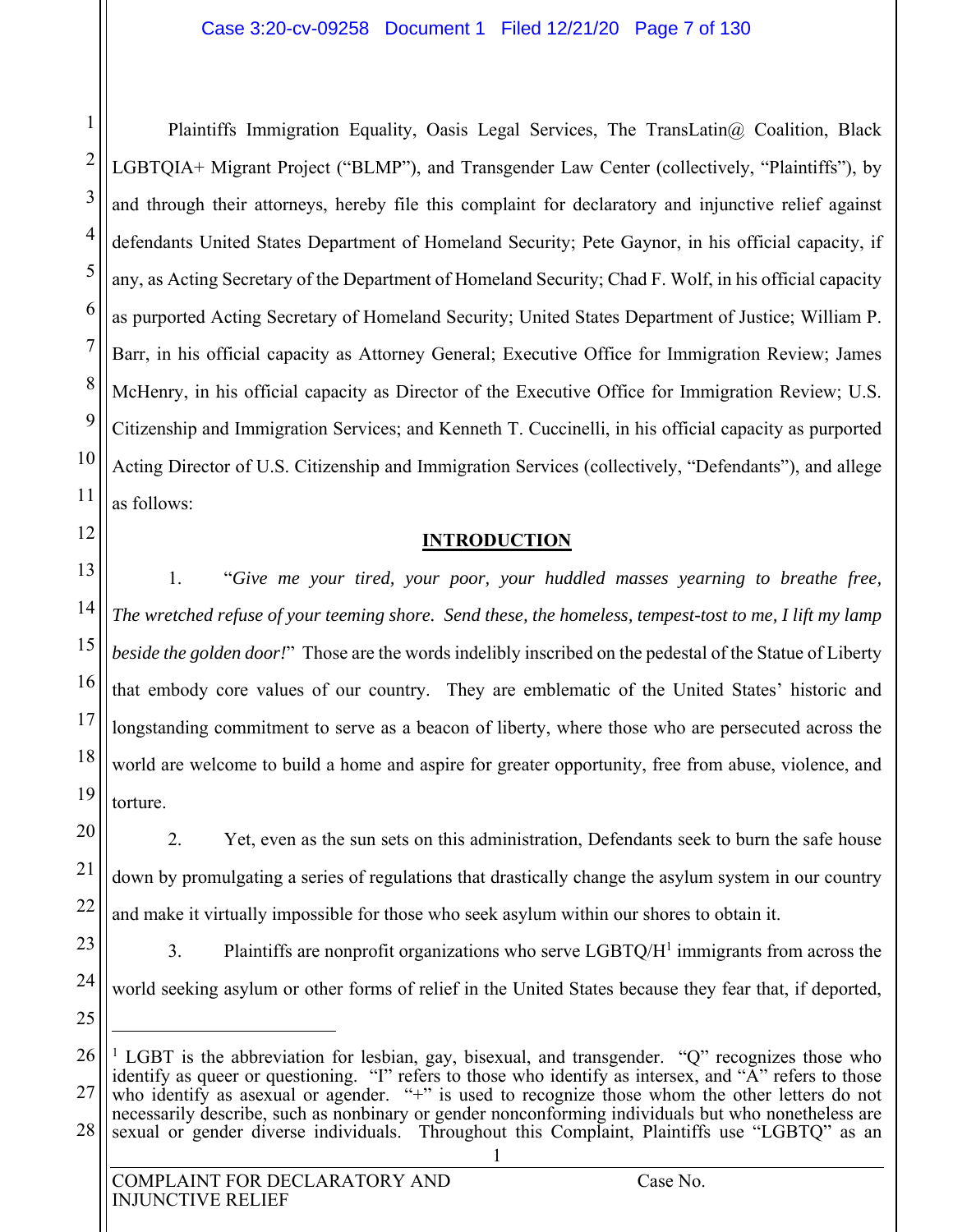Plaintiffs Immigration Equality, Oasis Legal Services, The TransLatin@ Coalition, Black LGBTQIA+ Migrant Project ("BLMP"), and Transgender Law Center (collectively, "Plaintiffs"), by and through their attorneys, hereby file this complaint for declaratory and injunctive relief against defendants United States Department of Homeland Security; Pete Gaynor, in his official capacity, if any, as Acting Secretary of the Department of Homeland Security; Chad F. Wolf, in his official capacity as purported Acting Secretary of Homeland Security; United States Department of Justice; William P. Barr, in his official capacity as Attorney General; Executive Office for Immigration Review; James McHenry, in his official capacity as Director of the Executive Office for Immigration Review; U.S. Citizenship and Immigration Services; and Kenneth T. Cuccinelli, in his official capacity as purported Acting Director of U.S. Citizenship and Immigration Services (collectively, "Defendants"), and allege as follows:

## INTRODUCTION

1. "*Give me your tired, your poor, your huddled masses yearning to breathe free, The wretched refuse of your teeming shore. Send these, the homeless, tempest-tost to me, I lift my lamp beside the golden door!*" Those are the words indelibly inscribed on the pedestal of the Statue of Liberty that embody core values of our country. They are emblematic of the United States' historic and longstanding commitment to serve as a beacon of liberty, where those who are persecuted across the world are welcome to build a home and aspire for greater opportunity, free from abuse, violence, and torture.

2. Yet, even as the sun sets on this administration, Defendants seek to burn the safe house down by promulgating a series of regulations that drastically change the asylum system in our country and make it virtually impossible for those who seek asylum within our shores to obtain it.

3. Plaintiffs are nonprofit organizations who serve LGBTQ/H[1] immigrants from across the world seeking asylum or other forms of relief in the United States because they fear that, if deported,

[1] LGBT is the abbreviation for lesbian, gay, bisexual, and transgender. "Q" recognizes those who identify as queer or questioning. "I" refers to those who identify as intersex, and "A" refers to those who identify as asexual or agender. "+" is used to recognize those whom the other letters do not necessarily describe, such as nonbinary or gender nonconforming individuals but who nonetheless are sexual or gender diverse individuals. Throughout this Complaint, Plaintiffs use "LGBTQ" as an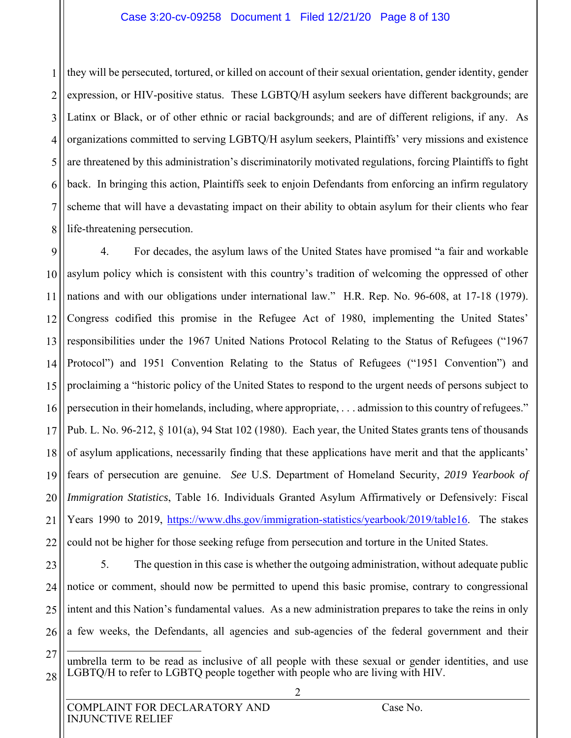they will be persecuted, tortured, or killed on account of their sexual orientation, gender identity, gender expression, or HIV-positive status. These LGBTQ/H asylum seekers have different backgrounds; are Latinx or Black, or of other ethnic or racial backgrounds; and are of different religions, if any. As organizations committed to serving LGBTQ/H asylum seekers, Plaintiffs' very missions and existence are threatened by this administration's discriminatorily motivated regulations, forcing Plaintiffs to fight back. In bringing this action, Plaintiffs seek to enjoin Defendants from enforcing an infirm regulatory scheme that will have a devastating impact on their ability to obtain asylum for their clients who fear life-threatening persecution.

4. For decades, the asylum laws of the United States have promised "a fair and workable asylum policy which is consistent with this country's tradition of welcoming the oppressed of other nations and with our obligations under international law." H.R. Rep. No. 96-608, at 17-18 (1979). Congress codified this promise in the Refugee Act of 1980, implementing the United States' responsibilities under the 1967 United Nations Protocol Relating to the Status of Refugees ("1967 Protocol") and 1951 Convention Relating to the Status of Refugees ("1951 Convention") and proclaiming a "historic policy of the United States to respond to the urgent needs of persons subject to persecution in their homelands, including, where appropriate, . . . admission to this country of refugees." Pub. L. No. 96-212, § 101(a), 94 Stat 102 (1980). Each year, the United States grants tens of thousands of asylum applications, necessarily finding that these applications have merit and that the applicants' fears of persecution are genuine. *See* U.S. Department of Homeland Security, *2019 Yearbook of Immigration Statistics*, Table 16. Individuals Granted Asylum Affirmatively or Defensively: Fiscal Years 1990 to 2019, https://www.dhs.gov/immigration-statistics/yearbook/2019/table16. The stakes could not be higher for those seeking refuge from persecution and torture in the United States.

5. The question in this case is whether the outgoing administration, without adequate public notice or comment, should now be permitted to upend this basic promise, contrary to congressional intent and this Nation's fundamental values. As a new administration prepares to take the reins in only a few weeks, the Defendants, all agencies and sub-agencies of the federal government and their

---

umbrella term to be read as inclusive of all people with these sexual or gender identities, and use LGBTQ/H to refer to LGBTQ people together with people who are living with HIV.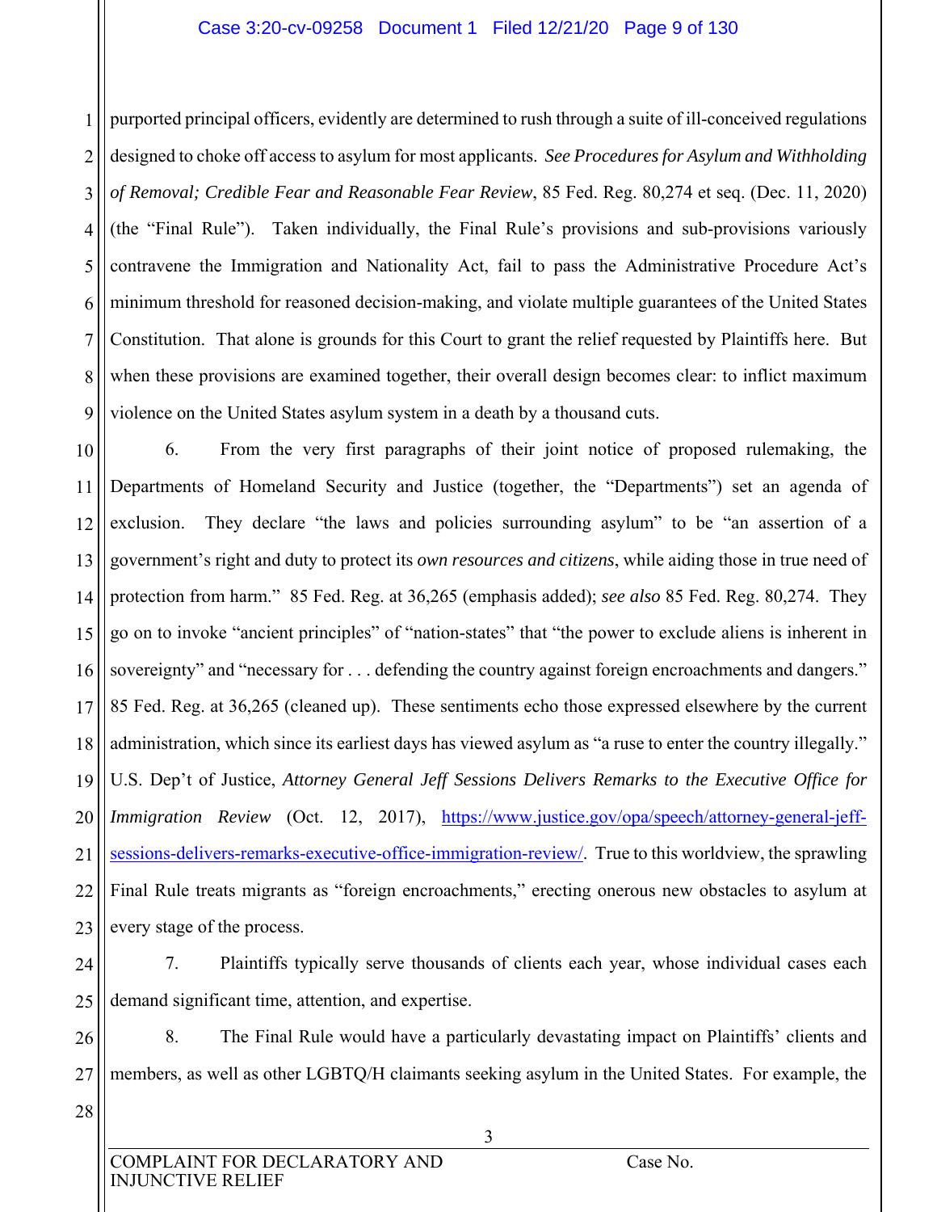purported principal officers, evidently are determined to rush through a suite of ill-conceived regulations designed to choke off access to asylum for most applicants. *See Procedures for Asylum and Withholding of Removal; Credible Fear and Reasonable Fear Review*, 85 Fed. Reg. 80,274 et seq. (Dec. 11, 2020) (the "Final Rule"). Taken individually, the Final Rule's provisions and sub-provisions variously contravene the Immigration and Nationality Act, fail to pass the Administrative Procedure Act's minimum threshold for reasoned decision-making, and violate multiple guarantees of the United States Constitution. That alone is grounds for this Court to grant the relief requested by Plaintiffs here. But when these provisions are examined together, their overall design becomes clear: to inflict maximum violence on the United States asylum system in a death by a thousand cuts.

6. From the very first paragraphs of their joint notice of proposed rulemaking, the Departments of Homeland Security and Justice (together, the "Departments") set an agenda of exclusion. They declare "the laws and policies surrounding asylum" to be "an assertion of a government's right and duty to protect its *own resources and citizens*, while aiding those in true need of protection from harm." 85 Fed. Reg. at 36,265 (emphasis added); *see also* 85 Fed. Reg. 80,274. They go on to invoke "ancient principles" of "nation-states" that "the power to exclude aliens is inherent in sovereignty" and "necessary for . . . defending the country against foreign encroachments and dangers." 85 Fed. Reg. at 36,265 (cleaned up). These sentiments echo those expressed elsewhere by the current administration, which since its earliest days has viewed asylum as "a ruse to enter the country illegally." U.S. Dep't of Justice, *Attorney General Jeff Sessions Delivers Remarks to the Executive Office for Immigration Review* (Oct. 12, 2017), https://www.justice.gov/opa/speech/attorney-general-jeff-sessions-delivers-remarks-executive-office-immigration-review/. True to this worldview, the sprawling Final Rule treats migrants as "foreign encroachments," erecting onerous new obstacles to asylum at every stage of the process.

7. Plaintiffs typically serve thousands of clients each year, whose individual cases each demand significant time, attention, and expertise.

8. The Final Rule would have a particularly devastating impact on Plaintiffs' clients and members, as well as other LGBTQ/H claimants seeking asylum in the United States. For example, the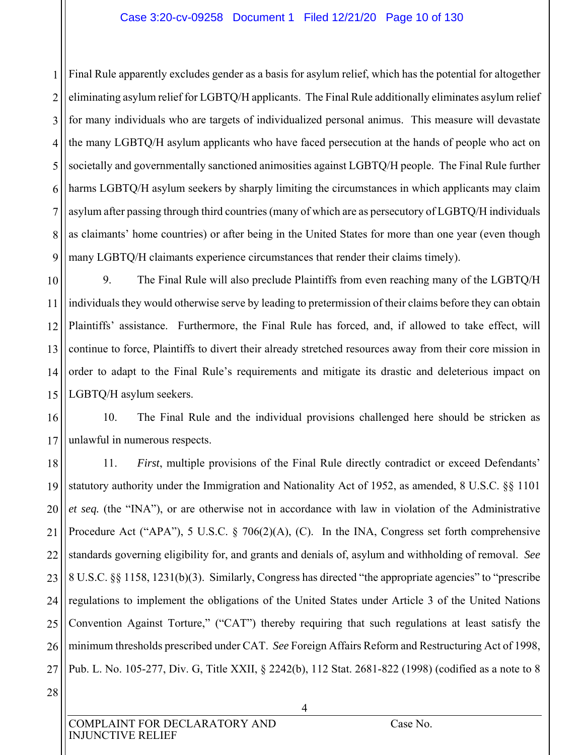Final Rule apparently excludes gender as a basis for asylum relief, which has the potential for altogether eliminating asylum relief for LGBTQ/H applicants. The Final Rule additionally eliminates asylum relief for many individuals who are targets of individualized personal animus. This measure will devastate the many LGBTQ/H asylum applicants who have faced persecution at the hands of people who act on societally and governmentally sanctioned animosities against LGBTQ/H people. The Final Rule further harms LGBTQ/H asylum seekers by sharply limiting the circumstances in which applicants may claim asylum after passing through third countries (many of which are as persecutory of LGBTQ/H individuals as claimants' home countries) or after being in the United States for more than one year (even though many LGBTQ/H claimants experience circumstances that render their claims timely).

9. The Final Rule will also preclude Plaintiffs from even reaching many of the LGBTQ/H individuals they would otherwise serve by leading to pretermission of their claims before they can obtain Plaintiffs' assistance. Furthermore, the Final Rule has forced, and, if allowed to take effect, will continue to force, Plaintiffs to divert their already stretched resources away from their core mission in order to adapt to the Final Rule's requirements and mitigate its drastic and deleterious impact on LGBTQ/H asylum seekers.

10. The Final Rule and the individual provisions challenged here should be stricken as unlawful in numerous respects.

11. *First*, multiple provisions of the Final Rule directly contradict or exceed Defendants' statutory authority under the Immigration and Nationality Act of 1952, as amended, 8 U.S.C. §§ 1101 *et seq.* (the "INA"), or are otherwise not in accordance with law in violation of the Administrative Procedure Act ("APA"), 5 U.S.C. § 706(2)(A), (C). In the INA, Congress set forth comprehensive standards governing eligibility for, and grants and denials of, asylum and withholding of removal. *See* 8 U.S.C. §§ 1158, 1231(b)(3). Similarly, Congress has directed "the appropriate agencies" to "prescribe regulations to implement the obligations of the United States under Article 3 of the United Nations Convention Against Torture," ("CAT") thereby requiring that such regulations at least satisfy the minimum thresholds prescribed under CAT. *See* Foreign Affairs Reform and Restructuring Act of 1998, Pub. L. No. 105-277, Div. G, Title XXII, § 2242(b), 112 Stat. 2681-822 (1998) (codified as a note to 8

COMPLAINT FOR DECLARATORY AND INJUNCTIVE RELIEF — Case No.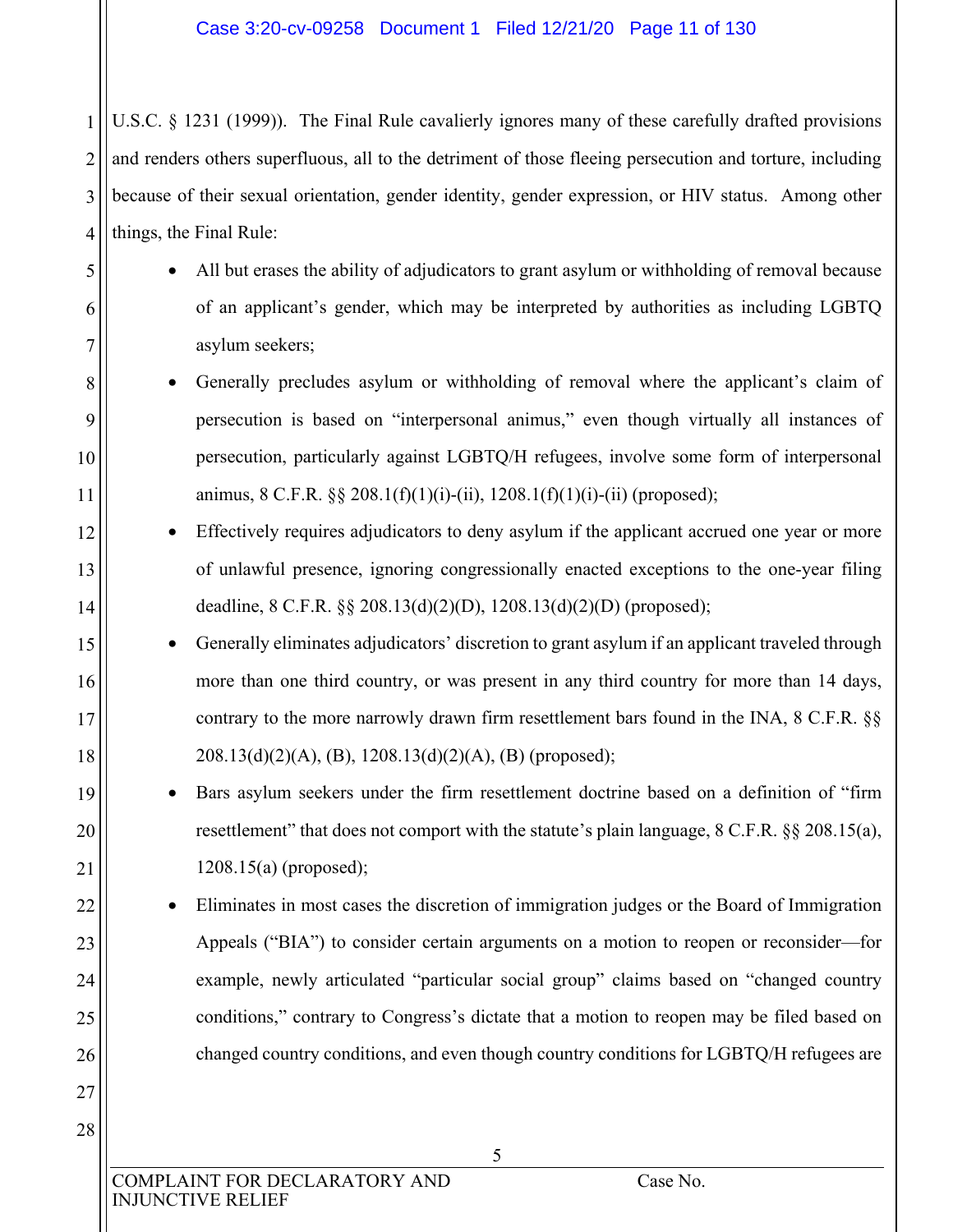U.S.C. § 1231 (1999)). The Final Rule cavalierly ignores many of these carefully drafted provisions and renders others superfluous, all to the detriment of those fleeing persecution and torture, including because of their sexual orientation, gender identity, gender expression, or HIV status. Among other things, the Final Rule:

- All but erases the ability of adjudicators to grant asylum or withholding of removal because of an applicant's gender, which may be interpreted by authorities as including LGBTQ asylum seekers;
- Generally precludes asylum or withholding of removal where the applicant's claim of persecution is based on "interpersonal animus," even though virtually all instances of persecution, particularly against LGBTQ/H refugees, involve some form of interpersonal animus, 8 C.F.R. §§ 208.1(f)(1)(i)-(ii), 1208.1(f)(1)(i)-(ii) (proposed);
- Effectively requires adjudicators to deny asylum if the applicant accrued one year or more of unlawful presence, ignoring congressionally enacted exceptions to the one-year filing deadline, 8 C.F.R. §§ 208.13(d)(2)(D), 1208.13(d)(2)(D) (proposed);
- Generally eliminates adjudicators' discretion to grant asylum if an applicant traveled through more than one third country, or was present in any third country for more than 14 days, contrary to the more narrowly drawn firm resettlement bars found in the INA, 8 C.F.R. §§ 208.13(d)(2)(A), (B), 1208.13(d)(2)(A), (B) (proposed);
- Bars asylum seekers under the firm resettlement doctrine based on a definition of "firm resettlement" that does not comport with the statute's plain language, 8 C.F.R. §§ 208.15(a), 1208.15(a) (proposed);
- Eliminates in most cases the discretion of immigration judges or the Board of Immigration Appeals ("BIA") to consider certain arguments on a motion to reopen or reconsider—for example, newly articulated "particular social group" claims based on "changed country conditions," contrary to Congress's dictate that a motion to reopen may be filed based on changed country conditions, and even though country conditions for LGBTQ/H refugees are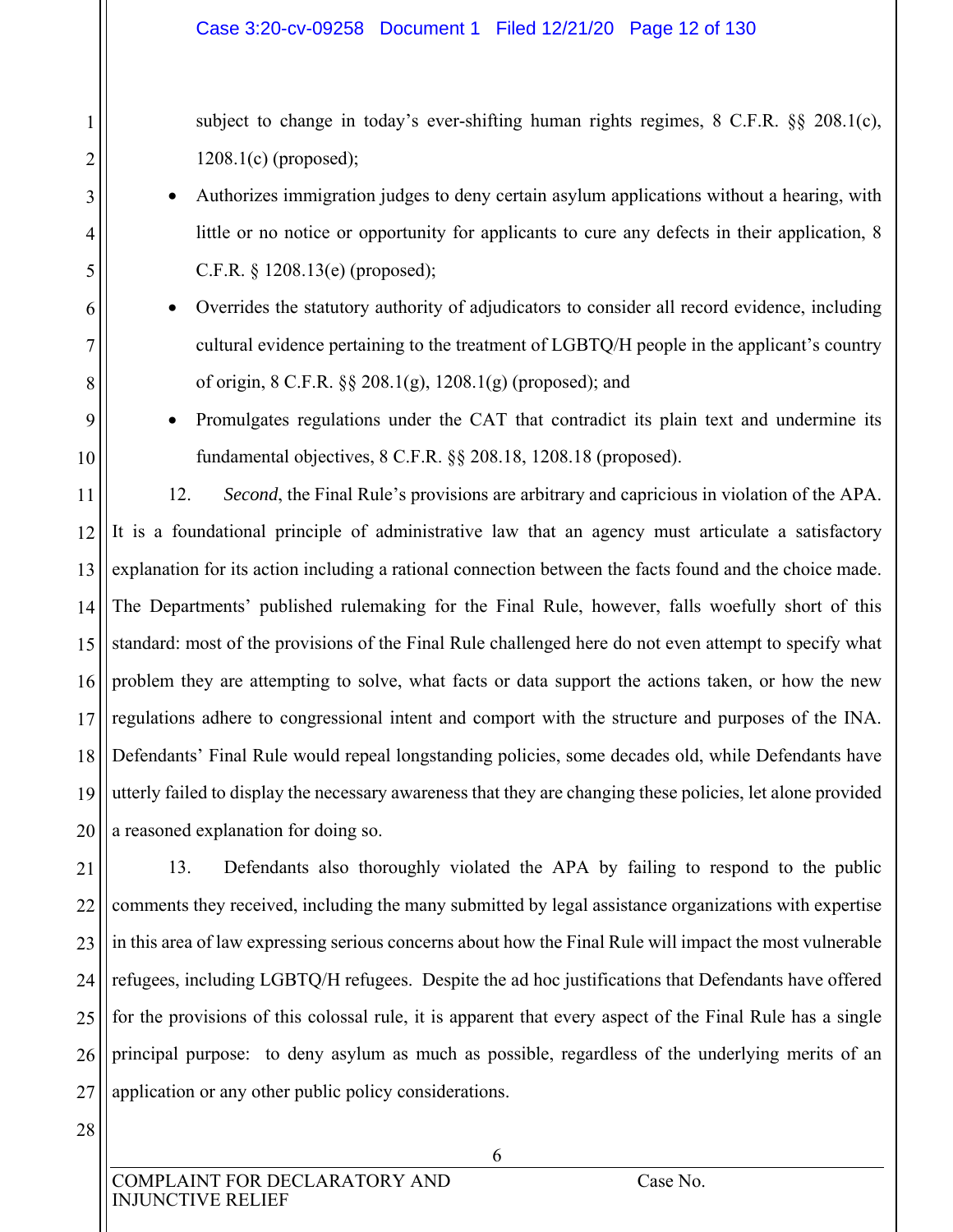subject to change in today's ever-shifting human rights regimes, 8 C.F.R. §§ 208.1(c), 1208.1(c) (proposed);

- Authorizes immigration judges to deny certain asylum applications without a hearing, with little or no notice or opportunity for applicants to cure any defects in their application, 8 C.F.R. § 1208.13(e) (proposed);
- Overrides the statutory authority of adjudicators to consider all record evidence, including cultural evidence pertaining to the treatment of LGBTQ/H people in the applicant's country of origin, 8 C.F.R. §§ 208.1(g), 1208.1(g) (proposed); and
- Promulgates regulations under the CAT that contradict its plain text and undermine its fundamental objectives, 8 C.F.R. §§ 208.18, 1208.18 (proposed).

12. *Second*, the Final Rule's provisions are arbitrary and capricious in violation of the APA. It is a foundational principle of administrative law that an agency must articulate a satisfactory explanation for its action including a rational connection between the facts found and the choice made. The Departments' published rulemaking for the Final Rule, however, falls woefully short of this standard: most of the provisions of the Final Rule challenged here do not even attempt to specify what problem they are attempting to solve, what facts or data support the actions taken, or how the new regulations adhere to congressional intent and comport with the structure and purposes of the INA. Defendants' Final Rule would repeal longstanding policies, some decades old, while Defendants have utterly failed to display the necessary awareness that they are changing these policies, let alone provided a reasoned explanation for doing so.

13. Defendants also thoroughly violated the APA by failing to respond to the public comments they received, including the many submitted by legal assistance organizations with expertise in this area of law expressing serious concerns about how the Final Rule will impact the most vulnerable refugees, including LGBTQ/H refugees. Despite the ad hoc justifications that Defendants have offered for the provisions of this colossal rule, it is apparent that every aspect of the Final Rule has a single principal purpose: to deny asylum as much as possible, regardless of the underlying merits of an application or any other public policy considerations.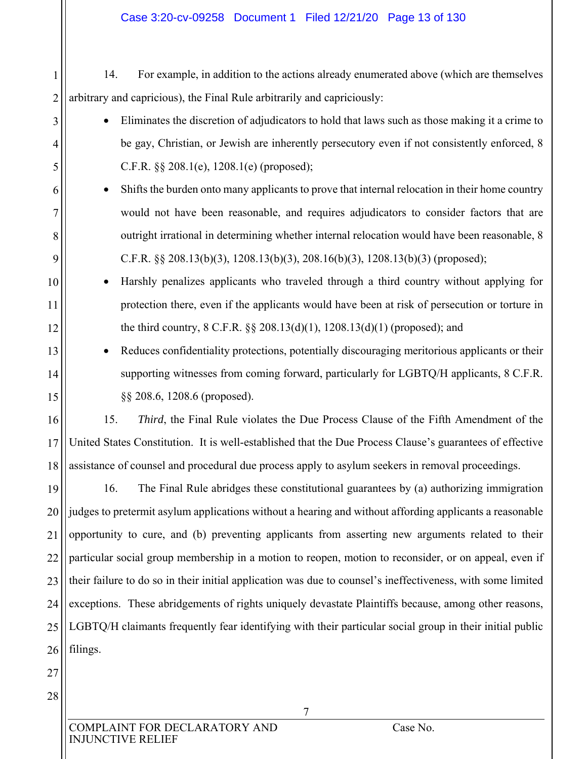14. For example, in addition to the actions already enumerated above (which are themselves arbitrary and capricious), the Final Rule arbitrarily and capriciously:

- Eliminates the discretion of adjudicators to hold that laws such as those making it a crime to be gay, Christian, or Jewish are inherently persecutory even if not consistently enforced, 8 C.F.R. §§ 208.1(e), 1208.1(e) (proposed);
- Shifts the burden onto many applicants to prove that internal relocation in their home country would not have been reasonable, and requires adjudicators to consider factors that are outright irrational in determining whether internal relocation would have been reasonable, 8 C.F.R. §§ 208.13(b)(3), 1208.13(b)(3), 208.16(b)(3), 1208.13(b)(3) (proposed);
- Harshly penalizes applicants who traveled through a third country without applying for protection there, even if the applicants would have been at risk of persecution or torture in the third country, 8 C.F.R. §§ 208.13(d)(1), 1208.13(d)(1) (proposed); and
- Reduces confidentiality protections, potentially discouraging meritorious applicants or their supporting witnesses from coming forward, particularly for LGBTQ/H applicants, 8 C.F.R. §§ 208.6, 1208.6 (proposed).

15. *Third*, the Final Rule violates the Due Process Clause of the Fifth Amendment of the United States Constitution. It is well-established that the Due Process Clause's guarantees of effective assistance of counsel and procedural due process apply to asylum seekers in removal proceedings.

16. The Final Rule abridges these constitutional guarantees by (a) authorizing immigration judges to pretermit asylum applications without a hearing and without affording applicants a reasonable opportunity to cure, and (b) preventing applicants from asserting new arguments related to their particular social group membership in a motion to reopen, motion to reconsider, or on appeal, even if their failure to do so in their initial application was due to counsel's ineffectiveness, with some limited exceptions. These abridgements of rights uniquely devastate Plaintiffs because, among other reasons, LGBTQ/H claimants frequently fear identifying with their particular social group in their initial public filings.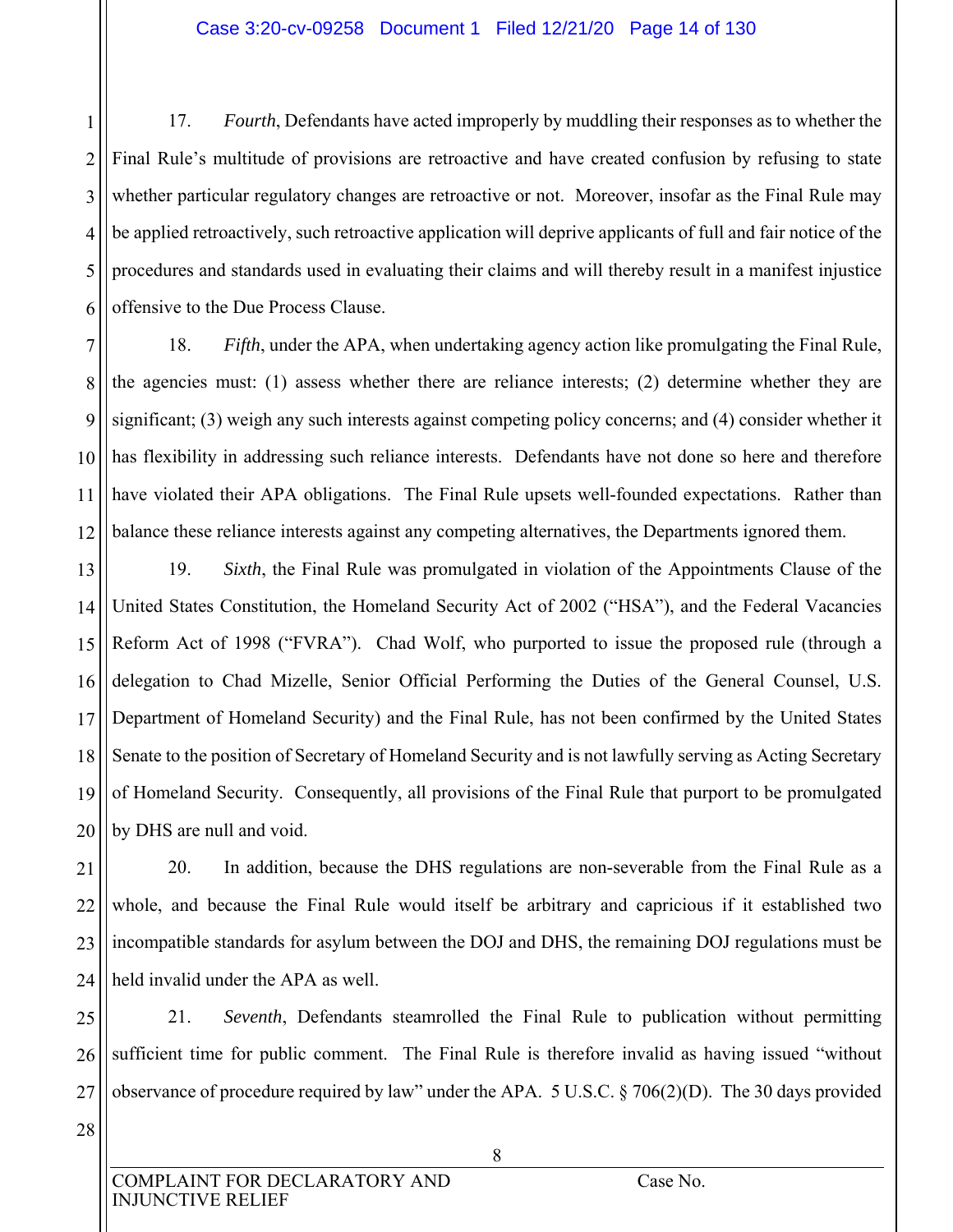17. *Fourth*, Defendants have acted improperly by muddling their responses as to whether the Final Rule's multitude of provisions are retroactive and have created confusion by refusing to state whether particular regulatory changes are retroactive or not. Moreover, insofar as the Final Rule may be applied retroactively, such retroactive application will deprive applicants of full and fair notice of the procedures and standards used in evaluating their claims and will thereby result in a manifest injustice offensive to the Due Process Clause.

18. *Fifth*, under the APA, when undertaking agency action like promulgating the Final Rule, the agencies must: (1) assess whether there are reliance interests; (2) determine whether they are significant; (3) weigh any such interests against competing policy concerns; and (4) consider whether it has flexibility in addressing such reliance interests. Defendants have not done so here and therefore have violated their APA obligations. The Final Rule upsets well-founded expectations. Rather than balance these reliance interests against any competing alternatives, the Departments ignored them.

19. *Sixth*, the Final Rule was promulgated in violation of the Appointments Clause of the United States Constitution, the Homeland Security Act of 2002 ("HSA"), and the Federal Vacancies Reform Act of 1998 ("FVRA"). Chad Wolf, who purported to issue the proposed rule (through a delegation to Chad Mizelle, Senior Official Performing the Duties of the General Counsel, U.S. Department of Homeland Security) and the Final Rule, has not been confirmed by the United States Senate to the position of Secretary of Homeland Security and is not lawfully serving as Acting Secretary of Homeland Security. Consequently, all provisions of the Final Rule that purport to be promulgated by DHS are null and void.

20. In addition, because the DHS regulations are non-severable from the Final Rule as a whole, and because the Final Rule would itself be arbitrary and capricious if it established two incompatible standards for asylum between the DOJ and DHS, the remaining DOJ regulations must be held invalid under the APA as well.

21. *Seventh*, Defendants steamrolled the Final Rule to publication without permitting sufficient time for public comment. The Final Rule is therefore invalid as having issued "without observance of procedure required by law" under the APA. 5 U.S.C. § 706(2)(D). The 30 days provided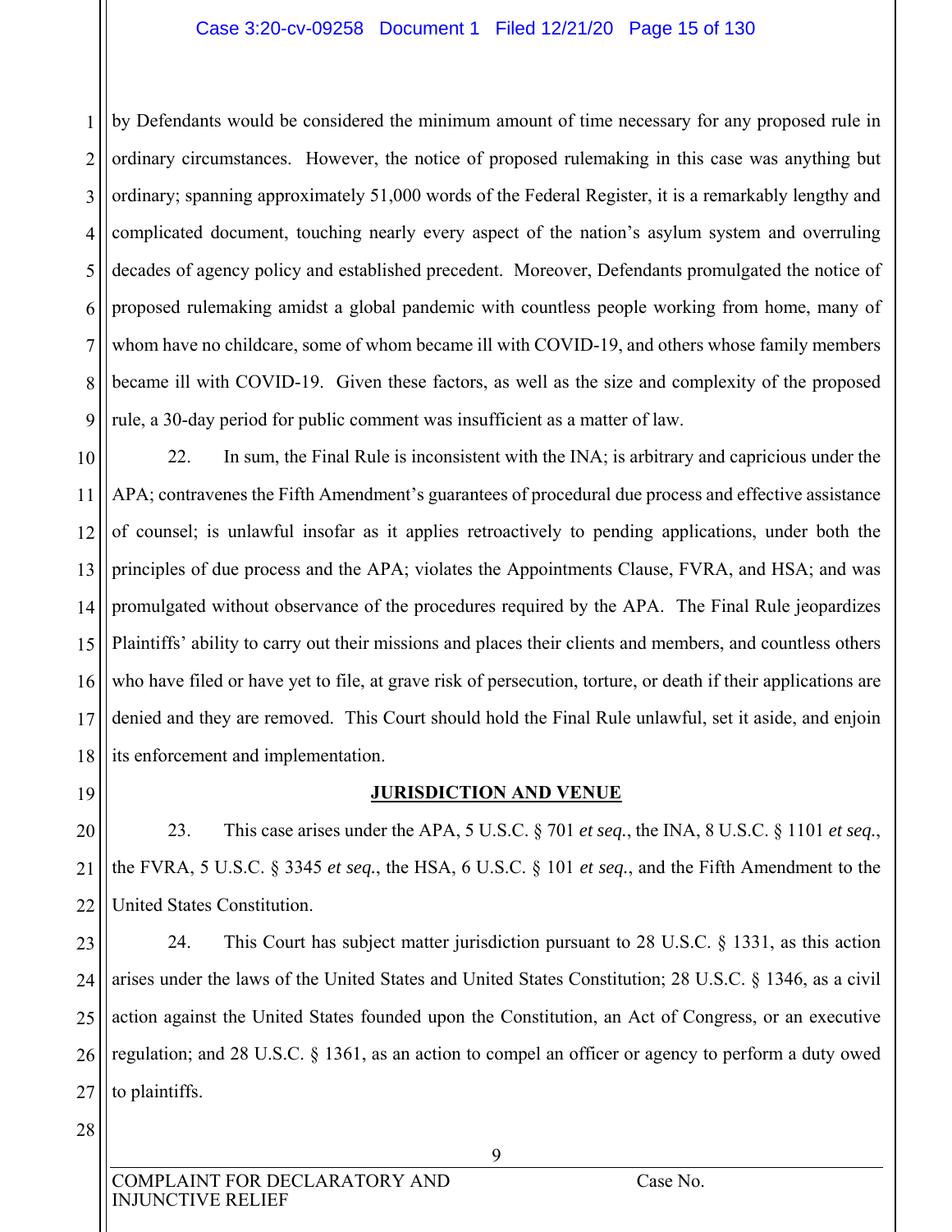by Defendants would be considered the minimum amount of time necessary for any proposed rule in ordinary circumstances. However, the notice of proposed rulemaking in this case was anything but ordinary; spanning approximately 51,000 words of the Federal Register, it is a remarkably lengthy and complicated document, touching nearly every aspect of the nation's asylum system and overruling decades of agency policy and established precedent. Moreover, Defendants promulgated the notice of proposed rulemaking amidst a global pandemic with countless people working from home, many of whom have no childcare, some of whom became ill with COVID-19, and others whose family members became ill with COVID-19. Given these factors, as well as the size and complexity of the proposed rule, a 30-day period for public comment was insufficient as a matter of law.

22. In sum, the Final Rule is inconsistent with the INA; is arbitrary and capricious under the APA; contravenes the Fifth Amendment's guarantees of procedural due process and effective assistance of counsel; is unlawful insofar as it applies retroactively to pending applications, under both the principles of due process and the APA; violates the Appointments Clause, FVRA, and HSA; and was promulgated without observance of the procedures required by the APA. The Final Rule jeopardizes Plaintiffs' ability to carry out their missions and places their clients and members, and countless others who have filed or have yet to file, at grave risk of persecution, torture, or death if their applications are denied and they are removed. This Court should hold the Final Rule unlawful, set it aside, and enjoin its enforcement and implementation.

## JURISDICTION AND VENUE

23. This case arises under the APA, 5 U.S.C. § 701 *et seq.*, the INA, 8 U.S.C. § 1101 *et seq.*, the FVRA, 5 U.S.C. § 3345 *et seq.*, the HSA, 6 U.S.C. § 101 *et seq.*, and the Fifth Amendment to the United States Constitution.

24. This Court has subject matter jurisdiction pursuant to 28 U.S.C. § 1331, as this action arises under the laws of the United States and United States Constitution; 28 U.S.C. § 1346, as a civil action against the United States founded upon the Constitution, an Act of Congress, or an executive regulation; and 28 U.S.C. § 1361, as an action to compel an officer or agency to perform a duty owed to plaintiffs.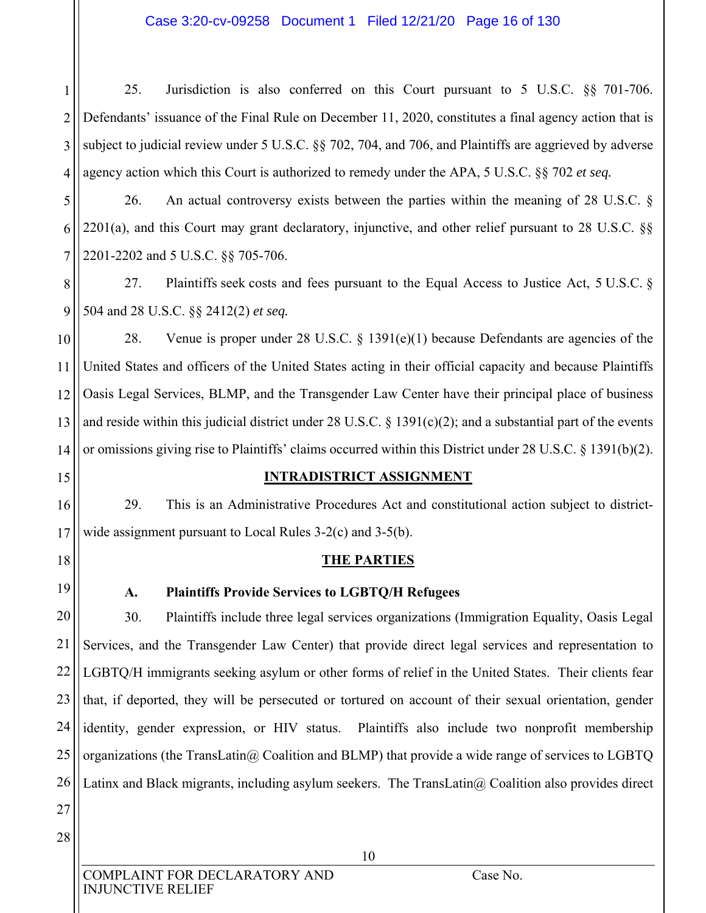25. Jurisdiction is also conferred on this Court pursuant to 5 U.S.C. §§ 701-706. Defendants' issuance of the Final Rule on December 11, 2020, constitutes a final agency action that is subject to judicial review under 5 U.S.C. §§ 702, 704, and 706, and Plaintiffs are aggrieved by adverse agency action which this Court is authorized to remedy under the APA, 5 U.S.C. §§ 702 *et seq.*

26. An actual controversy exists between the parties within the meaning of 28 U.S.C. § 2201(a), and this Court may grant declaratory, injunctive, and other relief pursuant to 28 U.S.C. §§ 2201-2202 and 5 U.S.C. §§ 705-706.

27. Plaintiffs seek costs and fees pursuant to the Equal Access to Justice Act, 5 U.S.C. § 504 and 28 U.S.C. §§ 2412(2) *et seq.*

28. Venue is proper under 28 U.S.C. § 1391(e)(1) because Defendants are agencies of the United States and officers of the United States acting in their official capacity and because Plaintiffs Oasis Legal Services, BLMP, and the Transgender Law Center have their principal place of business and reside within this judicial district under 28 U.S.C. § 1391(c)(2); and a substantial part of the events or omissions giving rise to Plaintiffs' claims occurred within this District under 28 U.S.C. § 1391(b)(2).

## INTRADISTRICT ASSIGNMENT

29. This is an Administrative Procedures Act and constitutional action subject to district-wide assignment pursuant to Local Rules 3-2(c) and 3-5(b).

## THE PARTIES

### A. Plaintiffs Provide Services to LGBTQ/H Refugees

30. Plaintiffs include three legal services organizations (Immigration Equality, Oasis Legal Services, and the Transgender Law Center) that provide direct legal services and representation to LGBTQ/H immigrants seeking asylum or other forms of relief in the United States. Their clients fear that, if deported, they will be persecuted or tortured on account of their sexual orientation, gender identity, gender expression, or HIV status. Plaintiffs also include two nonprofit membership organizations (the TransLatin@ Coalition and BLMP) that provide a wide range of services to LGBTQ Latinx and Black migrants, including asylum seekers. The TransLatin@ Coalition also provides direct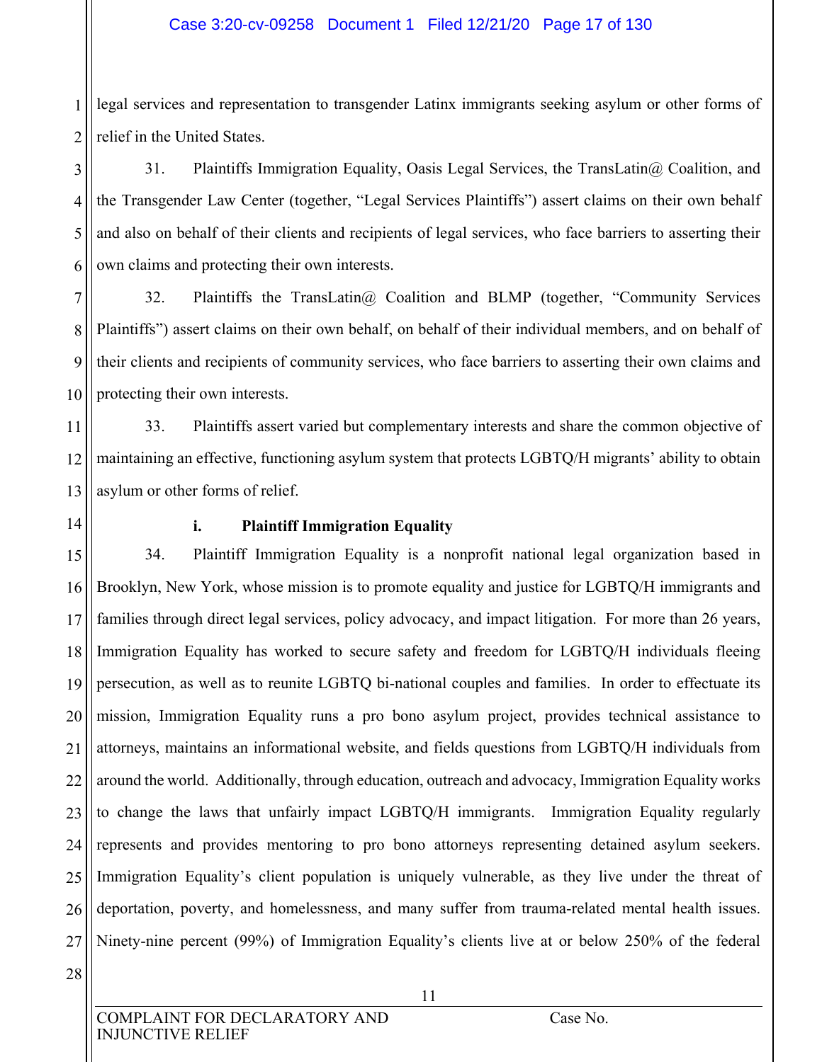legal services and representation to transgender Latinx immigrants seeking asylum or other forms of relief in the United States.

31. Plaintiffs Immigration Equality, Oasis Legal Services, the TransLatin@ Coalition, and the Transgender Law Center (together, "Legal Services Plaintiffs") assert claims on their own behalf and also on behalf of their clients and recipients of legal services, who face barriers to asserting their own claims and protecting their own interests.

32. Plaintiffs the TransLatin@ Coalition and BLMP (together, "Community Services Plaintiffs") assert claims on their own behalf, on behalf of their individual members, and on behalf of their clients and recipients of community services, who face barriers to asserting their own claims and protecting their own interests.

33. Plaintiffs assert varied but complementary interests and share the common objective of maintaining an effective, functioning asylum system that protects LGBTQ/H migrants' ability to obtain asylum or other forms of relief.

**i. Plaintiff Immigration Equality**

34. Plaintiff Immigration Equality is a nonprofit national legal organization based in Brooklyn, New York, whose mission is to promote equality and justice for LGBTQ/H immigrants and families through direct legal services, policy advocacy, and impact litigation. For more than 26 years, Immigration Equality has worked to secure safety and freedom for LGBTQ/H individuals fleeing persecution, as well as to reunite LGBTQ bi-national couples and families. In order to effectuate its mission, Immigration Equality runs a pro bono asylum project, provides technical assistance to attorneys, maintains an informational website, and fields questions from LGBTQ/H individuals from around the world. Additionally, through education, outreach and advocacy, Immigration Equality works to change the laws that unfairly impact LGBTQ/H immigrants. Immigration Equality regularly represents and provides mentoring to pro bono attorneys representing detained asylum seekers. Immigration Equality's client population is uniquely vulnerable, as they live under the threat of deportation, poverty, and homelessness, and many suffer from trauma-related mental health issues. Ninety-nine percent (99%) of Immigration Equality's clients live at or below 250% of the federal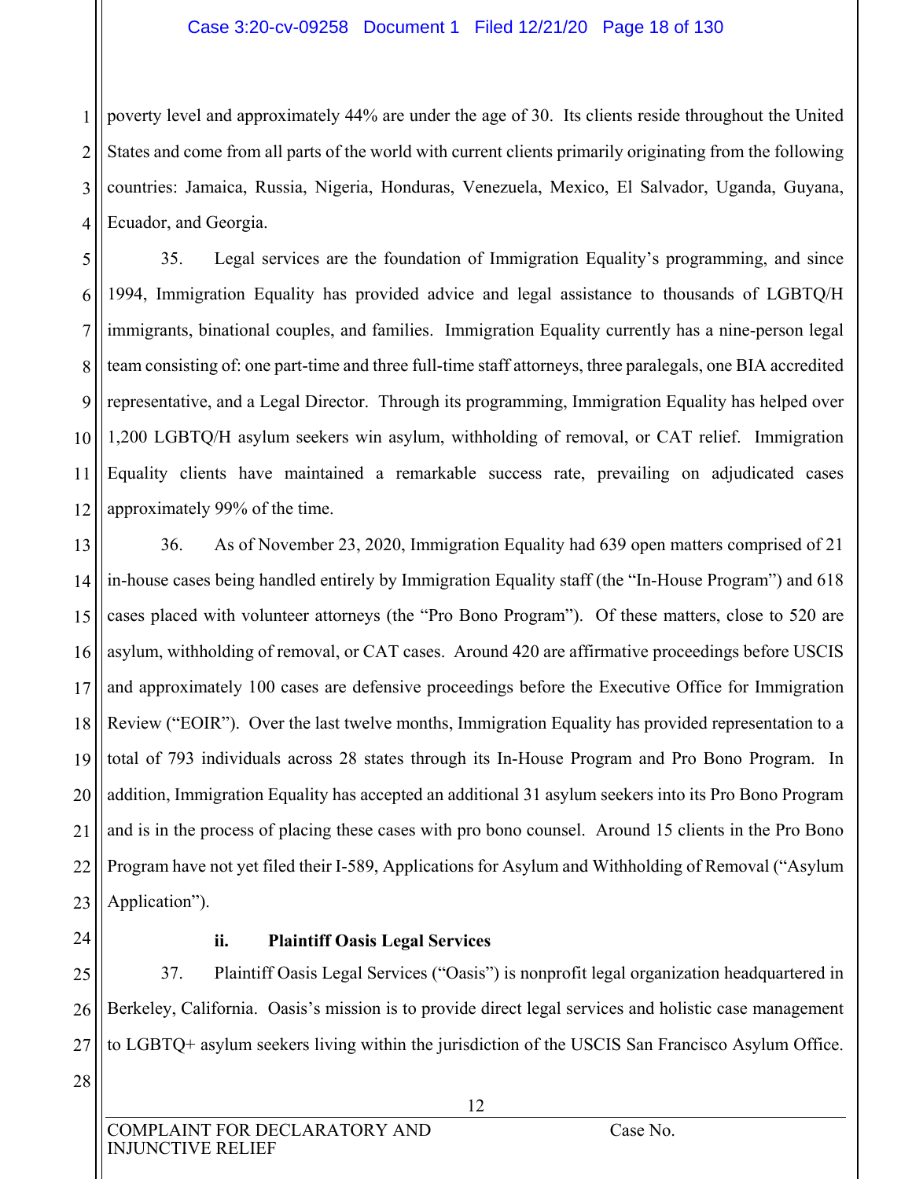poverty level and approximately 44% are under the age of 30. Its clients reside throughout the United States and come from all parts of the world with current clients primarily originating from the following countries: Jamaica, Russia, Nigeria, Honduras, Venezuela, Mexico, El Salvador, Uganda, Guyana, Ecuador, and Georgia.

35. Legal services are the foundation of Immigration Equality's programming, and since 1994, Immigration Equality has provided advice and legal assistance to thousands of LGBTQ/H immigrants, binational couples, and families. Immigration Equality currently has a nine-person legal team consisting of: one part-time and three full-time staff attorneys, three paralegals, one BIA accredited representative, and a Legal Director. Through its programming, Immigration Equality has helped over 1,200 LGBTQ/H asylum seekers win asylum, withholding of removal, or CAT relief. Immigration Equality clients have maintained a remarkable success rate, prevailing on adjudicated cases approximately 99% of the time.

36. As of November 23, 2020, Immigration Equality had 639 open matters comprised of 21 in-house cases being handled entirely by Immigration Equality staff (the "In-House Program") and 618 cases placed with volunteer attorneys (the "Pro Bono Program"). Of these matters, close to 520 are asylum, withholding of removal, or CAT cases. Around 420 are affirmative proceedings before USCIS and approximately 100 cases are defensive proceedings before the Executive Office for Immigration Review ("EOIR"). Over the last twelve months, Immigration Equality has provided representation to a total of 793 individuals across 28 states through its In-House Program and Pro Bono Program. In addition, Immigration Equality has accepted an additional 31 asylum seekers into its Pro Bono Program and is in the process of placing these cases with pro bono counsel. Around 15 clients in the Pro Bono Program have not yet filed their I-589, Applications for Asylum and Withholding of Removal ("Asylum Application").

**ii. Plaintiff Oasis Legal Services**

37. Plaintiff Oasis Legal Services ("Oasis") is nonprofit legal organization headquartered in Berkeley, California. Oasis's mission is to provide direct legal services and holistic case management to LGBTQ+ asylum seekers living within the jurisdiction of the USCIS San Francisco Asylum Office.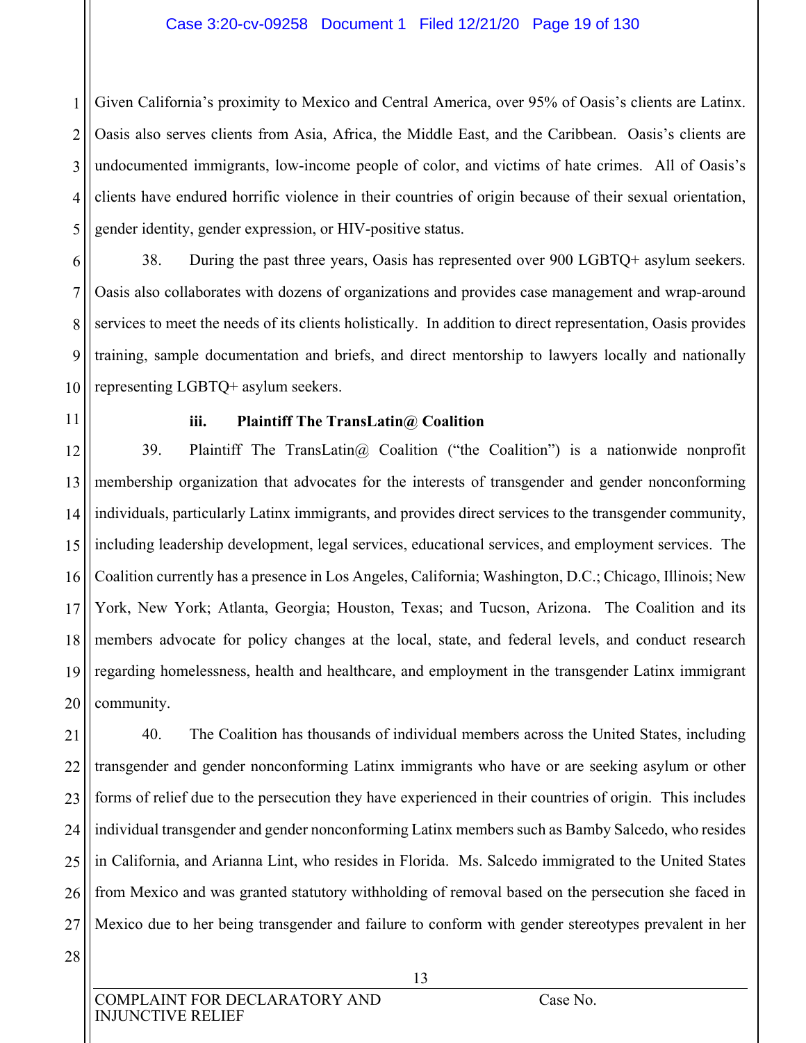Given California's proximity to Mexico and Central America, over 95% of Oasis's clients are Latinx. Oasis also serves clients from Asia, Africa, the Middle East, and the Caribbean. Oasis's clients are undocumented immigrants, low-income people of color, and victims of hate crimes. All of Oasis's clients have endured horrific violence in their countries of origin because of their sexual orientation, gender identity, gender expression, or HIV-positive status.

38. During the past three years, Oasis has represented over 900 LGBTQ+ asylum seekers. Oasis also collaborates with dozens of organizations and provides case management and wrap-around services to meet the needs of its clients holistically. In addition to direct representation, Oasis provides training, sample documentation and briefs, and direct mentorship to lawyers locally and nationally representing LGBTQ+ asylum seekers.

**iii. Plaintiff The TransLatin@ Coalition**

39. Plaintiff The TransLatin@ Coalition ("the Coalition") is a nationwide nonprofit membership organization that advocates for the interests of transgender and gender nonconforming individuals, particularly Latinx immigrants, and provides direct services to the transgender community, including leadership development, legal services, educational services, and employment services. The Coalition currently has a presence in Los Angeles, California; Washington, D.C.; Chicago, Illinois; New York, New York; Atlanta, Georgia; Houston, Texas; and Tucson, Arizona. The Coalition and its members advocate for policy changes at the local, state, and federal levels, and conduct research regarding homelessness, health and healthcare, and employment in the transgender Latinx immigrant community.

40. The Coalition has thousands of individual members across the United States, including transgender and gender nonconforming Latinx immigrants who have or are seeking asylum or other forms of relief due to the persecution they have experienced in their countries of origin. This includes individual transgender and gender nonconforming Latinx members such as Bamby Salcedo, who resides in California, and Arianna Lint, who resides in Florida. Ms. Salcedo immigrated to the United States from Mexico and was granted statutory withholding of removal based on the persecution she faced in Mexico due to her being transgender and failure to conform with gender stereotypes prevalent in her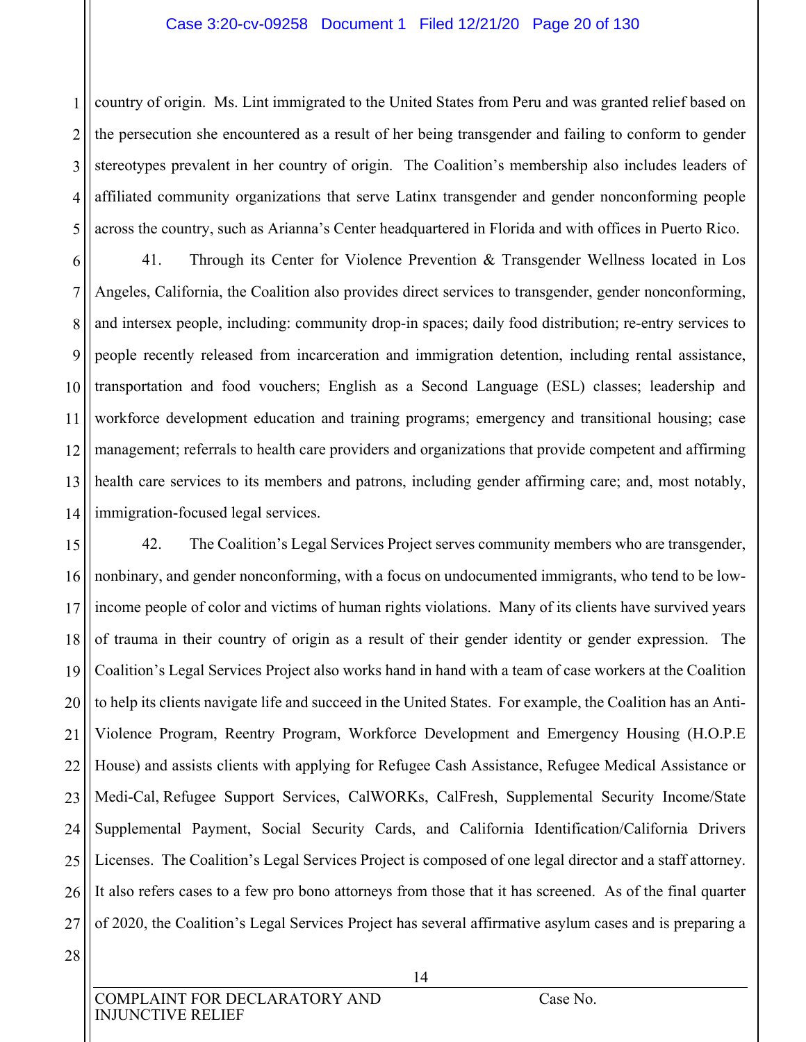country of origin. Ms. Lint immigrated to the United States from Peru and was granted relief based on the persecution she encountered as a result of her being transgender and failing to conform to gender stereotypes prevalent in her country of origin. The Coalition's membership also includes leaders of affiliated community organizations that serve Latinx transgender and gender nonconforming people across the country, such as Arianna's Center headquartered in Florida and with offices in Puerto Rico.

41. Through its Center for Violence Prevention & Transgender Wellness located in Los Angeles, California, the Coalition also provides direct services to transgender, gender nonconforming, and intersex people, including: community drop-in spaces; daily food distribution; re-entry services to people recently released from incarceration and immigration detention, including rental assistance, transportation and food vouchers; English as a Second Language (ESL) classes; leadership and workforce development education and training programs; emergency and transitional housing; case management; referrals to health care providers and organizations that provide competent and affirming health care services to its members and patrons, including gender affirming care; and, most notably, immigration-focused legal services.

42. The Coalition's Legal Services Project serves community members who are transgender, nonbinary, and gender nonconforming, with a focus on undocumented immigrants, who tend to be low-income people of color and victims of human rights violations. Many of its clients have survived years of trauma in their country of origin as a result of their gender identity or gender expression. The Coalition's Legal Services Project also works hand in hand with a team of case workers at the Coalition to help its clients navigate life and succeed in the United States. For example, the Coalition has an Anti-Violence Program, Reentry Program, Workforce Development and Emergency Housing (H.O.P.E House) and assists clients with applying for Refugee Cash Assistance, Refugee Medical Assistance or Medi-Cal, Refugee Support Services, CalWORKs, CalFresh, Supplemental Security Income/State Supplemental Payment, Social Security Cards, and California Identification/California Drivers Licenses. The Coalition's Legal Services Project is composed of one legal director and a staff attorney. It also refers cases to a few pro bono attorneys from those that it has screened. As of the final quarter of 2020, the Coalition's Legal Services Project has several affirmative asylum cases and is preparing a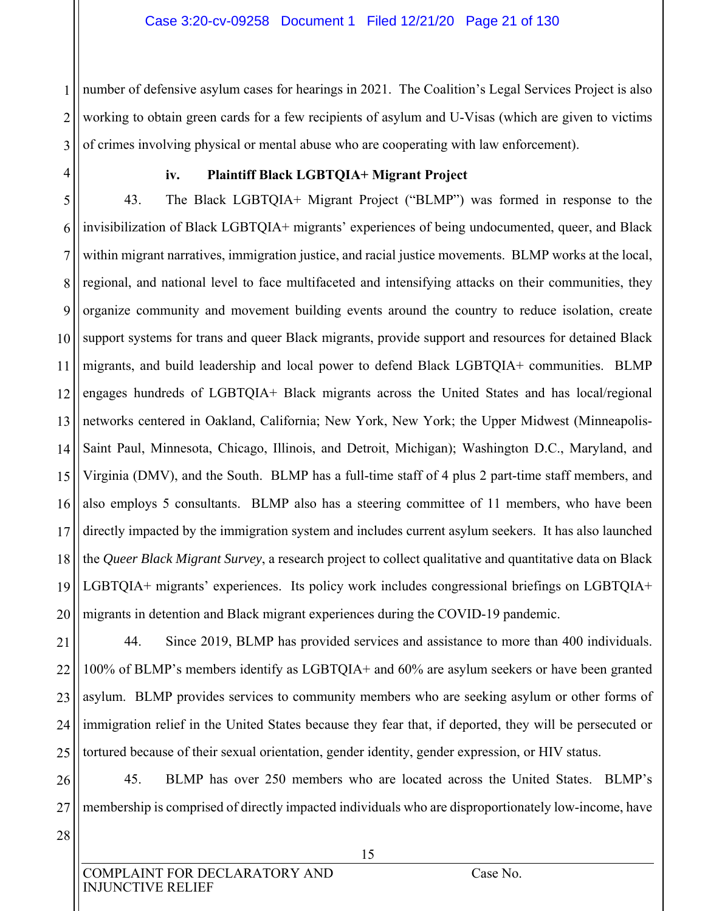number of defensive asylum cases for hearings in 2021. The Coalition's Legal Services Project is also working to obtain green cards for a few recipients of asylum and U-Visas (which are given to victims of crimes involving physical or mental abuse who are cooperating with law enforcement).

#### iv. Plaintiff Black LGBTQIA+ Migrant Project

43. The Black LGBTQIA+ Migrant Project ("BLMP") was formed in response to the invisibilization of Black LGBTQIA+ migrants' experiences of being undocumented, queer, and Black within migrant narratives, immigration justice, and racial justice movements. BLMP works at the local, regional, and national level to face multifaceted and intensifying attacks on their communities, they organize community and movement building events around the country to reduce isolation, create support systems for trans and queer Black migrants, provide support and resources for detained Black migrants, and build leadership and local power to defend Black LGBTQIA+ communities. BLMP engages hundreds of LGBTQIA+ Black migrants across the United States and has local/regional networks centered in Oakland, California; New York, New York; the Upper Midwest (Minneapolis-Saint Paul, Minnesota, Chicago, Illinois, and Detroit, Michigan); Washington D.C., Maryland, and Virginia (DMV), and the South. BLMP has a full-time staff of 4 plus 2 part-time staff members, and also employs 5 consultants. BLMP also has a steering committee of 11 members, who have been directly impacted by the immigration system and includes current asylum seekers. It has also launched the *Queer Black Migrant Survey*, a research project to collect qualitative and quantitative data on Black LGBTQIA+ migrants' experiences. Its policy work includes congressional briefings on LGBTQIA+ migrants in detention and Black migrant experiences during the COVID-19 pandemic.

44. Since 2019, BLMP has provided services and assistance to more than 400 individuals. 100% of BLMP's members identify as LGBTQIA+ and 60% are asylum seekers or have been granted asylum. BLMP provides services to community members who are seeking asylum or other forms of immigration relief in the United States because they fear that, if deported, they will be persecuted or tortured because of their sexual orientation, gender identity, gender expression, or HIV status.

45. BLMP has over 250 members who are located across the United States. BLMP's membership is comprised of directly impacted individuals who are disproportionately low-income, have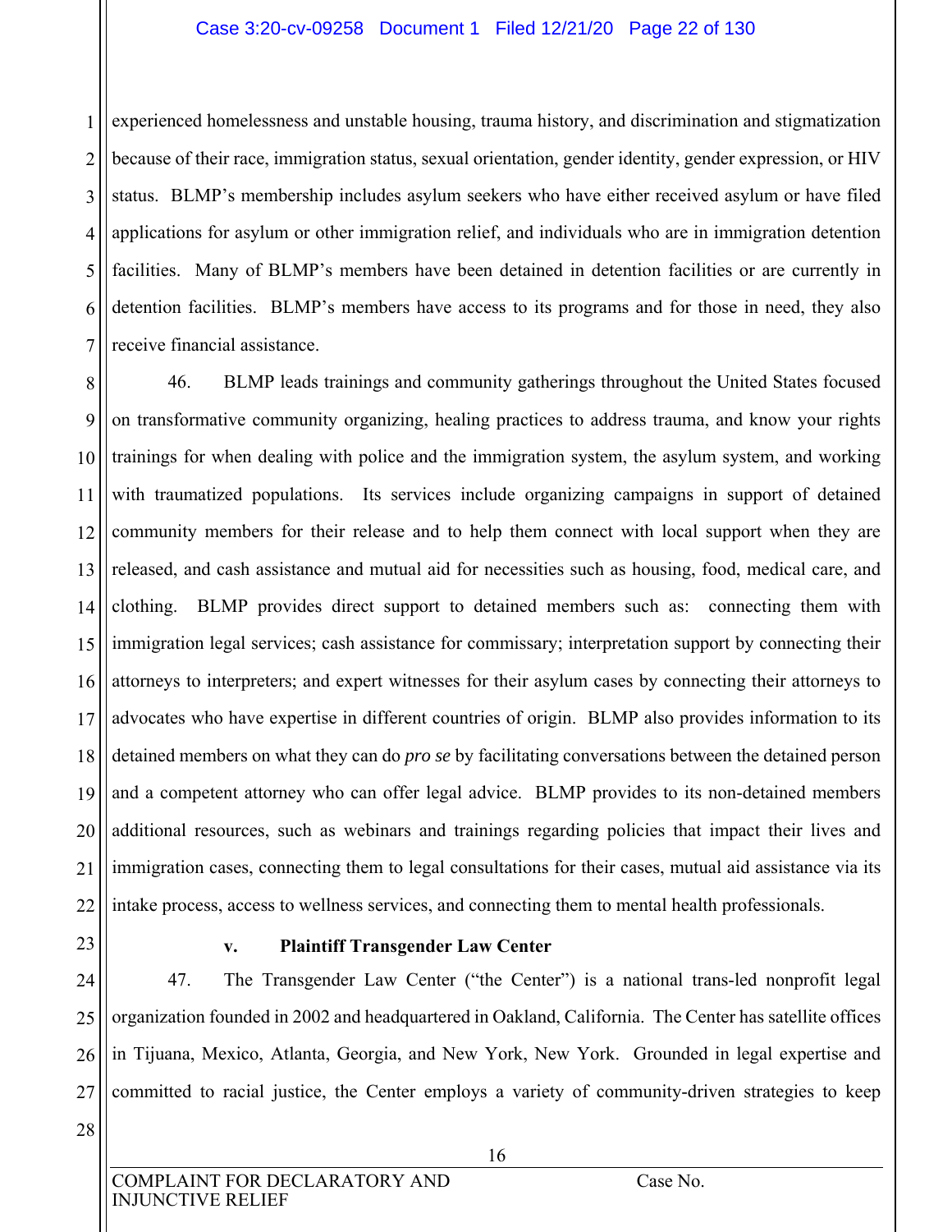experienced homelessness and unstable housing, trauma history, and discrimination and stigmatization because of their race, immigration status, sexual orientation, gender identity, gender expression, or HIV status. BLMP's membership includes asylum seekers who have either received asylum or have filed applications for asylum or other immigration relief, and individuals who are in immigration detention facilities. Many of BLMP's members have been detained in detention facilities or are currently in detention facilities. BLMP's members have access to its programs and for those in need, they also receive financial assistance.

46. BLMP leads trainings and community gatherings throughout the United States focused on transformative community organizing, healing practices to address trauma, and know your rights trainings for when dealing with police and the immigration system, the asylum system, and working with traumatized populations. Its services include organizing campaigns in support of detained community members for their release and to help them connect with local support when they are released, and cash assistance and mutual aid for necessities such as housing, food, medical care, and clothing. BLMP provides direct support to detained members such as: connecting them with immigration legal services; cash assistance for commissary; interpretation support by connecting their attorneys to interpreters; and expert witnesses for their asylum cases by connecting their attorneys to advocates who have expertise in different countries of origin. BLMP also provides information to its detained members on what they can do *pro se* by facilitating conversations between the detained person and a competent attorney who can offer legal advice. BLMP provides to its non-detained members additional resources, such as webinars and trainings regarding policies that impact their lives and immigration cases, connecting them to legal consultations for their cases, mutual aid assistance via its intake process, access to wellness services, and connecting them to mental health professionals.

**v. Plaintiff Transgender Law Center**

47. The Transgender Law Center ("the Center") is a national trans-led nonprofit legal organization founded in 2002 and headquartered in Oakland, California. The Center has satellite offices in Tijuana, Mexico, Atlanta, Georgia, and New York, New York. Grounded in legal expertise and committed to racial justice, the Center employs a variety of community-driven strategies to keep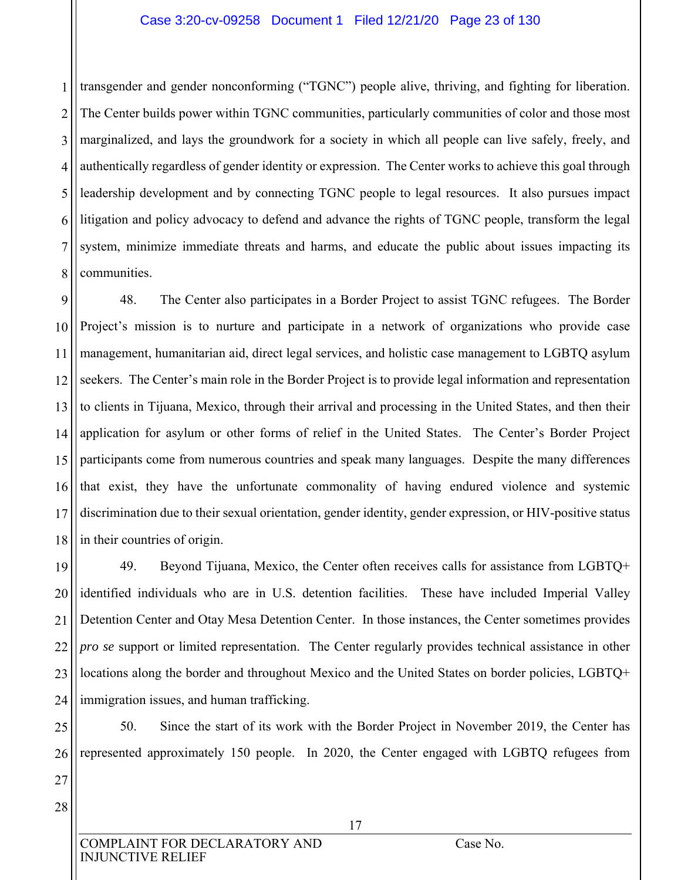transgender and gender nonconforming ("TGNC") people alive, thriving, and fighting for liberation. The Center builds power within TGNC communities, particularly communities of color and those most marginalized, and lays the groundwork for a society in which all people can live safely, freely, and authentically regardless of gender identity or expression. The Center works to achieve this goal through leadership development and by connecting TGNC people to legal resources. It also pursues impact litigation and policy advocacy to defend and advance the rights of TGNC people, transform the legal system, minimize immediate threats and harms, and educate the public about issues impacting its communities.

48. The Center also participates in a Border Project to assist TGNC refugees. The Border Project's mission is to nurture and participate in a network of organizations who provide case management, humanitarian aid, direct legal services, and holistic case management to LGBTQ asylum seekers. The Center's main role in the Border Project is to provide legal information and representation to clients in Tijuana, Mexico, through their arrival and processing in the United States, and then their application for asylum or other forms of relief in the United States. The Center's Border Project participants come from numerous countries and speak many languages. Despite the many differences that exist, they have the unfortunate commonality of having endured violence and systemic discrimination due to their sexual orientation, gender identity, gender expression, or HIV-positive status in their countries of origin.

49. Beyond Tijuana, Mexico, the Center often receives calls for assistance from LGBTQ+ identified individuals who are in U.S. detention facilities. These have included Imperial Valley Detention Center and Otay Mesa Detention Center. In those instances, the Center sometimes provides *pro se* support or limited representation. The Center regularly provides technical assistance in other locations along the border and throughout Mexico and the United States on border policies, LGBTQ+ immigration issues, and human trafficking.

50. Since the start of its work with the Border Project in November 2019, the Center has represented approximately 150 people. In 2020, the Center engaged with LGBTQ refugees from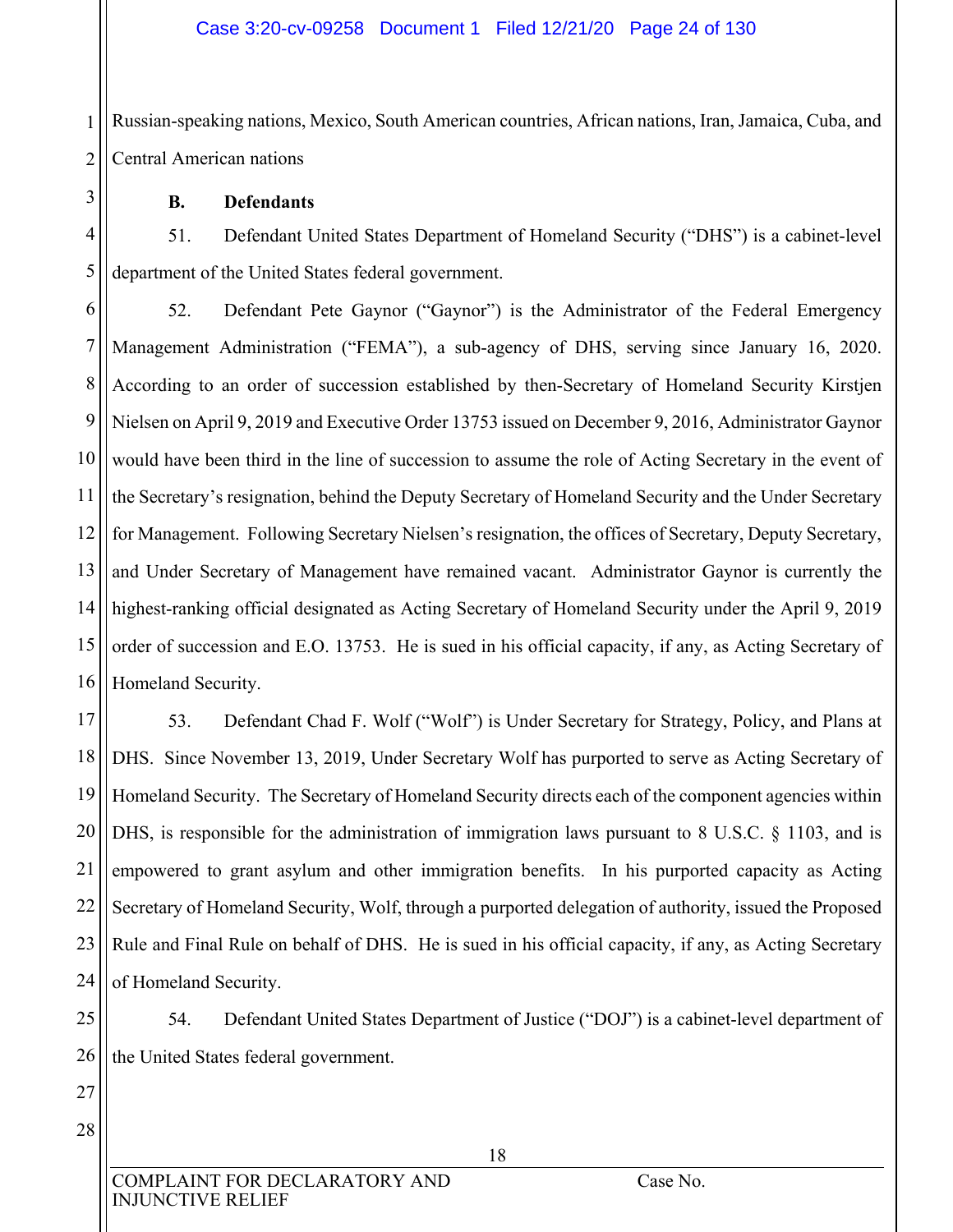Russian-speaking nations, Mexico, South American countries, African nations, Iran, Jamaica, Cuba, and Central American nations

**B. Defendants**

51. Defendant United States Department of Homeland Security ("DHS") is a cabinet-level department of the United States federal government.

52. Defendant Pete Gaynor ("Gaynor") is the Administrator of the Federal Emergency Management Administration ("FEMA"), a sub-agency of DHS, serving since January 16, 2020. According to an order of succession established by then-Secretary of Homeland Security Kirstjen Nielsen on April 9, 2019 and Executive Order 13753 issued on December 9, 2016, Administrator Gaynor would have been third in the line of succession to assume the role of Acting Secretary in the event of the Secretary's resignation, behind the Deputy Secretary of Homeland Security and the Under Secretary for Management. Following Secretary Nielsen's resignation, the offices of Secretary, Deputy Secretary, and Under Secretary of Management have remained vacant. Administrator Gaynor is currently the highest-ranking official designated as Acting Secretary of Homeland Security under the April 9, 2019 order of succession and E.O. 13753. He is sued in his official capacity, if any, as Acting Secretary of Homeland Security.

53. Defendant Chad F. Wolf ("Wolf") is Under Secretary for Strategy, Policy, and Plans at DHS. Since November 13, 2019, Under Secretary Wolf has purported to serve as Acting Secretary of Homeland Security. The Secretary of Homeland Security directs each of the component agencies within DHS, is responsible for the administration of immigration laws pursuant to 8 U.S.C. § 1103, and is empowered to grant asylum and other immigration benefits. In his purported capacity as Acting Secretary of Homeland Security, Wolf, through a purported delegation of authority, issued the Proposed Rule and Final Rule on behalf of DHS. He is sued in his official capacity, if any, as Acting Secretary of Homeland Security.

54. Defendant United States Department of Justice ("DOJ") is a cabinet-level department of the United States federal government.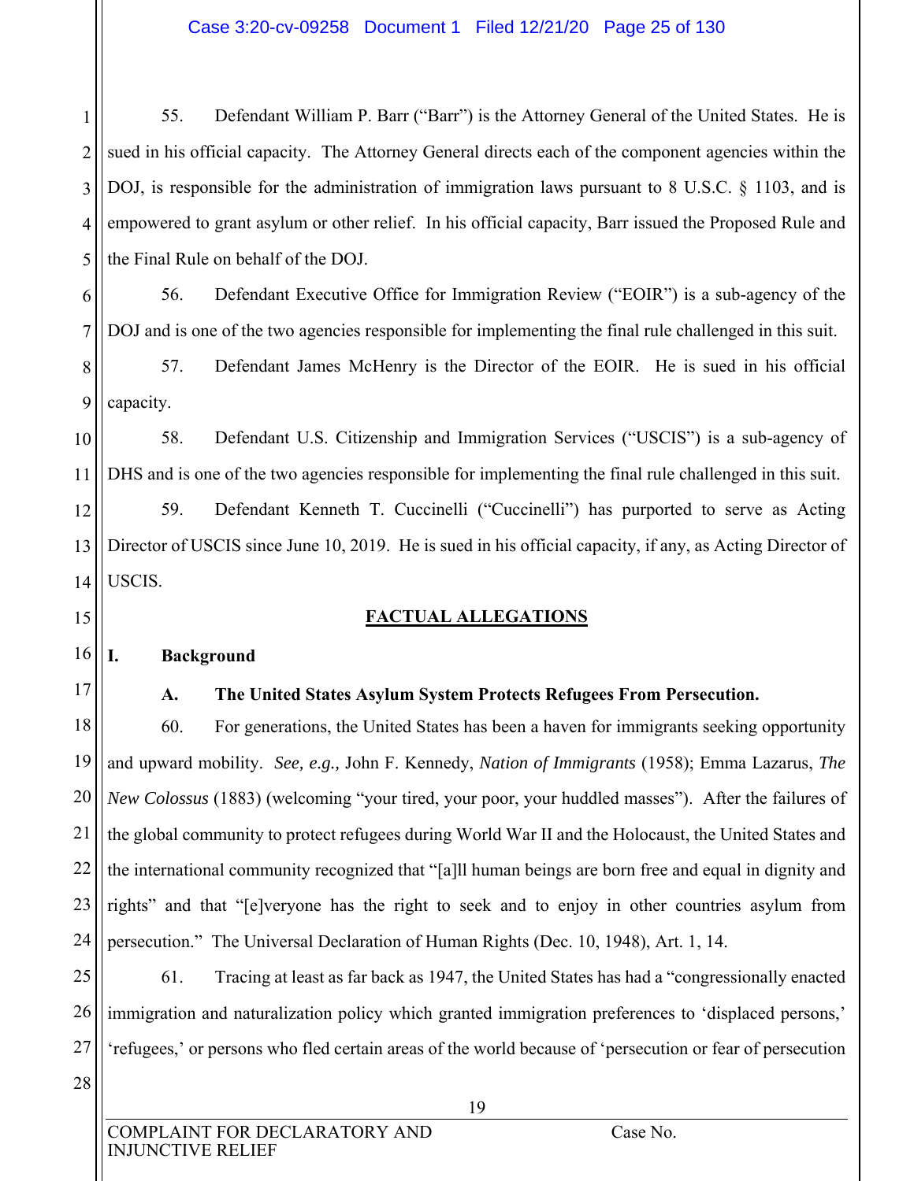55. Defendant William P. Barr ("Barr") is the Attorney General of the United States. He is sued in his official capacity. The Attorney General directs each of the component agencies within the DOJ, is responsible for the administration of immigration laws pursuant to 8 U.S.C. § 1103, and is empowered to grant asylum or other relief. In his official capacity, Barr issued the Proposed Rule and the Final Rule on behalf of the DOJ.

56. Defendant Executive Office for Immigration Review ("EOIR") is a sub-agency of the DOJ and is one of the two agencies responsible for implementing the final rule challenged in this suit.

57. Defendant James McHenry is the Director of the EOIR. He is sued in his official capacity.

58. Defendant U.S. Citizenship and Immigration Services ("USCIS") is a sub-agency of DHS and is one of the two agencies responsible for implementing the final rule challenged in this suit.

59. Defendant Kenneth T. Cuccinelli ("Cuccinelli") has purported to serve as Acting Director of USCIS since June 10, 2019. He is sued in his official capacity, if any, as Acting Director of USCIS.

# FACTUAL ALLEGATIONS

## I. Background

### A. The United States Asylum System Protects Refugees From Persecution.

60. For generations, the United States has been a haven for immigrants seeking opportunity and upward mobility. *See, e.g.,* John F. Kennedy, *Nation of Immigrants* (1958); Emma Lazarus, *The New Colossus* (1883) (welcoming "your tired, your poor, your huddled masses"). After the failures of the global community to protect refugees during World War II and the Holocaust, the United States and the international community recognized that "[a]ll human beings are born free and equal in dignity and rights" and that "[e]veryone has the right to seek and to enjoy in other countries asylum from persecution." The Universal Declaration of Human Rights (Dec. 10, 1948), Art. 1, 14.

61. Tracing at least as far back as 1947, the United States has had a "congressionally enacted immigration and naturalization policy which granted immigration preferences to 'displaced persons,' 'refugees,' or persons who fled certain areas of the world because of 'persecution or fear of persecution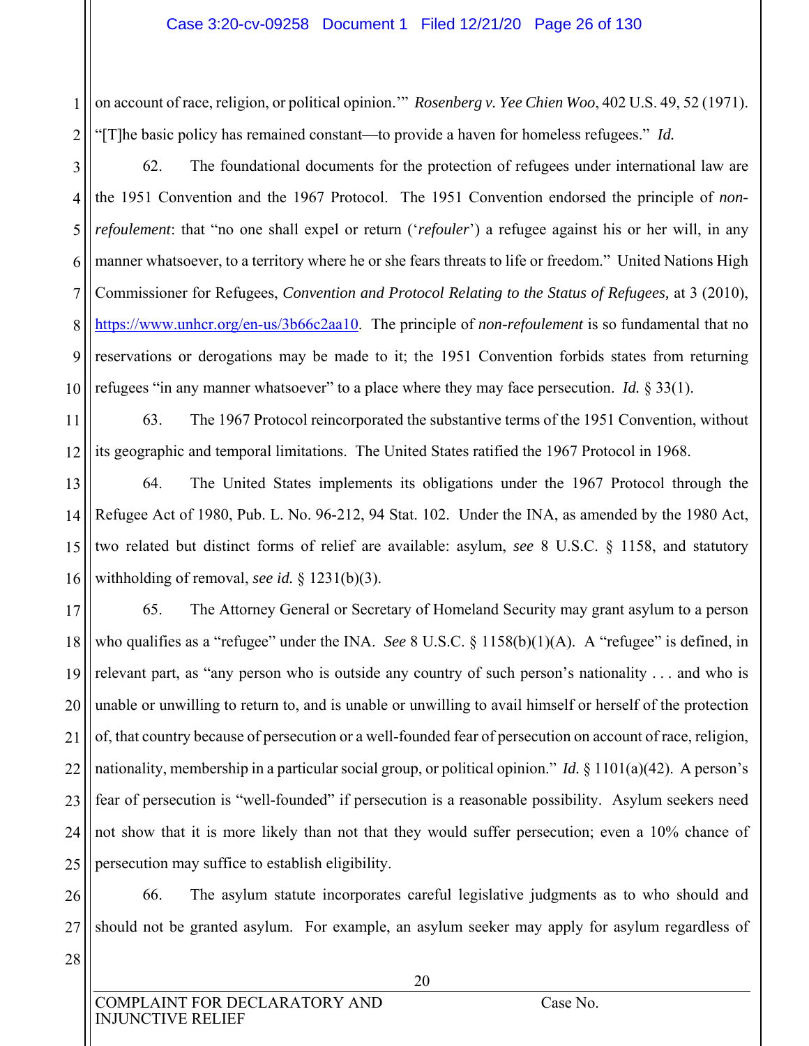on account of race, religion, or political opinion.'" *Rosenberg v. Yee Chien Woo*, 402 U.S. 49, 52 (1971). "[T]he basic policy has remained constant—to provide a haven for homeless refugees." *Id.*

62. The foundational documents for the protection of refugees under international law are the 1951 Convention and the 1967 Protocol. The 1951 Convention endorsed the principle of *non-refoulement*: that "no one shall expel or return ('*refouler*') a refugee against his or her will, in any manner whatsoever, to a territory where he or she fears threats to life or freedom." United Nations High Commissioner for Refugees, *Convention and Protocol Relating to the Status of Refugees,* at 3 (2010), https://www.unhcr.org/en-us/3b66c2aa10. The principle of *non-refoulement* is so fundamental that no reservations or derogations may be made to it; the 1951 Convention forbids states from returning refugees "in any manner whatsoever" to a place where they may face persecution. *Id.* § 33(1).

63. The 1967 Protocol reincorporated the substantive terms of the 1951 Convention, without its geographic and temporal limitations. The United States ratified the 1967 Protocol in 1968.

64. The United States implements its obligations under the 1967 Protocol through the Refugee Act of 1980, Pub. L. No. 96-212, 94 Stat. 102. Under the INA, as amended by the 1980 Act, two related but distinct forms of relief are available: asylum, *see* 8 U.S.C. § 1158, and statutory withholding of removal, *see id.* § 1231(b)(3).

65. The Attorney General or Secretary of Homeland Security may grant asylum to a person who qualifies as a "refugee" under the INA. *See* 8 U.S.C. § 1158(b)(1)(A). A "refugee" is defined, in relevant part, as "any person who is outside any country of such person's nationality . . . and who is unable or unwilling to return to, and is unable or unwilling to avail himself or herself of the protection of, that country because of persecution or a well-founded fear of persecution on account of race, religion, nationality, membership in a particular social group, or political opinion." *Id.* § 1101(a)(42). A person's fear of persecution is "well-founded" if persecution is a reasonable possibility. Asylum seekers need not show that it is more likely than not that they would suffer persecution; even a 10% chance of persecution may suffice to establish eligibility.

66. The asylum statute incorporates careful legislative judgments as to who should and should not be granted asylum. For example, an asylum seeker may apply for asylum regardless of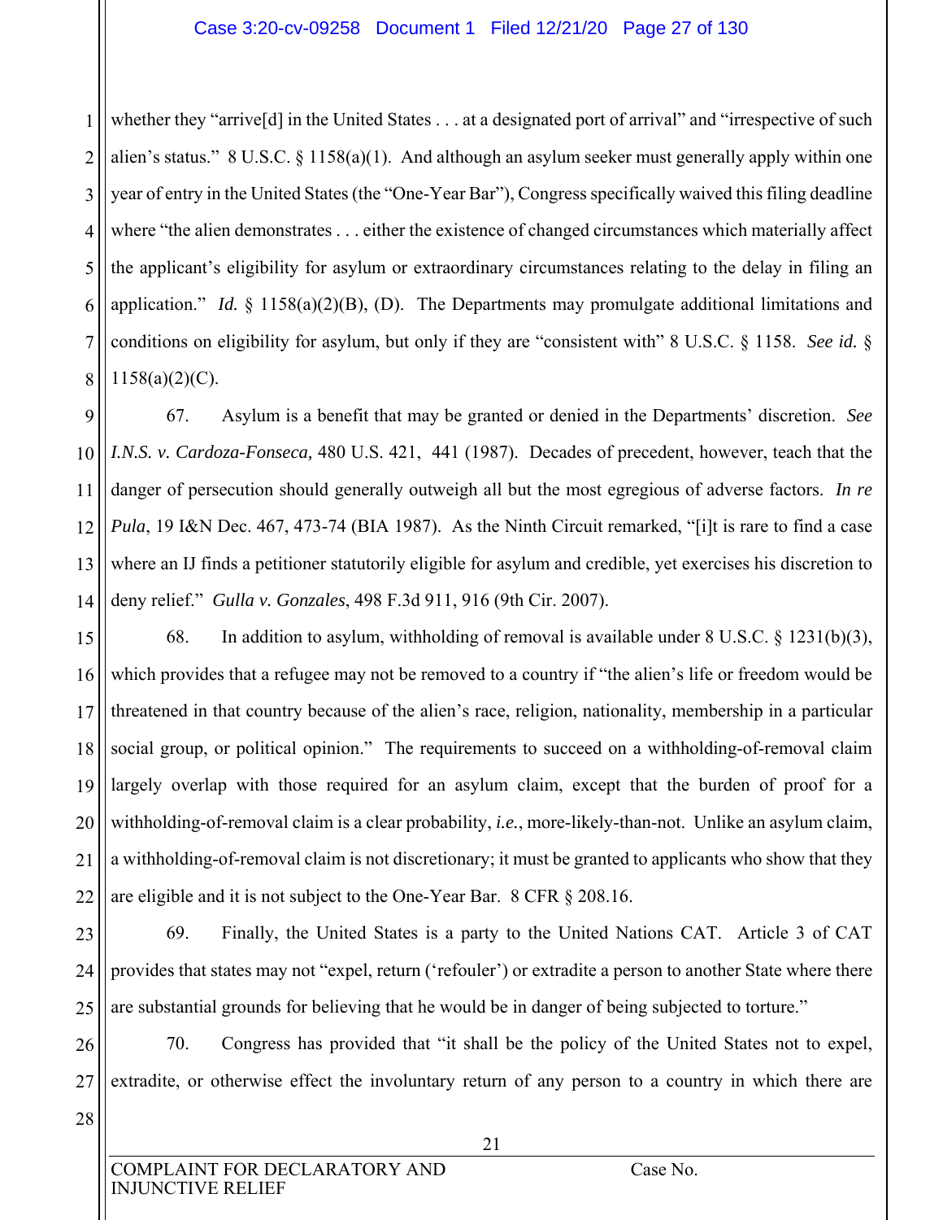whether they "arrive[d] in the United States . . . at a designated port of arrival" and "irrespective of such alien's status." 8 U.S.C. § 1158(a)(1). And although an asylum seeker must generally apply within one year of entry in the United States (the "One-Year Bar"), Congress specifically waived this filing deadline where "the alien demonstrates . . . either the existence of changed circumstances which materially affect the applicant's eligibility for asylum or extraordinary circumstances relating to the delay in filing an application." *Id.* § 1158(a)(2)(B), (D). The Departments may promulgate additional limitations and conditions on eligibility for asylum, but only if they are "consistent with" 8 U.S.C. § 1158. *See id.* § 1158(a)(2)(C).

67. Asylum is a benefit that may be granted or denied in the Departments' discretion. *See I.N.S. v. Cardoza-Fonseca,* 480 U.S. 421, 441 (1987). Decades of precedent, however, teach that the danger of persecution should generally outweigh all but the most egregious of adverse factors. *In re Pula*, 19 I&N Dec. 467, 473-74 (BIA 1987). As the Ninth Circuit remarked, "[i]t is rare to find a case where an IJ finds a petitioner statutorily eligible for asylum and credible, yet exercises his discretion to deny relief." *Gulla v. Gonzales*, 498 F.3d 911, 916 (9th Cir. 2007).

68. In addition to asylum, withholding of removal is available under 8 U.S.C. § 1231(b)(3), which provides that a refugee may not be removed to a country if "the alien's life or freedom would be threatened in that country because of the alien's race, religion, nationality, membership in a particular social group, or political opinion." The requirements to succeed on a withholding-of-removal claim largely overlap with those required for an asylum claim, except that the burden of proof for a withholding-of-removal claim is a clear probability, *i.e.*, more-likely-than-not. Unlike an asylum claim, a withholding-of-removal claim is not discretionary; it must be granted to applicants who show that they are eligible and it is not subject to the One-Year Bar. 8 CFR § 208.16.

69. Finally, the United States is a party to the United Nations CAT. Article 3 of CAT provides that states may not "expel, return ('refouler') or extradite a person to another State where there are substantial grounds for believing that he would be in danger of being subjected to torture."

70. Congress has provided that "it shall be the policy of the United States not to expel, extradite, or otherwise effect the involuntary return of any person to a country in which there are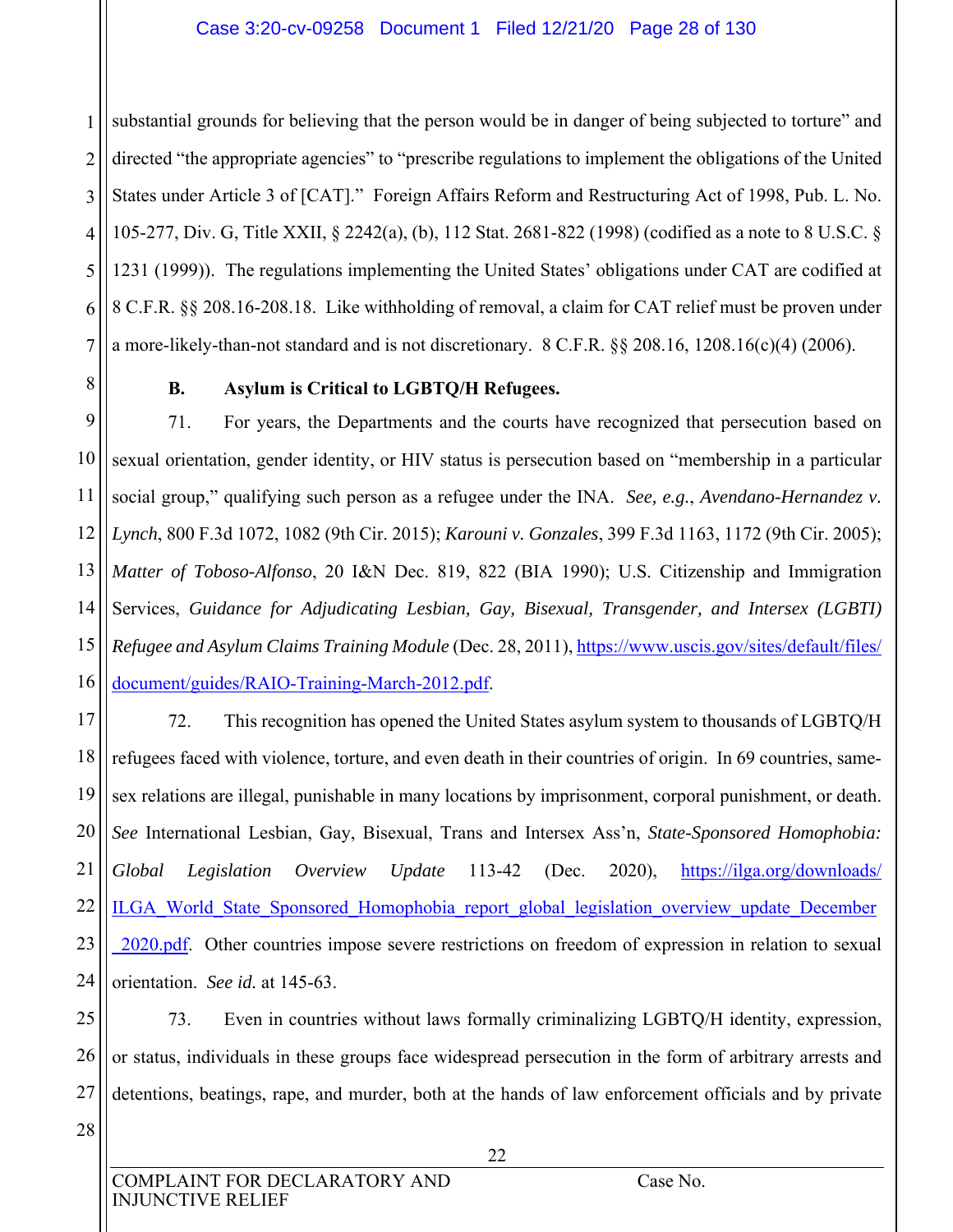substantial grounds for believing that the person would be in danger of being subjected to torture" and directed "the appropriate agencies" to "prescribe regulations to implement the obligations of the United States under Article 3 of [CAT]." Foreign Affairs Reform and Restructuring Act of 1998, Pub. L. No. 105-277, Div. G, Title XXII, § 2242(a), (b), 112 Stat. 2681-822 (1998) (codified as a note to 8 U.S.C. § 1231 (1999)). The regulations implementing the United States' obligations under CAT are codified at 8 C.F.R. §§ 208.16-208.18. Like withholding of removal, a claim for CAT relief must be proven under a more-likely-than-not standard and is not discretionary. 8 C.F.R. §§ 208.16, 1208.16(c)(4) (2006).

**B. Asylum is Critical to LGBTQ/H Refugees.**

71. For years, the Departments and the courts have recognized that persecution based on sexual orientation, gender identity, or HIV status is persecution based on "membership in a particular social group," qualifying such person as a refugee under the INA. *See, e.g.*, *Avendano-Hernandez v. Lynch*, 800 F.3d 1072, 1082 (9th Cir. 2015); *Karouni v. Gonzales*, 399 F.3d 1163, 1172 (9th Cir. 2005); *Matter of Toboso-Alfonso*, 20 I&N Dec. 819, 822 (BIA 1990); U.S. Citizenship and Immigration Services, *Guidance for Adjudicating Lesbian, Gay, Bisexual, Transgender, and Intersex (LGBTI) Refugee and Asylum Claims Training Module* (Dec. 28, 2011), https://www.uscis.gov/sites/default/files/document/guides/RAIO-Training-March-2012.pdf.

72. This recognition has opened the United States asylum system to thousands of LGBTQ/H refugees faced with violence, torture, and even death in their countries of origin. In 69 countries, same-sex relations are illegal, punishable in many locations by imprisonment, corporal punishment, or death. *See* International Lesbian, Gay, Bisexual, Trans and Intersex Ass'n, *State-Sponsored Homophobia: Global Legislation Overview Update* 113-42 (Dec. 2020), https://ilga.org/downloads/ILGA_World_State_Sponsored_Homophobia_report_global_legislation_overview_update_December_2020.pdf. Other countries impose severe restrictions on freedom of expression in relation to sexual orientation. *See id.* at 145-63.

73. Even in countries without laws formally criminalizing LGBTQ/H identity, expression, or status, individuals in these groups face widespread persecution in the form of arbitrary arrests and detentions, beatings, rape, and murder, both at the hands of law enforcement officials and by private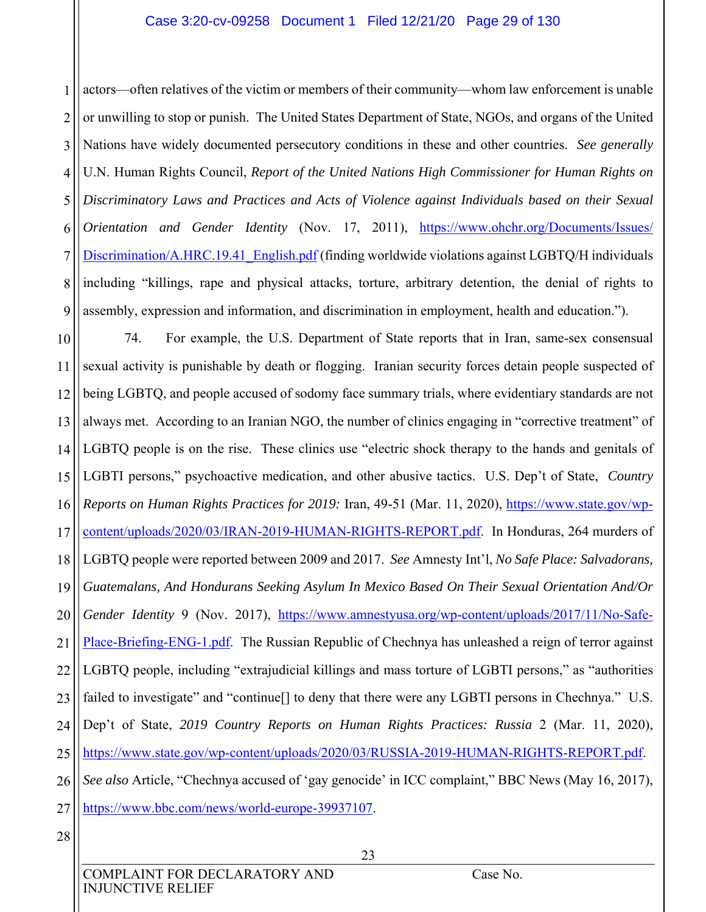actors—often relatives of the victim or members of their community—whom law enforcement is unable or unwilling to stop or punish. The United States Department of State, NGOs, and organs of the United Nations have widely documented persecutory conditions in these and other countries. *See generally* U.N. Human Rights Council, *Report of the United Nations High Commissioner for Human Rights on Discriminatory Laws and Practices and Acts of Violence against Individuals based on their Sexual Orientation and Gender Identity* (Nov. 17, 2011), https://www.ohchr.org/Documents/Issues/Discrimination/A.HRC.19.41_English.pdf (finding worldwide violations against LGBTQ/H individuals including "killings, rape and physical attacks, torture, arbitrary detention, the denial of rights to assembly, expression and information, and discrimination in employment, health and education.").

74. For example, the U.S. Department of State reports that in Iran, same-sex consensual sexual activity is punishable by death or flogging. Iranian security forces detain people suspected of being LGBTQ, and people accused of sodomy face summary trials, where evidentiary standards are not always met. According to an Iranian NGO, the number of clinics engaging in "corrective treatment" of LGBTQ people is on the rise. These clinics use "electric shock therapy to the hands and genitals of LGBTI persons," psychoactive medication, and other abusive tactics. U.S. Dep't of State, *Country Reports on Human Rights Practices for 2019:* Iran, 49-51 (Mar. 11, 2020), https://www.state.gov/wp-content/uploads/2020/03/IRAN-2019-HUMAN-RIGHTS-REPORT.pdf. In Honduras, 264 murders of LGBTQ people were reported between 2009 and 2017. *See* Amnesty Int'l, *No Safe Place: Salvadorans, Guatemalans, And Hondurans Seeking Asylum In Mexico Based On Their Sexual Orientation And/Or Gender Identity* 9 (Nov. 2017), https://www.amnestyusa.org/wp-content/uploads/2017/11/No-Safe-Place-Briefing-ENG-1.pdf. The Russian Republic of Chechnya has unleashed a reign of terror against LGBTQ people, including "extrajudicial killings and mass torture of LGBTI persons," as "authorities failed to investigate" and "continue[] to deny that there were any LGBTI persons in Chechnya." U.S. Dep't of State, *2019 Country Reports on Human Rights Practices: Russia* 2 (Mar. 11, 2020), https://www.state.gov/wp-content/uploads/2020/03/RUSSIA-2019-HUMAN-RIGHTS-REPORT.pdf. *See also* Article, "Chechnya accused of 'gay genocide' in ICC complaint," BBC News (May 16, 2017), https://www.bbc.com/news/world-europe-39937107.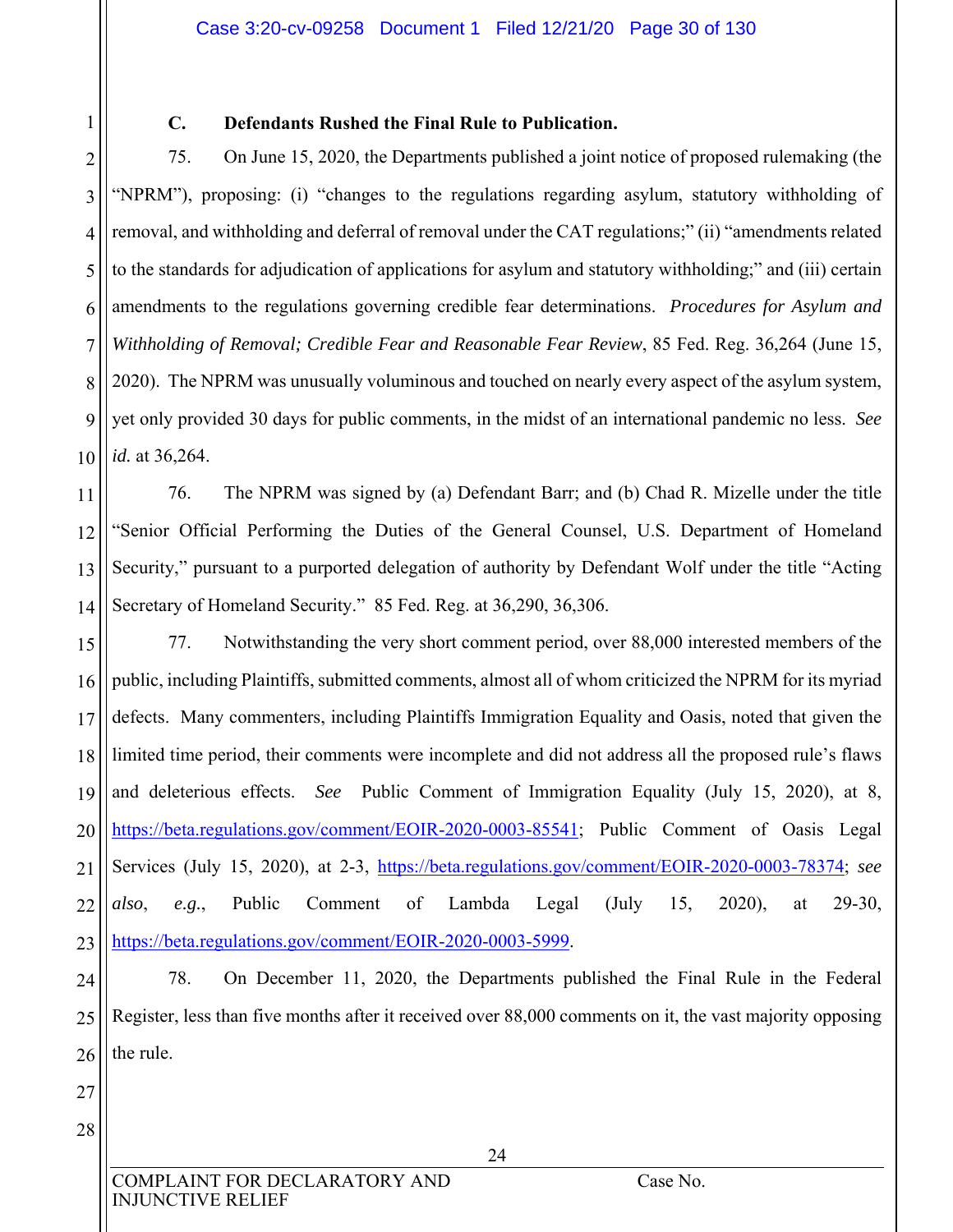### C. Defendants Rushed the Final Rule to Publication.

75. On June 15, 2020, the Departments published a joint notice of proposed rulemaking (the "NPRM"), proposing: (i) "changes to the regulations regarding asylum, statutory withholding of removal, and withholding and deferral of removal under the CAT regulations;" (ii) "amendments related to the standards for adjudication of applications for asylum and statutory withholding;" and (iii) certain amendments to the regulations governing credible fear determinations. *Procedures for Asylum and Withholding of Removal; Credible Fear and Reasonable Fear Review*, 85 Fed. Reg. 36,264 (June 15, 2020). The NPRM was unusually voluminous and touched on nearly every aspect of the asylum system, yet only provided 30 days for public comments, in the midst of an international pandemic no less. *See id.* at 36,264.

76. The NPRM was signed by (a) Defendant Barr; and (b) Chad R. Mizelle under the title "Senior Official Performing the Duties of the General Counsel, U.S. Department of Homeland Security," pursuant to a purported delegation of authority by Defendant Wolf under the title "Acting Secretary of Homeland Security." 85 Fed. Reg. at 36,290, 36,306.

77. Notwithstanding the very short comment period, over 88,000 interested members of the public, including Plaintiffs, submitted comments, almost all of whom criticized the NPRM for its myriad defects. Many commenters, including Plaintiffs Immigration Equality and Oasis, noted that given the limited time period, their comments were incomplete and did not address all the proposed rule's flaws and deleterious effects. *See* Public Comment of Immigration Equality (July 15, 2020), at 8, https://beta.regulations.gov/comment/EOIR-2020-0003-85541; Public Comment of Oasis Legal Services (July 15, 2020), at 2-3, https://beta.regulations.gov/comment/EOIR-2020-0003-78374; *see also*, *e.g.*, Public Comment of Lambda Legal (July 15, 2020), at 29-30, https://beta.regulations.gov/comment/EOIR-2020-0003-5999.

78. On December 11, 2020, the Departments published the Final Rule in the Federal Register, less than five months after it received over 88,000 comments on it, the vast majority opposing the rule.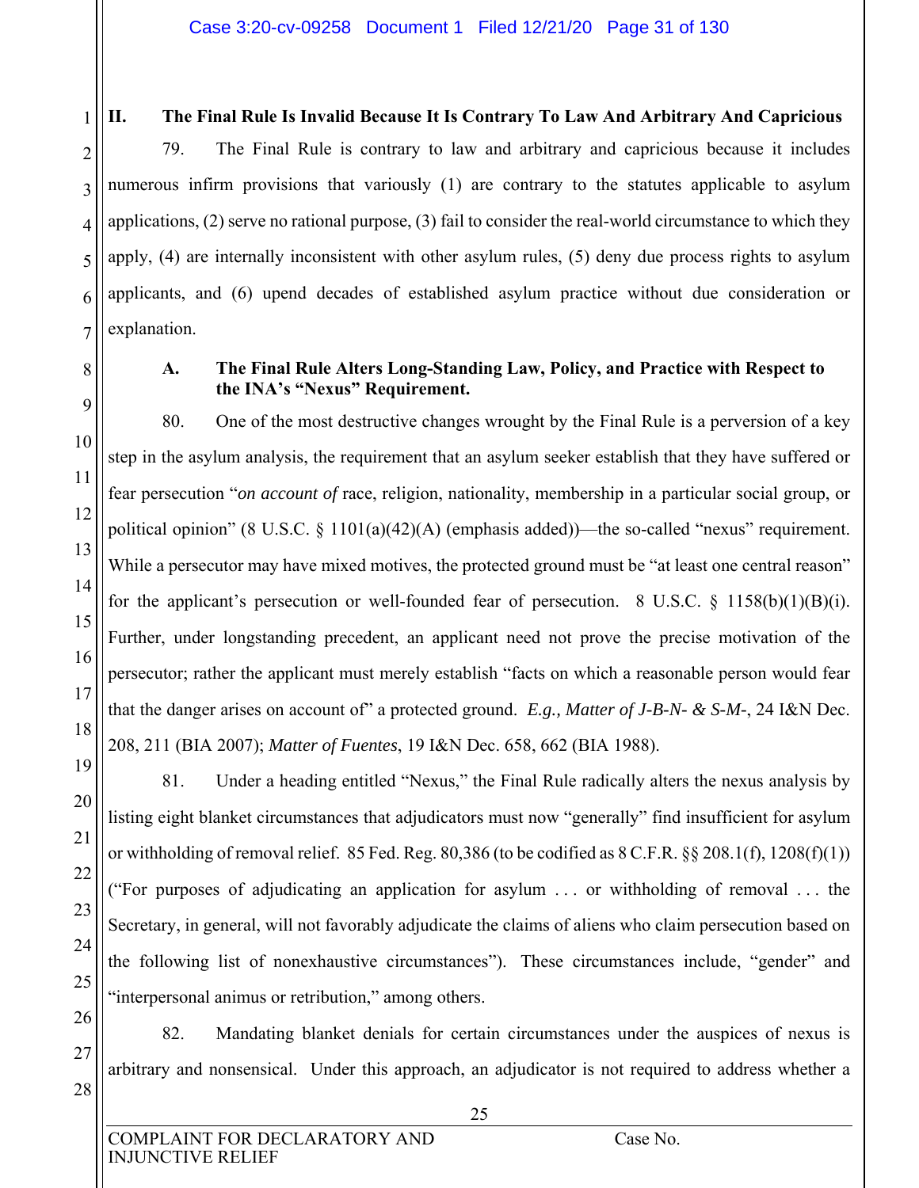## II. The Final Rule Is Invalid Because It Is Contrary To Law And Arbitrary And Capricious

79. The Final Rule is contrary to law and arbitrary and capricious because it includes numerous infirm provisions that variously (1) are contrary to the statutes applicable to asylum applications, (2) serve no rational purpose, (3) fail to consider the real-world circumstance to which they apply, (4) are internally inconsistent with other asylum rules, (5) deny due process rights to asylum applicants, and (6) upend decades of established asylum practice without due consideration or explanation.

### A. The Final Rule Alters Long-Standing Law, Policy, and Practice with Respect to the INA's "Nexus" Requirement.

80. One of the most destructive changes wrought by the Final Rule is a perversion of a key step in the asylum analysis, the requirement that an asylum seeker establish that they have suffered or fear persecution "*on account of* race, religion, nationality, membership in a particular social group, or political opinion" (8 U.S.C. § 1101(a)(42)(A) (emphasis added))—the so-called "nexus" requirement. While a persecutor may have mixed motives, the protected ground must be "at least one central reason" for the applicant's persecution or well-founded fear of persecution. 8 U.S.C. § 1158(b)(1)(B)(i). Further, under longstanding precedent, an applicant need not prove the precise motivation of the persecutor; rather the applicant must merely establish "facts on which a reasonable person would fear that the danger arises on account of" a protected ground. *E.g., Matter of J-B-N- & S-M-*, 24 I&N Dec. 208, 211 (BIA 2007); *Matter of Fuentes*, 19 I&N Dec. 658, 662 (BIA 1988).

81. Under a heading entitled "Nexus," the Final Rule radically alters the nexus analysis by listing eight blanket circumstances that adjudicators must now "generally" find insufficient for asylum or withholding of removal relief. 85 Fed. Reg. 80,386 (to be codified as 8 C.F.R. §§ 208.1(f), 1208(f)(1)) ("For purposes of adjudicating an application for asylum . . . or withholding of removal . . . the Secretary, in general, will not favorably adjudicate the claims of aliens who claim persecution based on the following list of nonexhaustive circumstances"). These circumstances include, "gender" and "interpersonal animus or retribution," among others.

82. Mandating blanket denials for certain circumstances under the auspices of nexus is arbitrary and nonsensical. Under this approach, an adjudicator is not required to address whether a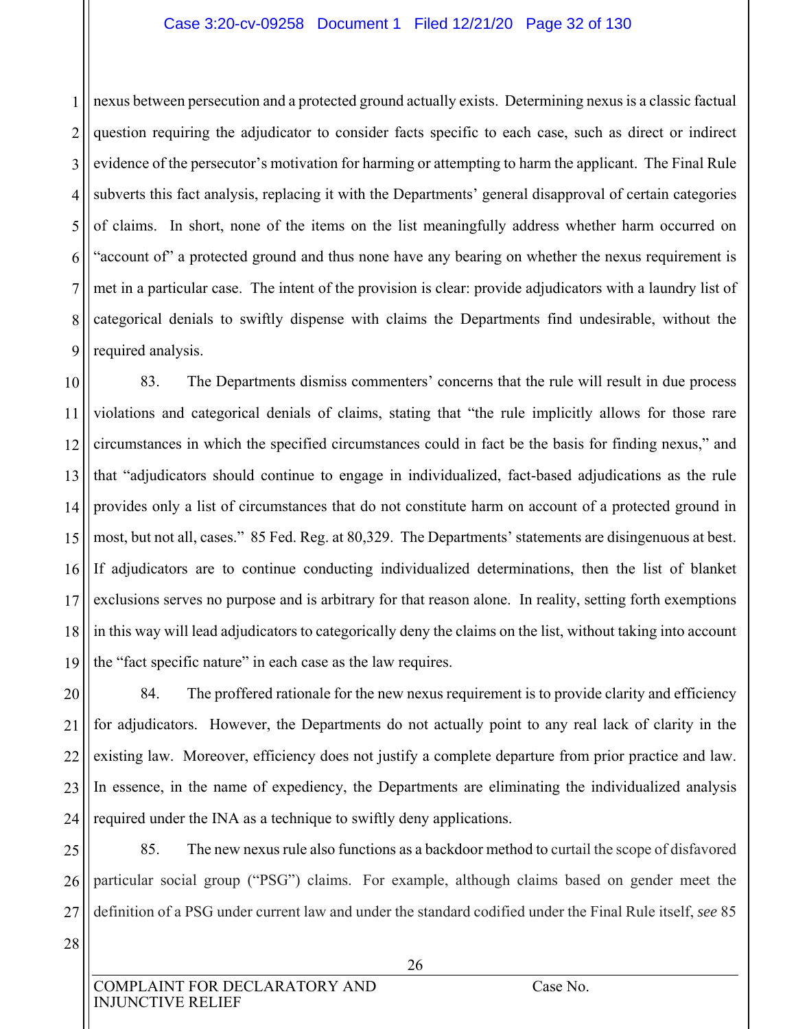nexus between persecution and a protected ground actually exists. Determining nexus is a classic factual question requiring the adjudicator to consider facts specific to each case, such as direct or indirect evidence of the persecutor's motivation for harming or attempting to harm the applicant. The Final Rule subverts this fact analysis, replacing it with the Departments' general disapproval of certain categories of claims. In short, none of the items on the list meaningfully address whether harm occurred on "account of" a protected ground and thus none have any bearing on whether the nexus requirement is met in a particular case. The intent of the provision is clear: provide adjudicators with a laundry list of categorical denials to swiftly dispense with claims the Departments find undesirable, without the required analysis.

83. The Departments dismiss commenters' concerns that the rule will result in due process violations and categorical denials of claims, stating that "the rule implicitly allows for those rare circumstances in which the specified circumstances could in fact be the basis for finding nexus," and that "adjudicators should continue to engage in individualized, fact-based adjudications as the rule provides only a list of circumstances that do not constitute harm on account of a protected ground in most, but not all, cases." 85 Fed. Reg. at 80,329. The Departments' statements are disingenuous at best. If adjudicators are to continue conducting individualized determinations, then the list of blanket exclusions serves no purpose and is arbitrary for that reason alone. In reality, setting forth exemptions in this way will lead adjudicators to categorically deny the claims on the list, without taking into account the "fact specific nature" in each case as the law requires.

84. The proffered rationale for the new nexus requirement is to provide clarity and efficiency for adjudicators. However, the Departments do not actually point to any real lack of clarity in the existing law. Moreover, efficiency does not justify a complete departure from prior practice and law. In essence, in the name of expediency, the Departments are eliminating the individualized analysis required under the INA as a technique to swiftly deny applications.

85. The new nexus rule also functions as a backdoor method to curtail the scope of disfavored particular social group ("PSG") claims. For example, although claims based on gender meet the definition of a PSG under current law and under the standard codified under the Final Rule itself, *see* 85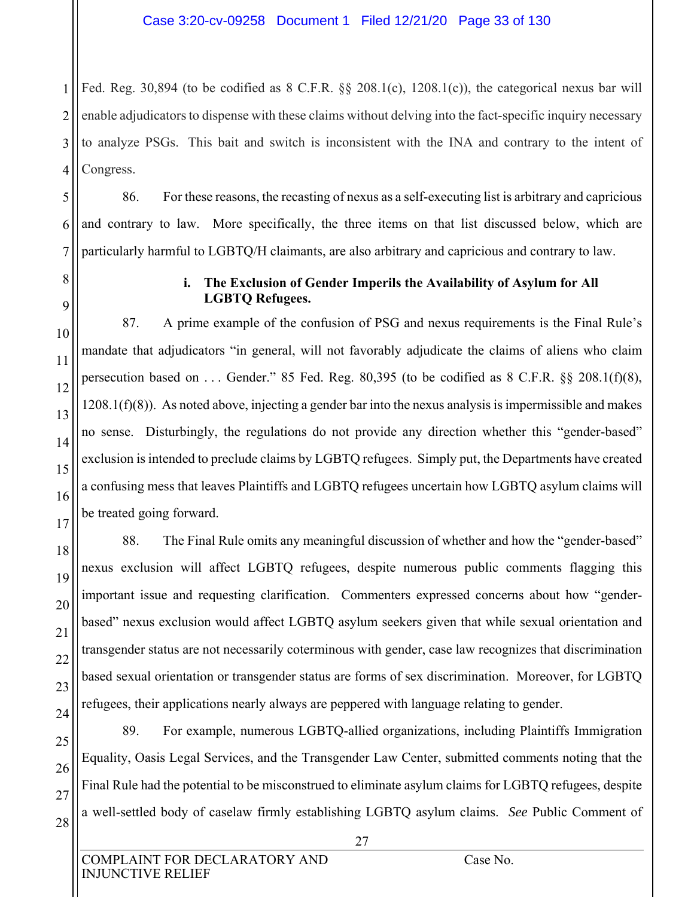Fed. Reg. 30,894 (to be codified as 8 C.F.R. §§ 208.1(c), 1208.1(c)), the categorical nexus bar will enable adjudicators to dispense with these claims without delving into the fact-specific inquiry necessary to analyze PSGs. This bait and switch is inconsistent with the INA and contrary to the intent of Congress.

86. For these reasons, the recasting of nexus as a self-executing list is arbitrary and capricious and contrary to law. More specifically, the three items on that list discussed below, which are particularly harmful to LGBTQ/H claimants, are also arbitrary and capricious and contrary to law.

**i. The Exclusion of Gender Imperils the Availability of Asylum for All LGBTQ Refugees.**

87. A prime example of the confusion of PSG and nexus requirements is the Final Rule's mandate that adjudicators "in general, will not favorably adjudicate the claims of aliens who claim persecution based on . . . Gender." 85 Fed. Reg. 80,395 (to be codified as 8 C.F.R. §§ 208.1(f)(8), 1208.1(f)(8)). As noted above, injecting a gender bar into the nexus analysis is impermissible and makes no sense. Disturbingly, the regulations do not provide any direction whether this "gender-based" exclusion is intended to preclude claims by LGBTQ refugees. Simply put, the Departments have created a confusing mess that leaves Plaintiffs and LGBTQ refugees uncertain how LGBTQ asylum claims will be treated going forward.

88. The Final Rule omits any meaningful discussion of whether and how the "gender-based" nexus exclusion will affect LGBTQ refugees, despite numerous public comments flagging this important issue and requesting clarification. Commenters expressed concerns about how "gender-based" nexus exclusion would affect LGBTQ asylum seekers given that while sexual orientation and transgender status are not necessarily coterminous with gender, case law recognizes that discrimination based sexual orientation or transgender status are forms of sex discrimination. Moreover, for LGBTQ refugees, their applications nearly always are peppered with language relating to gender.

89. For example, numerous LGBTQ-allied organizations, including Plaintiffs Immigration Equality, Oasis Legal Services, and the Transgender Law Center, submitted comments noting that the Final Rule had the potential to be misconstrued to eliminate asylum claims for LGBTQ refugees, despite a well-settled body of caselaw firmly establishing LGBTQ asylum claims. *See* Public Comment of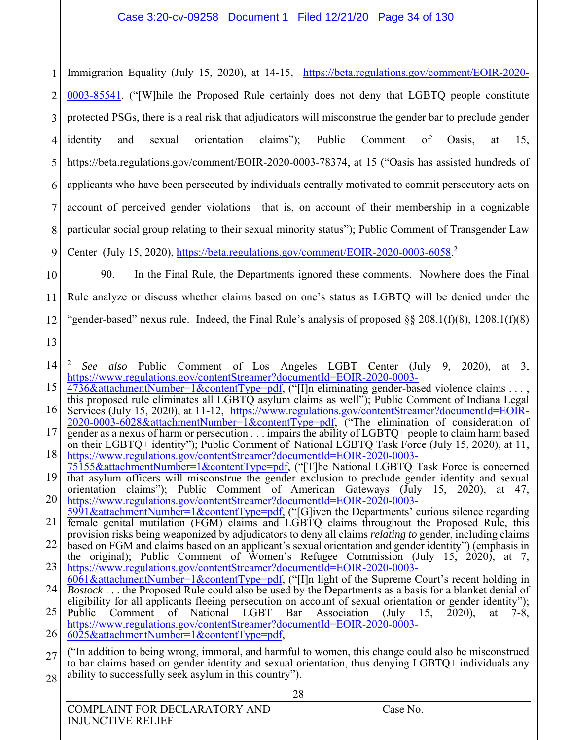Immigration Equality (July 15, 2020), at 14-15, https://beta.regulations.gov/comment/EOIR-2020-0003-85541. ("[W]hile the Proposed Rule certainly does not deny that LGBTQ people constitute protected PSGs, there is a real risk that adjudicators will misconstrue the gender bar to preclude gender identity and sexual orientation claims"); Public Comment of Oasis, at 15, https://beta.regulations.gov/comment/EOIR-2020-0003-78374, at 15 ("Oasis has assisted hundreds of applicants who have been persecuted by individuals centrally motivated to commit persecutory acts on account of perceived gender violations—that is, on account of their membership in a cognizable particular social group relating to their sexual minority status"); Public Comment of Transgender Law Center (July 15, 2020), https://beta.regulations.gov/comment/EOIR-2020-0003-6058.[2]

90. In the Final Rule, the Departments ignored these comments. Nowhere does the Final Rule analyze or discuss whether claims based on one's status as LGBTQ will be denied under the "gender-based" nexus rule. Indeed, the Final Rule's analysis of proposed §§ 208.1(f)(8), 1208.1(f)(8)

---

[2] *See also* Public Comment of Los Angeles LGBT Center (July 9, 2020), at 3, https://www.regulations.gov/contentStreamer?documentId=EOIR-2020-0003-4736&attachmentNumber=1&contentType=pdf, ("[I]n eliminating gender-based violence claims . . . , this proposed rule eliminates all LGBTQ asylum claims as well"); Public Comment of Indiana Legal Services (July 15, 2020), at 11-12, https://www.regulations.gov/contentStreamer?documentId=EOIR-2020-0003-6028&attachmentNumber=1&contentType=pdf, ("The elimination of consideration of gender as a nexus of harm or persecution . . . impairs the ability of LGBTQ+ people to claim harm based on their LGBTQ+ identity"); Public Comment of National LGBTQ Task Force (July 15, 2020), at 11, https://www.regulations.gov/contentStreamer?documentId=EOIR-2020-0003-75155&attachmentNumber=1&contentType=pdf, ("[T]he National LGBTQ Task Force is concerned that asylum officers will misconstrue the gender exclusion to preclude gender identity and sexual orientation claims"); Public Comment of American Gateways (July 15, 2020), at 47, https://www.regulations.gov/contentStreamer?documentId=EOIR-2020-0003-5991&attachmentNumber=1&contentType=pdf, ("[G]iven the Departments' curious silence regarding female genital mutilation (FGM) claims and LGBTQ claims throughout the Proposed Rule, this provision risks being weaponized by adjudicators to deny all claims *relating to* gender, including claims based on FGM and claims based on an applicant's sexual orientation and gender identity") (emphasis in the original); Public Comment of Women's Refugee Commission (July 15, 2020), at 7, https://www.regulations.gov/contentStreamer?documentId=EOIR-2020-0003-6061&attachmentNumber=1&contentType=pdf, ("[I]n light of the Supreme Court's recent holding in *Bostock* . . . the Proposed Rule could also be used by the Departments as a basis for a blanket denial of eligibility for all applicants fleeing persecution on account of sexual orientation or gender identity"); Public Comment of National LGBT Bar Association (July 15, 2020), at 7-8, https://www.regulations.gov/contentStreamer?documentId=EOIR-2020-0003-6025&attachmentNumber=1&contentType=pdf,

("In addition to being wrong, immoral, and harmful to women, this change could also be misconstrued to bar claims based on gender identity and sexual orientation, thus denying LGBTQ+ individuals any ability to successfully seek asylum in this country").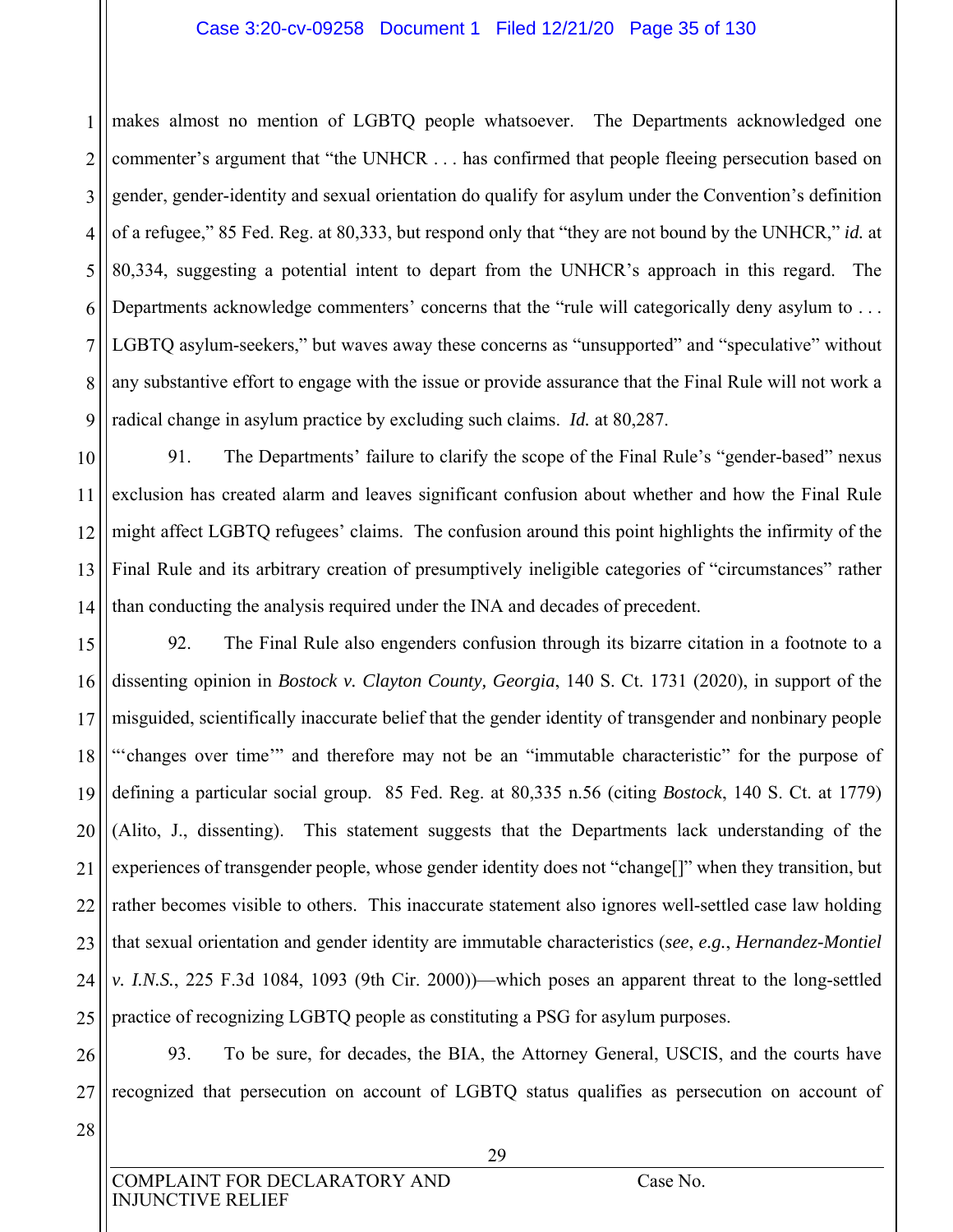makes almost no mention of LGBTQ people whatsoever. The Departments acknowledged one commenter's argument that "the UNHCR . . . has confirmed that people fleeing persecution based on gender, gender-identity and sexual orientation do qualify for asylum under the Convention's definition of a refugee," 85 Fed. Reg. at 80,333, but respond only that "they are not bound by the UNHCR," *id.* at 80,334, suggesting a potential intent to depart from the UNHCR's approach in this regard. The Departments acknowledge commenters' concerns that the "rule will categorically deny asylum to . . . LGBTQ asylum-seekers," but waves away these concerns as "unsupported" and "speculative" without any substantive effort to engage with the issue or provide assurance that the Final Rule will not work a radical change in asylum practice by excluding such claims. *Id.* at 80,287.

91. The Departments' failure to clarify the scope of the Final Rule's "gender-based" nexus exclusion has created alarm and leaves significant confusion about whether and how the Final Rule might affect LGBTQ refugees' claims. The confusion around this point highlights the infirmity of the Final Rule and its arbitrary creation of presumptively ineligible categories of "circumstances" rather than conducting the analysis required under the INA and decades of precedent.

92. The Final Rule also engenders confusion through its bizarre citation in a footnote to a dissenting opinion in *Bostock v. Clayton County, Georgia*, 140 S. Ct. 1731 (2020), in support of the misguided, scientifically inaccurate belief that the gender identity of transgender and nonbinary people "'changes over time'" and therefore may not be an "immutable characteristic" for the purpose of defining a particular social group. 85 Fed. Reg. at 80,335 n.56 (citing *Bostock*, 140 S. Ct. at 1779) (Alito, J., dissenting). This statement suggests that the Departments lack understanding of the experiences of transgender people, whose gender identity does not "change[]" when they transition, but rather becomes visible to others. This inaccurate statement also ignores well-settled case law holding that sexual orientation and gender identity are immutable characteristics (*see*, *e.g.*, *Hernandez-Montiel v. I.N.S.*, 225 F.3d 1084, 1093 (9th Cir. 2000))—which poses an apparent threat to the long-settled practice of recognizing LGBTQ people as constituting a PSG for asylum purposes.

93. To be sure, for decades, the BIA, the Attorney General, USCIS, and the courts have recognized that persecution on account of LGBTQ status qualifies as persecution on account of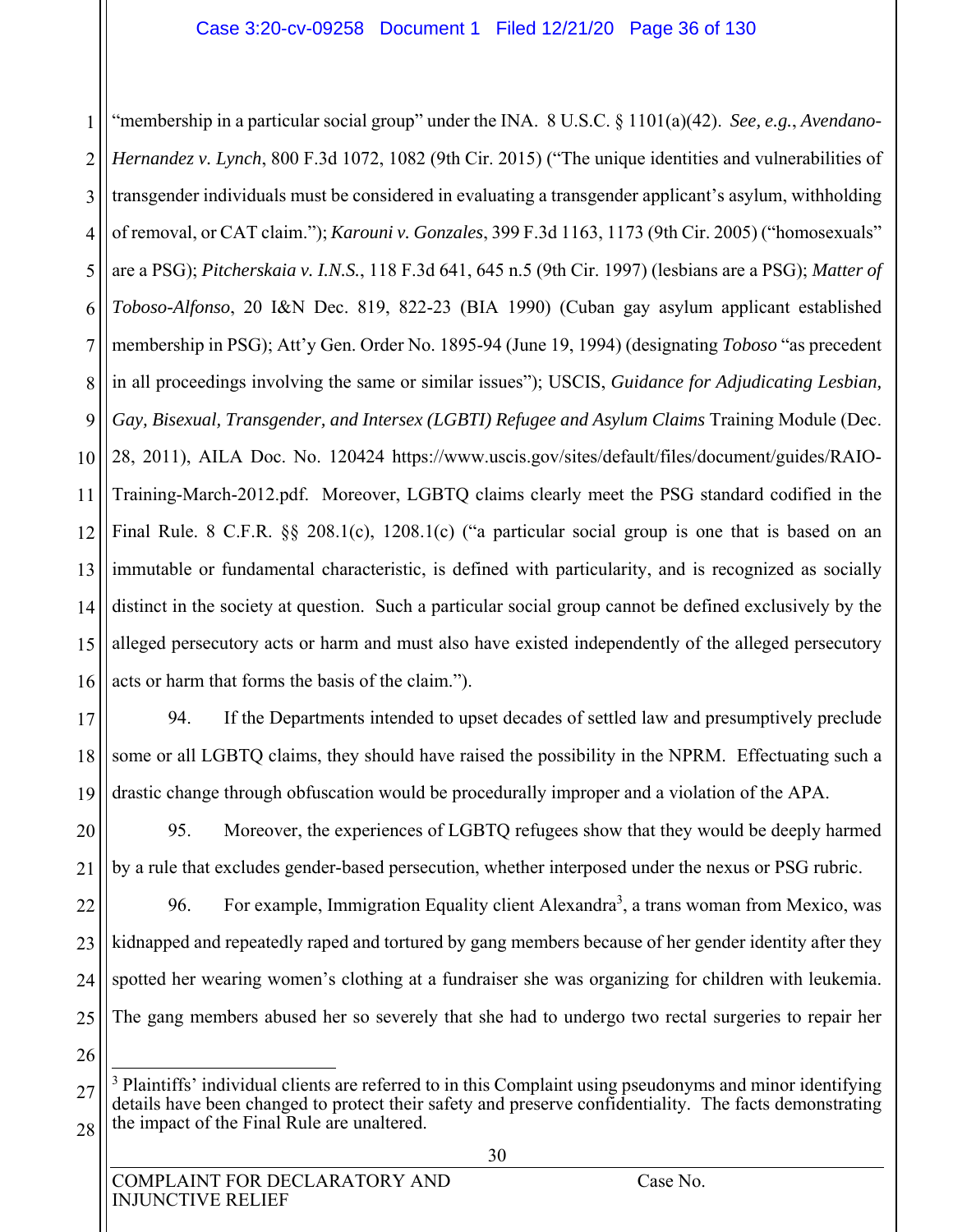"membership in a particular social group" under the INA. 8 U.S.C. § 1101(a)(42). *See, e.g.*, *Avendano-Hernandez v. Lynch*, 800 F.3d 1072, 1082 (9th Cir. 2015) ("The unique identities and vulnerabilities of transgender individuals must be considered in evaluating a transgender applicant's asylum, withholding of removal, or CAT claim."); *Karouni v. Gonzales*, 399 F.3d 1163, 1173 (9th Cir. 2005) ("homosexuals" are a PSG); *Pitcherskaia v. I.N.S.*, 118 F.3d 641, 645 n.5 (9th Cir. 1997) (lesbians are a PSG); *Matter of Toboso-Alfonso*, 20 I&N Dec. 819, 822-23 (BIA 1990) (Cuban gay asylum applicant established membership in PSG); Att'y Gen. Order No. 1895-94 (June 19, 1994) (designating *Toboso* "as precedent in all proceedings involving the same or similar issues"); USCIS, *Guidance for Adjudicating Lesbian, Gay, Bisexual, Transgender, and Intersex (LGBTI) Refugee and Asylum Claims* Training Module (Dec. 28, 2011), AILA Doc. No. 120424 https://www.uscis.gov/sites/default/files/document/guides/RAIO-Training-March-2012.pdf. Moreover, LGBTQ claims clearly meet the PSG standard codified in the Final Rule. 8 C.F.R. §§ 208.1(c), 1208.1(c) ("a particular social group is one that is based on an immutable or fundamental characteristic, is defined with particularity, and is recognized as socially distinct in the society at question. Such a particular social group cannot be defined exclusively by the alleged persecutory acts or harm and must also have existed independently of the alleged persecutory acts or harm that forms the basis of the claim.").

94. If the Departments intended to upset decades of settled law and presumptively preclude some or all LGBTQ claims, they should have raised the possibility in the NPRM. Effectuating such a drastic change through obfuscation would be procedurally improper and a violation of the APA.

95. Moreover, the experiences of LGBTQ refugees show that they would be deeply harmed by a rule that excludes gender-based persecution, whether interposed under the nexus or PSG rubric.

96. For example, Immigration Equality client Alexandra[3], a trans woman from Mexico, was kidnapped and repeatedly raped and tortured by gang members because of her gender identity after they spotted her wearing women's clothing at a fundraiser she was organizing for children with leukemia. The gang members abused her so severely that she had to undergo two rectal surgeries to repair her

[3] Plaintiffs' individual clients are referred to in this Complaint using pseudonyms and minor identifying details have been changed to protect their safety and preserve confidentiality. The facts demonstrating the impact of the Final Rule are unaltered.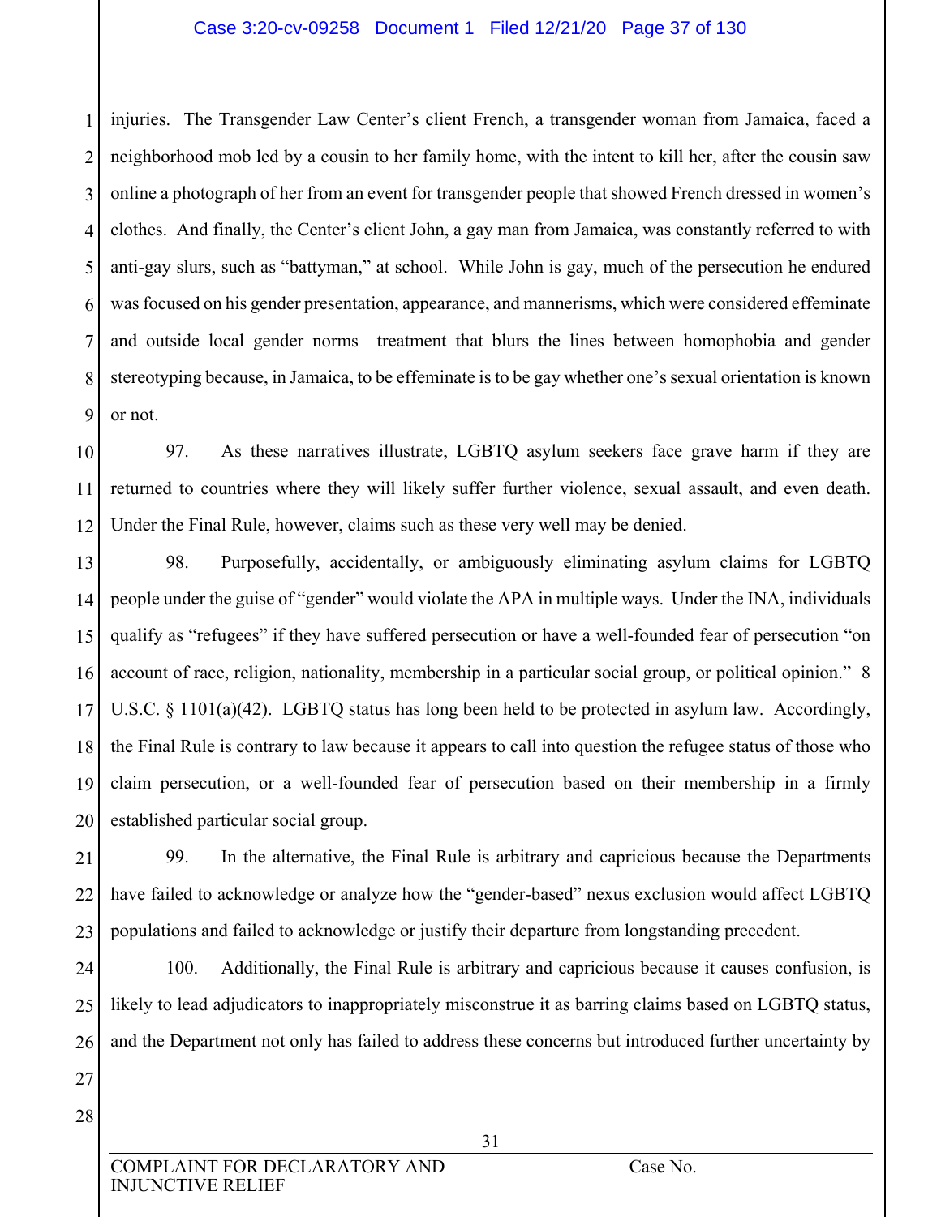injuries. The Transgender Law Center's client French, a transgender woman from Jamaica, faced a neighborhood mob led by a cousin to her family home, with the intent to kill her, after the cousin saw online a photograph of her from an event for transgender people that showed French dressed in women's clothes. And finally, the Center's client John, a gay man from Jamaica, was constantly referred to with anti-gay slurs, such as "battyman," at school. While John is gay, much of the persecution he endured was focused on his gender presentation, appearance, and mannerisms, which were considered effeminate and outside local gender norms—treatment that blurs the lines between homophobia and gender stereotyping because, in Jamaica, to be effeminate is to be gay whether one's sexual orientation is known or not.

97. As these narratives illustrate, LGBTQ asylum seekers face grave harm if they are returned to countries where they will likely suffer further violence, sexual assault, and even death. Under the Final Rule, however, claims such as these very well may be denied.

98. Purposefully, accidentally, or ambiguously eliminating asylum claims for LGBTQ people under the guise of "gender" would violate the APA in multiple ways. Under the INA, individuals qualify as "refugees" if they have suffered persecution or have a well-founded fear of persecution "on account of race, religion, nationality, membership in a particular social group, or political opinion." 8 U.S.C. § 1101(a)(42). LGBTQ status has long been held to be protected in asylum law. Accordingly, the Final Rule is contrary to law because it appears to call into question the refugee status of those who claim persecution, or a well-founded fear of persecution based on their membership in a firmly established particular social group.

99. In the alternative, the Final Rule is arbitrary and capricious because the Departments have failed to acknowledge or analyze how the "gender-based" nexus exclusion would affect LGBTQ populations and failed to acknowledge or justify their departure from longstanding precedent.

100. Additionally, the Final Rule is arbitrary and capricious because it causes confusion, is likely to lead adjudicators to inappropriately misconstrue it as barring claims based on LGBTQ status, and the Department not only has failed to address these concerns but introduced further uncertainty by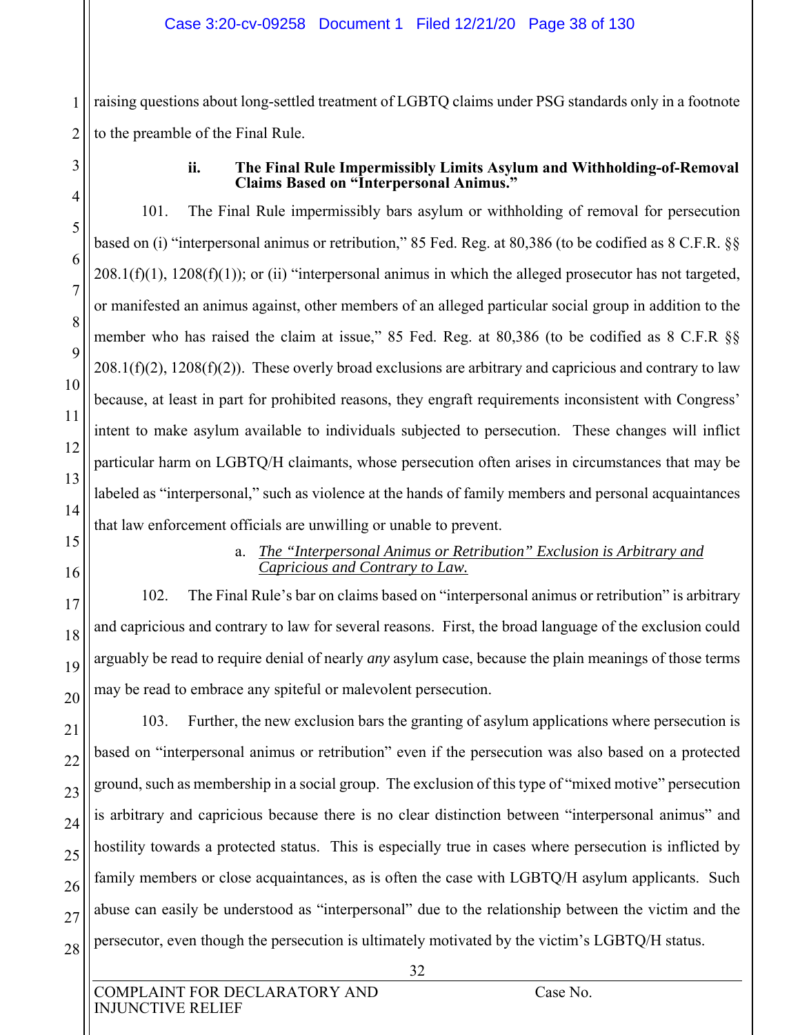raising questions about long-settled treatment of LGBTQ claims under PSG standards only in a footnote to the preamble of the Final Rule.

### ii. The Final Rule Impermissibly Limits Asylum and Withholding-of-Removal Claims Based on "Interpersonal Animus."

101. The Final Rule impermissibly bars asylum or withholding of removal for persecution based on (i) "interpersonal animus or retribution," 85 Fed. Reg. at 80,386 (to be codified as 8 C.F.R. §§ 208.1(f)(1), 1208(f)(1)); or (ii) "interpersonal animus in which the alleged prosecutor has not targeted, or manifested an animus against, other members of an alleged particular social group in addition to the member who has raised the claim at issue," 85 Fed. Reg. at 80,386 (to be codified as 8 C.F.R §§ 208.1(f)(2), 1208(f)(2)). These overly broad exclusions are arbitrary and capricious and contrary to law because, at least in part for prohibited reasons, they engraft requirements inconsistent with Congress' intent to make asylum available to individuals subjected to persecution. These changes will inflict particular harm on LGBTQ/H claimants, whose persecution often arises in circumstances that may be labeled as "interpersonal," such as violence at the hands of family members and personal acquaintances that law enforcement officials are unwilling or unable to prevent.

#### a. *The "Interpersonal Animus or Retribution" Exclusion is Arbitrary and Capricious and Contrary to Law.*

102. The Final Rule's bar on claims based on "interpersonal animus or retribution" is arbitrary and capricious and contrary to law for several reasons. First, the broad language of the exclusion could arguably be read to require denial of nearly *any* asylum case, because the plain meanings of those terms may be read to embrace any spiteful or malevolent persecution.

103. Further, the new exclusion bars the granting of asylum applications where persecution is based on "interpersonal animus or retribution" even if the persecution was also based on a protected ground, such as membership in a social group. The exclusion of this type of "mixed motive" persecution is arbitrary and capricious because there is no clear distinction between "interpersonal animus" and hostility towards a protected status. This is especially true in cases where persecution is inflicted by family members or close acquaintances, as is often the case with LGBTQ/H asylum applicants. Such abuse can easily be understood as "interpersonal" due to the relationship between the victim and the persecutor, even though the persecution is ultimately motivated by the victim's LGBTQ/H status.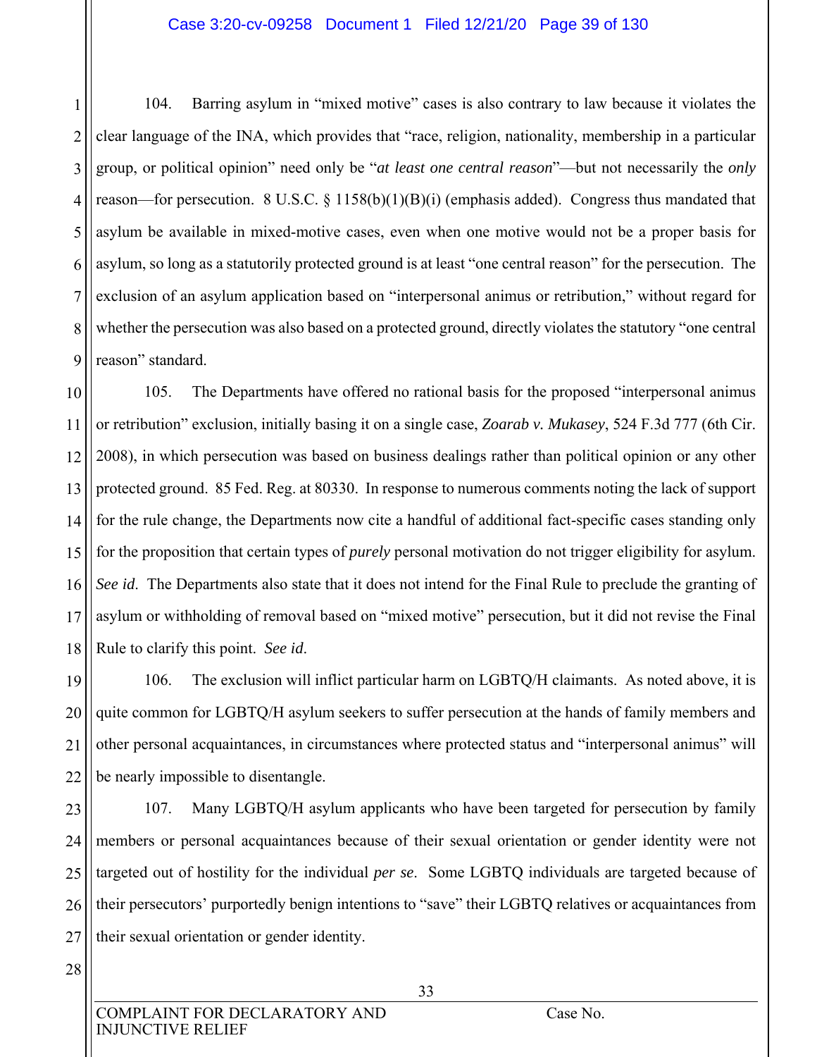104. Barring asylum in "mixed motive" cases is also contrary to law because it violates the clear language of the INA, which provides that "race, religion, nationality, membership in a particular group, or political opinion" need only be "*at least one central reason*"—but not necessarily the *only* reason—for persecution. 8 U.S.C. § 1158(b)(1)(B)(i) (emphasis added). Congress thus mandated that asylum be available in mixed-motive cases, even when one motive would not be a proper basis for asylum, so long as a statutorily protected ground is at least "one central reason" for the persecution. The exclusion of an asylum application based on "interpersonal animus or retribution," without regard for whether the persecution was also based on a protected ground, directly violates the statutory "one central reason" standard.

105. The Departments have offered no rational basis for the proposed "interpersonal animus or retribution" exclusion, initially basing it on a single case, *Zoarab v. Mukasey*, 524 F.3d 777 (6th Cir. 2008), in which persecution was based on business dealings rather than political opinion or any other protected ground. 85 Fed. Reg. at 80330. In response to numerous comments noting the lack of support for the rule change, the Departments now cite a handful of additional fact-specific cases standing only for the proposition that certain types of *purely* personal motivation do not trigger eligibility for asylum. *See id*. The Departments also state that it does not intend for the Final Rule to preclude the granting of asylum or withholding of removal based on "mixed motive" persecution, but it did not revise the Final Rule to clarify this point. *See id*.

106. The exclusion will inflict particular harm on LGBTQ/H claimants. As noted above, it is quite common for LGBTQ/H asylum seekers to suffer persecution at the hands of family members and other personal acquaintances, in circumstances where protected status and "interpersonal animus" will be nearly impossible to disentangle.

107. Many LGBTQ/H asylum applicants who have been targeted for persecution by family members or personal acquaintances because of their sexual orientation or gender identity were not targeted out of hostility for the individual *per se*. Some LGBTQ individuals are targeted because of their persecutors' purportedly benign intentions to "save" their LGBTQ relatives or acquaintances from their sexual orientation or gender identity.

COMPLAINT FOR DECLARATORY AND INJUNCTIVE RELIEF — Case No.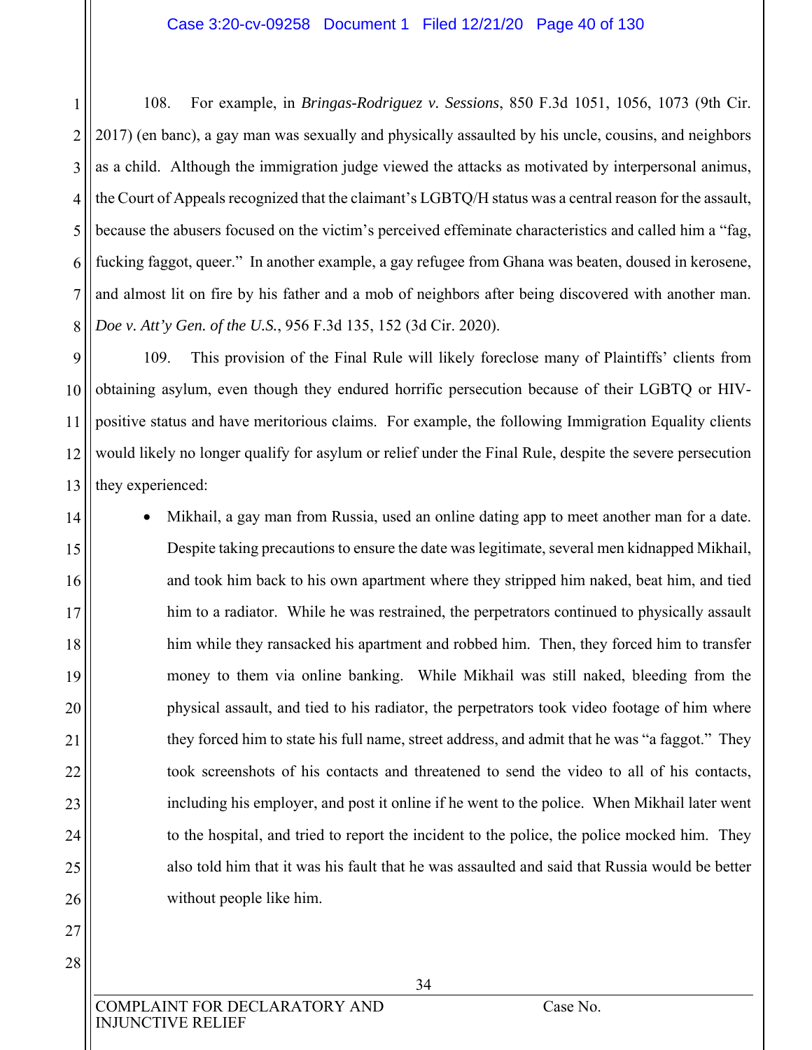108. For example, in *Bringas-Rodriguez v. Sessions*, 850 F.3d 1051, 1056, 1073 (9th Cir. 2017) (en banc), a gay man was sexually and physically assaulted by his uncle, cousins, and neighbors as a child. Although the immigration judge viewed the attacks as motivated by interpersonal animus, the Court of Appeals recognized that the claimant's LGBTQ/H status was a central reason for the assault, because the abusers focused on the victim's perceived effeminate characteristics and called him a "fag, fucking faggot, queer." In another example, a gay refugee from Ghana was beaten, doused in kerosene, and almost lit on fire by his father and a mob of neighbors after being discovered with another man. *Doe v. Att'y Gen. of the U.S.*, 956 F.3d 135, 152 (3d Cir. 2020).

109. This provision of the Final Rule will likely foreclose many of Plaintiffs' clients from obtaining asylum, even though they endured horrific persecution because of their LGBTQ or HIV-positive status and have meritorious claims. For example, the following Immigration Equality clients would likely no longer qualify for asylum or relief under the Final Rule, despite the severe persecution they experienced:

- Mikhail, a gay man from Russia, used an online dating app to meet another man for a date. Despite taking precautions to ensure the date was legitimate, several men kidnapped Mikhail, and took him back to his own apartment where they stripped him naked, beat him, and tied him to a radiator. While he was restrained, the perpetrators continued to physically assault him while they ransacked his apartment and robbed him. Then, they forced him to transfer money to them via online banking. While Mikhail was still naked, bleeding from the physical assault, and tied to his radiator, the perpetrators took video footage of him where they forced him to state his full name, street address, and admit that he was "a faggot." They took screenshots of his contacts and threatened to send the video to all of his contacts, including his employer, and post it online if he went to the police. When Mikhail later went to the hospital, and tried to report the incident to the police, the police mocked him. They also told him that it was his fault that he was assaulted and said that Russia would be better without people like him.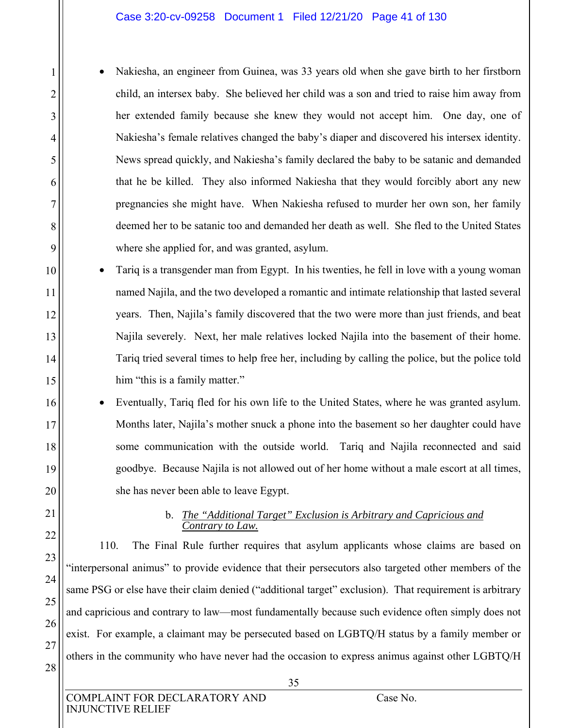- Nakiesha, an engineer from Guinea, was 33 years old when she gave birth to her firstborn child, an intersex baby. She believed her child was a son and tried to raise him away from her extended family because she knew they would not accept him. One day, one of Nakiesha's female relatives changed the baby's diaper and discovered his intersex identity. News spread quickly, and Nakiesha's family declared the baby to be satanic and demanded that he be killed. They also informed Nakiesha that they would forcibly abort any new pregnancies she might have. When Nakiesha refused to murder her own son, her family deemed her to be satanic too and demanded her death as well. She fled to the United States where she applied for, and was granted, asylum.
- Tariq is a transgender man from Egypt. In his twenties, he fell in love with a young woman named Najila, and the two developed a romantic and intimate relationship that lasted several years. Then, Najila's family discovered that the two were more than just friends, and beat Najila severely. Next, her male relatives locked Najila into the basement of their home. Tariq tried several times to help free her, including by calling the police, but the police told him "this is a family matter."
- Eventually, Tariq fled for his own life to the United States, where he was granted asylum. Months later, Najila's mother snuck a phone into the basement so her daughter could have some communication with the outside world. Tariq and Najila reconnected and said goodbye. Because Najila is not allowed out of her home without a male escort at all times, she has never been able to leave Egypt.

#### b. *The "Additional Target" Exclusion is Arbitrary and Capricious and Contrary to Law.*

110. The Final Rule further requires that asylum applicants whose claims are based on "interpersonal animus" to provide evidence that their persecutors also targeted other members of the same PSG or else have their claim denied ("additional target" exclusion). That requirement is arbitrary and capricious and contrary to law—most fundamentally because such evidence often simply does not exist. For example, a claimant may be persecuted based on LGBTQ/H status by a family member or others in the community who have never had the occasion to express animus against other LGBTQ/H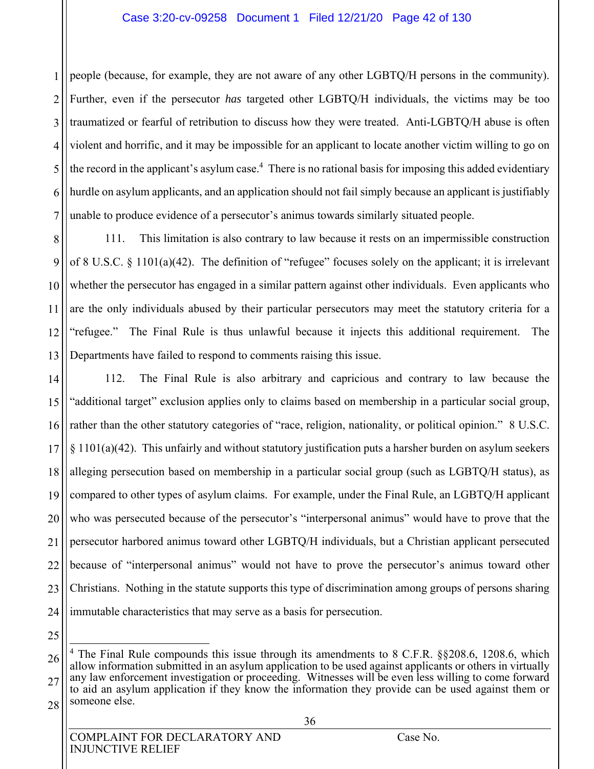people (because, for example, they are not aware of any other LGBTQ/H persons in the community). Further, even if the persecutor *has* targeted other LGBTQ/H individuals, the victims may be too traumatized or fearful of retribution to discuss how they were treated. Anti-LGBTQ/H abuse is often violent and horrific, and it may be impossible for an applicant to locate another victim willing to go on the record in the applicant's asylum case.[4] There is no rational basis for imposing this added evidentiary hurdle on asylum applicants, and an application should not fail simply because an applicant is justifiably unable to produce evidence of a persecutor's animus towards similarly situated people.

111. This limitation is also contrary to law because it rests on an impermissible construction of 8 U.S.C. § 1101(a)(42). The definition of "refugee" focuses solely on the applicant; it is irrelevant whether the persecutor has engaged in a similar pattern against other individuals. Even applicants who are the only individuals abused by their particular persecutors may meet the statutory criteria for a "refugee." The Final Rule is thus unlawful because it injects this additional requirement. The Departments have failed to respond to comments raising this issue.

112. The Final Rule is also arbitrary and capricious and contrary to law because the "additional target" exclusion applies only to claims based on membership in a particular social group, rather than the other statutory categories of "race, religion, nationality, or political opinion." 8 U.S.C. § 1101(a)(42). This unfairly and without statutory justification puts a harsher burden on asylum seekers alleging persecution based on membership in a particular social group (such as LGBTQ/H status), as compared to other types of asylum claims. For example, under the Final Rule, an LGBTQ/H applicant who was persecuted because of the persecutor's "interpersonal animus" would have to prove that the persecutor harbored animus toward other LGBTQ/H individuals, but a Christian applicant persecuted because of "interpersonal animus" would not have to prove the persecutor's animus toward other Christians. Nothing in the statute supports this type of discrimination among groups of persons sharing immutable characteristics that may serve as a basis for persecution.

---

[4] The Final Rule compounds this issue through its amendments to 8 C.F.R. §§208.6, 1208.6, which allow information submitted in an asylum application to be used against applicants or others in virtually any law enforcement investigation or proceeding. Witnesses will be even less willing to come forward to aid an asylum application if they know the information they provide can be used against them or someone else.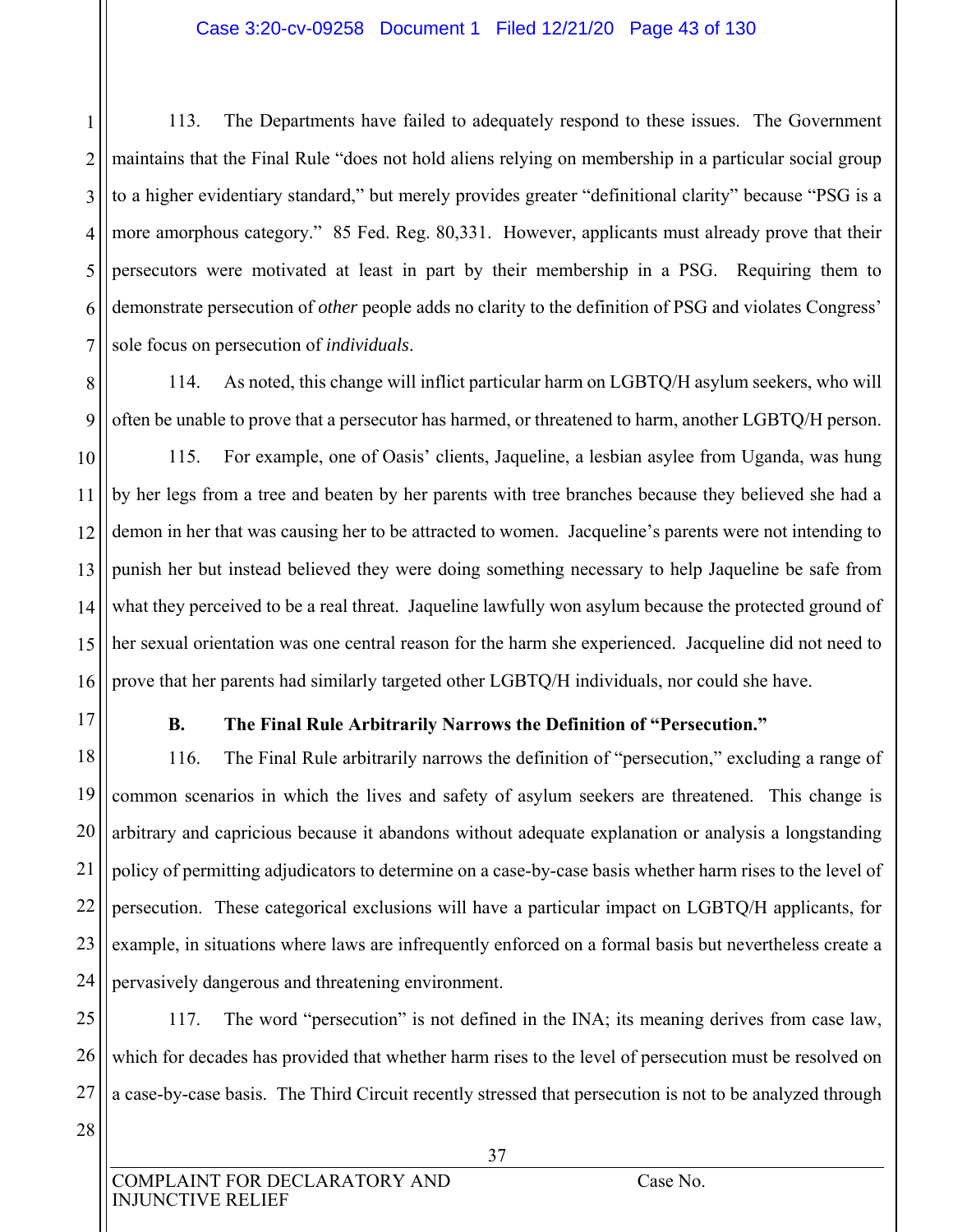113. The Departments have failed to adequately respond to these issues. The Government maintains that the Final Rule "does not hold aliens relying on membership in a particular social group to a higher evidentiary standard," but merely provides greater "definitional clarity" because "PSG is a more amorphous category." 85 Fed. Reg. 80,331. However, applicants must already prove that their persecutors were motivated at least in part by their membership in a PSG. Requiring them to demonstrate persecution of *other* people adds no clarity to the definition of PSG and violates Congress' sole focus on persecution of *individuals*.

114. As noted, this change will inflict particular harm on LGBTQ/H asylum seekers, who will often be unable to prove that a persecutor has harmed, or threatened to harm, another LGBTQ/H person.

115. For example, one of Oasis' clients, Jaqueline, a lesbian asylee from Uganda, was hung by her legs from a tree and beaten by her parents with tree branches because they believed she had a demon in her that was causing her to be attracted to women. Jaqueline's parents were not intending to punish her but instead believed they were doing something necessary to help Jaqueline be safe from what they perceived to be a real threat. Jaqueline lawfully won asylum because the protected ground of her sexual orientation was one central reason for the harm she experienced. Jacqueline did not need to prove that her parents had similarly targeted other LGBTQ/H individuals, nor could she have.

### B. The Final Rule Arbitrarily Narrows the Definition of "Persecution."

116. The Final Rule arbitrarily narrows the definition of "persecution," excluding a range of common scenarios in which the lives and safety of asylum seekers are threatened. This change is arbitrary and capricious because it abandons without adequate explanation or analysis a longstanding policy of permitting adjudicators to determine on a case-by-case basis whether harm rises to the level of persecution. These categorical exclusions will have a particular impact on LGBTQ/H applicants, for example, in situations where laws are infrequently enforced on a formal basis but nevertheless create a pervasively dangerous and threatening environment.

117. The word "persecution" is not defined in the INA; its meaning derives from case law, which for decades has provided that whether harm rises to the level of persecution must be resolved on a case-by-case basis. The Third Circuit recently stressed that persecution is not to be analyzed through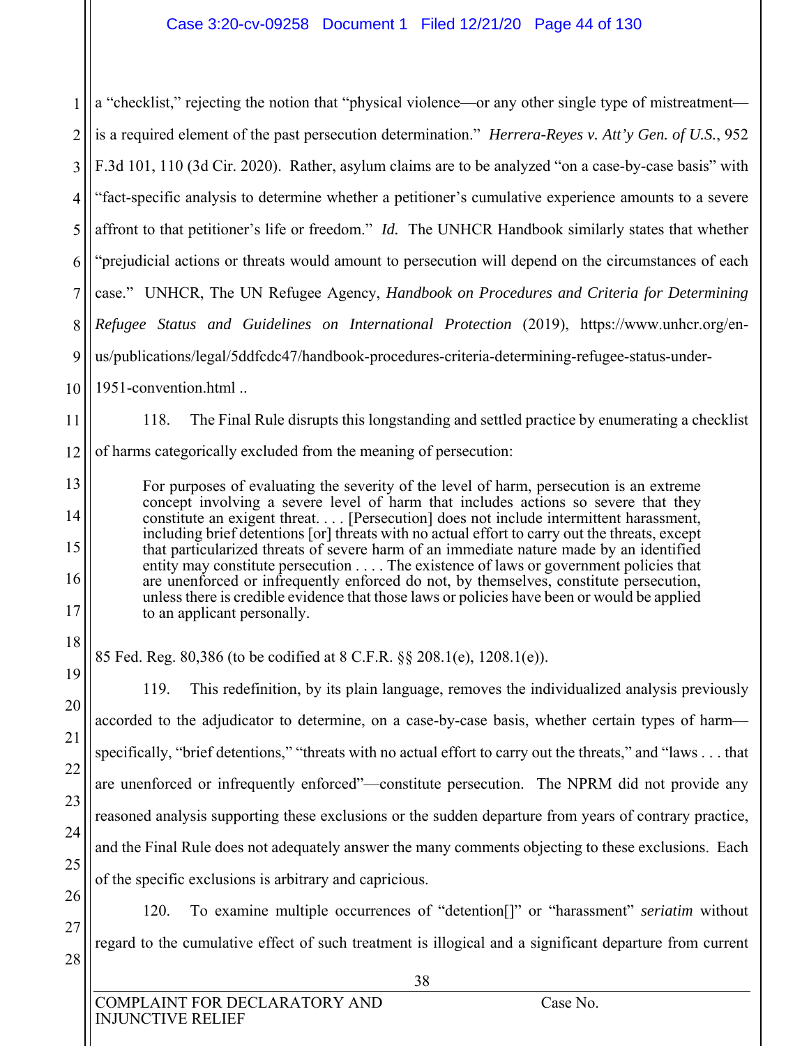a "checklist," rejecting the notion that "physical violence—or any other single type of mistreatment—is a required element of the past persecution determination." *Herrera-Reyes v. Att'y Gen. of U.S.*, 952 F.3d 101, 110 (3d Cir. 2020). Rather, asylum claims are to be analyzed "on a case-by-case basis" with "fact-specific analysis to determine whether a petitioner's cumulative experience amounts to a severe affront to that petitioner's life or freedom." *Id.* The UNHCR Handbook similarly states that whether "prejudicial actions or threats would amount to persecution will depend on the circumstances of each case." UNHCR, The UN Refugee Agency, *Handbook on Procedures and Criteria for Determining Refugee Status and Guidelines on International Protection* (2019), https://www.unhcr.org/en-us/publications/legal/5ddfcdc47/handbook-procedures-criteria-determining-refugee-status-under-1951-convention.html ..

118. The Final Rule disrupts this longstanding and settled practice by enumerating a checklist of harms categorically excluded from the meaning of persecution:

> For purposes of evaluating the severity of the level of harm, persecution is an extreme concept involving a severe level of harm that includes actions so severe that they constitute an exigent threat. . . . [Persecution] does not include intermittent harassment, including brief detentions [or] threats with no actual effort to carry out the threats, except that particularized threats of severe harm of an immediate nature made by an identified entity may constitute persecution . . . . The existence of laws or government policies that are unenforced or infrequently enforced do not, by themselves, constitute persecution, unless there is credible evidence that those laws or policies have been or would be applied to an applicant personally.

85 Fed. Reg. 80,386 (to be codified at 8 C.F.R. §§ 208.1(e), 1208.1(e)).

119. This redefinition, by its plain language, removes the individualized analysis previously accorded to the adjudicator to determine, on a case-by-case basis, whether certain types of harm—specifically, "brief detentions," "threats with no actual effort to carry out the threats," and "laws . . . that are unenforced or infrequently enforced"—constitute persecution. The NPRM did not provide any reasoned analysis supporting these exclusions or the sudden departure from years of contrary practice, and the Final Rule does not adequately answer the many comments objecting to these exclusions. Each of the specific exclusions is arbitrary and capricious.

120. To examine multiple occurrences of "detention[]" or "harassment" *seriatim* without regard to the cumulative effect of such treatment is illogical and a significant departure from current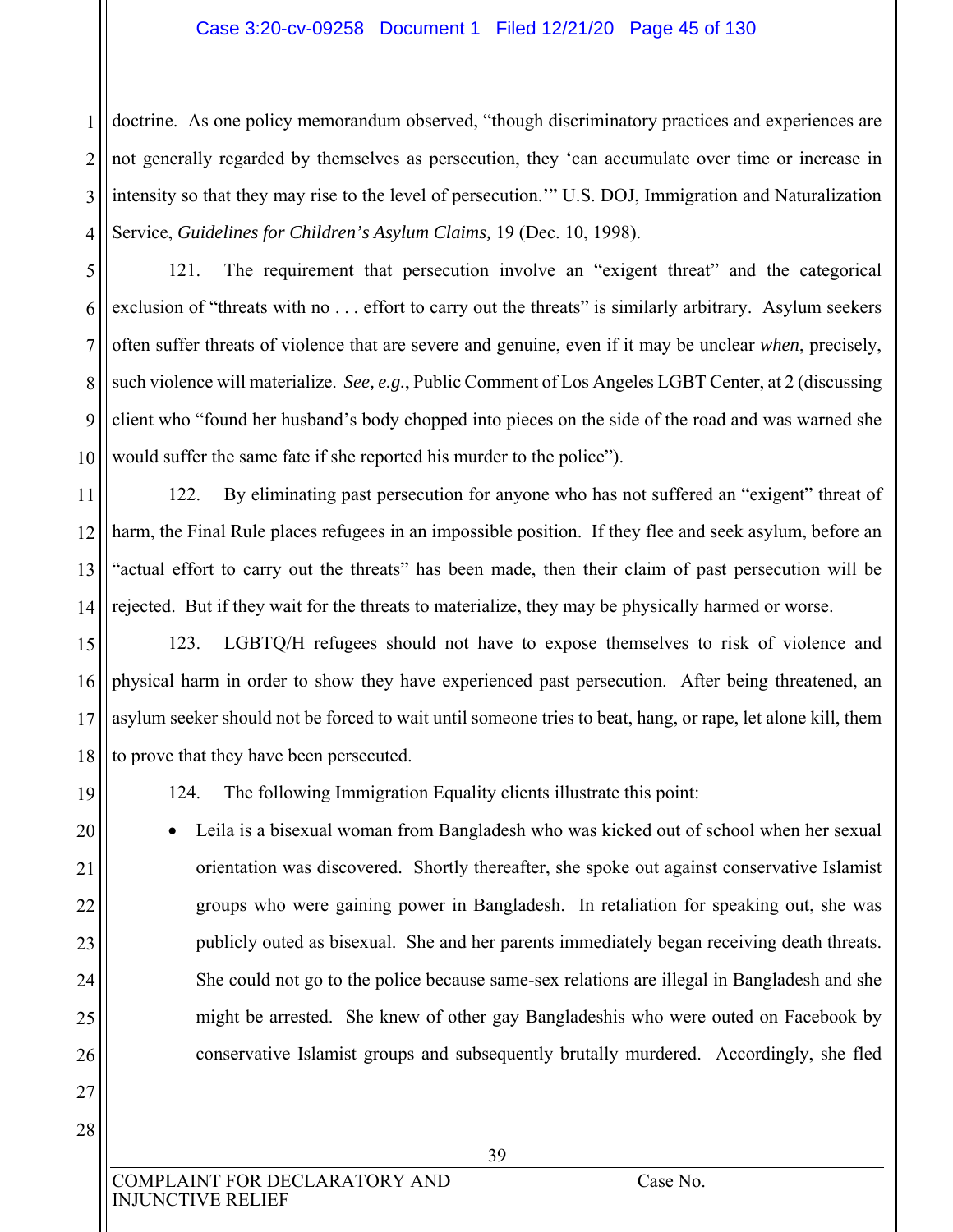doctrine. As one policy memorandum observed, "though discriminatory practices and experiences are not generally regarded by themselves as persecution, they 'can accumulate over time or increase in intensity so that they may rise to the level of persecution.'" U.S. DOJ, Immigration and Naturalization Service, *Guidelines for Children's Asylum Claims,* 19 (Dec. 10, 1998).

121. The requirement that persecution involve an "exigent threat" and the categorical exclusion of "threats with no . . . effort to carry out the threats" is similarly arbitrary. Asylum seekers often suffer threats of violence that are severe and genuine, even if it may be unclear *when*, precisely, such violence will materialize. *See, e.g.*, Public Comment of Los Angeles LGBT Center, at 2 (discussing client who "found her husband's body chopped into pieces on the side of the road and was warned she would suffer the same fate if she reported his murder to the police").

122. By eliminating past persecution for anyone who has not suffered an "exigent" threat of harm, the Final Rule places refugees in an impossible position. If they flee and seek asylum, before an "actual effort to carry out the threats" has been made, then their claim of past persecution will be rejected. But if they wait for the threats to materialize, they may be physically harmed or worse.

123. LGBTQ/H refugees should not have to expose themselves to risk of violence and physical harm in order to show they have experienced past persecution. After being threatened, an asylum seeker should not be forced to wait until someone tries to beat, hang, or rape, let alone kill, them to prove that they have been persecuted.

124. The following Immigration Equality clients illustrate this point:

- Leila is a bisexual woman from Bangladesh who was kicked out of school when her sexual orientation was discovered. Shortly thereafter, she spoke out against conservative Islamist groups who were gaining power in Bangladesh. In retaliation for speaking out, she was publicly outed as bisexual. She and her parents immediately began receiving death threats. She could not go to the police because same-sex relations are illegal in Bangladesh and she might be arrested. She knew of other gay Bangladeshis who were outed on Facebook by conservative Islamist groups and subsequently brutally murdered. Accordingly, she fled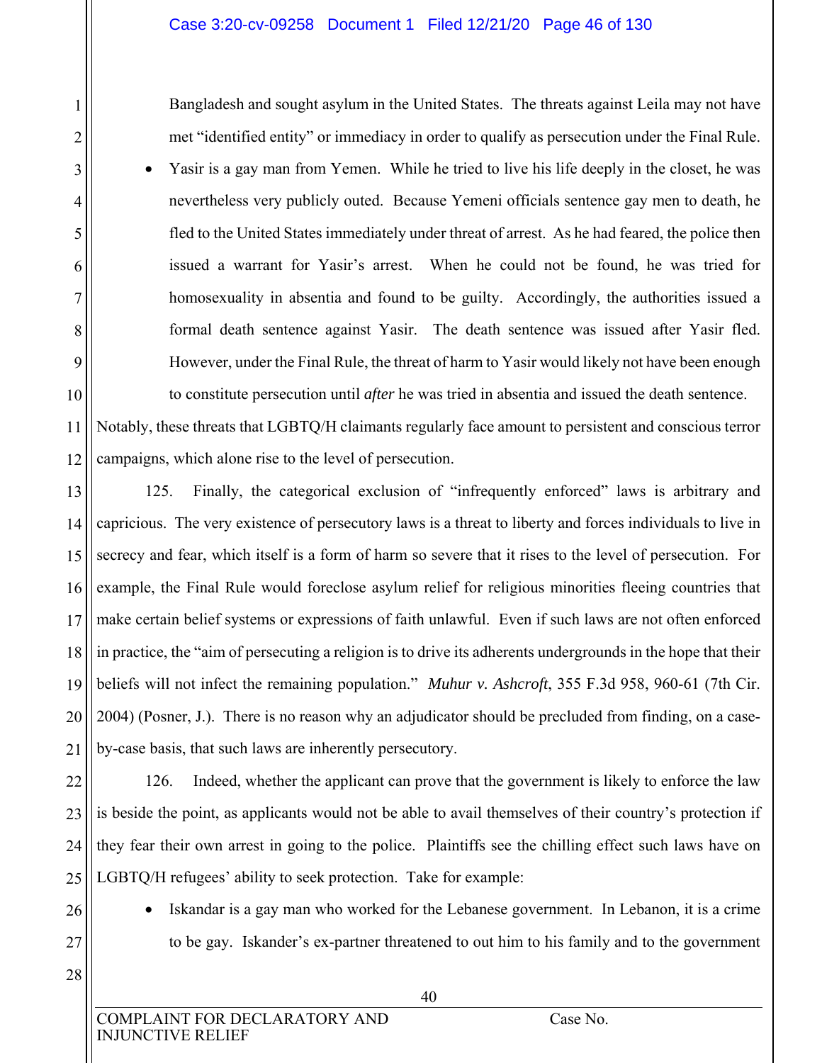Bangladesh and sought asylum in the United States. The threats against Leila may not have met "identified entity" or immediacy in order to qualify as persecution under the Final Rule.

- Yasir is a gay man from Yemen. While he tried to live his life deeply in the closet, he was nevertheless very publicly outed. Because Yemeni officials sentence gay men to death, he fled to the United States immediately under threat of arrest. As he had feared, the police then issued a warrant for Yasir's arrest. When he could not be found, he was tried for homosexuality in absentia and found to be guilty. Accordingly, the authorities issued a formal death sentence against Yasir. The death sentence was issued after Yasir fled. However, under the Final Rule, the threat of harm to Yasir would likely not have been enough to constitute persecution until *after* he was tried in absentia and issued the death sentence.

Notably, these threats that LGBTQ/H claimants regularly face amount to persistent and conscious terror campaigns, which alone rise to the level of persecution.

125. Finally, the categorical exclusion of "infrequently enforced" laws is arbitrary and capricious. The very existence of persecutory laws is a threat to liberty and forces individuals to live in secrecy and fear, which itself is a form of harm so severe that it rises to the level of persecution. For example, the Final Rule would foreclose asylum relief for religious minorities fleeing countries that make certain belief systems or expressions of faith unlawful. Even if such laws are not often enforced in practice, the "aim of persecuting a religion is to drive its adherents undergrounds in the hope that their beliefs will not infect the remaining population." *Muhur v. Ashcroft*, 355 F.3d 958, 960-61 (7th Cir. 2004) (Posner, J.). There is no reason why an adjudicator should be precluded from finding, on a case-by-case basis, that such laws are inherently persecutory.

126. Indeed, whether the applicant can prove that the government is likely to enforce the law is beside the point, as applicants would not be able to avail themselves of their country's protection if they fear their own arrest in going to the police. Plaintiffs see the chilling effect such laws have on LGBTQ/H refugees' ability to seek protection. Take for example:

- Iskandar is a gay man who worked for the Lebanese government. In Lebanon, it is a crime to be gay. Iskander's ex-partner threatened to out him to his family and to the government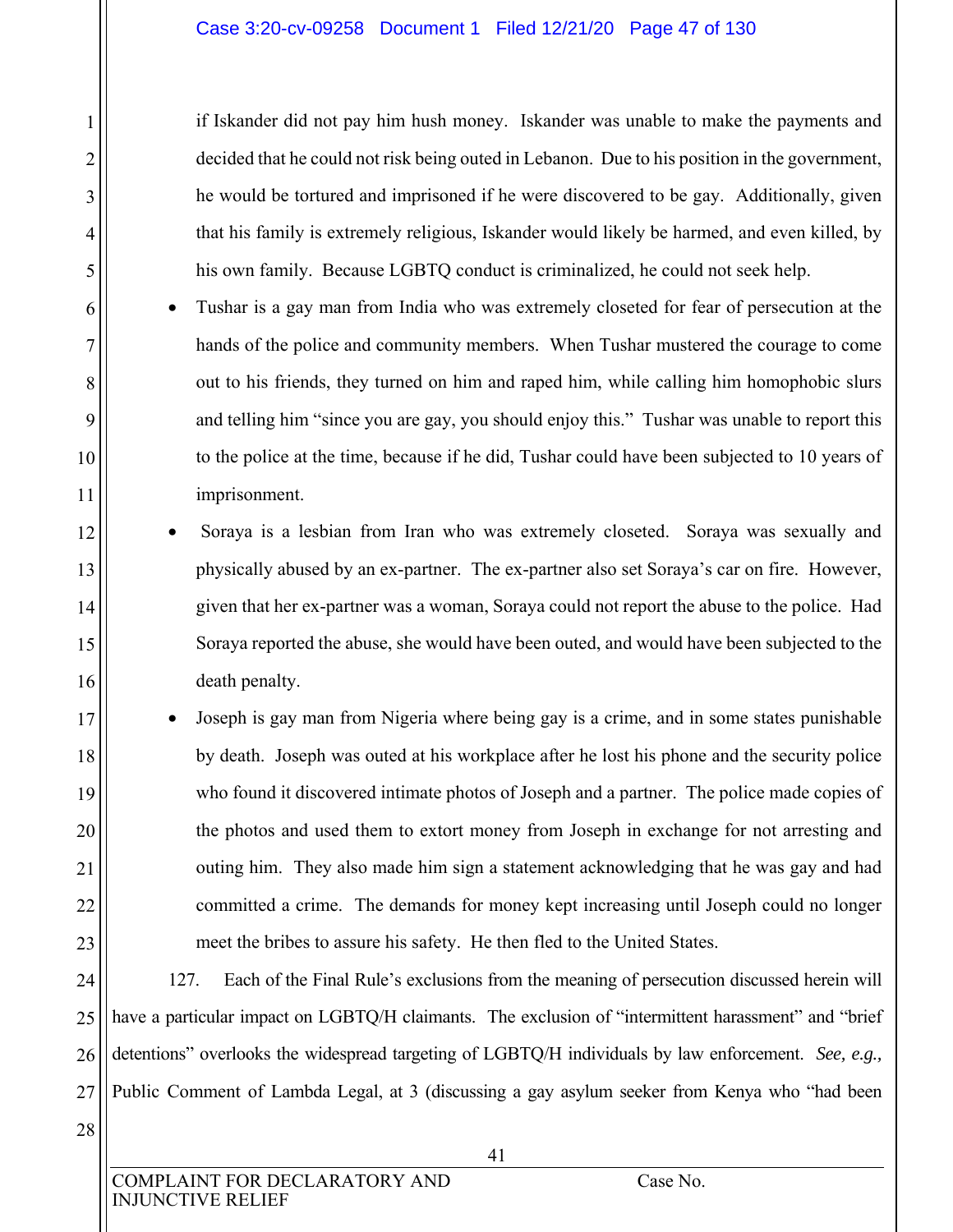if Iskander did not pay him hush money. Iskander was unable to make the payments and decided that he could not risk being outed in Lebanon. Due to his position in the government, he would be tortured and imprisoned if he were discovered to be gay. Additionally, given that his family is extremely religious, Iskander would likely be harmed, and even killed, by his own family. Because LGBTQ conduct is criminalized, he could not seek help.

- Tushar is a gay man from India who was extremely closeted for fear of persecution at the hands of the police and community members. When Tushar mustered the courage to come out to his friends, they turned on him and raped him, while calling him homophobic slurs and telling him "since you are gay, you should enjoy this." Tushar was unable to report this to the police at the time, because if he did, Tushar could have been subjected to 10 years of imprisonment.
- Soraya is a lesbian from Iran who was extremely closeted. Soraya was sexually and physically abused by an ex-partner. The ex-partner also set Soraya's car on fire. However, given that her ex-partner was a woman, Soraya could not report the abuse to the police. Had Soraya reported the abuse, she would have been outed, and would have been subjected to the death penalty.
- Joseph is gay man from Nigeria where being gay is a crime, and in some states punishable by death. Joseph was outed at his workplace after he lost his phone and the security police who found it discovered intimate photos of Joseph and a partner. The police made copies of the photos and used them to extort money from Joseph in exchange for not arresting and outing him. They also made him sign a statement acknowledging that he was gay and had committed a crime. The demands for money kept increasing until Joseph could no longer meet the bribes to assure his safety. He then fled to the United States.

127. Each of the Final Rule's exclusions from the meaning of persecution discussed herein will have a particular impact on LGBTQ/H claimants. The exclusion of "intermittent harassment" and "brief detentions" overlooks the widespread targeting of LGBTQ/H individuals by law enforcement. *See, e.g.,* Public Comment of Lambda Legal, at 3 (discussing a gay asylum seeker from Kenya who "had been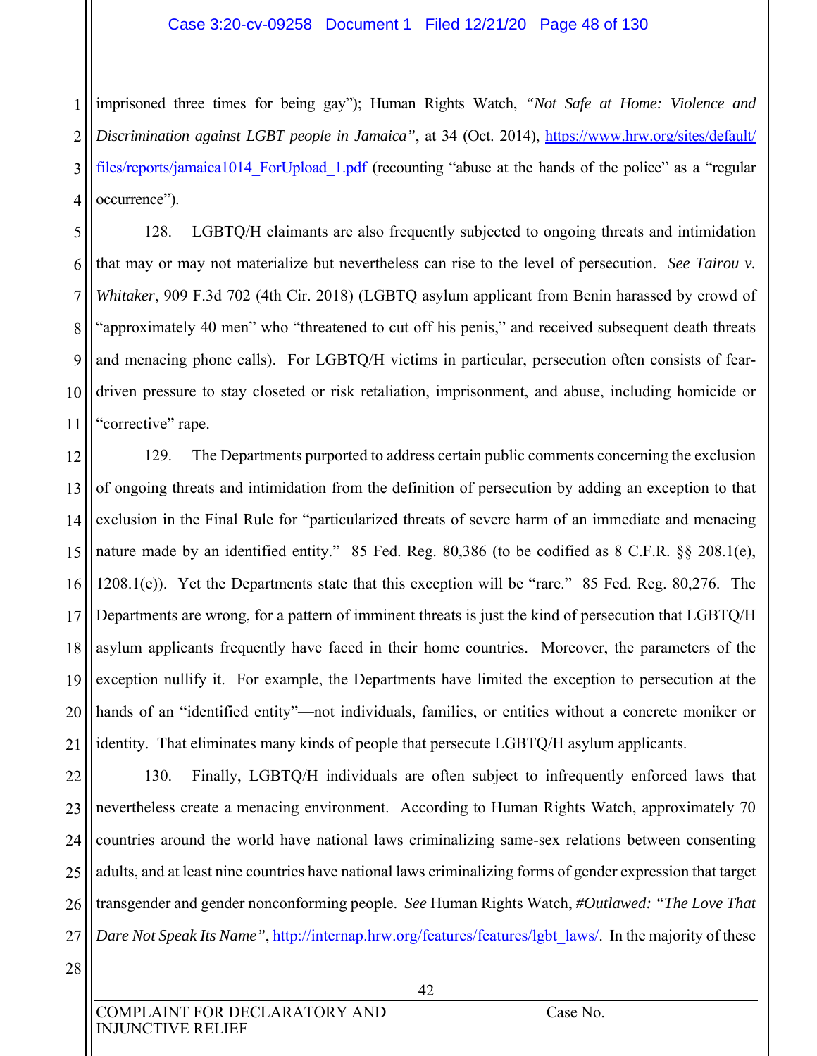imprisoned three times for being gay"); Human Rights Watch, *"Not Safe at Home: Violence and Discrimination against LGBT people in Jamaica"*, at 34 (Oct. 2014), https://www.hrw.org/sites/default/files/reports/jamaica1014_ForUpload_1.pdf (recounting "abuse at the hands of the police" as a "regular occurrence").

128. LGBTQ/H claimants are also frequently subjected to ongoing threats and intimidation that may or may not materialize but nevertheless can rise to the level of persecution. *See Tairou v. Whitaker*, 909 F.3d 702 (4th Cir. 2018) (LGBTQ asylum applicant from Benin harassed by crowd of "approximately 40 men" who "threatened to cut off his penis," and received subsequent death threats and menacing phone calls). For LGBTQ/H victims in particular, persecution often consists of fear-driven pressure to stay closeted or risk retaliation, imprisonment, and abuse, including homicide or "corrective" rape.

129. The Departments purported to address certain public comments concerning the exclusion of ongoing threats and intimidation from the definition of persecution by adding an exception to that exclusion in the Final Rule for "particularized threats of severe harm of an immediate and menacing nature made by an identified entity." 85 Fed. Reg. 80,386 (to be codified as 8 C.F.R. §§ 208.1(e), 1208.1(e)). Yet the Departments state that this exception will be "rare." 85 Fed. Reg. 80,276. The Departments are wrong, for a pattern of imminent threats is just the kind of persecution that LGBTQ/H asylum applicants frequently have faced in their home countries. Moreover, the parameters of the exception nullify it. For example, the Departments have limited the exception to persecution at the hands of an "identified entity"—not individuals, families, or entities without a concrete moniker or identity. That eliminates many kinds of people that persecute LGBTQ/H asylum applicants.

130. Finally, LGBTQ/H individuals are often subject to infrequently enforced laws that nevertheless create a menacing environment. According to Human Rights Watch, approximately 70 countries around the world have national laws criminalizing same-sex relations between consenting adults, and at least nine countries have national laws criminalizing forms of gender expression that target transgender and gender nonconforming people. *See* Human Rights Watch, *#Outlawed: "The Love That Dare Not Speak Its Name"*, http://internap.hrw.org/features/features/lgbt_laws/. In the majority of these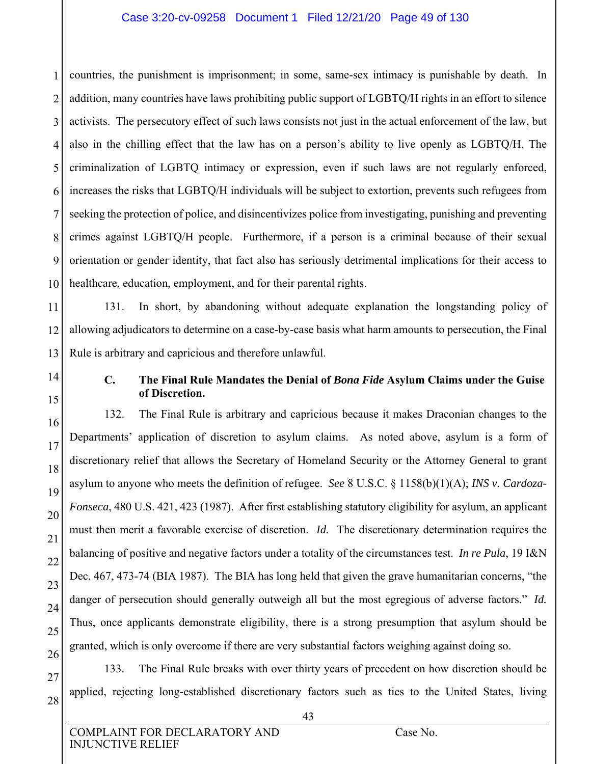countries, the punishment is imprisonment; in some, same-sex intimacy is punishable by death. In addition, many countries have laws prohibiting public support of LGBTQ/H rights in an effort to silence activists. The persecutory effect of such laws consists not just in the actual enforcement of the law, but also in the chilling effect that the law has on a person's ability to live openly as LGBTQ/H. The criminalization of LGBTQ intimacy or expression, even if such laws are not regularly enforced, increases the risks that LGBTQ/H individuals will be subject to extortion, prevents such refugees from seeking the protection of police, and disincentivizes police from investigating, punishing and preventing crimes against LGBTQ/H people. Furthermore, if a person is a criminal because of their sexual orientation or gender identity, that fact also has seriously detrimental implications for their access to healthcare, education, employment, and for their parental rights.

131. In short, by abandoning without adequate explanation the longstanding policy of allowing adjudicators to determine on a case-by-case basis what harm amounts to persecution, the Final Rule is arbitrary and capricious and therefore unlawful.

### C. The Final Rule Mandates the Denial of *Bona Fide* Asylum Claims under the Guise of Discretion.

132. The Final Rule is arbitrary and capricious because it makes Draconian changes to the Departments' application of discretion to asylum claims. As noted above, asylum is a form of discretionary relief that allows the Secretary of Homeland Security or the Attorney General to grant asylum to anyone who meets the definition of refugee. *See* 8 U.S.C. § 1158(b)(1)(A); *INS v. Cardoza-Fonseca*, 480 U.S. 421, 423 (1987). After first establishing statutory eligibility for asylum, an applicant must then merit a favorable exercise of discretion. *Id.* The discretionary determination requires the balancing of positive and negative factors under a totality of the circumstances test. *In re Pula*, 19 I&N Dec. 467, 473-74 (BIA 1987). The BIA has long held that given the grave humanitarian concerns, "the danger of persecution should generally outweigh all but the most egregious of adverse factors." *Id.* Thus, once applicants demonstrate eligibility, there is a strong presumption that asylum should be granted, which is only overcome if there are very substantial factors weighing against doing so.

133. The Final Rule breaks with over thirty years of precedent on how discretion should be applied, rejecting long-established discretionary factors such as ties to the United States, living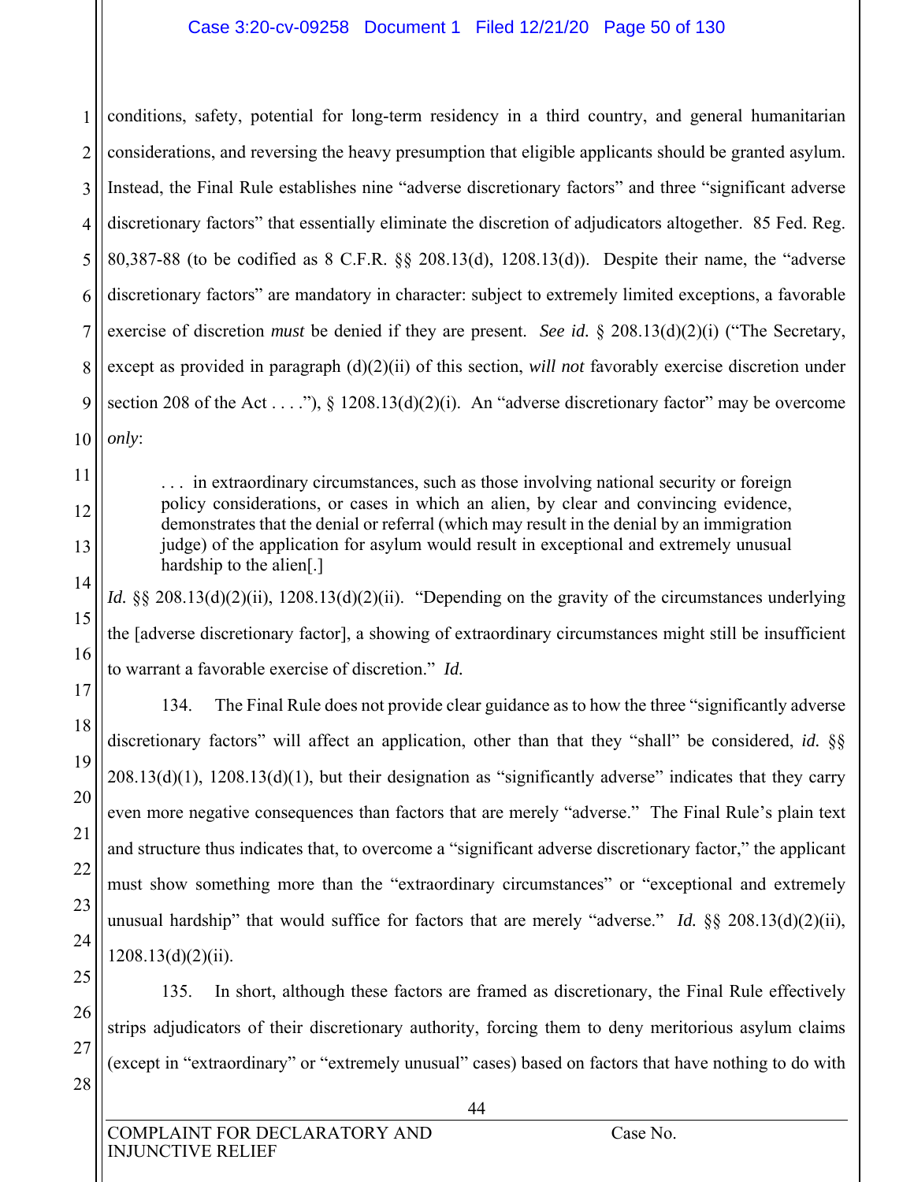conditions, safety, potential for long-term residency in a third country, and general humanitarian considerations, and reversing the heavy presumption that eligible applicants should be granted asylum. Instead, the Final Rule establishes nine "adverse discretionary factors" and three "significant adverse discretionary factors" that essentially eliminate the discretion of adjudicators altogether. 85 Fed. Reg. 80,387-88 (to be codified as 8 C.F.R. §§ 208.13(d), 1208.13(d)). Despite their name, the "adverse discretionary factors" are mandatory in character: subject to extremely limited exceptions, a favorable exercise of discretion *must* be denied if they are present. *See id.* § 208.13(d)(2)(i) ("The Secretary, except as provided in paragraph (d)(2)(ii) of this section, *will not* favorably exercise discretion under section 208 of the Act . . . ."), § 1208.13(d)(2)(i). An "adverse discretionary factor" may be overcome *only*:

> . . . in extraordinary circumstances, such as those involving national security or foreign policy considerations, or cases in which an alien, by clear and convincing evidence, demonstrates that the denial or referral (which may result in the denial by an immigration judge) of the application for asylum would result in exceptional and extremely unusual hardship to the alien[.]

*Id.* §§ 208.13(d)(2)(ii), 1208.13(d)(2)(ii). "Depending on the gravity of the circumstances underlying the [adverse discretionary factor], a showing of extraordinary circumstances might still be insufficient to warrant a favorable exercise of discretion." *Id.*

134. The Final Rule does not provide clear guidance as to how the three "significantly adverse discretionary factors" will affect an application, other than that they "shall" be considered, *id.* §§ 208.13(d)(1), 1208.13(d)(1), but their designation as "significantly adverse" indicates that they carry even more negative consequences than factors that are merely "adverse." The Final Rule's plain text and structure thus indicates that, to overcome a "significant adverse discretionary factor," the applicant must show something more than the "extraordinary circumstances" or "exceptional and extremely unusual hardship" that would suffice for factors that are merely "adverse." *Id.* §§ 208.13(d)(2)(ii), 1208.13(d)(2)(ii).

135. In short, although these factors are framed as discretionary, the Final Rule effectively strips adjudicators of their discretionary authority, forcing them to deny meritorious asylum claims (except in "extraordinary" or "extremely unusual" cases) based on factors that have nothing to do with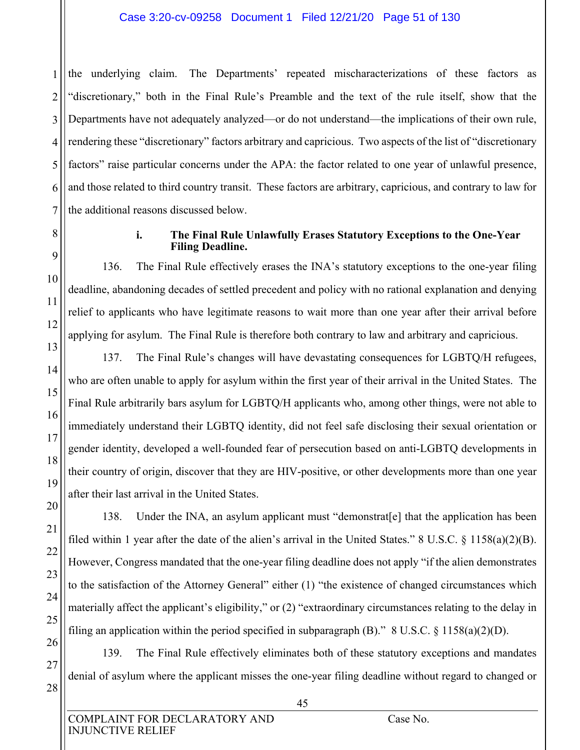the underlying claim. The Departments' repeated mischaracterizations of these factors as "discretionary," both in the Final Rule's Preamble and the text of the rule itself, show that the Departments have not adequately analyzed—or do not understand—the implications of their own rule, rendering these "discretionary" factors arbitrary and capricious. Two aspects of the list of "discretionary factors" raise particular concerns under the APA: the factor related to one year of unlawful presence, and those related to third country transit. These factors are arbitrary, capricious, and contrary to law for the additional reasons discussed below.

#### i. The Final Rule Unlawfully Erases Statutory Exceptions to the One-Year Filing Deadline.

136. The Final Rule effectively erases the INA's statutory exceptions to the one-year filing deadline, abandoning decades of settled precedent and policy with no rational explanation and denying relief to applicants who have legitimate reasons to wait more than one year after their arrival before applying for asylum. The Final Rule is therefore both contrary to law and arbitrary and capricious.

137. The Final Rule's changes will have devastating consequences for LGBTQ/H refugees, who are often unable to apply for asylum within the first year of their arrival in the United States. The Final Rule arbitrarily bars asylum for LGBTQ/H applicants who, among other things, were not able to immediately understand their LGBTQ identity, did not feel safe disclosing their sexual orientation or gender identity, developed a well-founded fear of persecution based on anti-LGBTQ developments in their country of origin, discover that they are HIV-positive, or other developments more than one year after their last arrival in the United States.

138. Under the INA, an asylum applicant must "demonstrat[e] that the application has been filed within 1 year after the date of the alien's arrival in the United States." 8 U.S.C. § 1158(a)(2)(B). However, Congress mandated that the one-year filing deadline does not apply "if the alien demonstrates to the satisfaction of the Attorney General" either (1) "the existence of changed circumstances which materially affect the applicant's eligibility," or (2) "extraordinary circumstances relating to the delay in filing an application within the period specified in subparagraph (B)." 8 U.S.C. § 1158(a)(2)(D).

139. The Final Rule effectively eliminates both of these statutory exceptions and mandates denial of asylum where the applicant misses the one-year filing deadline without regard to changed or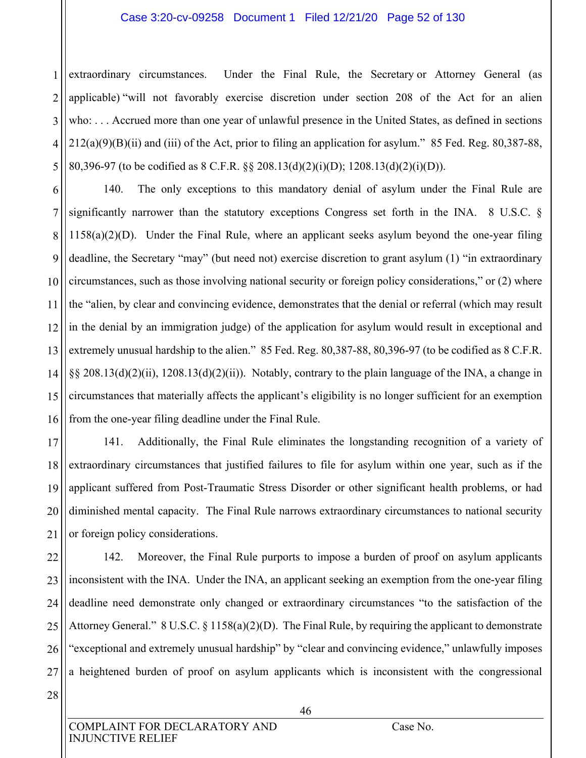extraordinary circumstances. Under the Final Rule, the Secretary or Attorney General (as applicable) "will not favorably exercise discretion under section 208 of the Act for an alien who: . . . Accrued more than one year of unlawful presence in the United States, as defined in sections 212(a)(9)(B)(ii) and (iii) of the Act, prior to filing an application for asylum." 85 Fed. Reg. 80,387-88, 80,396-97 (to be codified as 8 C.F.R. §§ 208.13(d)(2)(i)(D); 1208.13(d)(2)(i)(D)).

140. The only exceptions to this mandatory denial of asylum under the Final Rule are significantly narrower than the statutory exceptions Congress set forth in the INA. 8 U.S.C. § 1158(a)(2)(D). Under the Final Rule, where an applicant seeks asylum beyond the one-year filing deadline, the Secretary "may" (but need not) exercise discretion to grant asylum (1) "in extraordinary circumstances, such as those involving national security or foreign policy considerations," or (2) where the "alien, by clear and convincing evidence, demonstrates that the denial or referral (which may result in the denial by an immigration judge) of the application for asylum would result in exceptional and extremely unusual hardship to the alien." 85 Fed. Reg. 80,387-88, 80,396-97 (to be codified as 8 C.F.R. §§ 208.13(d)(2)(ii), 1208.13(d)(2)(ii)). Notably, contrary to the plain language of the INA, a change in circumstances that materially affects the applicant's eligibility is no longer sufficient for an exemption from the one-year filing deadline under the Final Rule.

141. Additionally, the Final Rule eliminates the longstanding recognition of a variety of extraordinary circumstances that justified failures to file for asylum within one year, such as if the applicant suffered from Post-Traumatic Stress Disorder or other significant health problems, or had diminished mental capacity. The Final Rule narrows extraordinary circumstances to national security or foreign policy considerations.

142. Moreover, the Final Rule purports to impose a burden of proof on asylum applicants inconsistent with the INA. Under the INA, an applicant seeking an exemption from the one-year filing deadline need demonstrate only changed or extraordinary circumstances "to the satisfaction of the Attorney General." 8 U.S.C. § 1158(a)(2)(D). The Final Rule, by requiring the applicant to demonstrate "exceptional and extremely unusual hardship" by "clear and convincing evidence," unlawfully imposes a heightened burden of proof on asylum applicants which is inconsistent with the congressional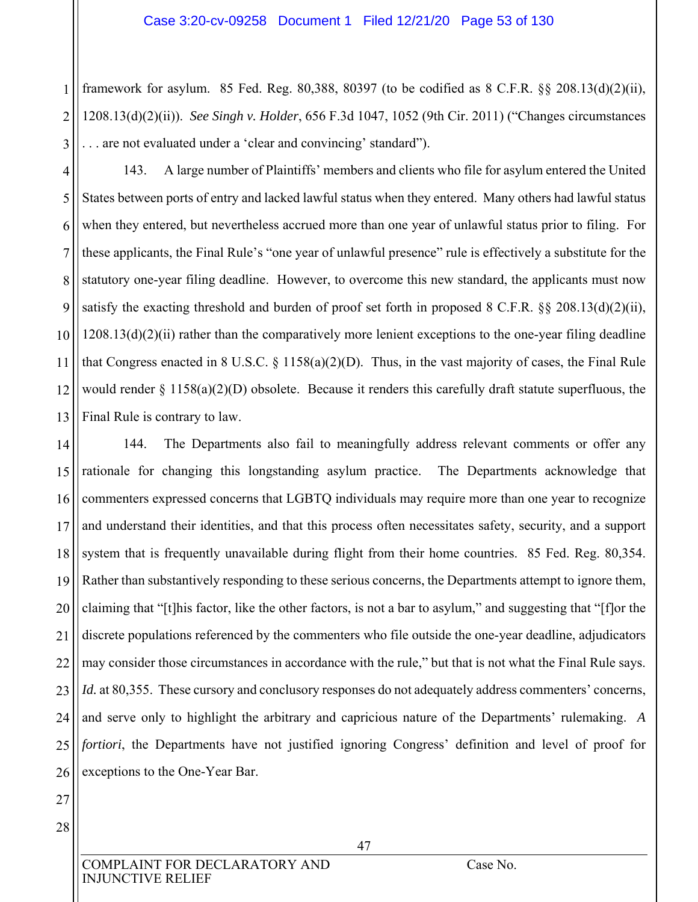framework for asylum. 85 Fed. Reg. 80,388, 80397 (to be codified as 8 C.F.R. §§ 208.13(d)(2)(ii), 1208.13(d)(2)(ii)). *See Singh v. Holder*, 656 F.3d 1047, 1052 (9th Cir. 2011) ("Changes circumstances . . . are not evaluated under a 'clear and convincing' standard").

143. A large number of Plaintiffs' members and clients who file for asylum entered the United States between ports of entry and lacked lawful status when they entered. Many others had lawful status when they entered, but nevertheless accrued more than one year of unlawful status prior to filing. For these applicants, the Final Rule's "one year of unlawful presence" rule is effectively a substitute for the statutory one-year filing deadline. However, to overcome this new standard, the applicants must now satisfy the exacting threshold and burden of proof set forth in proposed 8 C.F.R. §§ 208.13(d)(2)(ii), 1208.13(d)(2)(ii) rather than the comparatively more lenient exceptions to the one-year filing deadline that Congress enacted in 8 U.S.C. § 1158(a)(2)(D). Thus, in the vast majority of cases, the Final Rule would render § 1158(a)(2)(D) obsolete. Because it renders this carefully draft statute superfluous, the Final Rule is contrary to law.

144. The Departments also fail to meaningfully address relevant comments or offer any rationale for changing this longstanding asylum practice. The Departments acknowledge that commenters expressed concerns that LGBTQ individuals may require more than one year to recognize and understand their identities, and that this process often necessitates safety, security, and a support system that is frequently unavailable during flight from their home countries. 85 Fed. Reg. 80,354. Rather than substantively responding to these serious concerns, the Departments attempt to ignore them, claiming that "[t]his factor, like the other factors, is not a bar to asylum," and suggesting that "[f]or the discrete populations referenced by the commenters who file outside the one-year deadline, adjudicators may consider those circumstances in accordance with the rule," but that is not what the Final Rule says. *Id.* at 80,355. These cursory and conclusory responses do not adequately address commenters' concerns, and serve only to highlight the arbitrary and capricious nature of the Departments' rulemaking. *A fortiori*, the Departments have not justified ignoring Congress' definition and level of proof for exceptions to the One-Year Bar.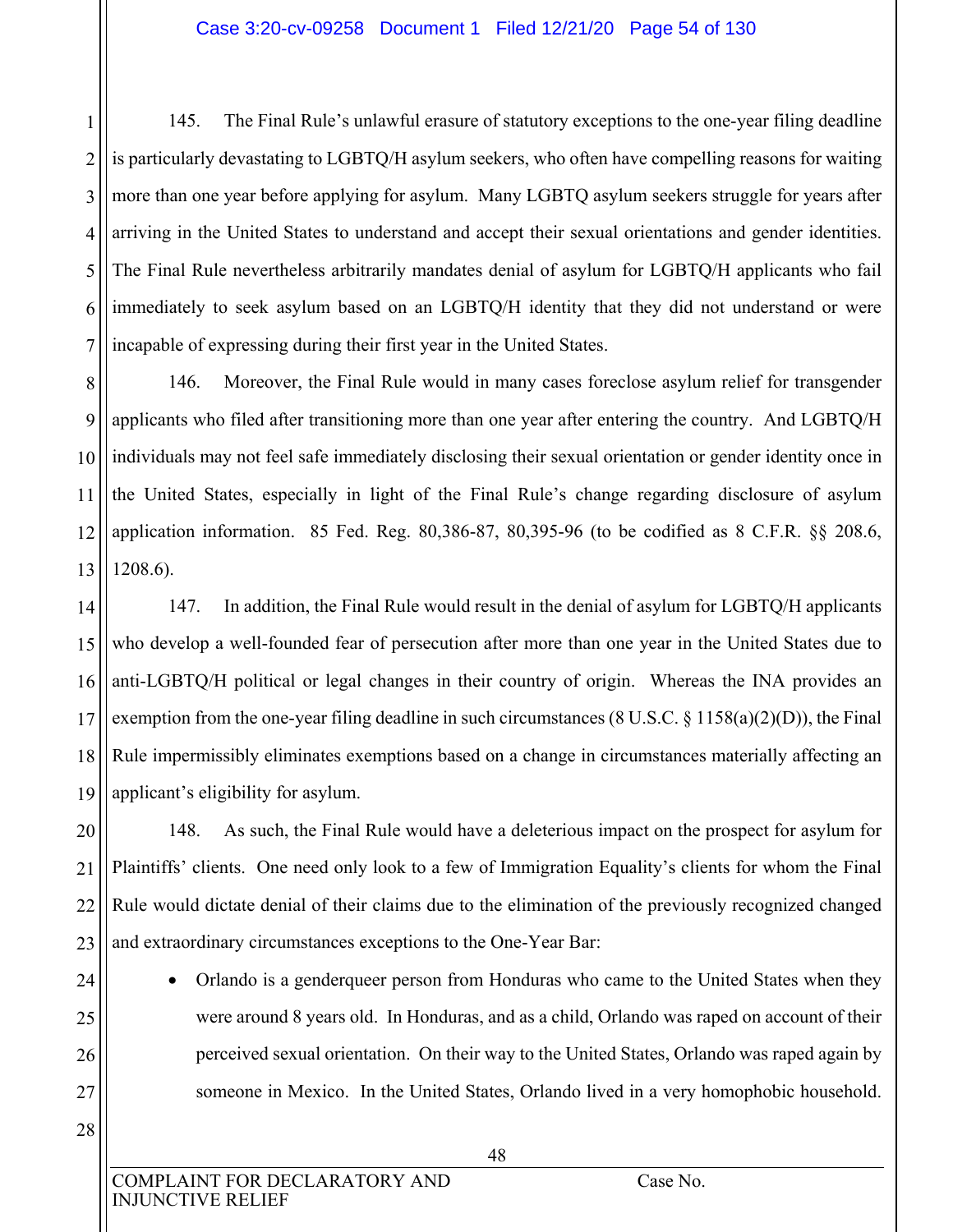145. The Final Rule's unlawful erasure of statutory exceptions to the one-year filing deadline is particularly devastating to LGBTQ/H asylum seekers, who often have compelling reasons for waiting more than one year before applying for asylum. Many LGBTQ asylum seekers struggle for years after arriving in the United States to understand and accept their sexual orientations and gender identities. The Final Rule nevertheless arbitrarily mandates denial of asylum for LGBTQ/H applicants who fail immediately to seek asylum based on an LGBTQ/H identity that they did not understand or were incapable of expressing during their first year in the United States.

146. Moreover, the Final Rule would in many cases foreclose asylum relief for transgender applicants who filed after transitioning more than one year after entering the country. And LGBTQ/H individuals may not feel safe immediately disclosing their sexual orientation or gender identity once in the United States, especially in light of the Final Rule's change regarding disclosure of asylum application information. 85 Fed. Reg. 80,386-87, 80,395-96 (to be codified as 8 C.F.R. §§ 208.6, 1208.6).

147. In addition, the Final Rule would result in the denial of asylum for LGBTQ/H applicants who develop a well-founded fear of persecution after more than one year in the United States due to anti-LGBTQ/H political or legal changes in their country of origin. Whereas the INA provides an exemption from the one-year filing deadline in such circumstances (8 U.S.C. § 1158(a)(2)(D)), the Final Rule impermissibly eliminates exemptions based on a change in circumstances materially affecting an applicant's eligibility for asylum.

148. As such, the Final Rule would have a deleterious impact on the prospect for asylum for Plaintiffs' clients. One need only look to a few of Immigration Equality's clients for whom the Final Rule would dictate denial of their claims due to the elimination of the previously recognized changed and extraordinary circumstances exceptions to the One-Year Bar:

- Orlando is a genderqueer person from Honduras who came to the United States when they were around 8 years old. In Honduras, and as a child, Orlando was raped on account of their perceived sexual orientation. On their way to the United States, Orlando was raped again by someone in Mexico. In the United States, Orlando lived in a very homophobic household.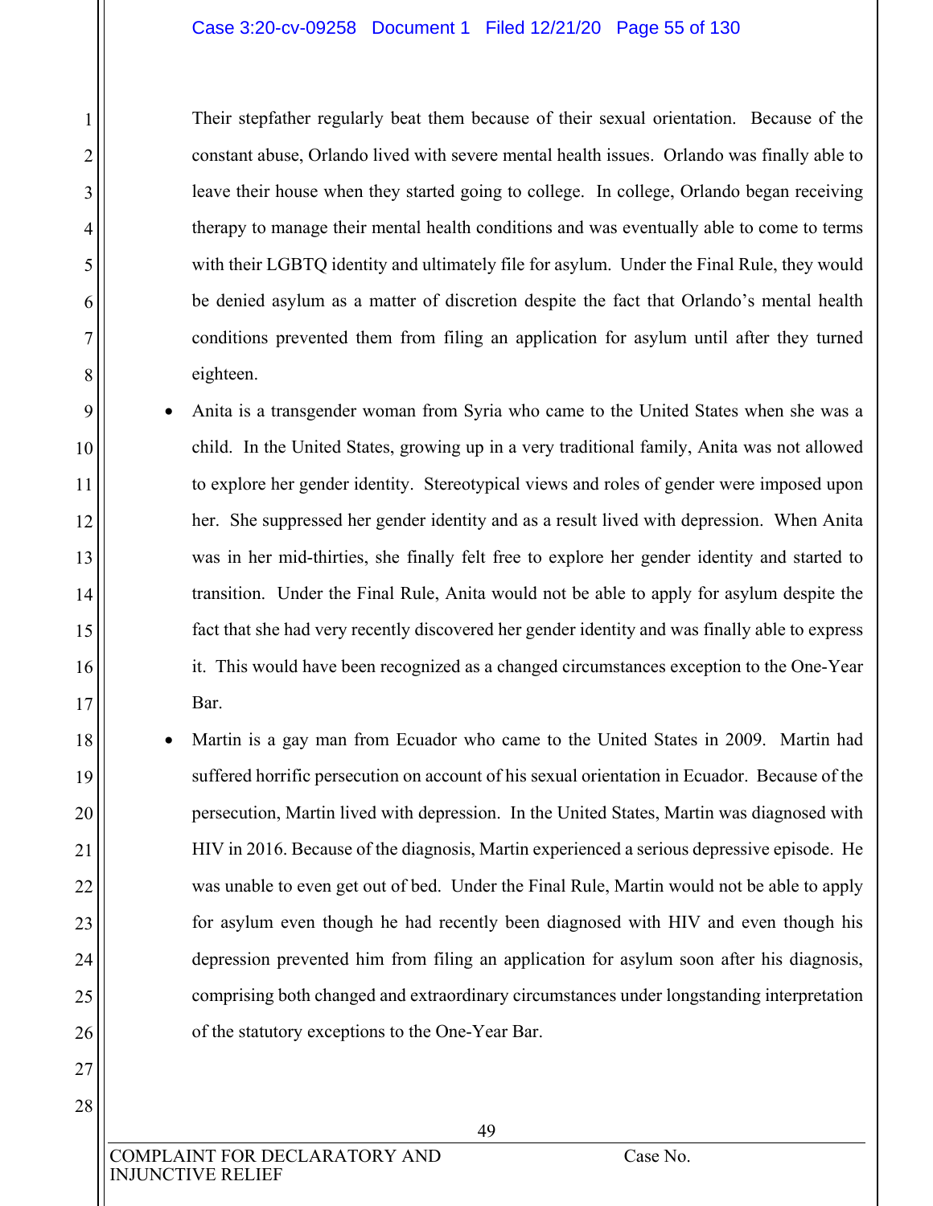Their stepfather regularly beat them because of their sexual orientation. Because of the constant abuse, Orlando lived with severe mental health issues. Orlando was finally able to leave their house when they started going to college. In college, Orlando began receiving therapy to manage their mental health conditions and was eventually able to come to terms with their LGBTQ identity and ultimately file for asylum. Under the Final Rule, they would be denied asylum as a matter of discretion despite the fact that Orlando's mental health conditions prevented them from filing an application for asylum until after they turned eighteen.

- Anita is a transgender woman from Syria who came to the United States when she was a child. In the United States, growing up in a very traditional family, Anita was not allowed to explore her gender identity. Stereotypical views and roles of gender were imposed upon her. She suppressed her gender identity and as a result lived with depression. When Anita was in her mid-thirties, she finally felt free to explore her gender identity and started to transition. Under the Final Rule, Anita would not be able to apply for asylum despite the fact that she had very recently discovered her gender identity and was finally able to express it. This would have been recognized as a changed circumstances exception to the One-Year Bar.
- Martin is a gay man from Ecuador who came to the United States in 2009. Martin had suffered horrific persecution on account of his sexual orientation in Ecuador. Because of the persecution, Martin lived with depression. In the United States, Martin was diagnosed with HIV in 2016. Because of the diagnosis, Martin experienced a serious depressive episode. He was unable to even get out of bed. Under the Final Rule, Martin would not be able to apply for asylum even though he had recently been diagnosed with HIV and even though his depression prevented him from filing an application for asylum soon after his diagnosis, comprising both changed and extraordinary circumstances under longstanding interpretation of the statutory exceptions to the One-Year Bar.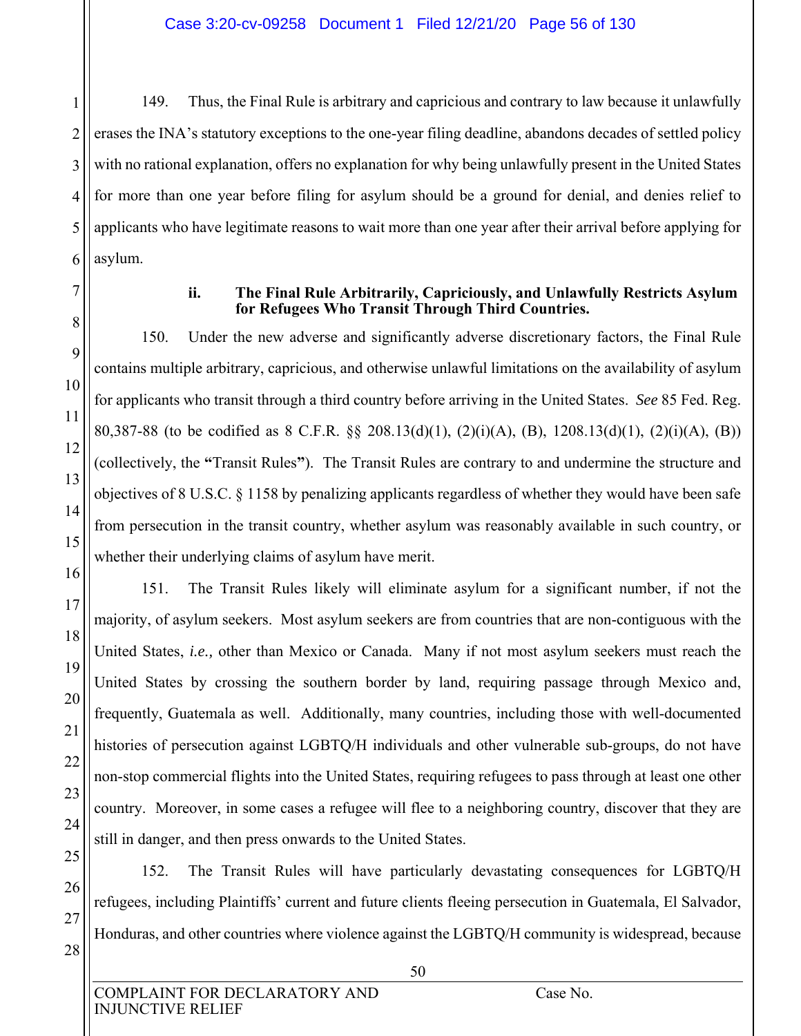149. Thus, the Final Rule is arbitrary and capricious and contrary to law because it unlawfully erases the INA's statutory exceptions to the one-year filing deadline, abandons decades of settled policy with no rational explanation, offers no explanation for why being unlawfully present in the United States for more than one year before filing for asylum should be a ground for denial, and denies relief to applicants who have legitimate reasons to wait more than one year after their arrival before applying for asylum.

#### ii. The Final Rule Arbitrarily, Capriciously, and Unlawfully Restricts Asylum for Refugees Who Transit Through Third Countries.

150. Under the new adverse and significantly adverse discretionary factors, the Final Rule contains multiple arbitrary, capricious, and otherwise unlawful limitations on the availability of asylum for applicants who transit through a third country before arriving in the United States. *See* 85 Fed. Reg. 80,387-88 (to be codified as 8 C.F.R. §§ 208.13(d)(1), (2)(i)(A), (B), 1208.13(d)(1), (2)(i)(A), (B)) (collectively, the **"Transit Rules"**). The Transit Rules are contrary to and undermine the structure and objectives of 8 U.S.C. § 1158 by penalizing applicants regardless of whether they would have been safe from persecution in the transit country, whether asylum was reasonably available in such country, or whether their underlying claims of asylum have merit.

151. The Transit Rules likely will eliminate asylum for a significant number, if not the majority, of asylum seekers. Most asylum seekers are from countries that are non-contiguous with the United States, *i.e.,* other than Mexico or Canada. Many if not most asylum seekers must reach the United States by crossing the southern border by land, requiring passage through Mexico and, frequently, Guatemala as well. Additionally, many countries, including those with well-documented histories of persecution against LGBTQ/H individuals and other vulnerable sub-groups, do not have non-stop commercial flights into the United States, requiring refugees to pass through at least one other country. Moreover, in some cases a refugee will flee to a neighboring country, discover that they are still in danger, and then press onwards to the United States.

152. The Transit Rules will have particularly devastating consequences for LGBTQ/H refugees, including Plaintiffs' current and future clients fleeing persecution in Guatemala, El Salvador, Honduras, and other countries where violence against the LGBTQ/H community is widespread, because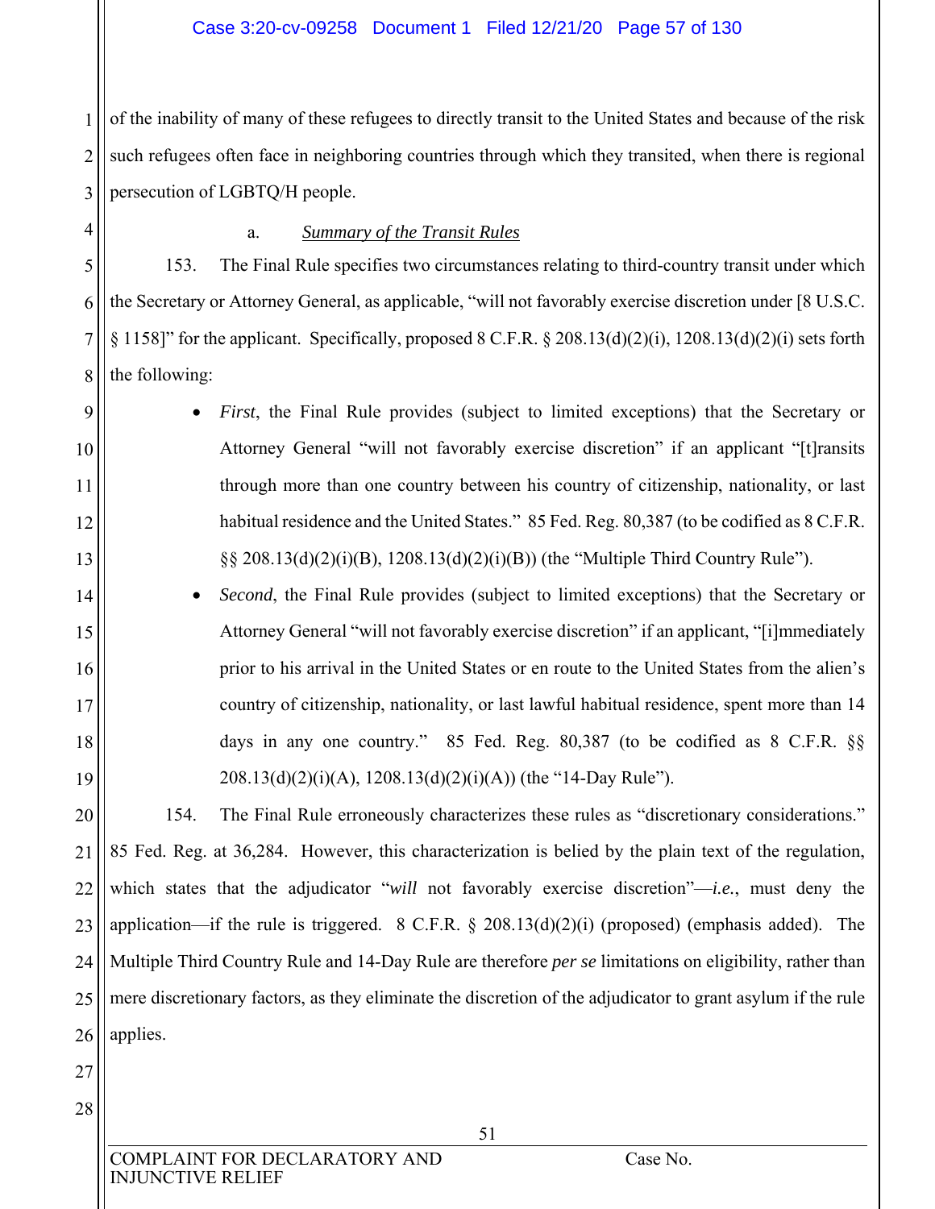of the inability of many of these refugees to directly transit to the United States and because of the risk such refugees often face in neighboring countries through which they transited, when there is regional persecution of LGBTQ/H people.

a. *Summary of the Transit Rules*

153. The Final Rule specifies two circumstances relating to third-country transit under which the Secretary or Attorney General, as applicable, "will not favorably exercise discretion under [8 U.S.C. § 1158]" for the applicant. Specifically, proposed 8 C.F.R. § 208.13(d)(2)(i), 1208.13(d)(2)(i) sets forth the following:

- *First*, the Final Rule provides (subject to limited exceptions) that the Secretary or Attorney General "will not favorably exercise discretion" if an applicant "[t]ransits through more than one country between his country of citizenship, nationality, or last habitual residence and the United States." 85 Fed. Reg. 80,387 (to be codified as 8 C.F.R. §§ 208.13(d)(2)(i)(B), 1208.13(d)(2)(i)(B)) (the "Multiple Third Country Rule").
- *Second*, the Final Rule provides (subject to limited exceptions) that the Secretary or Attorney General "will not favorably exercise discretion" if an applicant, "[i]mmediately prior to his arrival in the United States or en route to the United States from the alien's country of citizenship, nationality, or last lawful habitual residence, spent more than 14 days in any one country." 85 Fed. Reg. 80,387 (to be codified as 8 C.F.R. §§ 208.13(d)(2)(i)(A), 1208.13(d)(2)(i)(A)) (the "14-Day Rule").

154. The Final Rule erroneously characterizes these rules as "discretionary considerations." 85 Fed. Reg. at 36,284. However, this characterization is belied by the plain text of the regulation, which states that the adjudicator "*will* not favorably exercise discretion"—*i.e.*, must deny the application—if the rule is triggered. 8 C.F.R. § 208.13(d)(2)(i) (proposed) (emphasis added). The Multiple Third Country Rule and 14-Day Rule are therefore *per se* limitations on eligibility, rather than mere discretionary factors, as they eliminate the discretion of the adjudicator to grant asylum if the rule applies.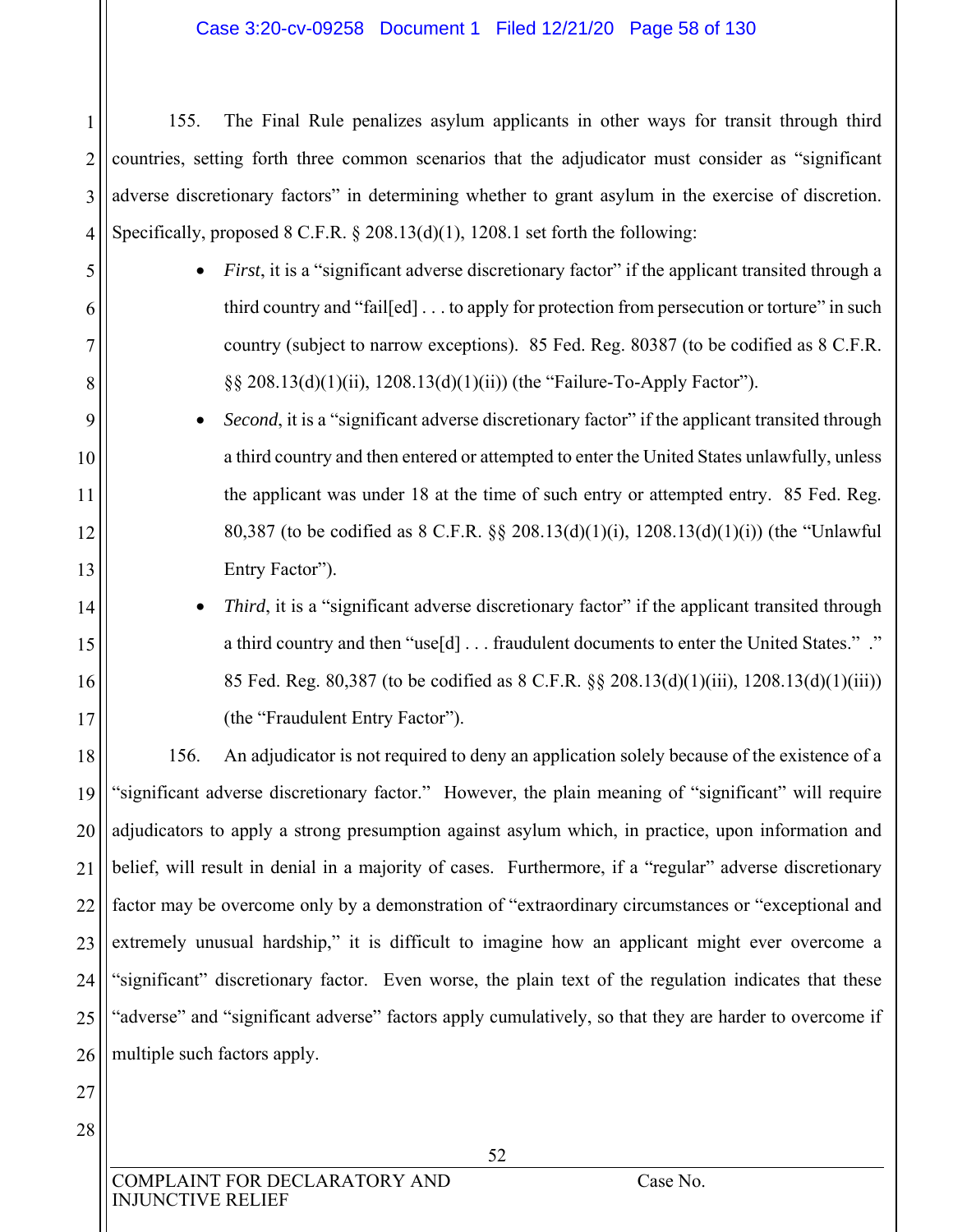155. The Final Rule penalizes asylum applicants in other ways for transit through third countries, setting forth three common scenarios that the adjudicator must consider as "significant adverse discretionary factors" in determining whether to grant asylum in the exercise of discretion. Specifically, proposed 8 C.F.R. § 208.13(d)(1), 1208.1 set forth the following:

- *First*, it is a "significant adverse discretionary factor" if the applicant transited through a third country and "fail[ed] . . . to apply for protection from persecution or torture" in such country (subject to narrow exceptions). 85 Fed. Reg. 80387 (to be codified as 8 C.F.R. §§ 208.13(d)(1)(ii), 1208.13(d)(1)(ii)) (the "Failure-To-Apply Factor").
- *Second*, it is a "significant adverse discretionary factor" if the applicant transited through a third country and then entered or attempted to enter the United States unlawfully, unless the applicant was under 18 at the time of such entry or attempted entry. 85 Fed. Reg. 80,387 (to be codified as 8 C.F.R. §§ 208.13(d)(1)(i), 1208.13(d)(1)(i)) (the "Unlawful Entry Factor").
- *Third*, it is a "significant adverse discretionary factor" if the applicant transited through a third country and then "use[d] . . . fraudulent documents to enter the United States." ." 85 Fed. Reg. 80,387 (to be codified as 8 C.F.R. §§ 208.13(d)(1)(iii), 1208.13(d)(1)(iii)) (the "Fraudulent Entry Factor").

156. An adjudicator is not required to deny an application solely because of the existence of a "significant adverse discretionary factor." However, the plain meaning of "significant" will require adjudicators to apply a strong presumption against asylum which, in practice, upon information and belief, will result in denial in a majority of cases. Furthermore, if a "regular" adverse discretionary factor may be overcome only by a demonstration of "extraordinary circumstances or "exceptional and extremely unusual hardship," it is difficult to imagine how an applicant might ever overcome a "significant" discretionary factor. Even worse, the plain text of the regulation indicates that these "adverse" and "significant adverse" factors apply cumulatively, so that they are harder to overcome if multiple such factors apply.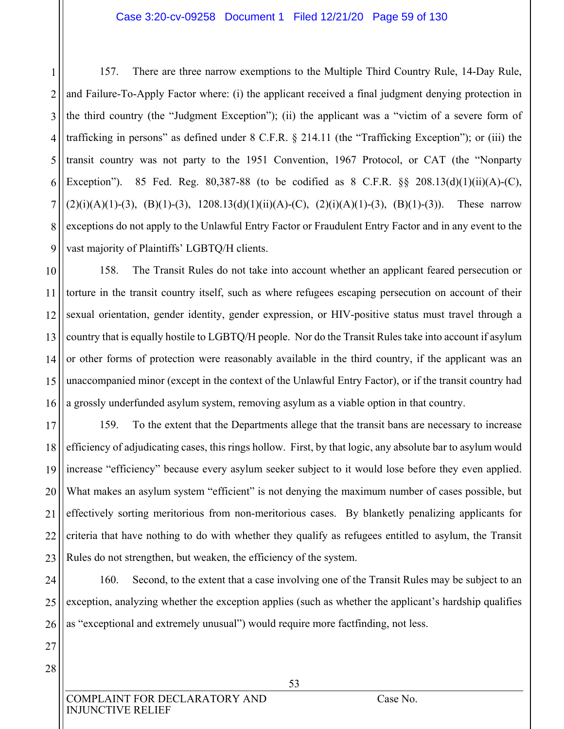157. There are three narrow exemptions to the Multiple Third Country Rule, 14-Day Rule, and Failure-To-Apply Factor where: (i) the applicant received a final judgment denying protection in the third country (the "Judgment Exception"); (ii) the applicant was a "victim of a severe form of trafficking in persons" as defined under 8 C.F.R. § 214.11 (the "Trafficking Exception"); or (iii) the transit country was not party to the 1951 Convention, 1967 Protocol, or CAT (the "Nonparty Exception"). 85 Fed. Reg. 80,387-88 (to be codified as 8 C.F.R. §§ 208.13(d)(1)(ii)(A)-(C), (2)(i)(A)(1)-(3), (B)(1)-(3), 1208.13(d)(1)(ii)(A)-(C), (2)(i)(A)(1)-(3), (B)(1)-(3)). These narrow exceptions do not apply to the Unlawful Entry Factor or Fraudulent Entry Factor and in any event to the vast majority of Plaintiffs' LGBTQ/H clients.

158. The Transit Rules do not take into account whether an applicant feared persecution or torture in the transit country itself, such as where refugees escaping persecution on account of their sexual orientation, gender identity, gender expression, or HIV-positive status must travel through a country that is equally hostile to LGBTQ/H people. Nor do the Transit Rules take into account if asylum or other forms of protection were reasonably available in the third country, if the applicant was an unaccompanied minor (except in the context of the Unlawful Entry Factor), or if the transit country had a grossly underfunded asylum system, removing asylum as a viable option in that country.

159. To the extent that the Departments allege that the transit bans are necessary to increase efficiency of adjudicating cases, this rings hollow. First, by that logic, any absolute bar to asylum would increase "efficiency" because every asylum seeker subject to it would lose before they even applied. What makes an asylum system "efficient" is not denying the maximum number of cases possible, but effectively sorting meritorious from non-meritorious cases. By blanketly penalizing applicants for criteria that have nothing to do with whether they qualify as refugees entitled to asylum, the Transit Rules do not strengthen, but weaken, the efficiency of the system.

160. Second, to the extent that a case involving one of the Transit Rules may be subject to an exception, analyzing whether the exception applies (such as whether the applicant's hardship qualifies as "exceptional and extremely unusual") would require more factfinding, not less.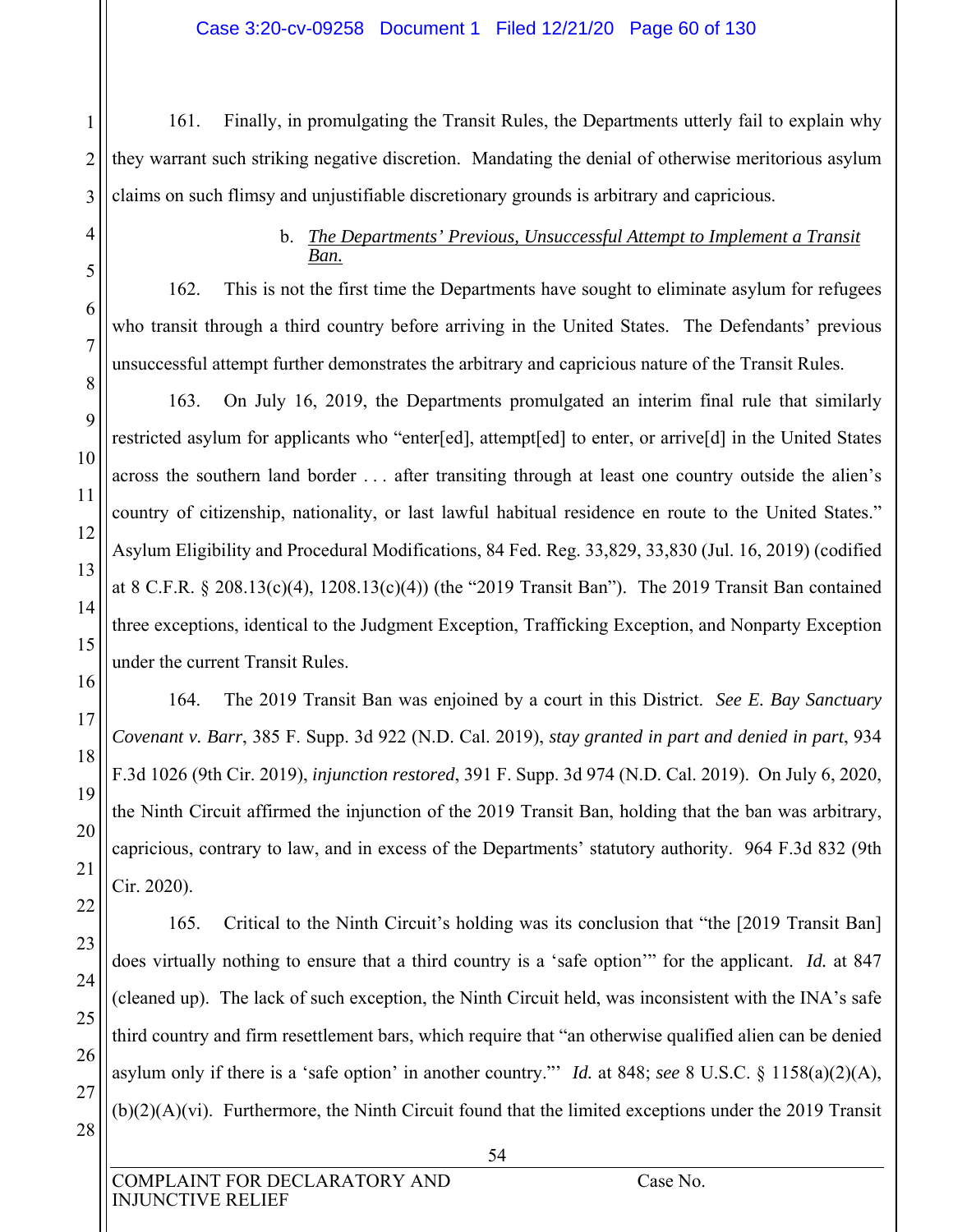161. Finally, in promulgating the Transit Rules, the Departments utterly fail to explain why they warrant such striking negative discretion. Mandating the denial of otherwise meritorious asylum claims on such flimsy and unjustifiable discretionary grounds is arbitrary and capricious.

#### b. *The Departments' Previous, Unsuccessful Attempt to Implement a Transit Ban.*

162. This is not the first time the Departments have sought to eliminate asylum for refugees who transit through a third country before arriving in the United States. The Defendants' previous unsuccessful attempt further demonstrates the arbitrary and capricious nature of the Transit Rules.

163. On July 16, 2019, the Departments promulgated an interim final rule that similarly restricted asylum for applicants who "enter[ed], attempt[ed] to enter, or arrive[d] in the United States across the southern land border . . . after transiting through at least one country outside the alien's country of citizenship, nationality, or last lawful habitual residence en route to the United States." Asylum Eligibility and Procedural Modifications, 84 Fed. Reg. 33,829, 33,830 (Jul. 16, 2019) (codified at 8 C.F.R. § 208.13(c)(4), 1208.13(c)(4)) (the "2019 Transit Ban"). The 2019 Transit Ban contained three exceptions, identical to the Judgment Exception, Trafficking Exception, and Nonparty Exception under the current Transit Rules.

164. The 2019 Transit Ban was enjoined by a court in this District. *See E. Bay Sanctuary Covenant v. Barr*, 385 F. Supp. 3d 922 (N.D. Cal. 2019), *stay granted in part and denied in part*, 934 F.3d 1026 (9th Cir. 2019), *injunction restored*, 391 F. Supp. 3d 974 (N.D. Cal. 2019). On July 6, 2020, the Ninth Circuit affirmed the injunction of the 2019 Transit Ban, holding that the ban was arbitrary, capricious, contrary to law, and in excess of the Departments' statutory authority. 964 F.3d 832 (9th Cir. 2020).

165. Critical to the Ninth Circuit's holding was its conclusion that "the [2019 Transit Ban] does virtually nothing to ensure that a third country is a 'safe option'" for the applicant. *Id.* at 847 (cleaned up). The lack of such exception, the Ninth Circuit held, was inconsistent with the INA's safe third country and firm resettlement bars, which require that "an otherwise qualified alien can be denied asylum only if there is a 'safe option' in another country."' *Id.* at 848; *see* 8 U.S.C. § 1158(a)(2)(A), (b)(2)(A)(vi). Furthermore, the Ninth Circuit found that the limited exceptions under the 2019 Transit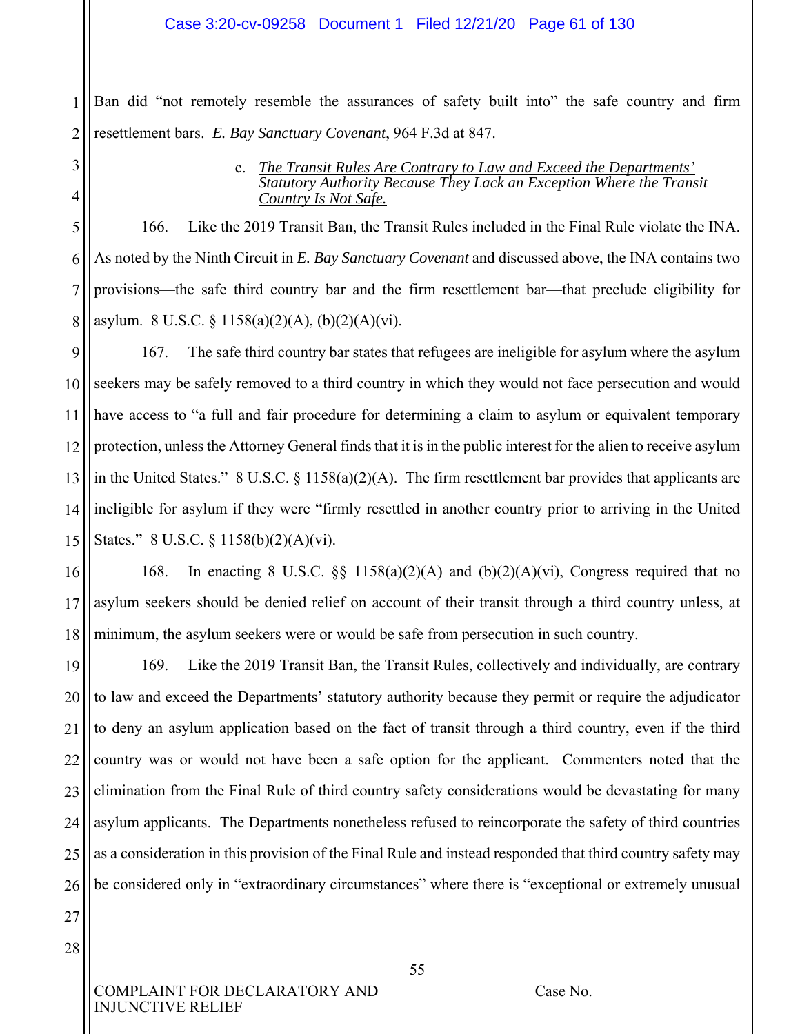Ban did "not remotely resemble the assurances of safety built into" the safe country and firm resettlement bars. *E. Bay Sanctuary Covenant*, 964 F.3d at 847.

c. ***The Transit Rules Are Contrary to Law and Exceed the Departments' Statutory Authority Because They Lack an Exception Where the Transit Country Is Not Safe.***

166. Like the 2019 Transit Ban, the Transit Rules included in the Final Rule violate the INA. As noted by the Ninth Circuit in *E. Bay Sanctuary Covenant* and discussed above, the INA contains two provisions—the safe third country bar and the firm resettlement bar—that preclude eligibility for asylum. 8 U.S.C. § 1158(a)(2)(A), (b)(2)(A)(vi).

167. The safe third country bar states that refugees are ineligible for asylum where the asylum seekers may be safely removed to a third country in which they would not face persecution and would have access to "a full and fair procedure for determining a claim to asylum or equivalent temporary protection, unless the Attorney General finds that it is in the public interest for the alien to receive asylum in the United States." 8 U.S.C. § 1158(a)(2)(A). The firm resettlement bar provides that applicants are ineligible for asylum if they were "firmly resettled in another country prior to arriving in the United States." 8 U.S.C. § 1158(b)(2)(A)(vi).

168. In enacting 8 U.S.C. §§ 1158(a)(2)(A) and (b)(2)(A)(vi), Congress required that no asylum seekers should be denied relief on account of their transit through a third country unless, at minimum, the asylum seekers were or would be safe from persecution in such country.

169. Like the 2019 Transit Ban, the Transit Rules, collectively and individually, are contrary to law and exceed the Departments' statutory authority because they permit or require the adjudicator to deny an asylum application based on the fact of transit through a third country, even if the third country was or would not have been a safe option for the applicant. Commenters noted that the elimination from the Final Rule of third country safety considerations would be devastating for many asylum applicants. The Departments nonetheless refused to reincorporate the safety of third countries as a consideration in this provision of the Final Rule and instead responded that third country safety may be considered only in "extraordinary circumstances" where there is "exceptional or extremely unusual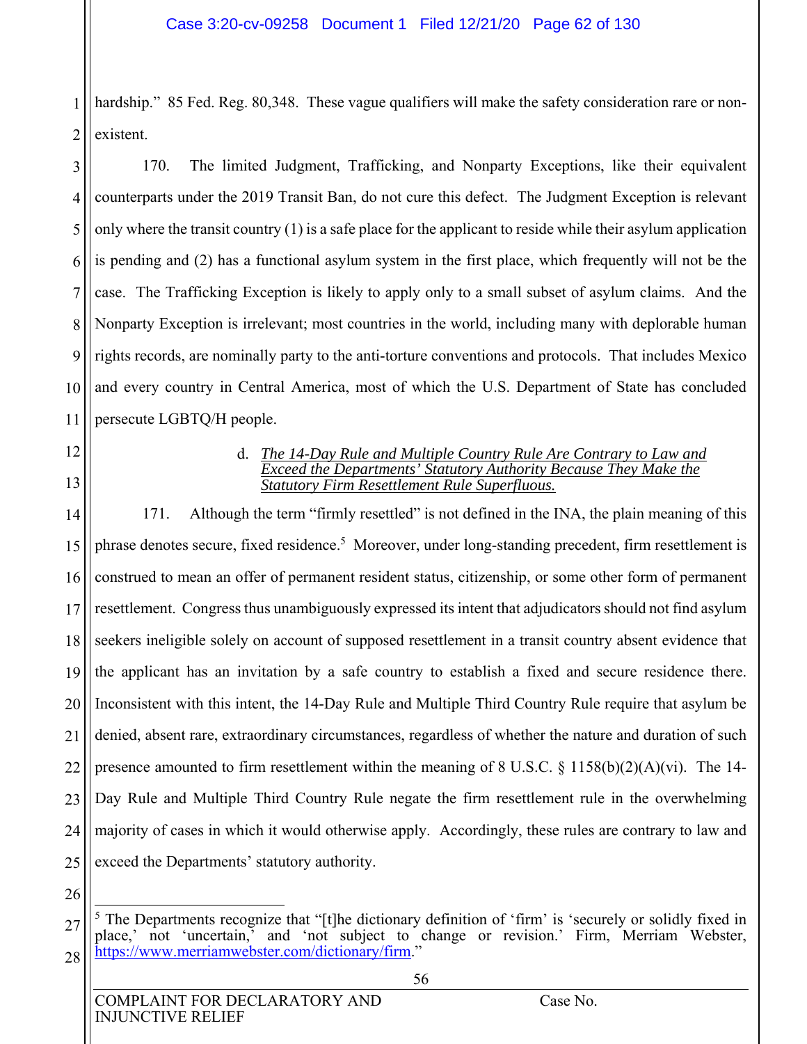hardship." 85 Fed. Reg. 80,348. These vague qualifiers will make the safety consideration rare or non-existent.

170. The limited Judgment, Trafficking, and Nonparty Exceptions, like their equivalent counterparts under the 2019 Transit Ban, do not cure this defect. The Judgment Exception is relevant only where the transit country (1) is a safe place for the applicant to reside while their asylum application is pending and (2) has a functional asylum system in the first place, which frequently will not be the case. The Trafficking Exception is likely to apply only to a small subset of asylum claims. And the Nonparty Exception is irrelevant; most countries in the world, including many with deplorable human rights records, are nominally party to the anti-torture conventions and protocols. That includes Mexico and every country in Central America, most of which the U.S. Department of State has concluded persecute LGBTQ/H people.

d. *The 14-Day Rule and Multiple Country Rule Are Contrary to Law and Exceed the Departments' Statutory Authority Because They Make the Statutory Firm Resettlement Rule Superfluous.*

171. Although the term "firmly resettled" is not defined in the INA, the plain meaning of this phrase denotes secure, fixed residence.[5] Moreover, under long-standing precedent, firm resettlement is construed to mean an offer of permanent resident status, citizenship, or some other form of permanent resettlement. Congress thus unambiguously expressed its intent that adjudicators should not find asylum seekers ineligible solely on account of supposed resettlement in a transit country absent evidence that the applicant has an invitation by a safe country to establish a fixed and secure residence there. Inconsistent with this intent, the 14-Day Rule and Multiple Third Country Rule require that asylum be denied, absent rare, extraordinary circumstances, regardless of whether the nature and duration of such presence amounted to firm resettlement within the meaning of 8 U.S.C. § 1158(b)(2)(A)(vi). The 14-Day Rule and Multiple Third Country Rule negate the firm resettlement rule in the overwhelming majority of cases in which it would otherwise apply. Accordingly, these rules are contrary to law and exceed the Departments' statutory authority.

---

[5] The Departments recognize that "[t]he dictionary definition of 'firm' is 'securely or solidly fixed in place,' not 'uncertain,' and 'not subject to change or revision.' Firm, Merriam Webster, https://www.merriamwebster.com/dictionary/firm."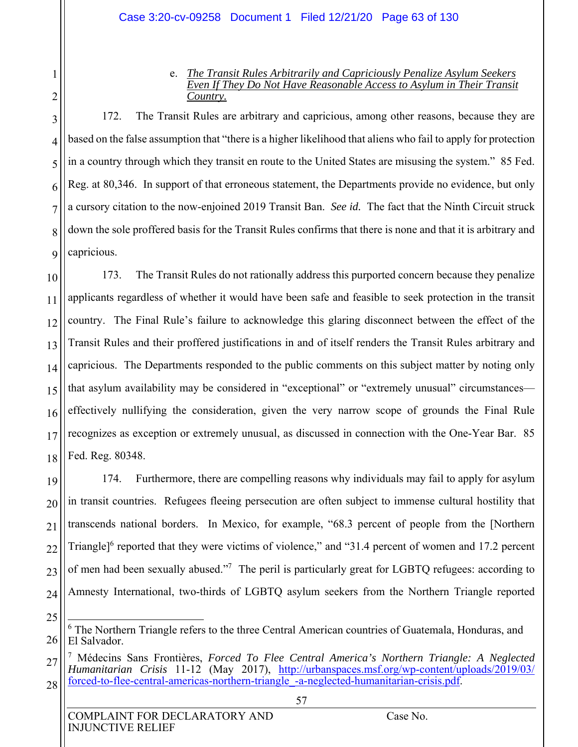e. *The Transit Rules Arbitrarily and Capriciously Penalize Asylum Seekers Even If They Do Not Have Reasonable Access to Asylum in Their Transit Country.*

172. The Transit Rules are arbitrary and capricious, among other reasons, because they are based on the false assumption that "there is a higher likelihood that aliens who fail to apply for protection in a country through which they transit en route to the United States are misusing the system." 85 Fed. Reg. at 80,346. In support of that erroneous statement, the Departments provide no evidence, but only a cursory citation to the now-enjoined 2019 Transit Ban. *See id.* The fact that the Ninth Circuit struck down the sole proffered basis for the Transit Rules confirms that there is none and that it is arbitrary and capricious.

173. The Transit Rules do not rationally address this purported concern because they penalize applicants regardless of whether it would have been safe and feasible to seek protection in the transit country. The Final Rule's failure to acknowledge this glaring disconnect between the effect of the Transit Rules and their proffered justifications in and of itself renders the Transit Rules arbitrary and capricious. The Departments responded to the public comments on this subject matter by noting only that asylum availability may be considered in "exceptional" or "extremely unusual" circumstances—effectively nullifying the consideration, given the very narrow scope of grounds the Final Rule recognizes as exception or extremely unusual, as discussed in connection with the One-Year Bar. 85 Fed. Reg. 80348.

174. Furthermore, there are compelling reasons why individuals may fail to apply for asylum in transit countries. Refugees fleeing persecution are often subject to immense cultural hostility that transcends national borders. In Mexico, for example, "68.3 percent of people from the [Northern Triangle][6] reported that they were victims of violence," and "31.4 percent of women and 17.2 percent of men had been sexually abused."[7] The peril is particularly great for LGBTQ refugees: according to Amnesty International, two-thirds of LGBTQ asylum seekers from the Northern Triangle reported

---

[6] The Northern Triangle refers to the three Central American countries of Guatemala, Honduras, and El Salvador.

[7] Médecins Sans Frontières, *Forced To Flee Central America's Northern Triangle: A Neglected Humanitarian Crisis* 11-12 (May 2017), http://urbanspaces.msf.org/wp-content/uploads/2019/03/forced-to-flee-central-americas-northern-triangle_-a-neglected-humanitarian-crisis.pdf.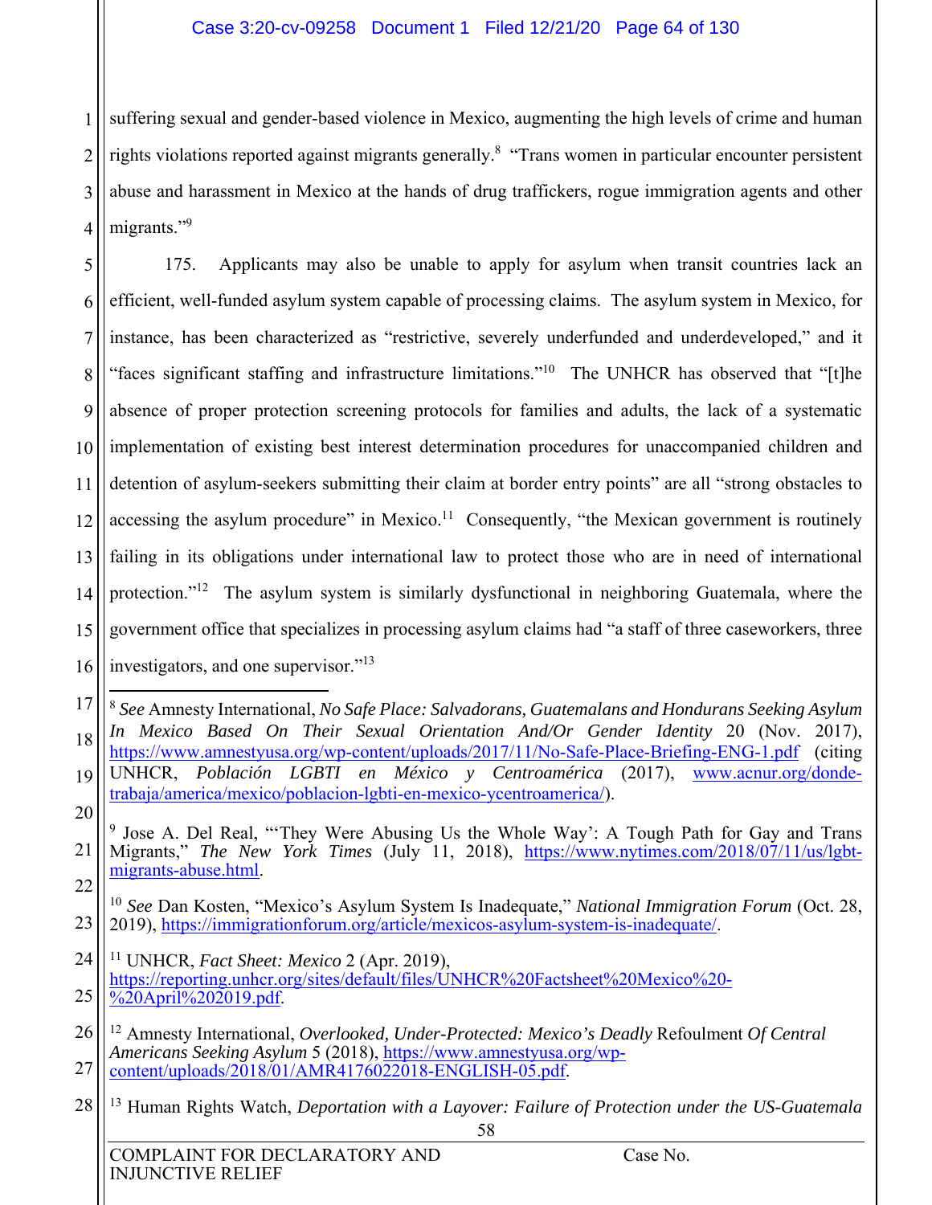suffering sexual and gender-based violence in Mexico, augmenting the high levels of crime and human rights violations reported against migrants generally.[8] "Trans women in particular encounter persistent abuse and harassment in Mexico at the hands of drug traffickers, rogue immigration agents and other migrants."[9]

175. Applicants may also be unable to apply for asylum when transit countries lack an efficient, well-funded asylum system capable of processing claims. The asylum system in Mexico, for instance, has been characterized as "restrictive, severely underfunded and underdeveloped," and it "faces significant staffing and infrastructure limitations."[10] The UNHCR has observed that "[t]he absence of proper protection screening protocols for families and adults, the lack of a systematic implementation of existing best interest determination procedures for unaccompanied children and detention of asylum-seekers submitting their claim at border entry points" are all "strong obstacles to accessing the asylum procedure" in Mexico.[11] Consequently, "the Mexican government is routinely failing in its obligations under international law to protect those who are in need of international protection."[12] The asylum system is similarly dysfunctional in neighboring Guatemala, where the government office that specializes in processing asylum claims had "a staff of three caseworkers, three investigators, and one supervisor."[13]

---

[8] *See* Amnesty International, *No Safe Place: Salvadorans, Guatemalans and Hondurans Seeking Asylum In Mexico Based On Their Sexual Orientation And/Or Gender Identity* 20 (Nov. 2017), https://www.amnestyusa.org/wp-content/uploads/2017/11/No-Safe-Place-Briefing-ENG-1.pdf (citing UNHCR, *Población LGBTI en México y Centroamérica* (2017), www.acnur.org/donde-trabaja/america/mexico/poblacion-lgbti-en-mexico-ycentroamerica/).

[9] Jose A. Del Real, "'They Were Abusing Us the Whole Way': A Tough Path for Gay and Trans Migrants," *The New York Times* (July 11, 2018), https://www.nytimes.com/2018/07/11/us/lgbt-migrants-abuse.html.

[10] *See* Dan Kosten, "Mexico's Asylum System Is Inadequate," *National Immigration Forum* (Oct. 28, 2019), https://immigrationforum.org/article/mexicos-asylum-system-is-inadequate/.

[11] UNHCR, *Fact Sheet: Mexico* 2 (Apr. 2019), https://reporting.unhcr.org/sites/default/files/UNHCR%20Factsheet%20Mexico%20-%20April%202019.pdf.

[12] Amnesty International, *Overlooked, Under-Protected: Mexico's Deadly* Refoulment *Of Central Americans Seeking Asylum* 5 (2018), https://www.amnestyusa.org/wp-content/uploads/2018/01/AMR4176022018-ENGLISH-05.pdf.

[13] Human Rights Watch, *Deportation with a Layover: Failure of Protection under the US-Guatemala*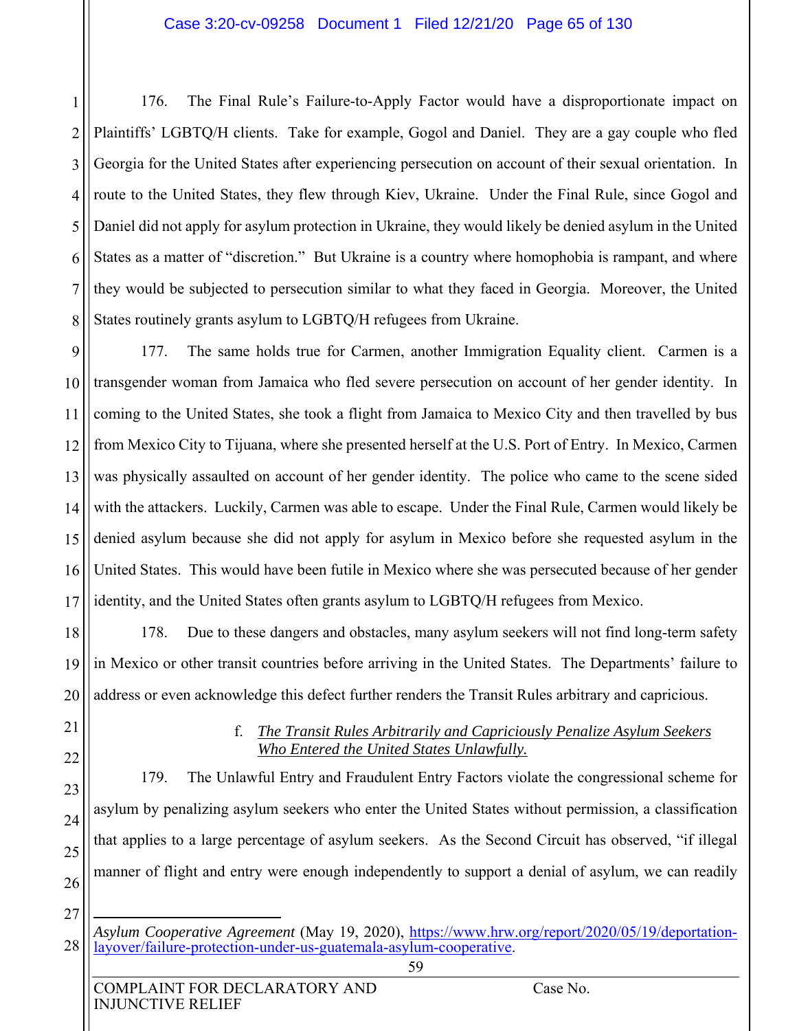176. The Final Rule's Failure-to-Apply Factor would have a disproportionate impact on Plaintiffs' LGBTQ/H clients. Take for example, Gogol and Daniel. They are a gay couple who fled Georgia for the United States after experiencing persecution on account of their sexual orientation. In route to the United States, they flew through Kiev, Ukraine. Under the Final Rule, since Gogol and Daniel did not apply for asylum protection in Ukraine, they would likely be denied asylum in the United States as a matter of "discretion." But Ukraine is a country where homophobia is rampant, and where they would be subjected to persecution similar to what they faced in Georgia. Moreover, the United States routinely grants asylum to LGBTQ/H refugees from Ukraine.

177. The same holds true for Carmen, another Immigration Equality client. Carmen is a transgender woman from Jamaica who fled severe persecution on account of her gender identity. In coming to the United States, she took a flight from Jamaica to Mexico City and then travelled by bus from Mexico City to Tijuana, where she presented herself at the U.S. Port of Entry. In Mexico, Carmen was physically assaulted on account of her gender identity. The police who came to the scene sided with the attackers. Luckily, Carmen was able to escape. Under the Final Rule, Carmen would likely be denied asylum because she did not apply for asylum in Mexico before she requested asylum in the United States. This would have been futile in Mexico where she was persecuted because of her gender identity, and the United States often grants asylum to LGBTQ/H refugees from Mexico.

178. Due to these dangers and obstacles, many asylum seekers will not find long-term safety in Mexico or other transit countries before arriving in the United States. The Departments' failure to address or even acknowledge this defect further renders the Transit Rules arbitrary and capricious.

#### f. *The Transit Rules Arbitrarily and Capriciously Penalize Asylum Seekers Who Entered the United States Unlawfully.*

179. The Unlawful Entry and Fraudulent Entry Factors violate the congressional scheme for asylum by penalizing asylum seekers who enter the United States without permission, a classification that applies to a large percentage of asylum seekers. As the Second Circuit has observed, "if illegal manner of flight and entry were enough independently to support a denial of asylum, we can readily

---

*Asylum Cooperative Agreement* (May 19, 2020), https://www.hrw.org/report/2020/05/19/deportation-layover/failure-protection-under-us-guatemala-asylum-cooperative.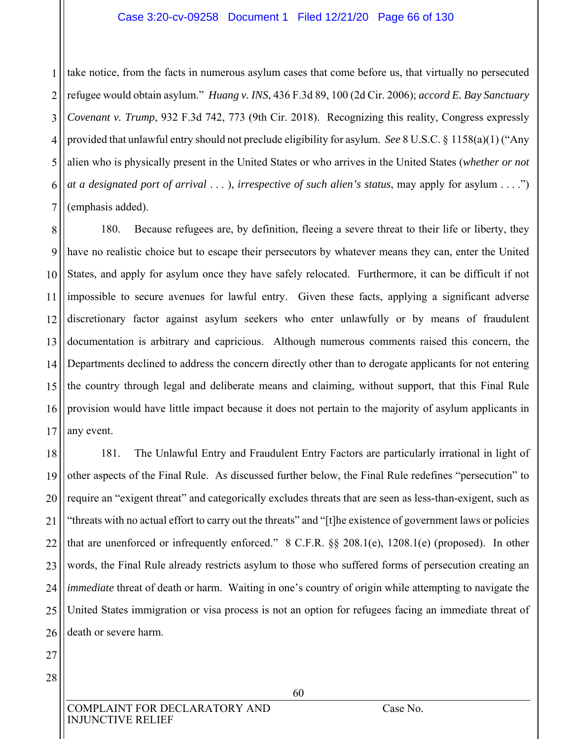take notice, from the facts in numerous asylum cases that come before us, that virtually no persecuted refugee would obtain asylum." *Huang v. INS*, 436 F.3d 89, 100 (2d Cir. 2006); *accord E. Bay Sanctuary Covenant v. Trump*, 932 F.3d 742, 773 (9th Cir. 2018). Recognizing this reality, Congress expressly provided that unlawful entry should not preclude eligibility for asylum. *See* 8 U.S.C. § 1158(a)(1) ("Any alien who is physically present in the United States or who arrives in the United States (*whether or not at a designated port of arrival* . . . ), *irrespective of such alien's status*, may apply for asylum . . . .") (emphasis added).

180. Because refugees are, by definition, fleeing a severe threat to their life or liberty, they have no realistic choice but to escape their persecutors by whatever means they can, enter the United States, and apply for asylum once they have safely relocated. Furthermore, it can be difficult if not impossible to secure avenues for lawful entry. Given these facts, applying a significant adverse discretionary factor against asylum seekers who enter unlawfully or by means of fraudulent documentation is arbitrary and capricious. Although numerous comments raised this concern, the Departments declined to address the concern directly other than to derogate applicants for not entering the country through legal and deliberate means and claiming, without support, that this Final Rule provision would have little impact because it does not pertain to the majority of asylum applicants in any event.

181. The Unlawful Entry and Fraudulent Entry Factors are particularly irrational in light of other aspects of the Final Rule. As discussed further below, the Final Rule redefines "persecution" to require an "exigent threat" and categorically excludes threats that are seen as less-than-exigent, such as "threats with no actual effort to carry out the threats" and "[t]he existence of government laws or policies that are unenforced or infrequently enforced." 8 C.F.R. §§ 208.1(e), 1208.1(e) (proposed). In other words, the Final Rule already restricts asylum to those who suffered forms of persecution creating an *immediate* threat of death or harm. Waiting in one's country of origin while attempting to navigate the United States immigration or visa process is not an option for refugees facing an immediate threat of death or severe harm.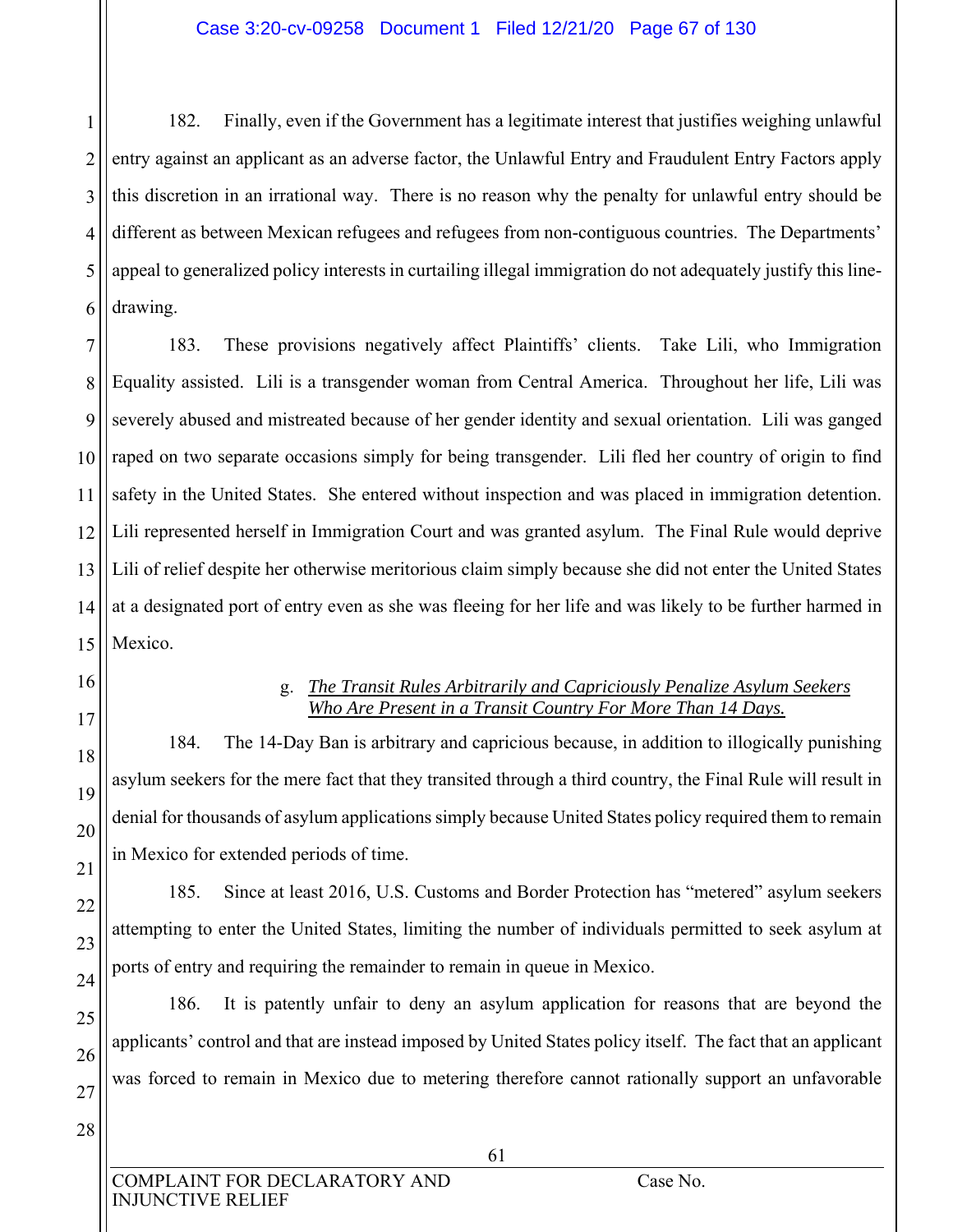182. Finally, even if the Government has a legitimate interest that justifies weighing unlawful entry against an applicant as an adverse factor, the Unlawful Entry and Fraudulent Entry Factors apply this discretion in an irrational way. There is no reason why the penalty for unlawful entry should be different as between Mexican refugees and refugees from non-contiguous countries. The Departments' appeal to generalized policy interests in curtailing illegal immigration do not adequately justify this line-drawing.

183. These provisions negatively affect Plaintiffs' clients. Take Lili, who Immigration Equality assisted. Lili is a transgender woman from Central America. Throughout her life, Lili was severely abused and mistreated because of her gender identity and sexual orientation. Lili was ganged raped on two separate occasions simply for being transgender. Lili fled her country of origin to find safety in the United States. She entered without inspection and was placed in immigration detention. Lili represented herself in Immigration Court and was granted asylum. The Final Rule would deprive Lili of relief despite her otherwise meritorious claim simply because she did not enter the United States at a designated port of entry even as she was fleeing for her life and was likely to be further harmed in Mexico.

g. *The Transit Rules Arbitrarily and Capriciously Penalize Asylum Seekers Who Are Present in a Transit Country For More Than 14 Days.*

184. The 14-Day Ban is arbitrary and capricious because, in addition to illogically punishing asylum seekers for the mere fact that they transited through a third country, the Final Rule will result in denial for thousands of asylum applications simply because United States policy required them to remain in Mexico for extended periods of time.

185. Since at least 2016, U.S. Customs and Border Protection has "metered" asylum seekers attempting to enter the United States, limiting the number of individuals permitted to seek asylum at ports of entry and requiring the remainder to remain in queue in Mexico.

186. It is patently unfair to deny an asylum application for reasons that are beyond the applicants' control and that are instead imposed by United States policy itself. The fact that an applicant was forced to remain in Mexico due to metering therefore cannot rationally support an unfavorable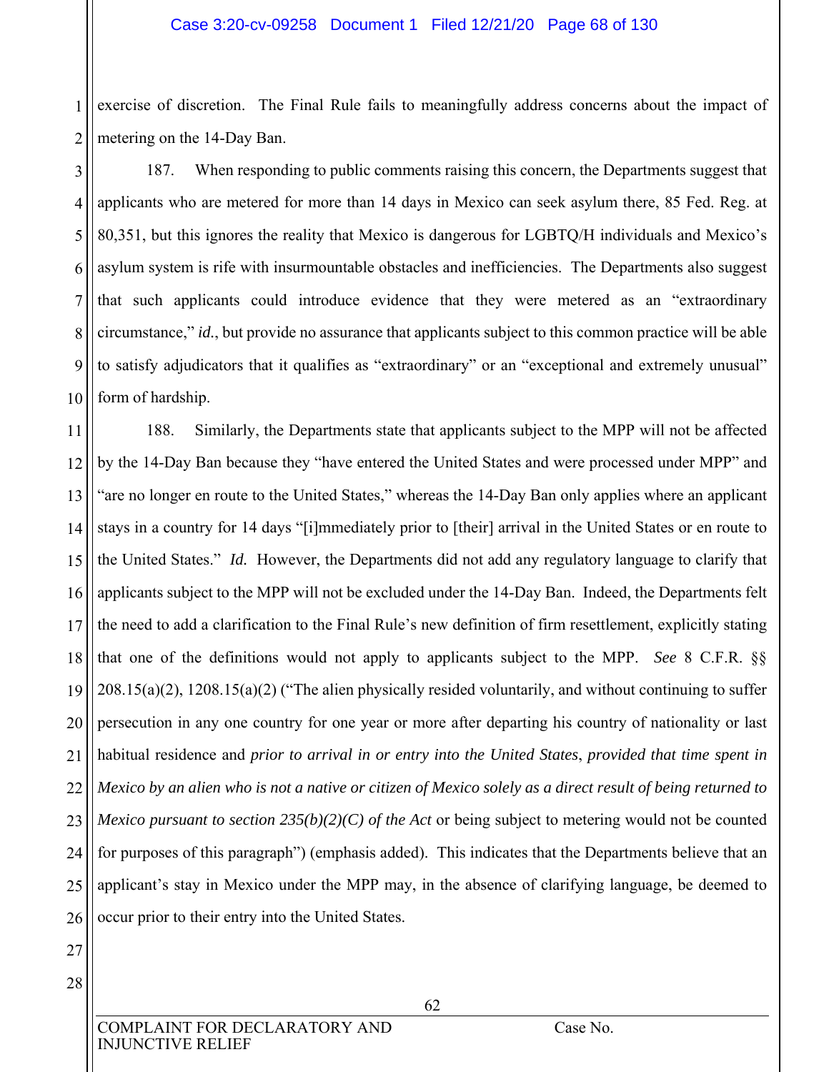exercise of discretion. The Final Rule fails to meaningfully address concerns about the impact of metering on the 14-Day Ban.

187. When responding to public comments raising this concern, the Departments suggest that applicants who are metered for more than 14 days in Mexico can seek asylum there, 85 Fed. Reg. at 80,351, but this ignores the reality that Mexico is dangerous for LGBTQ/H individuals and Mexico's asylum system is rife with insurmountable obstacles and inefficiencies. The Departments also suggest that such applicants could introduce evidence that they were metered as an "extraordinary circumstance," *id.*, but provide no assurance that applicants subject to this common practice will be able to satisfy adjudicators that it qualifies as "extraordinary" or an "exceptional and extremely unusual" form of hardship.

188. Similarly, the Departments state that applicants subject to the MPP will not be affected by the 14-Day Ban because they "have entered the United States and were processed under MPP" and "are no longer en route to the United States," whereas the 14-Day Ban only applies where an applicant stays in a country for 14 days "[i]mmediately prior to [their] arrival in the United States or en route to the United States." *Id.* However, the Departments did not add any regulatory language to clarify that applicants subject to the MPP will not be excluded under the 14-Day Ban. Indeed, the Departments felt the need to add a clarification to the Final Rule's new definition of firm resettlement, explicitly stating that one of the definitions would not apply to applicants subject to the MPP. *See* 8 C.F.R. §§ 208.15(a)(2), 1208.15(a)(2) ("The alien physically resided voluntarily, and without continuing to suffer persecution in any one country for one year or more after departing his country of nationality or last habitual residence and *prior to arrival in or entry into the United States*, *provided that time spent in Mexico by an alien who is not a native or citizen of Mexico solely as a direct result of being returned to Mexico pursuant to section 235(b)(2)(C) of the Act* or being subject to metering would not be counted for purposes of this paragraph") (emphasis added). This indicates that the Departments believe that an applicant's stay in Mexico under the MPP may, in the absence of clarifying language, be deemed to occur prior to their entry into the United States.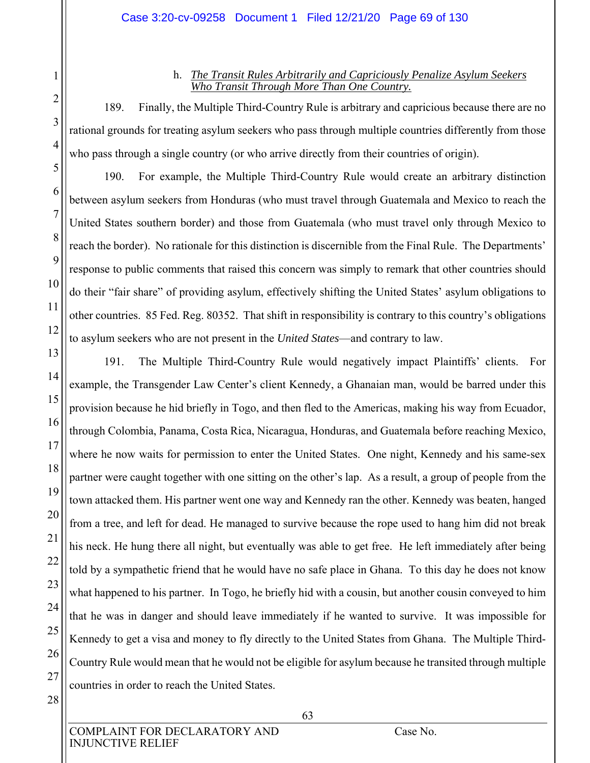h. *The Transit Rules Arbitrarily and Capriciously Penalize Asylum Seekers Who Transit Through More Than One Country.*

189. Finally, the Multiple Third-Country Rule is arbitrary and capricious because there are no rational grounds for treating asylum seekers who pass through multiple countries differently from those who pass through a single country (or who arrive directly from their countries of origin).

190. For example, the Multiple Third-Country Rule would create an arbitrary distinction between asylum seekers from Honduras (who must travel through Guatemala and Mexico to reach the United States southern border) and those from Guatemala (who must travel only through Mexico to reach the border). No rationale for this distinction is discernible from the Final Rule. The Departments' response to public comments that raised this concern was simply to remark that other countries should do their "fair share" of providing asylum, effectively shifting the United States' asylum obligations to other countries. 85 Fed. Reg. 80352. That shift in responsibility is contrary to this country's obligations to asylum seekers who are not present in the *United States*—and contrary to law.

191. The Multiple Third-Country Rule would negatively impact Plaintiffs' clients. For example, the Transgender Law Center's client Kennedy, a Ghanaian man, would be barred under this provision because he hid briefly in Togo, and then fled to the Americas, making his way from Ecuador, through Colombia, Panama, Costa Rica, Nicaragua, Honduras, and Guatemala before reaching Mexico, where he now waits for permission to enter the United States. One night, Kennedy and his same-sex partner were caught together with one sitting on the other's lap. As a result, a group of people from the town attacked them. His partner went one way and Kennedy ran the other. Kennedy was beaten, hanged from a tree, and left for dead. He managed to survive because the rope used to hang him did not break his neck. He hung there all night, but eventually was able to get free. He left immediately after being told by a sympathetic friend that he would have no safe place in Ghana. To this day he does not know what happened to his partner. In Togo, he briefly hid with a cousin, but another cousin conveyed to him that he was in danger and should leave immediately if he wanted to survive. It was impossible for Kennedy to get a visa and money to fly directly to the United States from Ghana. The Multiple Third-Country Rule would mean that he would not be eligible for asylum because he transited through multiple countries in order to reach the United States.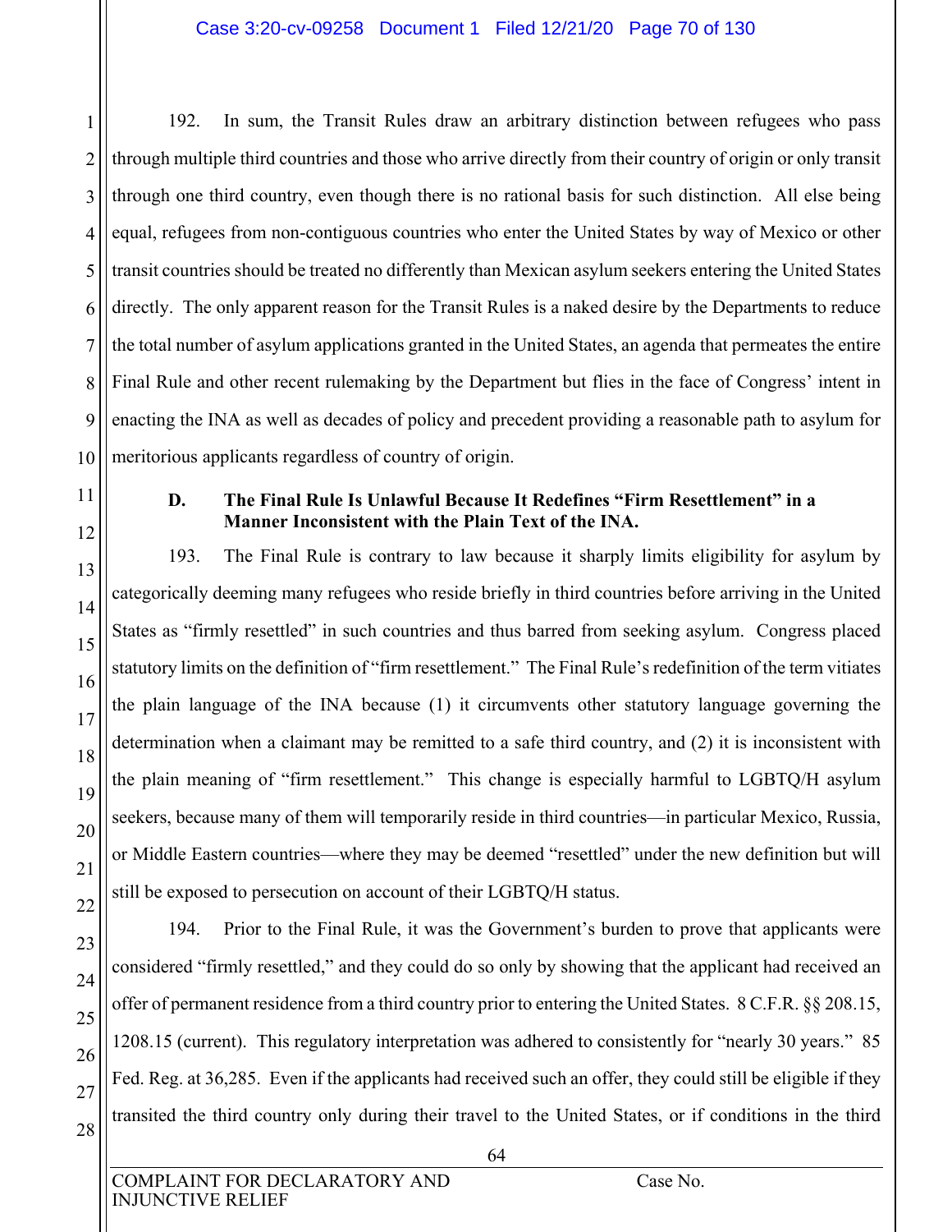192. In sum, the Transit Rules draw an arbitrary distinction between refugees who pass through multiple third countries and those who arrive directly from their country of origin or only transit through one third country, even though there is no rational basis for such distinction. All else being equal, refugees from non-contiguous countries who enter the United States by way of Mexico or other transit countries should be treated no differently than Mexican asylum seekers entering the United States directly. The only apparent reason for the Transit Rules is a naked desire by the Departments to reduce the total number of asylum applications granted in the United States, an agenda that permeates the entire Final Rule and other recent rulemaking by the Department but flies in the face of Congress' intent in enacting the INA as well as decades of policy and precedent providing a reasonable path to asylum for meritorious applicants regardless of country of origin.

### D. The Final Rule Is Unlawful Because It Redefines "Firm Resettlement" in a Manner Inconsistent with the Plain Text of the INA.

193. The Final Rule is contrary to law because it sharply limits eligibility for asylum by categorically deeming many refugees who reside briefly in third countries before arriving in the United States as "firmly resettled" in such countries and thus barred from seeking asylum. Congress placed statutory limits on the definition of "firm resettlement." The Final Rule's redefinition of the term vitiates the plain language of the INA because (1) it circumvents other statutory language governing the determination when a claimant may be remitted to a safe third country, and (2) it is inconsistent with the plain meaning of "firm resettlement." This change is especially harmful to LGBTQ/H asylum seekers, because many of them will temporarily reside in third countries—in particular Mexico, Russia, or Middle Eastern countries—where they may be deemed "resettled" under the new definition but will still be exposed to persecution on account of their LGBTQ/H status.

194. Prior to the Final Rule, it was the Government's burden to prove that applicants were considered "firmly resettled," and they could do so only by showing that the applicant had received an offer of permanent residence from a third country prior to entering the United States. 8 C.F.R. §§ 208.15, 1208.15 (current). This regulatory interpretation was adhered to consistently for "nearly 30 years." 85 Fed. Reg. at 36,285. Even if the applicants had received such an offer, they could still be eligible if they transited the third country only during their travel to the United States, or if conditions in the third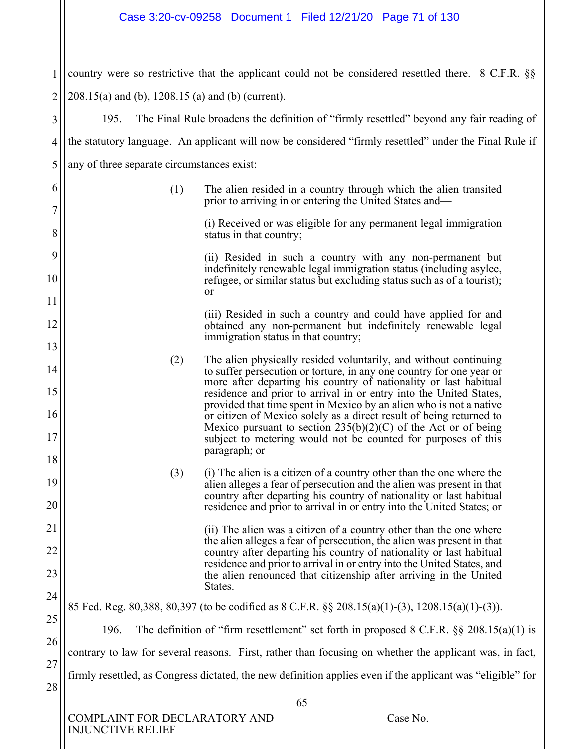country were so restrictive that the applicant could not be considered resettled there. 8 C.F.R. §§ 208.15(a) and (b), 1208.15 (a) and (b) (current).

195. The Final Rule broadens the definition of "firmly resettled" beyond any fair reading of the statutory language. An applicant will now be considered "firmly resettled" under the Final Rule if any of three separate circumstances exist:

> (1) The alien resided in a country through which the alien transited prior to arriving in or entering the United States and—
>
> (i) Received or was eligible for any permanent legal immigration status in that country;
>
> (ii) Resided in such a country with any non-permanent but indefinitely renewable legal immigration status (including asylee, refugee, or similar status but excluding status such as of a tourist); or
>
> (iii) Resided in such a country and could have applied for and obtained any non-permanent but indefinitely renewable legal immigration status in that country;
>
> (2) The alien physically resided voluntarily, and without continuing to suffer persecution or torture, in any one country for one year or more after departing his country of nationality or last habitual residence and prior to arrival in or entry into the United States, provided that time spent in Mexico by an alien who is not a native or citizen of Mexico solely as a direct result of being returned to Mexico pursuant to section 235(b)(2)(C) of the Act or of being subject to metering would not be counted for purposes of this paragraph; or
>
> (3) (i) The alien is a citizen of a country other than the one where the alien alleges a fear of persecution and the alien was present in that country after departing his country of nationality or last habitual residence and prior to arrival in or entry into the United States; or
>
> (ii) The alien was a citizen of a country other than the one where the alien alleges a fear of persecution, the alien was present in that country after departing his country of nationality or last habitual residence and prior to arrival in or entry into the United States, and the alien renounced that citizenship after arriving in the United States.

85 Fed. Reg. 80,388, 80,397 (to be codified as 8 C.F.R. §§ 208.15(a)(1)-(3), 1208.15(a)(1)-(3)).

196. The definition of "firm resettlement" set forth in proposed 8 C.F.R. §§ 208.15(a)(1) is contrary to law for several reasons. First, rather than focusing on whether the applicant was, in fact, firmly resettled, as Congress dictated, the new definition applies even if the applicant was "eligible" for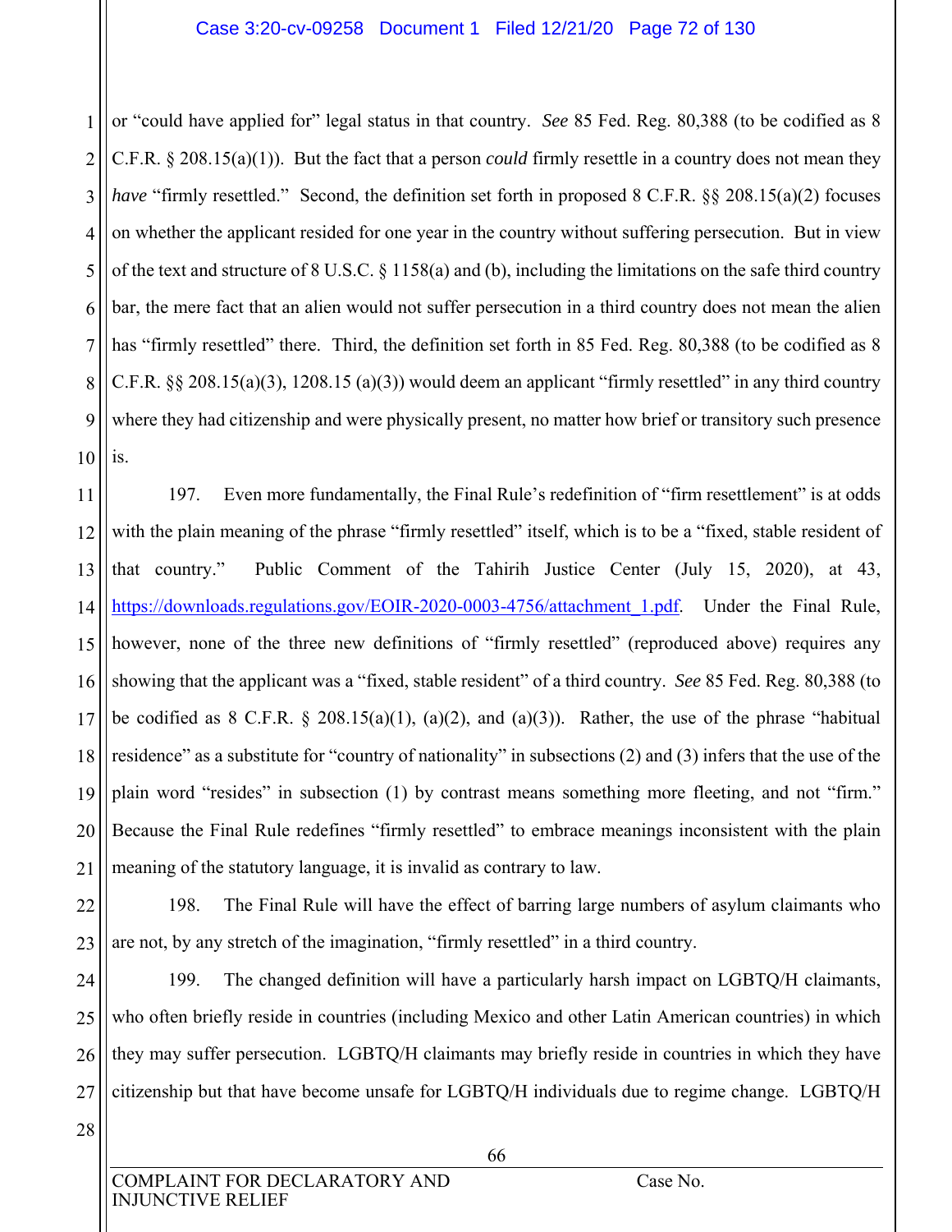or "could have applied for" legal status in that country. *See* 85 Fed. Reg. 80,388 (to be codified as 8 C.F.R. § 208.15(a)(1)). But the fact that a person *could* firmly resettle in a country does not mean they *have* "firmly resettled." Second, the definition set forth in proposed 8 C.F.R. §§ 208.15(a)(2) focuses on whether the applicant resided for one year in the country without suffering persecution. But in view of the text and structure of 8 U.S.C. § 1158(a) and (b), including the limitations on the safe third country bar, the mere fact that an alien would not suffer persecution in a third country does not mean the alien has "firmly resettled" there. Third, the definition set forth in 85 Fed. Reg. 80,388 (to be codified as 8 C.F.R. §§ 208.15(a)(3), 1208.15 (a)(3)) would deem an applicant "firmly resettled" in any third country where they had citizenship and were physically present, no matter how brief or transitory such presence is.

197. Even more fundamentally, the Final Rule's redefinition of "firm resettlement" is at odds with the plain meaning of the phrase "firmly resettled" itself, which is to be a "fixed, stable resident of that country." Public Comment of the Tahirih Justice Center (July 15, 2020), at 43, https://downloads.regulations.gov/EOIR-2020-0003-4756/attachment_1.pdf. Under the Final Rule, however, none of the three new definitions of "firmly resettled" (reproduced above) requires any showing that the applicant was a "fixed, stable resident" of a third country. *See* 85 Fed. Reg. 80,388 (to be codified as 8 C.F.R. § 208.15(a)(1), (a)(2), and (a)(3)). Rather, the use of the phrase "habitual residence" as a substitute for "country of nationality" in subsections (2) and (3) infers that the use of the plain word "resides" in subsection (1) by contrast means something more fleeting, and not "firm." Because the Final Rule redefines "firmly resettled" to embrace meanings inconsistent with the plain meaning of the statutory language, it is invalid as contrary to law.

198. The Final Rule will have the effect of barring large numbers of asylum claimants who are not, by any stretch of the imagination, "firmly resettled" in a third country.

199. The changed definition will have a particularly harsh impact on LGBTQ/H claimants, who often briefly reside in countries (including Mexico and other Latin American countries) in which they may suffer persecution. LGBTQ/H claimants may briefly reside in countries in which they have citizenship but that have become unsafe for LGBTQ/H individuals due to regime change. LGBTQ/H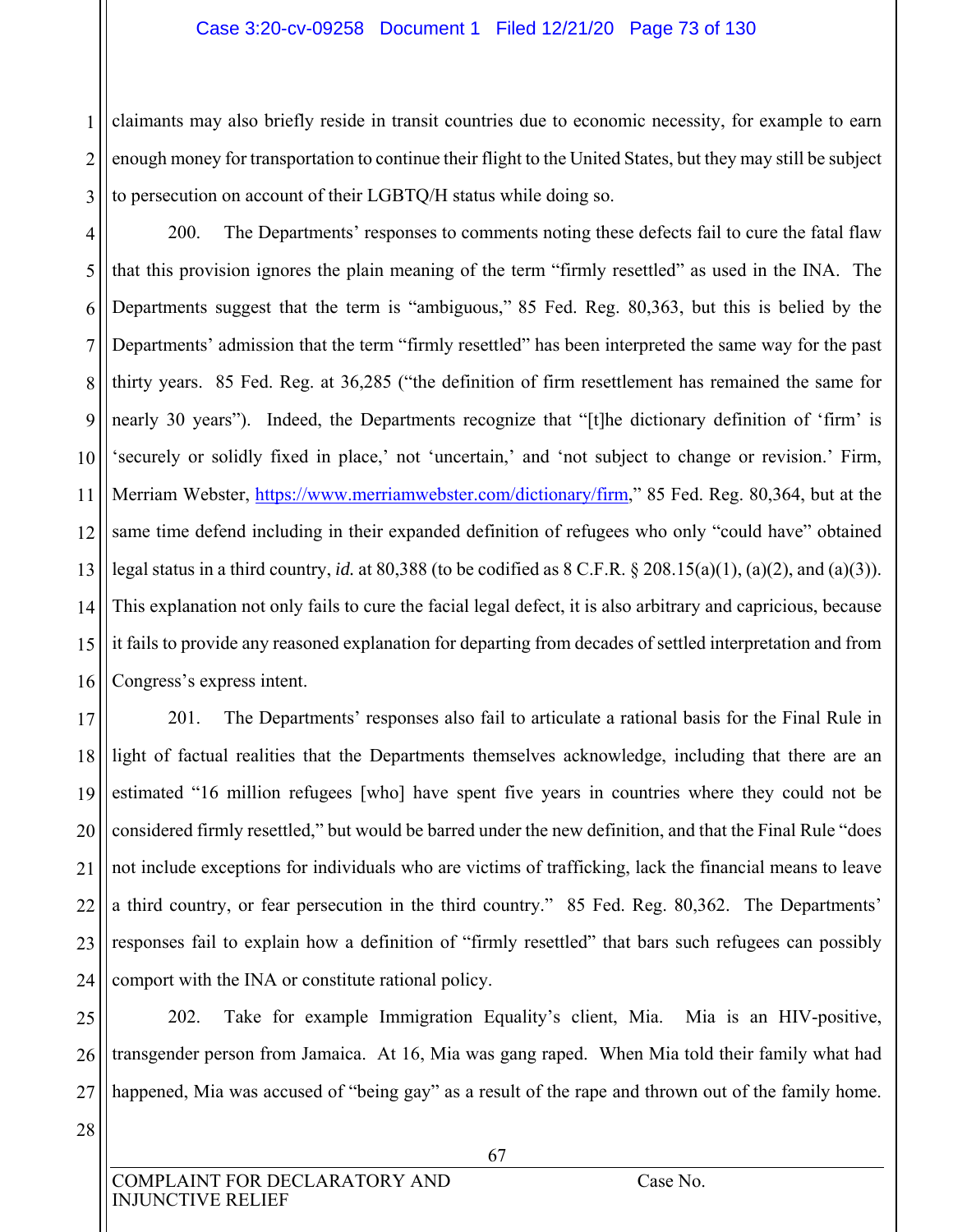claimants may also briefly reside in transit countries due to economic necessity, for example to earn enough money for transportation to continue their flight to the United States, but they may still be subject to persecution on account of their LGBTQ/H status while doing so.

200. The Departments' responses to comments noting these defects fail to cure the fatal flaw that this provision ignores the plain meaning of the term "firmly resettled" as used in the INA. The Departments suggest that the term is "ambiguous," 85 Fed. Reg. 80,363, but this is belied by the Departments' admission that the term "firmly resettled" has been interpreted the same way for the past thirty years. 85 Fed. Reg. at 36,285 ("the definition of firm resettlement has remained the same for nearly 30 years"). Indeed, the Departments recognize that "[t]he dictionary definition of 'firm' is 'securely or solidly fixed in place,' not 'uncertain,' and 'not subject to change or revision.' Firm, Merriam Webster, https://www.merriamwebster.com/dictionary/firm," 85 Fed. Reg. 80,364, but at the same time defend including in their expanded definition of refugees who only "could have" obtained legal status in a third country, *id.* at 80,388 (to be codified as 8 C.F.R. § 208.15(a)(1), (a)(2), and (a)(3)). This explanation not only fails to cure the facial legal defect, it is also arbitrary and capricious, because it fails to provide any reasoned explanation for departing from decades of settled interpretation and from Congress's express intent.

201. The Departments' responses also fail to articulate a rational basis for the Final Rule in light of factual realities that the Departments themselves acknowledge, including that there are an estimated "16 million refugees [who] have spent five years in countries where they could not be considered firmly resettled," but would be barred under the new definition, and that the Final Rule "does not include exceptions for individuals who are victims of trafficking, lack the financial means to leave a third country, or fear persecution in the third country." 85 Fed. Reg. 80,362. The Departments' responses fail to explain how a definition of "firmly resettled" that bars such refugees can possibly comport with the INA or constitute rational policy.

202. Take for example Immigration Equality's client, Mia. Mia is an HIV-positive, transgender person from Jamaica. At 16, Mia was gang raped. When Mia told their family what had happened, Mia was accused of "being gay" as a result of the rape and thrown out of the family home.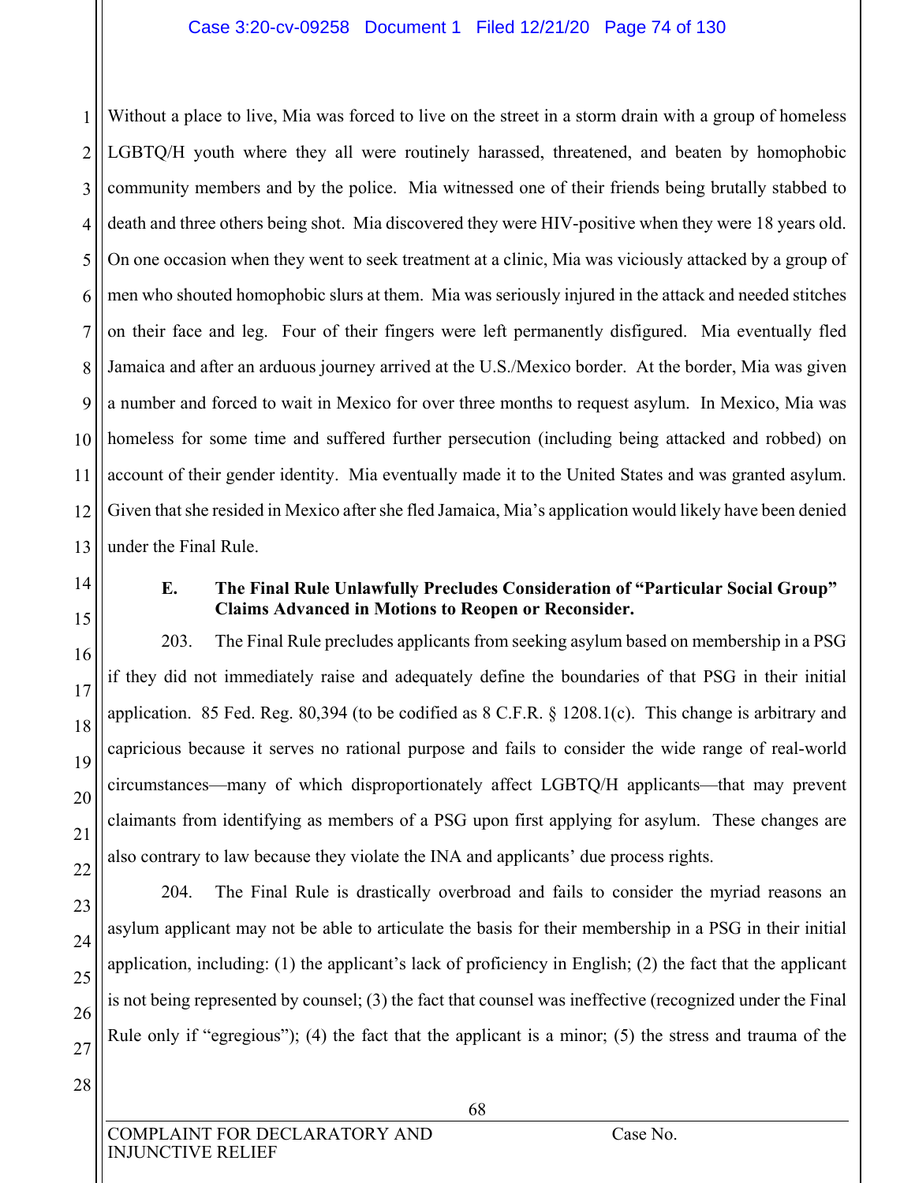Without a place to live, Mia was forced to live on the street in a storm drain with a group of homeless LGBTQ/H youth where they all were routinely harassed, threatened, and beaten by homophobic community members and by the police. Mia witnessed one of their friends being brutally stabbed to death and three others being shot. Mia discovered they were HIV-positive when they were 18 years old. On one occasion when they went to seek treatment at a clinic, Mia was viciously attacked by a group of men who shouted homophobic slurs at them. Mia was seriously injured in the attack and needed stitches on their face and leg. Four of their fingers were left permanently disfigured. Mia eventually fled Jamaica and after an arduous journey arrived at the U.S./Mexico border. At the border, Mia was given a number and forced to wait in Mexico for over three months to request asylum. In Mexico, Mia was homeless for some time and suffered further persecution (including being attacked and robbed) on account of their gender identity. Mia eventually made it to the United States and was granted asylum. Given that she resided in Mexico after she fled Jamaica, Mia's application would likely have been denied under the Final Rule.

### E. The Final Rule Unlawfully Precludes Consideration of "Particular Social Group" Claims Advanced in Motions to Reopen or Reconsider.

203. The Final Rule precludes applicants from seeking asylum based on membership in a PSG if they did not immediately raise and adequately define the boundaries of that PSG in their initial application. 85 Fed. Reg. 80,394 (to be codified as 8 C.F.R. § 1208.1(c). This change is arbitrary and capricious because it serves no rational purpose and fails to consider the wide range of real-world circumstances—many of which disproportionately affect LGBTQ/H applicants—that may prevent claimants from identifying as members of a PSG upon first applying for asylum. These changes are also contrary to law because they violate the INA and applicants' due process rights.

204. The Final Rule is drastically overbroad and fails to consider the myriad reasons an asylum applicant may not be able to articulate the basis for their membership in a PSG in their initial application, including: (1) the applicant's lack of proficiency in English; (2) the fact that the applicant is not being represented by counsel; (3) the fact that counsel was ineffective (recognized under the Final Rule only if "egregious"); (4) the fact that the applicant is a minor; (5) the stress and trauma of the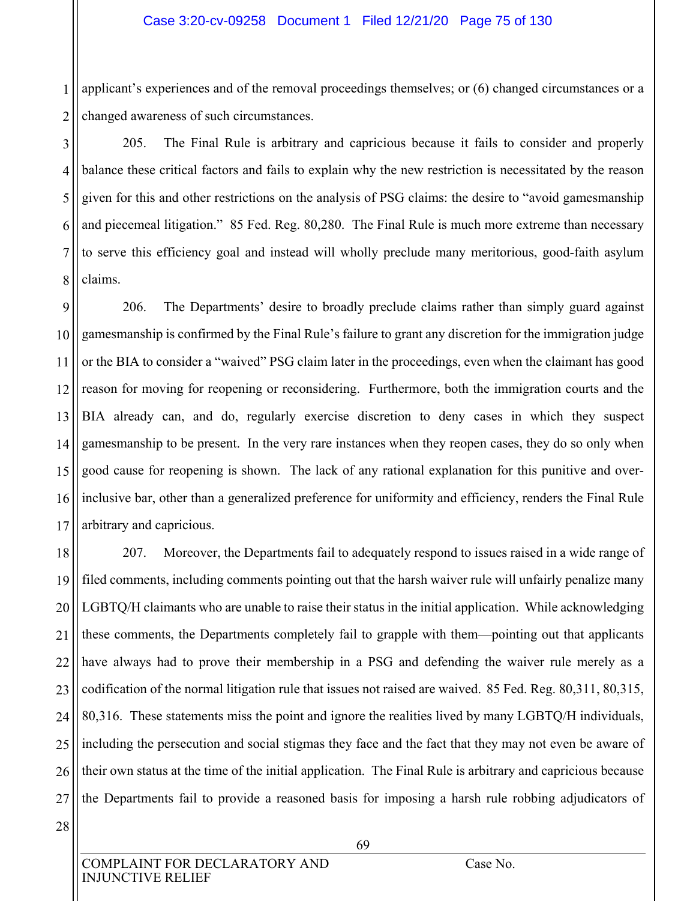applicant's experiences and of the removal proceedings themselves; or (6) changed circumstances or a changed awareness of such circumstances.

205. The Final Rule is arbitrary and capricious because it fails to consider and properly balance these critical factors and fails to explain why the new restriction is necessitated by the reason given for this and other restrictions on the analysis of PSG claims: the desire to "avoid gamesmanship and piecemeal litigation." 85 Fed. Reg. 80,280. The Final Rule is much more extreme than necessary to serve this efficiency goal and instead will wholly preclude many meritorious, good-faith asylum claims.

206. The Departments' desire to broadly preclude claims rather than simply guard against gamesmanship is confirmed by the Final Rule's failure to grant any discretion for the immigration judge or the BIA to consider a "waived" PSG claim later in the proceedings, even when the claimant has good reason for moving for reopening or reconsidering. Furthermore, both the immigration courts and the BIA already can, and do, regularly exercise discretion to deny cases in which they suspect gamesmanship to be present. In the very rare instances when they reopen cases, they do so only when good cause for reopening is shown. The lack of any rational explanation for this punitive and over-inclusive bar, other than a generalized preference for uniformity and efficiency, renders the Final Rule arbitrary and capricious.

207. Moreover, the Departments fail to adequately respond to issues raised in a wide range of filed comments, including comments pointing out that the harsh waiver rule will unfairly penalize many LGBTQ/H claimants who are unable to raise their status in the initial application. While acknowledging these comments, the Departments completely fail to grapple with them—pointing out that applicants have always had to prove their membership in a PSG and defending the waiver rule merely as a codification of the normal litigation rule that issues not raised are waived. 85 Fed. Reg. 80,311, 80,315, 80,316. These statements miss the point and ignore the realities lived by many LGBTQ/H individuals, including the persecution and social stigmas they face and the fact that they may not even be aware of their own status at the time of the initial application. The Final Rule is arbitrary and capricious because the Departments fail to provide a reasoned basis for imposing a harsh rule robbing adjudicators of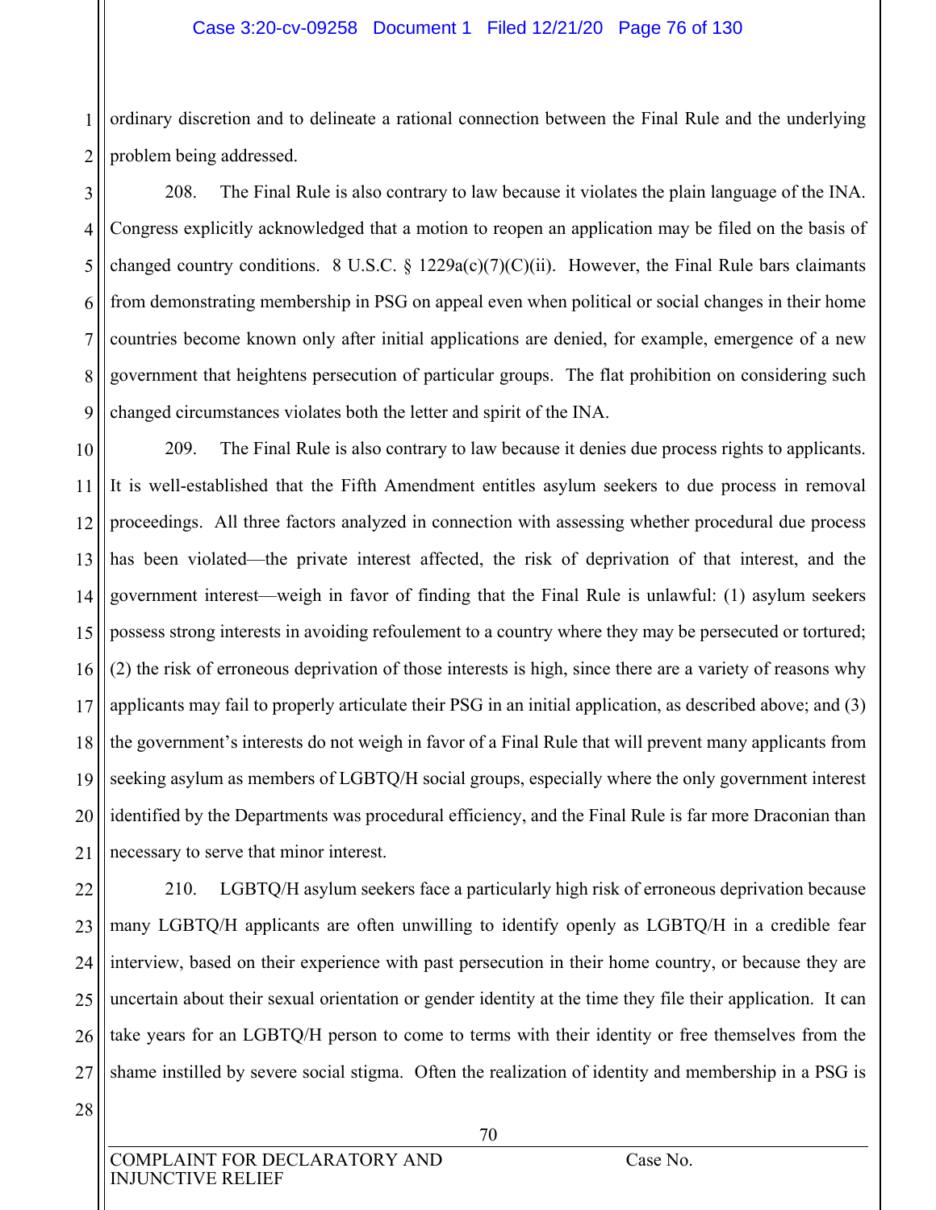ordinary discretion and to delineate a rational connection between the Final Rule and the underlying problem being addressed.

208. The Final Rule is also contrary to law because it violates the plain language of the INA. Congress explicitly acknowledged that a motion to reopen an application may be filed on the basis of changed country conditions. 8 U.S.C. § 1229a(c)(7)(C)(ii). However, the Final Rule bars claimants from demonstrating membership in PSG on appeal even when political or social changes in their home countries become known only after initial applications are denied, for example, emergence of a new government that heightens persecution of particular groups. The flat prohibition on considering such changed circumstances violates both the letter and spirit of the INA.

209. The Final Rule is also contrary to law because it denies due process rights to applicants. It is well-established that the Fifth Amendment entitles asylum seekers to due process in removal proceedings. All three factors analyzed in connection with assessing whether procedural due process has been violated—the private interest affected, the risk of deprivation of that interest, and the government interest—weigh in favor of finding that the Final Rule is unlawful: (1) asylum seekers possess strong interests in avoiding refoulement to a country where they may be persecuted or tortured; (2) the risk of erroneous deprivation of those interests is high, since there are a variety of reasons why applicants may fail to properly articulate their PSG in an initial application, as described above; and (3) the government's interests do not weigh in favor of a Final Rule that will prevent many applicants from seeking asylum as members of LGBTQ/H social groups, especially where the only government interest identified by the Departments was procedural efficiency, and the Final Rule is far more Draconian than necessary to serve that minor interest.

210. LGBTQ/H asylum seekers face a particularly high risk of erroneous deprivation because many LGBTQ/H applicants are often unwilling to identify openly as LGBTQ/H in a credible fear interview, based on their experience with past persecution in their home country, or because they are uncertain about their sexual orientation or gender identity at the time they file their application. It can take years for an LGBTQ/H person to come to terms with their identity or free themselves from the shame instilled by severe social stigma. Often the realization of identity and membership in a PSG is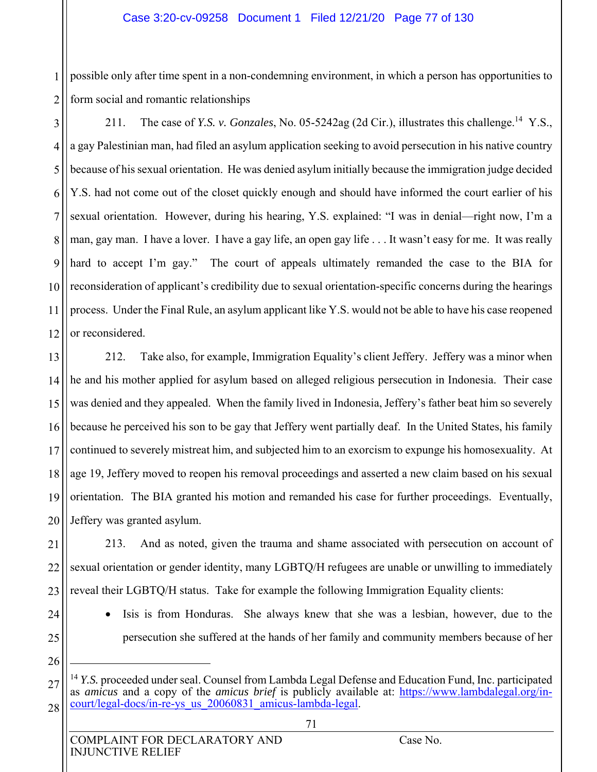possible only after time spent in a non-condemning environment, in which a person has opportunities to form social and romantic relationships

211. The case of *Y.S. v. Gonzales*, No. 05-5242ag (2d Cir.), illustrates this challenge.[14] Y.S., a gay Palestinian man, had filed an asylum application seeking to avoid persecution in his native country because of his sexual orientation. He was denied asylum initially because the immigration judge decided Y.S. had not come out of the closet quickly enough and should have informed the court earlier of his sexual orientation. However, during his hearing, Y.S. explained: "I was in denial—right now, I'm a man, gay man. I have a lover. I have a gay life, an open gay life . . . It wasn't easy for me. It was really hard to accept I'm gay." The court of appeals ultimately remanded the case to the BIA for reconsideration of applicant's credibility due to sexual orientation-specific concerns during the hearings process. Under the Final Rule, an asylum applicant like Y.S. would not be able to have his case reopened or reconsidered.

212. Take also, for example, Immigration Equality's client Jeffery. Jeffery was a minor when he and his mother applied for asylum based on alleged religious persecution in Indonesia. Their case was denied and they appealed. When the family lived in Indonesia, Jeffery's father beat him so severely because he perceived his son to be gay that Jeffery went partially deaf. In the United States, his family continued to severely mistreat him, and subjected him to an exorcism to expunge his homosexuality. At age 19, Jeffery moved to reopen his removal proceedings and asserted a new claim based on his sexual orientation. The BIA granted his motion and remanded his case for further proceedings. Eventually, Jeffery was granted asylum.

213. And as noted, given the trauma and shame associated with persecution on account of sexual orientation or gender identity, many LGBTQ/H refugees are unable or unwilling to immediately reveal their LGBTQ/H status. Take for example the following Immigration Equality clients:

- Isis is from Honduras. She always knew that she was a lesbian, however, due to the persecution she suffered at the hands of her family and community members because of her

---

[14] *Y.S.* proceeded under seal. Counsel from Lambda Legal Defense and Education Fund, Inc. participated as *amicus* and a copy of the *amicus brief* is publicly available at: https://www.lambdalegal.org/in-court/legal-docs/in-re-ys_us_20060831_amicus-lambda-legal.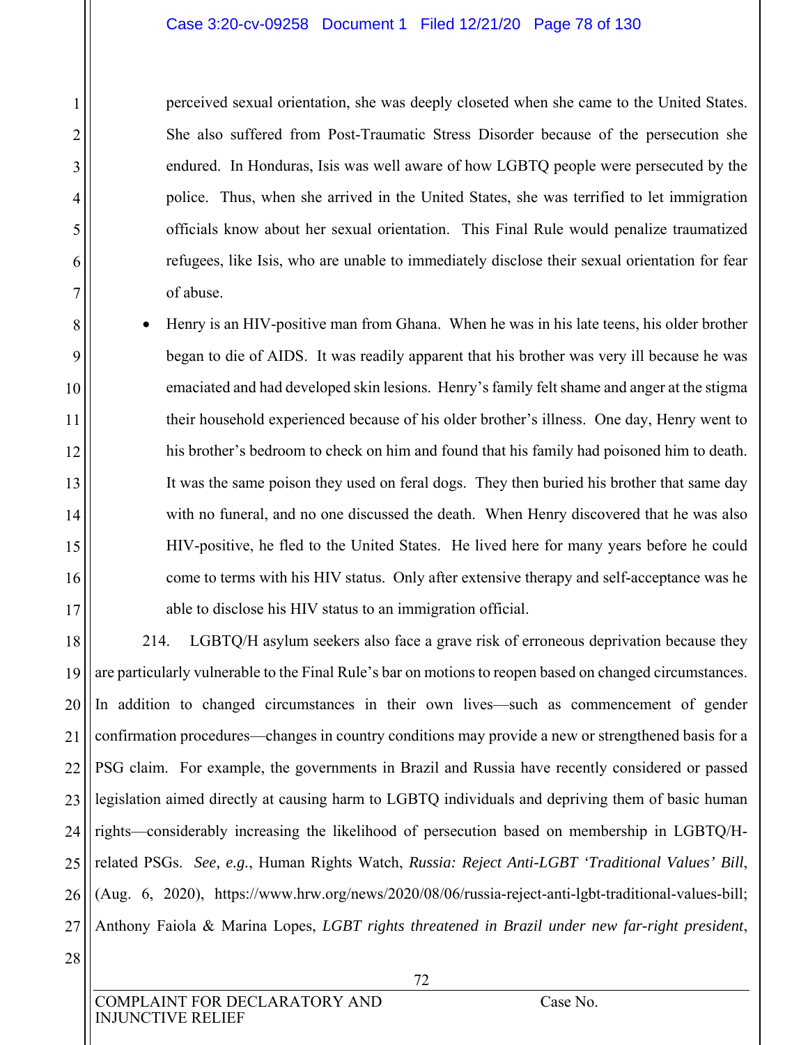perceived sexual orientation, she was deeply closeted when she came to the United States. She also suffered from Post-Traumatic Stress Disorder because of the persecution she endured. In Honduras, Isis was well aware of how LGBTQ people were persecuted by the police. Thus, when she arrived in the United States, she was terrified to let immigration officials know about her sexual orientation. This Final Rule would penalize traumatized refugees, like Isis, who are unable to immediately disclose their sexual orientation for fear of abuse.

- Henry is an HIV-positive man from Ghana. When he was in his late teens, his older brother began to die of AIDS. It was readily apparent that his brother was very ill because he was emaciated and had developed skin lesions. Henry's family felt shame and anger at the stigma their household experienced because of his older brother's illness. One day, Henry went to his brother's bedroom to check on him and found that his family had poisoned him to death. It was the same poison they used on feral dogs. They then buried his brother that same day with no funeral, and no one discussed the death. When Henry discovered that he was also HIV-positive, he fled to the United States. He lived here for many years before he could come to terms with his HIV status. Only after extensive therapy and self-acceptance was he able to disclose his HIV status to an immigration official.

214. LGBTQ/H asylum seekers also face a grave risk of erroneous deprivation because they are particularly vulnerable to the Final Rule's bar on motions to reopen based on changed circumstances. In addition to changed circumstances in their own lives—such as commencement of gender confirmation procedures—changes in country conditions may provide a new or strengthened basis for a PSG claim. For example, the governments in Brazil and Russia have recently considered or passed legislation aimed directly at causing harm to LGBTQ individuals and depriving them of basic human rights—considerably increasing the likelihood of persecution based on membership in LGBTQ/H-related PSGs. *See, e.g.*, Human Rights Watch, *Russia: Reject Anti-LGBT 'Traditional Values' Bill*, (Aug. 6, 2020), https://www.hrw.org/news/2020/08/06/russia-reject-anti-lgbt-traditional-values-bill; Anthony Faiola & Marina Lopes, *LGBT rights threatened in Brazil under new far-right president*,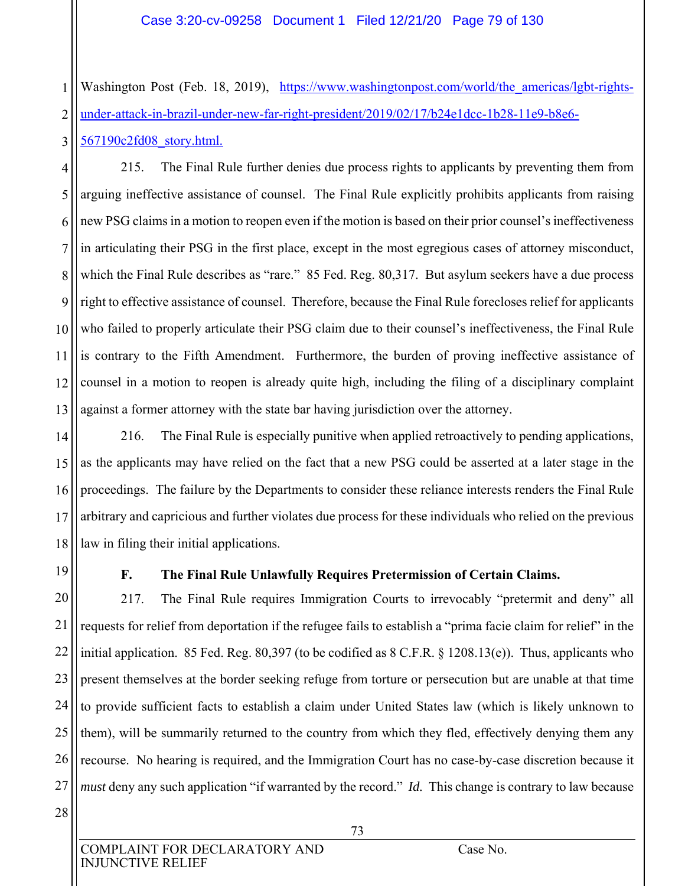Washington Post (Feb. 18, 2019), https://www.washingtonpost.com/world/the_americas/lgbt-rights-under-attack-in-brazil-under-new-far-right-president/2019/02/17/b24e1dcc-1b28-11e9-b8e6-567190c2fd08_story.html.

215. The Final Rule further denies due process rights to applicants by preventing them from arguing ineffective assistance of counsel. The Final Rule explicitly prohibits applicants from raising new PSG claims in a motion to reopen even if the motion is based on their prior counsel's ineffectiveness in articulating their PSG in the first place, except in the most egregious cases of attorney misconduct, which the Final Rule describes as "rare." 85 Fed. Reg. 80,317. But asylum seekers have a due process right to effective assistance of counsel. Therefore, because the Final Rule forecloses relief for applicants who failed to properly articulate their PSG claim due to their counsel's ineffectiveness, the Final Rule is contrary to the Fifth Amendment. Furthermore, the burden of proving ineffective assistance of counsel in a motion to reopen is already quite high, including the filing of a disciplinary complaint against a former attorney with the state bar having jurisdiction over the attorney.

216. The Final Rule is especially punitive when applied retroactively to pending applications, as the applicants may have relied on the fact that a new PSG could be asserted at a later stage in the proceedings. The failure by the Departments to consider these reliance interests renders the Final Rule arbitrary and capricious and further violates due process for these individuals who relied on the previous law in filing their initial applications.

### F. The Final Rule Unlawfully Requires Pretermission of Certain Claims.

217. The Final Rule requires Immigration Courts to irrevocably "pretermit and deny" all requests for relief from deportation if the refugee fails to establish a "prima facie claim for relief" in the initial application. 85 Fed. Reg. 80,397 (to be codified as 8 C.F.R. § 1208.13(e)). Thus, applicants who present themselves at the border seeking refuge from torture or persecution but are unable at that time to provide sufficient facts to establish a claim under United States law (which is likely unknown to them), will be summarily returned to the country from which they fled, effectively denying them any recourse. No hearing is required, and the Immigration Court has no case-by-case discretion because it *must* deny any such application "if warranted by the record." *Id.* This change is contrary to law because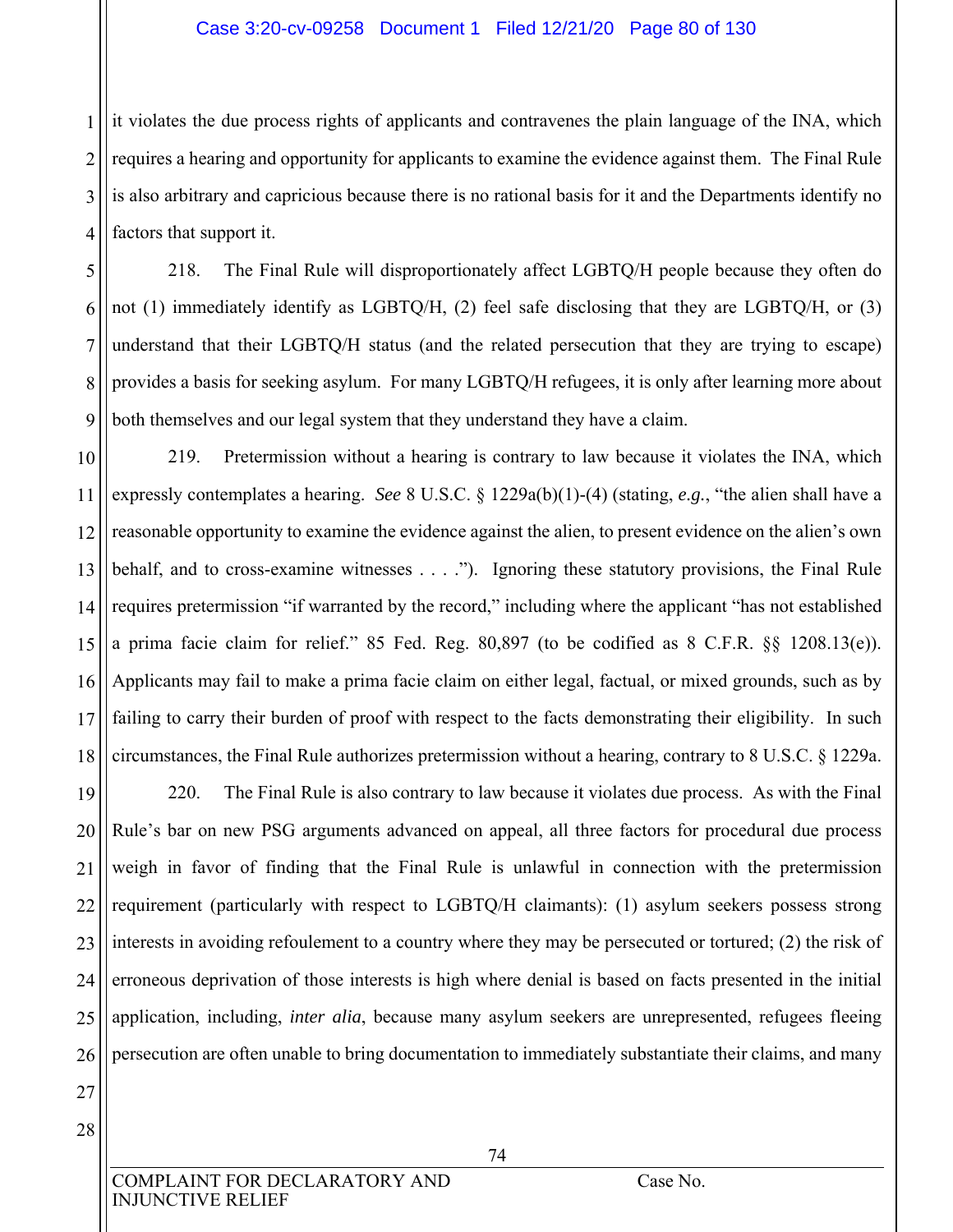it violates the due process rights of applicants and contravenes the plain language of the INA, which requires a hearing and opportunity for applicants to examine the evidence against them. The Final Rule is also arbitrary and capricious because there is no rational basis for it and the Departments identify no factors that support it.

218. The Final Rule will disproportionately affect LGBTQ/H people because they often do not (1) immediately identify as LGBTQ/H, (2) feel safe disclosing that they are LGBTQ/H, or (3) understand that their LGBTQ/H status (and the related persecution that they are trying to escape) provides a basis for seeking asylum. For many LGBTQ/H refugees, it is only after learning more about both themselves and our legal system that they understand they have a claim.

219. Pretermission without a hearing is contrary to law because it violates the INA, which expressly contemplates a hearing. *See* 8 U.S.C. § 1229a(b)(1)-(4) (stating, *e.g.*, "the alien shall have a reasonable opportunity to examine the evidence against the alien, to present evidence on the alien's own behalf, and to cross-examine witnesses . . . ."). Ignoring these statutory provisions, the Final Rule requires pretermission "if warranted by the record," including where the applicant "has not established a prima facie claim for relief." 85 Fed. Reg. 80,897 (to be codified as 8 C.F.R. §§ 1208.13(e)). Applicants may fail to make a prima facie claim on either legal, factual, or mixed grounds, such as by failing to carry their burden of proof with respect to the facts demonstrating their eligibility. In such circumstances, the Final Rule authorizes pretermission without a hearing, contrary to 8 U.S.C. § 1229a.

220. The Final Rule is also contrary to law because it violates due process. As with the Final Rule's bar on new PSG arguments advanced on appeal, all three factors for procedural due process weigh in favor of finding that the Final Rule is unlawful in connection with the pretermission requirement (particularly with respect to LGBTQ/H claimants): (1) asylum seekers possess strong interests in avoiding refoulement to a country where they may be persecuted or tortured; (2) the risk of erroneous deprivation of those interests is high where denial is based on facts presented in the initial application, including, *inter alia*, because many asylum seekers are unrepresented, refugees fleeing persecution are often unable to bring documentation to immediately substantiate their claims, and many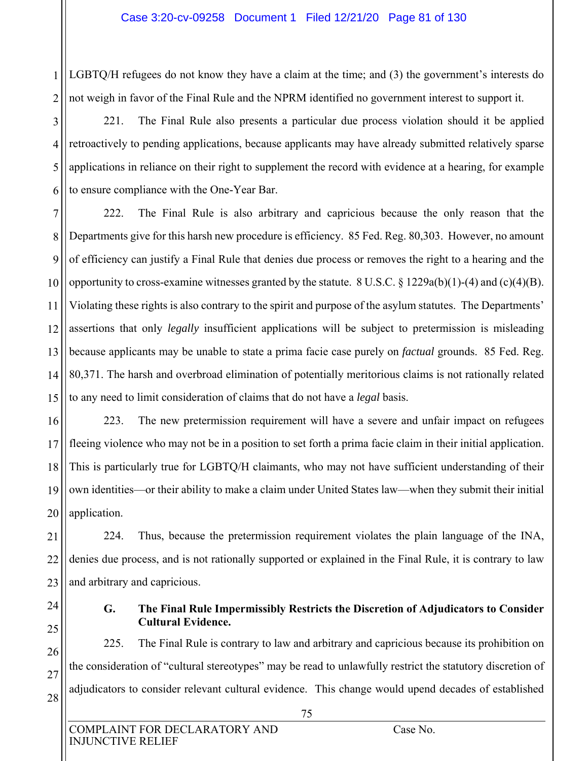LGBTQ/H refugees do not know they have a claim at the time; and (3) the government's interests do not weigh in favor of the Final Rule and the NPRM identified no government interest to support it.

221. The Final Rule also presents a particular due process violation should it be applied retroactively to pending applications, because applicants may have already submitted relatively sparse applications in reliance on their right to supplement the record with evidence at a hearing, for example to ensure compliance with the One-Year Bar.

222. The Final Rule is also arbitrary and capricious because the only reason that the Departments give for this harsh new procedure is efficiency. 85 Fed. Reg. 80,303. However, no amount of efficiency can justify a Final Rule that denies due process or removes the right to a hearing and the opportunity to cross-examine witnesses granted by the statute. 8 U.S.C. § 1229a(b)(1)-(4) and (c)(4)(B). Violating these rights is also contrary to the spirit and purpose of the asylum statutes. The Departments' assertions that only *legally* insufficient applications will be subject to pretermission is misleading because applicants may be unable to state a prima facie case purely on *factual* grounds. 85 Fed. Reg. 80,371. The harsh and overbroad elimination of potentially meritorious claims is not rationally related to any need to limit consideration of claims that do not have a *legal* basis.

223. The new pretermission requirement will have a severe and unfair impact on refugees fleeing violence who may not be in a position to set forth a prima facie claim in their initial application. This is particularly true for LGBTQ/H claimants, who may not have sufficient understanding of their own identities—or their ability to make a claim under United States law—when they submit their initial application.

224. Thus, because the pretermission requirement violates the plain language of the INA, denies due process, and is not rationally supported or explained in the Final Rule, it is contrary to law and arbitrary and capricious.

### G. The Final Rule Impermissibly Restricts the Discretion of Adjudicators to Consider Cultural Evidence.

225. The Final Rule is contrary to law and arbitrary and capricious because its prohibition on the consideration of "cultural stereotypes" may be read to unlawfully restrict the statutory discretion of adjudicators to consider relevant cultural evidence. This change would upend decades of established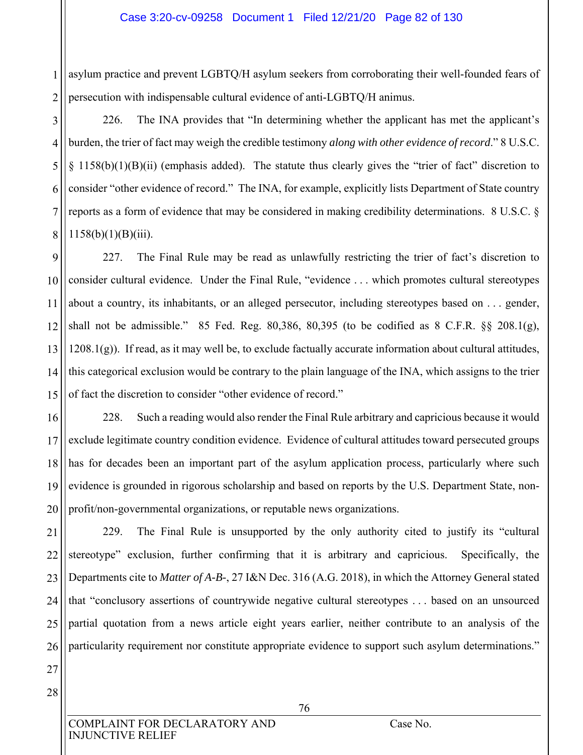asylum practice and prevent LGBTQ/H asylum seekers from corroborating their well-founded fears of persecution with indispensable cultural evidence of anti-LGBTQ/H animus.

226. The INA provides that "In determining whether the applicant has met the applicant's burden, the trier of fact may weigh the credible testimony *along with other evidence of record*." 8 U.S.C. § 1158(b)(1)(B)(ii) (emphasis added). The statute thus clearly gives the "trier of fact" discretion to consider "other evidence of record." The INA, for example, explicitly lists Department of State country reports as a form of evidence that may be considered in making credibility determinations. 8 U.S.C. § 1158(b)(1)(B)(iii).

227. The Final Rule may be read as unlawfully restricting the trier of fact's discretion to consider cultural evidence. Under the Final Rule, "evidence . . . which promotes cultural stereotypes about a country, its inhabitants, or an alleged persecutor, including stereotypes based on . . . gender, shall not be admissible." 85 Fed. Reg. 80,386, 80,395 (to be codified as 8 C.F.R. §§ 208.1(g), 1208.1(g)). If read, as it may well be, to exclude factually accurate information about cultural attitudes, this categorical exclusion would be contrary to the plain language of the INA, which assigns to the trier of fact the discretion to consider "other evidence of record."

228. Such a reading would also render the Final Rule arbitrary and capricious because it would exclude legitimate country condition evidence. Evidence of cultural attitudes toward persecuted groups has for decades been an important part of the asylum application process, particularly where such evidence is grounded in rigorous scholarship and based on reports by the U.S. Department State, non-profit/non-governmental organizations, or reputable news organizations.

229. The Final Rule is unsupported by the only authority cited to justify its "cultural stereotype" exclusion, further confirming that it is arbitrary and capricious. Specifically, the Departments cite to *Matter of A-B-*, 27 I&N Dec. 316 (A.G. 2018), in which the Attorney General stated that "conclusory assertions of countrywide negative cultural stereotypes . . . based on an unsourced partial quotation from a news article eight years earlier, neither contribute to an analysis of the particularity requirement nor constitute appropriate evidence to support such asylum determinations."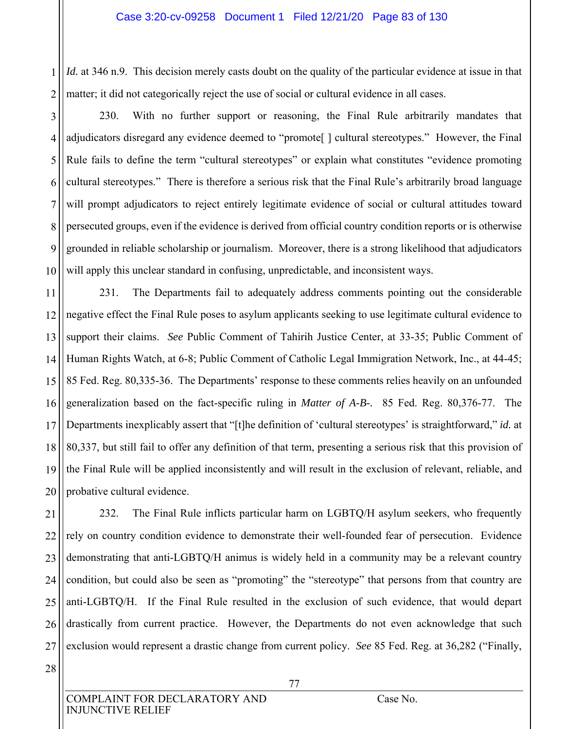*Id.* at 346 n.9. This decision merely casts doubt on the quality of the particular evidence at issue in that matter; it did not categorically reject the use of social or cultural evidence in all cases.

230. With no further support or reasoning, the Final Rule arbitrarily mandates that adjudicators disregard any evidence deemed to "promote[ ] cultural stereotypes." However, the Final Rule fails to define the term "cultural stereotypes" or explain what constitutes "evidence promoting cultural stereotypes." There is therefore a serious risk that the Final Rule's arbitrarily broad language will prompt adjudicators to reject entirely legitimate evidence of social or cultural attitudes toward persecuted groups, even if the evidence is derived from official country condition reports or is otherwise grounded in reliable scholarship or journalism. Moreover, there is a strong likelihood that adjudicators will apply this unclear standard in confusing, unpredictable, and inconsistent ways.

231. The Departments fail to adequately address comments pointing out the considerable negative effect the Final Rule poses to asylum applicants seeking to use legitimate cultural evidence to support their claims. *See* Public Comment of Tahirih Justice Center, at 33-35; Public Comment of Human Rights Watch, at 6-8; Public Comment of Catholic Legal Immigration Network, Inc., at 44-45; 85 Fed. Reg. 80,335-36. The Departments' response to these comments relies heavily on an unfounded generalization based on the fact-specific ruling in *Matter of A-B-*. 85 Fed. Reg. 80,376-77. The Departments inexplicably assert that "[t]he definition of 'cultural stereotypes' is straightforward," *id.* at 80,337, but still fail to offer any definition of that term, presenting a serious risk that this provision of the Final Rule will be applied inconsistently and will result in the exclusion of relevant, reliable, and probative cultural evidence.

232. The Final Rule inflicts particular harm on LGBTQ/H asylum seekers, who frequently rely on country condition evidence to demonstrate their well-founded fear of persecution. Evidence demonstrating that anti-LGBTQ/H animus is widely held in a community may be a relevant country condition, but could also be seen as "promoting" the "stereotype" that persons from that country are anti-LGBTQ/H. If the Final Rule resulted in the exclusion of such evidence, that would depart drastically from current practice. However, the Departments do not even acknowledge that such exclusion would represent a drastic change from current policy. *See* 85 Fed. Reg. at 36,282 ("Finally,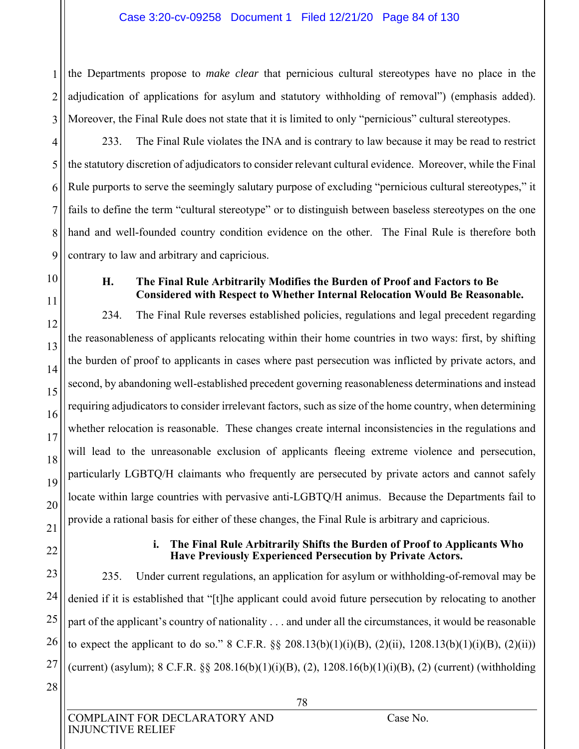the Departments propose to *make clear* that pernicious cultural stereotypes have no place in the adjudication of applications for asylum and statutory withholding of removal") (emphasis added). Moreover, the Final Rule does not state that it is limited to only "pernicious" cultural stereotypes.

233. The Final Rule violates the INA and is contrary to law because it may be read to restrict the statutory discretion of adjudicators to consider relevant cultural evidence. Moreover, while the Final Rule purports to serve the seemingly salutary purpose of excluding "pernicious cultural stereotypes," it fails to define the term "cultural stereotype" or to distinguish between baseless stereotypes on the one hand and well-founded country condition evidence on the other. The Final Rule is therefore both contrary to law and arbitrary and capricious.

### H. The Final Rule Arbitrarily Modifies the Burden of Proof and Factors to Be Considered with Respect to Whether Internal Relocation Would Be Reasonable.

234. The Final Rule reverses established policies, regulations and legal precedent regarding the reasonableness of applicants relocating within their home countries in two ways: first, by shifting the burden of proof to applicants in cases where past persecution was inflicted by private actors, and second, by abandoning well-established precedent governing reasonableness determinations and instead requiring adjudicators to consider irrelevant factors, such as size of the home country, when determining whether relocation is reasonable. These changes create internal inconsistencies in the regulations and will lead to the unreasonable exclusion of applicants fleeing extreme violence and persecution, particularly LGBTQ/H claimants who frequently are persecuted by private actors and cannot safely locate within large countries with pervasive anti-LGBTQ/H animus. Because the Departments fail to provide a rational basis for either of these changes, the Final Rule is arbitrary and capricious.

#### i. The Final Rule Arbitrarily Shifts the Burden of Proof to Applicants Who Have Previously Experienced Persecution by Private Actors.

235. Under current regulations, an application for asylum or withholding-of-removal may be denied if it is established that "[t]he applicant could avoid future persecution by relocating to another part of the applicant's country of nationality . . . and under all the circumstances, it would be reasonable to expect the applicant to do so." 8 C.F.R. §§ 208.13(b)(1)(i)(B), (2)(ii), 1208.13(b)(1)(i)(B), (2)(ii)) (current) (asylum); 8 C.F.R. §§ 208.16(b)(1)(i)(B), (2), 1208.16(b)(1)(i)(B), (2) (current) (withholding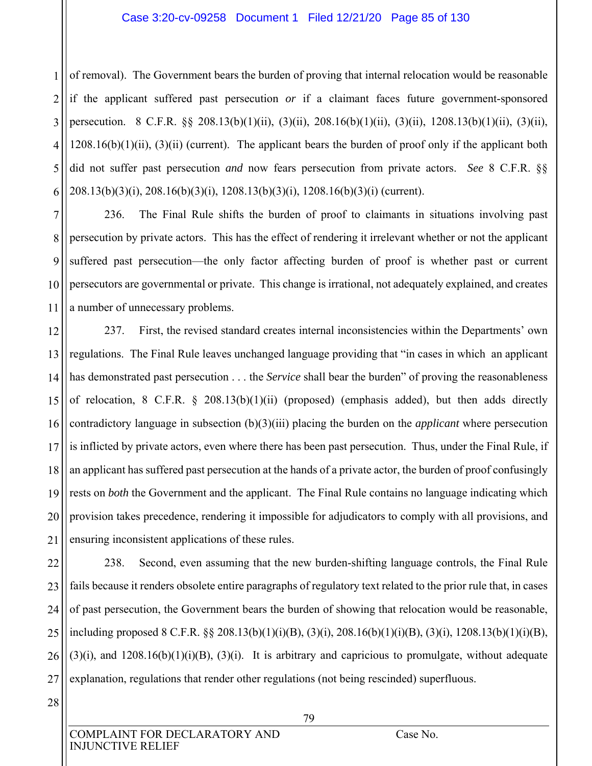of removal). The Government bears the burden of proving that internal relocation would be reasonable if the applicant suffered past persecution *or* if a claimant faces future government-sponsored persecution. 8 C.F.R. §§ 208.13(b)(1)(ii), (3)(ii), 208.16(b)(1)(ii), (3)(ii), 1208.13(b)(1)(ii), (3)(ii), 1208.16(b)(1)(ii), (3)(ii) (current). The applicant bears the burden of proof only if the applicant both did not suffer past persecution *and* now fears persecution from private actors. *See* 8 C.F.R. §§ 208.13(b)(3)(i), 208.16(b)(3)(i), 1208.13(b)(3)(i), 1208.16(b)(3)(i) (current).

236. The Final Rule shifts the burden of proof to claimants in situations involving past persecution by private actors. This has the effect of rendering it irrelevant whether or not the applicant suffered past persecution—the only factor affecting burden of proof is whether past or current persecutors are governmental or private. This change is irrational, not adequately explained, and creates a number of unnecessary problems.

237. First, the revised standard creates internal inconsistencies within the Departments' own regulations. The Final Rule leaves unchanged language providing that "in cases in which an applicant has demonstrated past persecution . . . the *Service* shall bear the burden" of proving the reasonableness of relocation, 8 C.F.R. § 208.13(b)(1)(ii) (proposed) (emphasis added), but then adds directly contradictory language in subsection (b)(3)(iii) placing the burden on the *applicant* where persecution is inflicted by private actors, even where there has been past persecution. Thus, under the Final Rule, if an applicant has suffered past persecution at the hands of a private actor, the burden of proof confusingly rests on *both* the Government and the applicant. The Final Rule contains no language indicating which provision takes precedence, rendering it impossible for adjudicators to comply with all provisions, and ensuring inconsistent applications of these rules.

238. Second, even assuming that the new burden-shifting language controls, the Final Rule fails because it renders obsolete entire paragraphs of regulatory text related to the prior rule that, in cases of past persecution, the Government bears the burden of showing that relocation would be reasonable, including proposed 8 C.F.R. §§ 208.13(b)(1)(i)(B), (3)(i), 208.16(b)(1)(i)(B), (3)(i), 1208.13(b)(1)(i)(B), (3)(i), and 1208.16(b)(1)(i)(B), (3)(i). It is arbitrary and capricious to promulgate, without adequate explanation, regulations that render other regulations (not being rescinded) superfluous.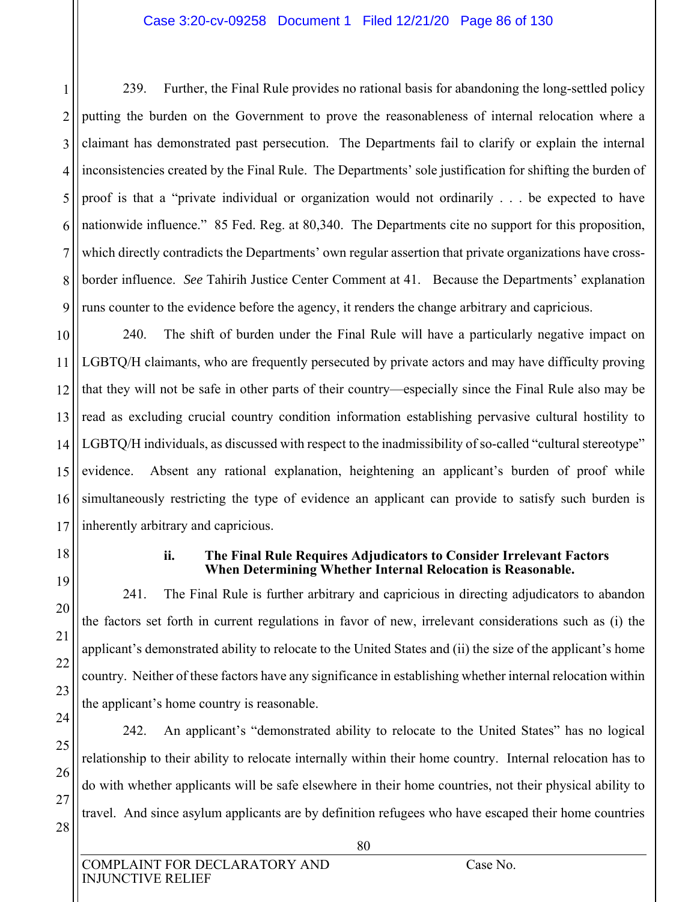239. Further, the Final Rule provides no rational basis for abandoning the long-settled policy putting the burden on the Government to prove the reasonableness of internal relocation where a claimant has demonstrated past persecution. The Departments fail to clarify or explain the internal inconsistencies created by the Final Rule. The Departments' sole justification for shifting the burden of proof is that a "private individual or organization would not ordinarily . . . be expected to have nationwide influence." 85 Fed. Reg. at 80,340. The Departments cite no support for this proposition, which directly contradicts the Departments' own regular assertion that private organizations have cross-border influence. *See* Tahirih Justice Center Comment at 41. Because the Departments' explanation runs counter to the evidence before the agency, it renders the change arbitrary and capricious.

240. The shift of burden under the Final Rule will have a particularly negative impact on LGBTQ/H claimants, who are frequently persecuted by private actors and may have difficulty proving that they will not be safe in other parts of their country—especially since the Final Rule also may be read as excluding crucial country condition information establishing pervasive cultural hostility to LGBTQ/H individuals, as discussed with respect to the inadmissibility of so-called "cultural stereotype" evidence. Absent any rational explanation, heightening an applicant's burden of proof while simultaneously restricting the type of evidence an applicant can provide to satisfy such burden is inherently arbitrary and capricious.

**ii. The Final Rule Requires Adjudicators to Consider Irrelevant Factors When Determining Whether Internal Relocation is Reasonable.**

241. The Final Rule is further arbitrary and capricious in directing adjudicators to abandon the factors set forth in current regulations in favor of new, irrelevant considerations such as (i) the applicant's demonstrated ability to relocate to the United States and (ii) the size of the applicant's home country. Neither of these factors have any significance in establishing whether internal relocation within the applicant's home country is reasonable.

242. An applicant's "demonstrated ability to relocate to the United States" has no logical relationship to their ability to relocate internally within their home country. Internal relocation has to do with whether applicants will be safe elsewhere in their home countries, not their physical ability to travel. And since asylum applicants are by definition refugees who have escaped their home countries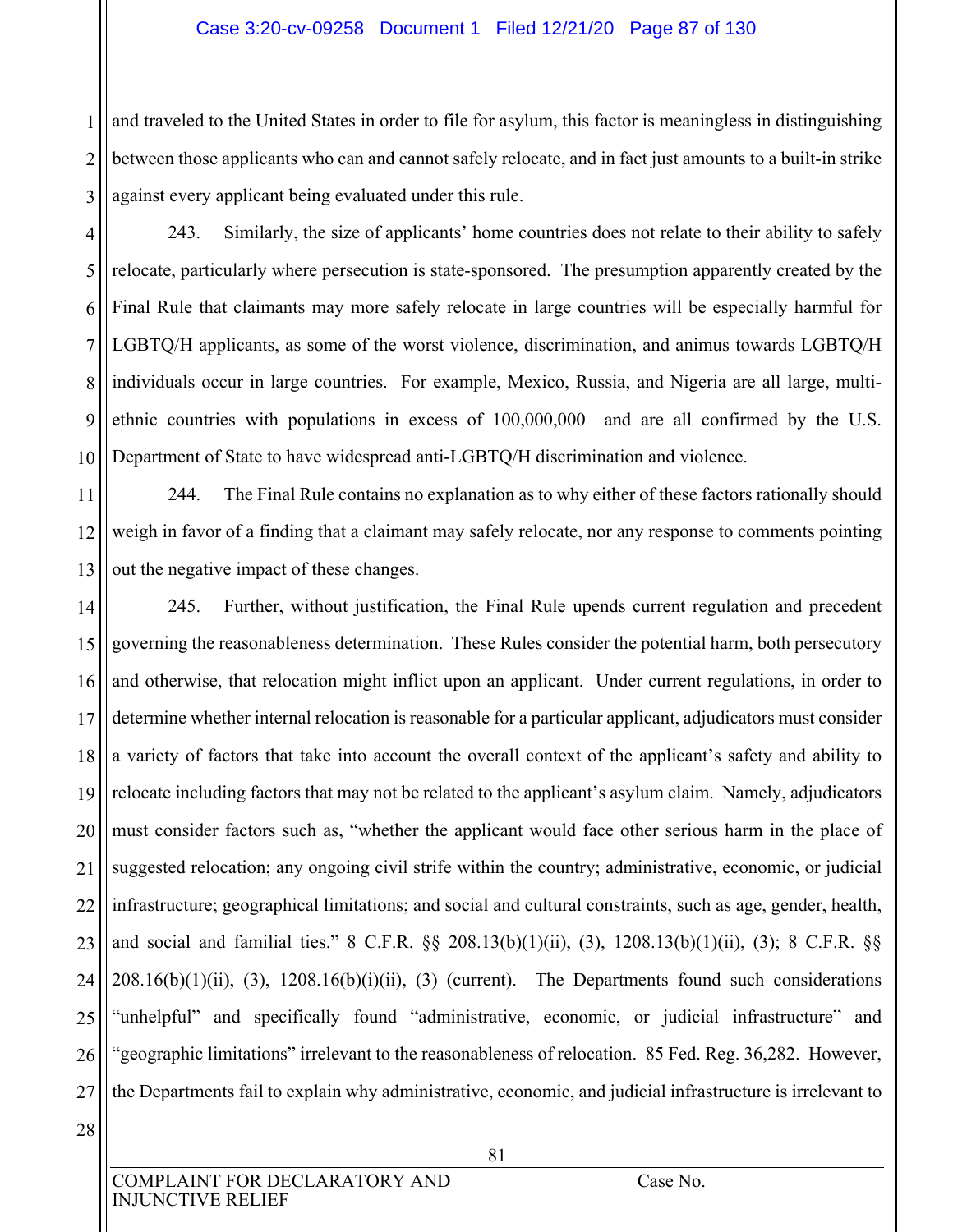and traveled to the United States in order to file for asylum, this factor is meaningless in distinguishing between those applicants who can and cannot safely relocate, and in fact just amounts to a built-in strike against every applicant being evaluated under this rule.

243. Similarly, the size of applicants' home countries does not relate to their ability to safely relocate, particularly where persecution is state-sponsored. The presumption apparently created by the Final Rule that claimants may more safely relocate in large countries will be especially harmful for LGBTQ/H applicants, as some of the worst violence, discrimination, and animus towards LGBTQ/H individuals occur in large countries. For example, Mexico, Russia, and Nigeria are all large, multi-ethnic countries with populations in excess of 100,000,000—and are all confirmed by the U.S. Department of State to have widespread anti-LGBTQ/H discrimination and violence.

244. The Final Rule contains no explanation as to why either of these factors rationally should weigh in favor of a finding that a claimant may safely relocate, nor any response to comments pointing out the negative impact of these changes.

245. Further, without justification, the Final Rule upends current regulation and precedent governing the reasonableness determination. These Rules consider the potential harm, both persecutory and otherwise, that relocation might inflict upon an applicant. Under current regulations, in order to determine whether internal relocation is reasonable for a particular applicant, adjudicators must consider a variety of factors that take into account the overall context of the applicant's safety and ability to relocate including factors that may not be related to the applicant's asylum claim. Namely, adjudicators must consider factors such as, "whether the applicant would face other serious harm in the place of suggested relocation; any ongoing civil strife within the country; administrative, economic, or judicial infrastructure; geographical limitations; and social and cultural constraints, such as age, gender, health, and social and familial ties." 8 C.F.R. §§ 208.13(b)(1)(ii), (3), 1208.13(b)(1)(ii), (3); 8 C.F.R. §§ 208.16(b)(1)(ii), (3), 1208.16(b)(i)(ii), (3) (current). The Departments found such considerations "unhelpful" and specifically found "administrative, economic, or judicial infrastructure" and "geographic limitations" irrelevant to the reasonableness of relocation. 85 Fed. Reg. 36,282. However, the Departments fail to explain why administrative, economic, and judicial infrastructure is irrelevant to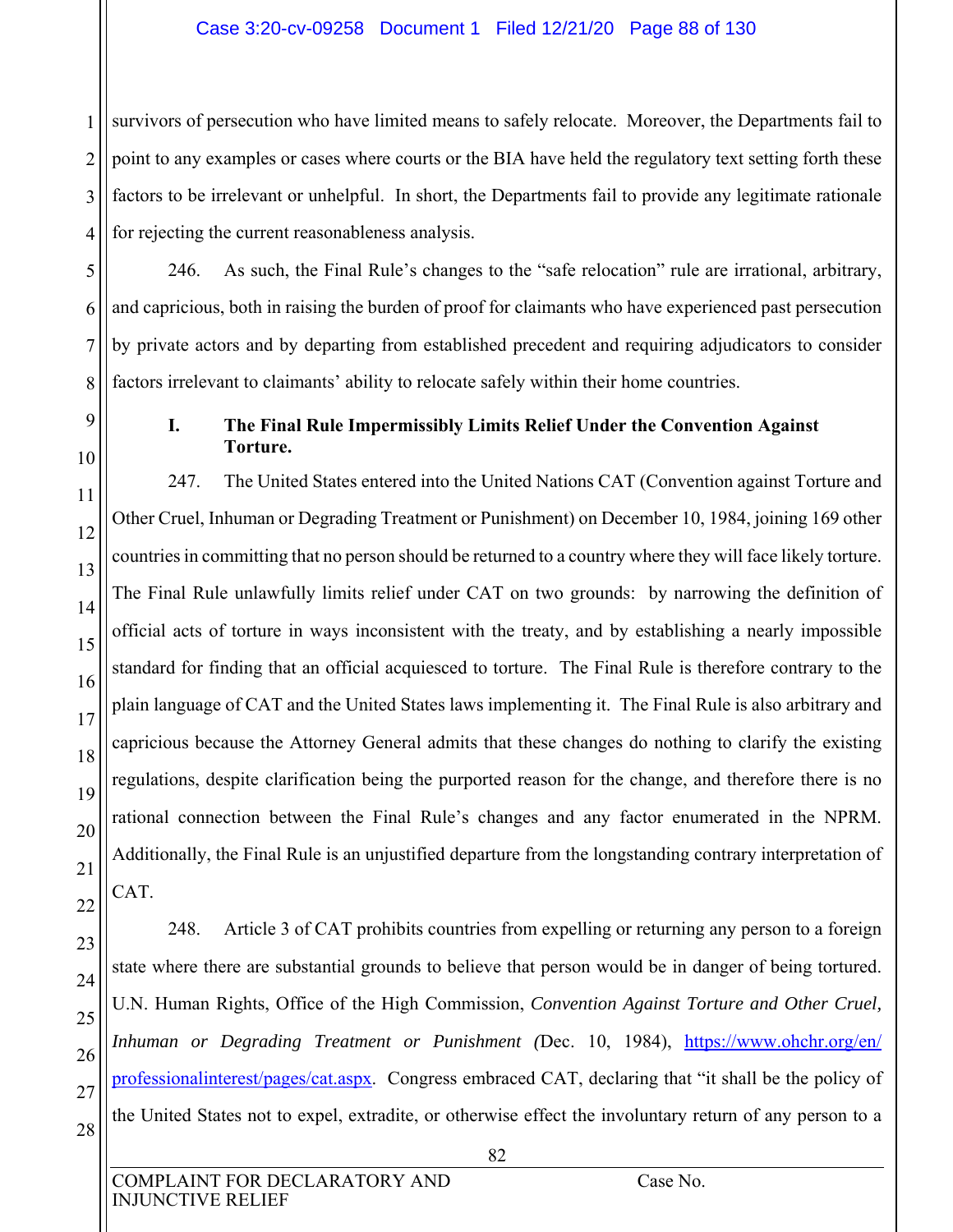survivors of persecution who have limited means to safely relocate. Moreover, the Departments fail to point to any examples or cases where courts or the BIA have held the regulatory text setting forth these factors to be irrelevant or unhelpful. In short, the Departments fail to provide any legitimate rationale for rejecting the current reasonableness analysis.

246. As such, the Final Rule's changes to the "safe relocation" rule are irrational, arbitrary, and capricious, both in raising the burden of proof for claimants who have experienced past persecution by private actors and by departing from established precedent and requiring adjudicators to consider factors irrelevant to claimants' ability to relocate safely within their home countries.

### I. The Final Rule Impermissibly Limits Relief Under the Convention Against Torture.

247. The United States entered into the United Nations CAT (Convention against Torture and Other Cruel, Inhuman or Degrading Treatment or Punishment) on December 10, 1984, joining 169 other countries in committing that no person should be returned to a country where they will face likely torture. The Final Rule unlawfully limits relief under CAT on two grounds: by narrowing the definition of official acts of torture in ways inconsistent with the treaty, and by establishing a nearly impossible standard for finding that an official acquiesced to torture. The Final Rule is therefore contrary to the plain language of CAT and the United States laws implementing it. The Final Rule is also arbitrary and capricious because the Attorney General admits that these changes do nothing to clarify the existing regulations, despite clarification being the purported reason for the change, and therefore there is no rational connection between the Final Rule's changes and any factor enumerated in the NPRM. Additionally, the Final Rule is an unjustified departure from the longstanding contrary interpretation of CAT.

248. Article 3 of CAT prohibits countries from expelling or returning any person to a foreign state where there are substantial grounds to believe that person would be in danger of being tortured. U.N. Human Rights, Office of the High Commission, *Convention Against Torture and Other Cruel, Inhuman or Degrading Treatment or Punishment (*Dec. 10, 1984), https://www.ohchr.org/en/professionalinterest/pages/cat.aspx. Congress embraced CAT, declaring that "it shall be the policy of the United States not to expel, extradite, or otherwise effect the involuntary return of any person to a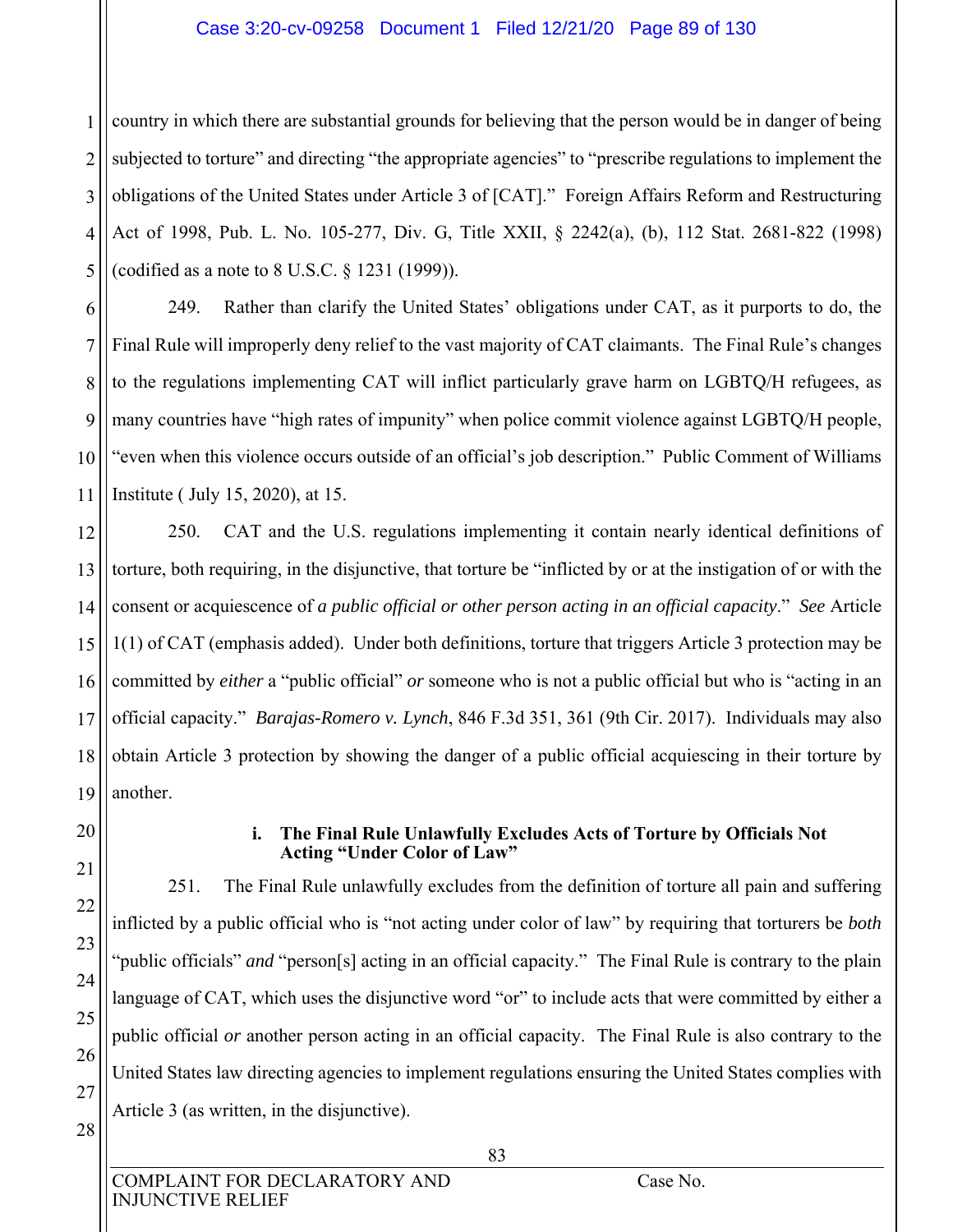country in which there are substantial grounds for believing that the person would be in danger of being subjected to torture" and directing "the appropriate agencies" to "prescribe regulations to implement the obligations of the United States under Article 3 of [CAT]." Foreign Affairs Reform and Restructuring Act of 1998, Pub. L. No. 105-277, Div. G, Title XXII, § 2242(a), (b), 112 Stat. 2681-822 (1998) (codified as a note to 8 U.S.C. § 1231 (1999)).

249. Rather than clarify the United States' obligations under CAT, as it purports to do, the Final Rule will improperly deny relief to the vast majority of CAT claimants. The Final Rule's changes to the regulations implementing CAT will inflict particularly grave harm on LGBTQ/H refugees, as many countries have "high rates of impunity" when police commit violence against LGBTQ/H people, "even when this violence occurs outside of an official's job description." Public Comment of Williams Institute ( July 15, 2020), at 15.

250. CAT and the U.S. regulations implementing it contain nearly identical definitions of torture, both requiring, in the disjunctive, that torture be "inflicted by or at the instigation of or with the consent or acquiescence of *a public official or other person acting in an official capacity*." *See* Article 1(1) of CAT (emphasis added). Under both definitions, torture that triggers Article 3 protection may be committed by *either* a "public official" *or* someone who is not a public official but who is "acting in an official capacity." *Barajas-Romero v. Lynch*, 846 F.3d 351, 361 (9th Cir. 2017). Individuals may also obtain Article 3 protection by showing the danger of a public official acquiescing in their torture by another.

**i. The Final Rule Unlawfully Excludes Acts of Torture by Officials Not Acting "Under Color of Law"**

251. The Final Rule unlawfully excludes from the definition of torture all pain and suffering inflicted by a public official who is "not acting under color of law" by requiring that torturers be *both* "public officials" *and* "person[s] acting in an official capacity." The Final Rule is contrary to the plain language of CAT, which uses the disjunctive word "or" to include acts that were committed by either a public official *or* another person acting in an official capacity. The Final Rule is also contrary to the United States law directing agencies to implement regulations ensuring the United States complies with Article 3 (as written, in the disjunctive).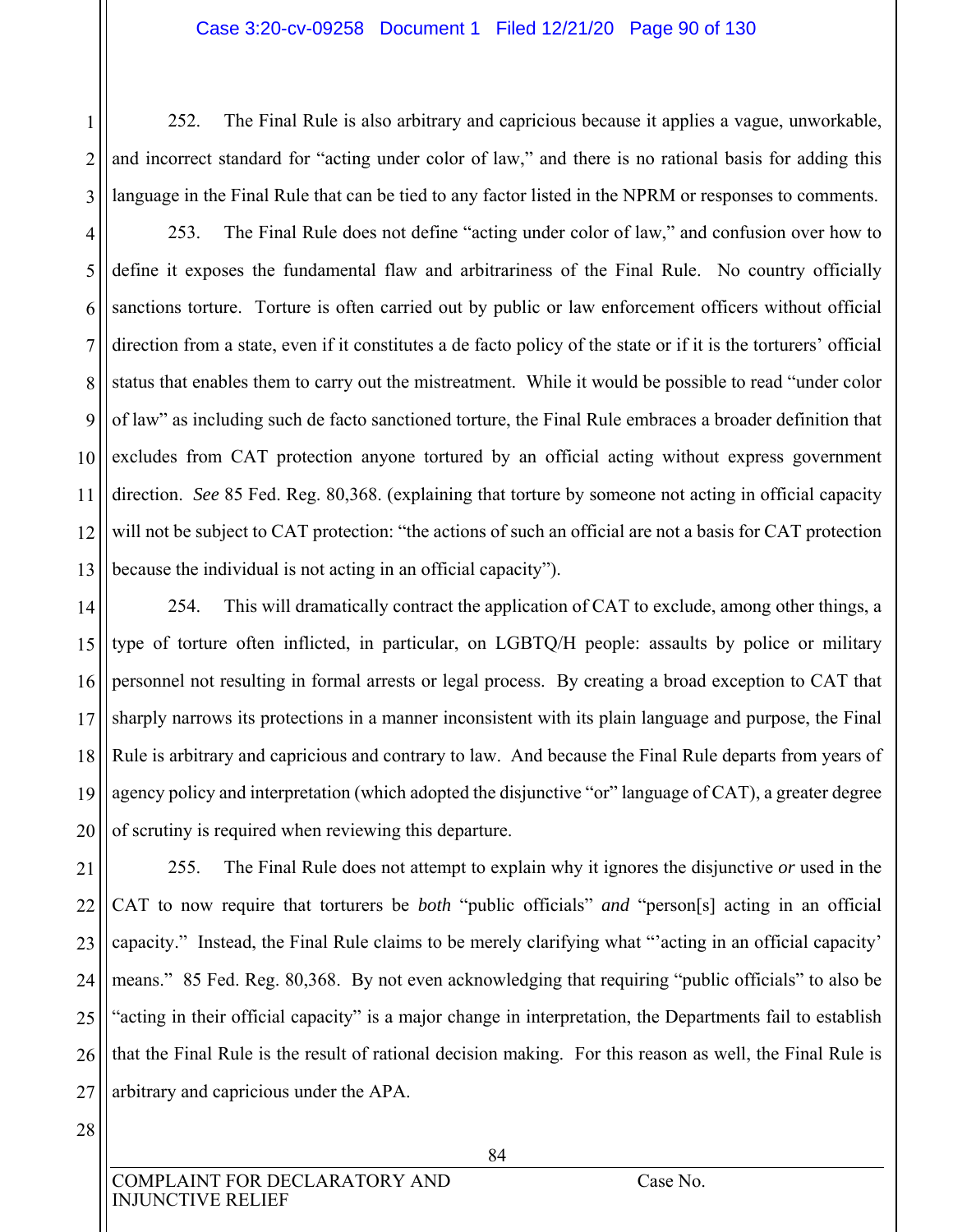252. The Final Rule is also arbitrary and capricious because it applies a vague, unworkable, and incorrect standard for "acting under color of law," and there is no rational basis for adding this language in the Final Rule that can be tied to any factor listed in the NPRM or responses to comments.

253. The Final Rule does not define "acting under color of law," and confusion over how to define it exposes the fundamental flaw and arbitrariness of the Final Rule. No country officially sanctions torture. Torture is often carried out by public or law enforcement officers without official direction from a state, even if it constitutes a de facto policy of the state or if it is the torturers' official status that enables them to carry out the mistreatment. While it would be possible to read "under color of law" as including such de facto sanctioned torture, the Final Rule embraces a broader definition that excludes from CAT protection anyone tortured by an official acting without express government direction. *See* 85 Fed. Reg. 80,368. (explaining that torture by someone not acting in official capacity will not be subject to CAT protection: "the actions of such an official are not a basis for CAT protection because the individual is not acting in an official capacity").

254. This will dramatically contract the application of CAT to exclude, among other things, a type of torture often inflicted, in particular, on LGBTQ/H people: assaults by police or military personnel not resulting in formal arrests or legal process. By creating a broad exception to CAT that sharply narrows its protections in a manner inconsistent with its plain language and purpose, the Final Rule is arbitrary and capricious and contrary to law. And because the Final Rule departs from years of agency policy and interpretation (which adopted the disjunctive "or" language of CAT), a greater degree of scrutiny is required when reviewing this departure.

255. The Final Rule does not attempt to explain why it ignores the disjunctive *or* used in the CAT to now require that torturers be *both* "public officials" *and* "person[s] acting in an official capacity." Instead, the Final Rule claims to be merely clarifying what "'acting in an official capacity' means." 85 Fed. Reg. 80,368. By not even acknowledging that requiring "public officials" to also be "acting in their official capacity" is a major change in interpretation, the Departments fail to establish that the Final Rule is the result of rational decision making. For this reason as well, the Final Rule is arbitrary and capricious under the APA.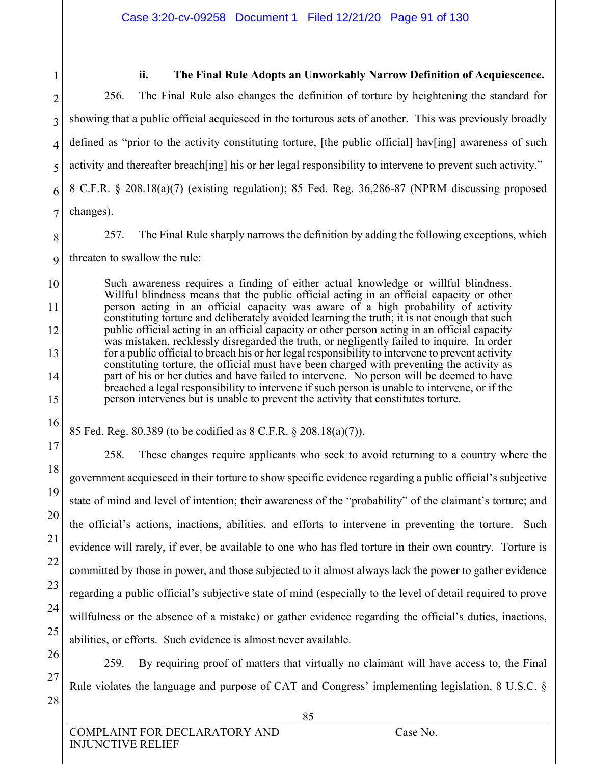### ii. The Final Rule Adopts an Unworkably Narrow Definition of Acquiescence.

256. The Final Rule also changes the definition of torture by heightening the standard for showing that a public official acquiesced in the torturous acts of another. This was previously broadly defined as "prior to the activity constituting torture, [the public official] hav[ing] awareness of such activity and thereafter breach[ing] his or her legal responsibility to intervene to prevent such activity." 8 C.F.R. § 208.18(a)(7) (existing regulation); 85 Fed. Reg. 36,286-87 (NPRM discussing proposed changes).

257. The Final Rule sharply narrows the definition by adding the following exceptions, which threaten to swallow the rule:

> Such awareness requires a finding of either actual knowledge or willful blindness. Willful blindness means that the public official acting in an official capacity or other person acting in an official capacity was aware of a high probability of activity constituting torture and deliberately avoided learning the truth; it is not enough that such public official acting in an official capacity or other person acting in an official capacity was mistaken, recklessly disregarded the truth, or negligently failed to inquire. In order for a public official to breach his or her legal responsibility to intervene to prevent activity constituting torture, the official must have been charged with preventing the activity as part of his or her duties and have failed to intervene. No person will be deemed to have breached a legal responsibility to intervene if such person is unable to intervene, or if the person intervenes but is unable to prevent the activity that constitutes torture.

85 Fed. Reg. 80,389 (to be codified as 8 C.F.R. § 208.18(a)(7)).

258. These changes require applicants who seek to avoid returning to a country where the government acquiesced in their torture to show specific evidence regarding a public official's subjective state of mind and level of intention; their awareness of the "probability" of the claimant's torture; and the official's actions, inactions, abilities, and efforts to intervene in preventing the torture. Such evidence will rarely, if ever, be available to one who has fled torture in their own country. Torture is committed by those in power, and those subjected to it almost always lack the power to gather evidence regarding a public official's subjective state of mind (especially to the level of detail required to prove willfulness or the absence of a mistake) or gather evidence regarding the official's duties, inactions, abilities, or efforts. Such evidence is almost never available.

259. By requiring proof of matters that virtually no claimant will have access to, the Final Rule violates the language and purpose of CAT and Congress' implementing legislation, 8 U.S.C. §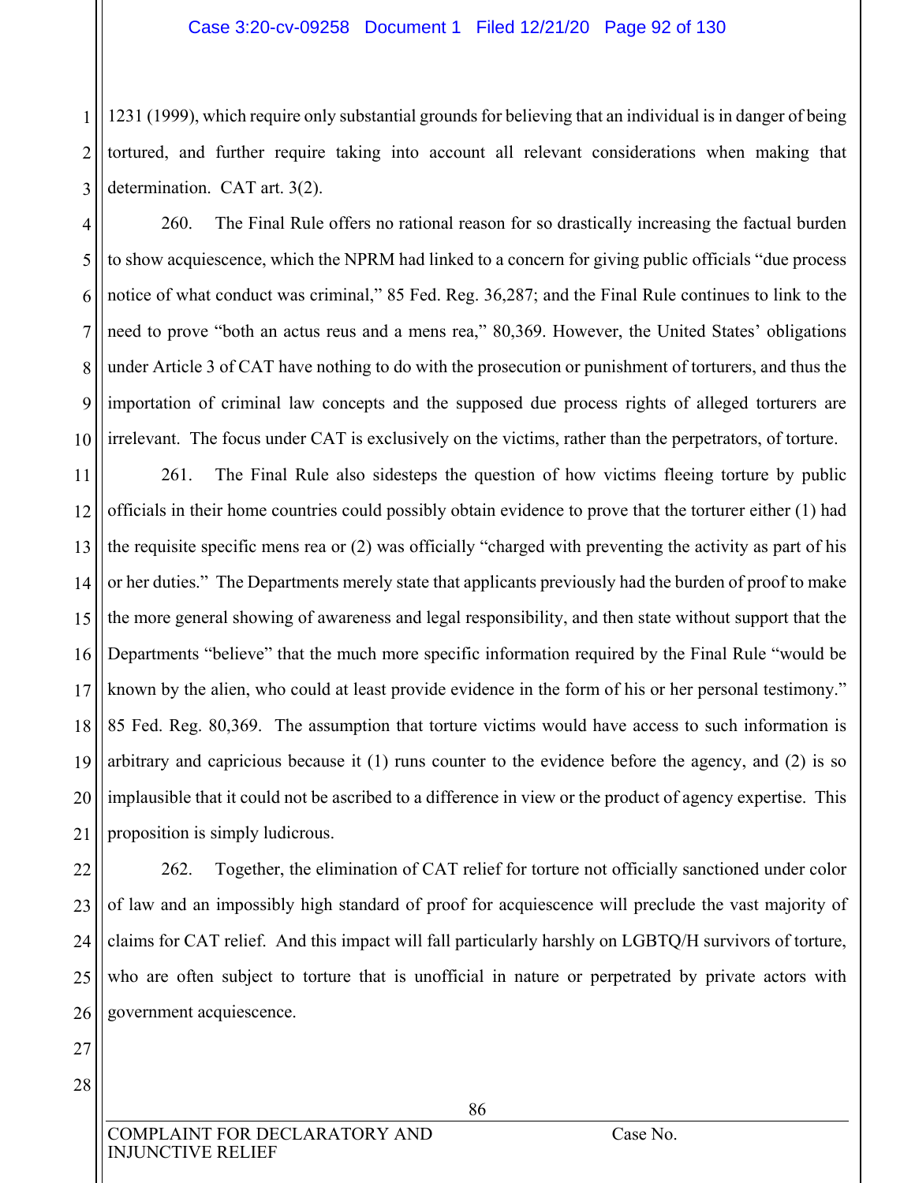1231 (1999), which require only substantial grounds for believing that an individual is in danger of being tortured, and further require taking into account all relevant considerations when making that determination. CAT art. 3(2).

260. The Final Rule offers no rational reason for so drastically increasing the factual burden to show acquiescence, which the NPRM had linked to a concern for giving public officials "due process notice of what conduct was criminal," 85 Fed. Reg. 36,287; and the Final Rule continues to link to the need to prove "both an actus reus and a mens rea," 80,369. However, the United States' obligations under Article 3 of CAT have nothing to do with the prosecution or punishment of torturers, and thus the importation of criminal law concepts and the supposed due process rights of alleged torturers are irrelevant. The focus under CAT is exclusively on the victims, rather than the perpetrators, of torture.

261. The Final Rule also sidesteps the question of how victims fleeing torture by public officials in their home countries could possibly obtain evidence to prove that the torturer either (1) had the requisite specific mens rea or (2) was officially "charged with preventing the activity as part of his or her duties." The Departments merely state that applicants previously had the burden of proof to make the more general showing of awareness and legal responsibility, and then state without support that the Departments "believe" that the much more specific information required by the Final Rule "would be known by the alien, who could at least provide evidence in the form of his or her personal testimony." 85 Fed. Reg. 80,369. The assumption that torture victims would have access to such information is arbitrary and capricious because it (1) runs counter to the evidence before the agency, and (2) is so implausible that it could not be ascribed to a difference in view or the product of agency expertise. This proposition is simply ludicrous.

262. Together, the elimination of CAT relief for torture not officially sanctioned under color of law and an impossibly high standard of proof for acquiescence will preclude the vast majority of claims for CAT relief. And this impact will fall particularly harshly on LGBTQ/H survivors of torture, who are often subject to torture that is unofficial in nature or perpetrated by private actors with government acquiescence.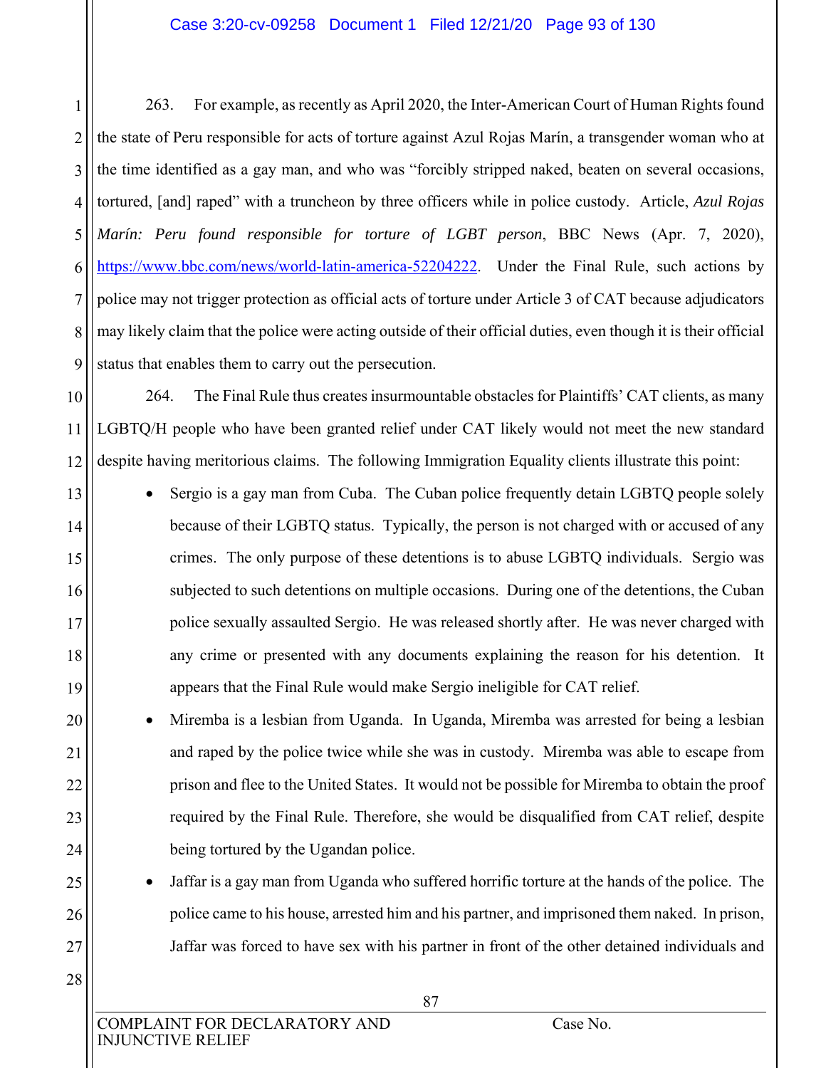263. For example, as recently as April 2020, the Inter-American Court of Human Rights found the state of Peru responsible for acts of torture against Azul Rojas Marín, a transgender woman who at the time identified as a gay man, and who was "forcibly stripped naked, beaten on several occasions, tortured, [and] raped" with a truncheon by three officers while in police custody. Article, *Azul Rojas Marín: Peru found responsible for torture of LGBT person*, BBC News (Apr. 7, 2020), https://www.bbc.com/news/world-latin-america-52204222. Under the Final Rule, such actions by police may not trigger protection as official acts of torture under Article 3 of CAT because adjudicators may likely claim that the police were acting outside of their official duties, even though it is their official status that enables them to carry out the persecution.

264. The Final Rule thus creates insurmountable obstacles for Plaintiffs' CAT clients, as many LGBTQ/H people who have been granted relief under CAT likely would not meet the new standard despite having meritorious claims. The following Immigration Equality clients illustrate this point:

- Sergio is a gay man from Cuba. The Cuban police frequently detain LGBTQ people solely because of their LGBTQ status. Typically, the person is not charged with or accused of any crimes. The only purpose of these detentions is to abuse LGBTQ individuals. Sergio was subjected to such detentions on multiple occasions. During one of the detentions, the Cuban police sexually assaulted Sergio. He was released shortly after. He was never charged with any crime or presented with any documents explaining the reason for his detention. It appears that the Final Rule would make Sergio ineligible for CAT relief.
- Miremba is a lesbian from Uganda. In Uganda, Miremba was arrested for being a lesbian and raped by the police twice while she was in custody. Miremba was able to escape from prison and flee to the United States. It would not be possible for Miremba to obtain the proof required by the Final Rule. Therefore, she would be disqualified from CAT relief, despite being tortured by the Ugandan police.
- Jaffar is a gay man from Uganda who suffered horrific torture at the hands of the police. The police came to his house, arrested him and his partner, and imprisoned them naked. In prison, Jaffar was forced to have sex with his partner in front of the other detained individuals and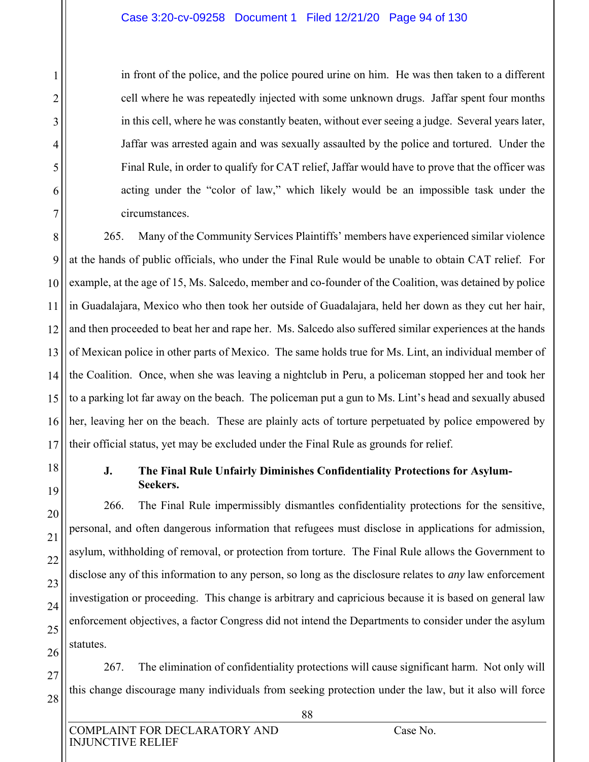in front of the police, and the police poured urine on him. He was then taken to a different cell where he was repeatedly injected with some unknown drugs. Jaffar spent four months in this cell, where he was constantly beaten, without ever seeing a judge. Several years later, Jaffar was arrested again and was sexually assaulted by the police and tortured. Under the Final Rule, in order to qualify for CAT relief, Jaffar would have to prove that the officer was acting under the "color of law," which likely would be an impossible task under the circumstances.

265. Many of the Community Services Plaintiffs' members have experienced similar violence at the hands of public officials, who under the Final Rule would be unable to obtain CAT relief. For example, at the age of 15, Ms. Salcedo, member and co-founder of the Coalition, was detained by police in Guadalajara, Mexico who then took her outside of Guadalajara, held her down as they cut her hair, and then proceeded to beat her and rape her. Ms. Salcedo also suffered similar experiences at the hands of Mexican police in other parts of Mexico. The same holds true for Ms. Lint, an individual member of the Coalition. Once, when she was leaving a nightclub in Peru, a policeman stopped her and took her to a parking lot far away on the beach. The policeman put a gun to Ms. Lint's head and sexually abused her, leaving her on the beach. These are plainly acts of torture perpetuated by police empowered by their official status, yet may be excluded under the Final Rule as grounds for relief.

### J. The Final Rule Unfairly Diminishes Confidentiality Protections for Asylum-Seekers.

266. The Final Rule impermissibly dismantles confidentiality protections for the sensitive, personal, and often dangerous information that refugees must disclose in applications for admission, asylum, withholding of removal, or protection from torture. The Final Rule allows the Government to disclose any of this information to any person, so long as the disclosure relates to *any* law enforcement investigation or proceeding. This change is arbitrary and capricious because it is based on general law enforcement objectives, a factor Congress did not intend the Departments to consider under the asylum statutes.

267. The elimination of confidentiality protections will cause significant harm. Not only will this change discourage many individuals from seeking protection under the law, but it also will force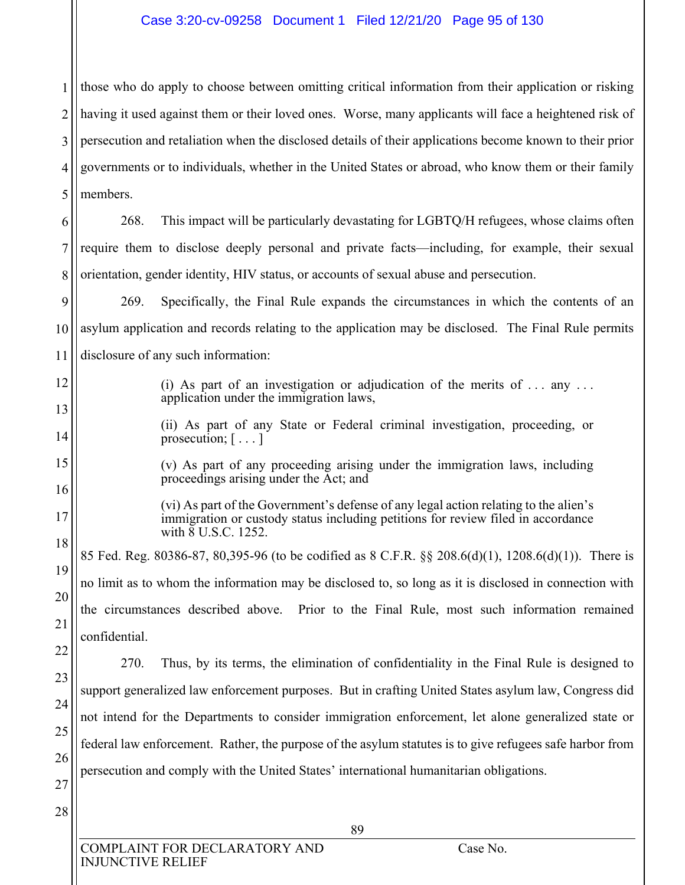those who do apply to choose between omitting critical information from their application or risking having it used against them or their loved ones. Worse, many applicants will face a heightened risk of persecution and retaliation when the disclosed details of their applications become known to their prior governments or to individuals, whether in the United States or abroad, who know them or their family members.

268. This impact will be particularly devastating for LGBTQ/H refugees, whose claims often require them to disclose deeply personal and private facts—including, for example, their sexual orientation, gender identity, HIV status, or accounts of sexual abuse and persecution.

269. Specifically, the Final Rule expands the circumstances in which the contents of an asylum application and records relating to the application may be disclosed. The Final Rule permits disclosure of any such information:

> (i) As part of an investigation or adjudication of the merits of . . . any . . . application under the immigration laws,
>
> (ii) As part of any State or Federal criminal investigation, proceeding, or prosecution; [ . . . ]
>
> (v) As part of any proceeding arising under the immigration laws, including proceedings arising under the Act; and
>
> (vi) As part of the Government's defense of any legal action relating to the alien's immigration or custody status including petitions for review filed in accordance with 8 U.S.C. 1252.

85 Fed. Reg. 80386-87, 80,395-96 (to be codified as 8 C.F.R. §§ 208.6(d)(1), 1208.6(d)(1)). There is no limit as to whom the information may be disclosed to, so long as it is disclosed in connection with the circumstances described above. Prior to the Final Rule, most such information remained confidential.

270. Thus, by its terms, the elimination of confidentiality in the Final Rule is designed to support generalized law enforcement purposes. But in crafting United States asylum law, Congress did not intend for the Departments to consider immigration enforcement, let alone generalized state or federal law enforcement. Rather, the purpose of the asylum statutes is to give refugees safe harbor from persecution and comply with the United States' international humanitarian obligations.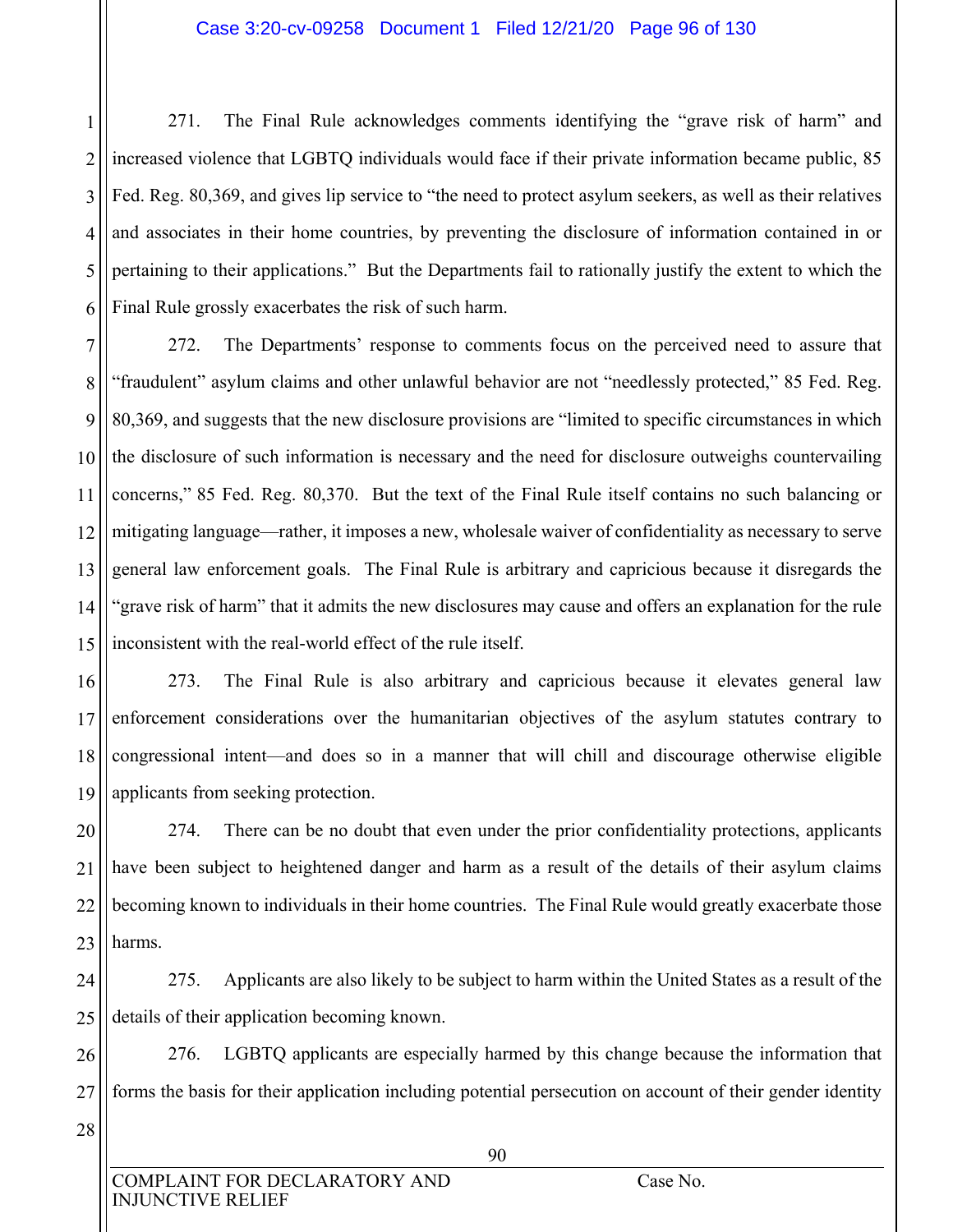271. The Final Rule acknowledges comments identifying the "grave risk of harm" and increased violence that LGBTQ individuals would face if their private information became public, 85 Fed. Reg. 80,369, and gives lip service to "the need to protect asylum seekers, as well as their relatives and associates in their home countries, by preventing the disclosure of information contained in or pertaining to their applications." But the Departments fail to rationally justify the extent to which the Final Rule grossly exacerbates the risk of such harm.

272. The Departments' response to comments focus on the perceived need to assure that "fraudulent" asylum claims and other unlawful behavior are not "needlessly protected," 85 Fed. Reg. 80,369, and suggests that the new disclosure provisions are "limited to specific circumstances in which the disclosure of such information is necessary and the need for disclosure outweighs countervailing concerns," 85 Fed. Reg. 80,370. But the text of the Final Rule itself contains no such balancing or mitigating language—rather, it imposes a new, wholesale waiver of confidentiality as necessary to serve general law enforcement goals. The Final Rule is arbitrary and capricious because it disregards the "grave risk of harm" that it admits the new disclosures may cause and offers an explanation for the rule inconsistent with the real-world effect of the rule itself.

273. The Final Rule is also arbitrary and capricious because it elevates general law enforcement considerations over the humanitarian objectives of the asylum statutes contrary to congressional intent—and does so in a manner that will chill and discourage otherwise eligible applicants from seeking protection.

274. There can be no doubt that even under the prior confidentiality protections, applicants have been subject to heightened danger and harm as a result of the details of their asylum claims becoming known to individuals in their home countries. The Final Rule would greatly exacerbate those harms.

275. Applicants are also likely to be subject to harm within the United States as a result of the details of their application becoming known.

276. LGBTQ applicants are especially harmed by this change because the information that forms the basis for their application including potential persecution on account of their gender identity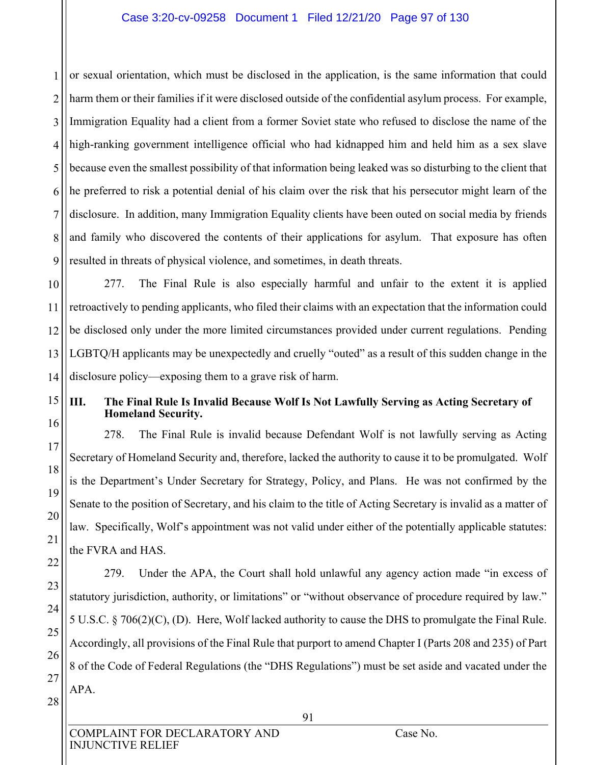or sexual orientation, which must be disclosed in the application, is the same information that could harm them or their families if it were disclosed outside of the confidential asylum process. For example, Immigration Equality had a client from a former Soviet state who refused to disclose the name of the high-ranking government intelligence official who had kidnapped him and held him as a sex slave because even the smallest possibility of that information being leaked was so disturbing to the client that he preferred to risk a potential denial of his claim over the risk that his persecutor might learn of the disclosure. In addition, many Immigration Equality clients have been outed on social media by friends and family who discovered the contents of their applications for asylum. That exposure has often resulted in threats of physical violence, and sometimes, in death threats.

277. The Final Rule is also especially harmful and unfair to the extent it is applied retroactively to pending applicants, who filed their claims with an expectation that the information could be disclosed only under the more limited circumstances provided under current regulations. Pending LGBTQ/H applicants may be unexpectedly and cruelly "outed" as a result of this sudden change in the disclosure policy—exposing them to a grave risk of harm.

## III. The Final Rule Is Invalid Because Wolf Is Not Lawfully Serving as Acting Secretary of Homeland Security.

278. The Final Rule is invalid because Defendant Wolf is not lawfully serving as Acting Secretary of Homeland Security and, therefore, lacked the authority to cause it to be promulgated. Wolf is the Department's Under Secretary for Strategy, Policy, and Plans. He was not confirmed by the Senate to the position of Secretary, and his claim to the title of Acting Secretary is invalid as a matter of law. Specifically, Wolf's appointment was not valid under either of the potentially applicable statutes: the FVRA and HAS.

279. Under the APA, the Court shall hold unlawful any agency action made "in excess of statutory jurisdiction, authority, or limitations" or "without observance of procedure required by law." 5 U.S.C. § 706(2)(C), (D). Here, Wolf lacked authority to cause the DHS to promulgate the Final Rule. Accordingly, all provisions of the Final Rule that purport to amend Chapter I (Parts 208 and 235) of Part 8 of the Code of Federal Regulations (the "DHS Regulations") must be set aside and vacated under the APA.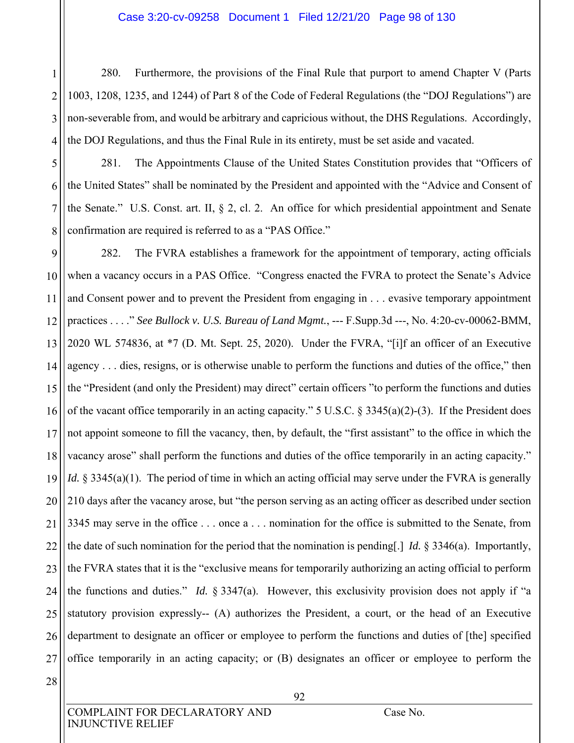280. Furthermore, the provisions of the Final Rule that purport to amend Chapter V (Parts 1003, 1208, 1235, and 1244) of Part 8 of the Code of Federal Regulations (the "DOJ Regulations") are non-severable from, and would be arbitrary and capricious without, the DHS Regulations. Accordingly, the DOJ Regulations, and thus the Final Rule in its entirety, must be set aside and vacated.

281. The Appointments Clause of the United States Constitution provides that "Officers of the United States" shall be nominated by the President and appointed with the "Advice and Consent of the Senate." U.S. Const. art. II, § 2, cl. 2. An office for which presidential appointment and Senate confirmation are required is referred to as a "PAS Office."

282. The FVRA establishes a framework for the appointment of temporary, acting officials when a vacancy occurs in a PAS Office. "Congress enacted the FVRA to protect the Senate's Advice and Consent power and to prevent the President from engaging in . . . evasive temporary appointment practices . . . ." *See Bullock v. U.S. Bureau of Land Mgmt.*, --- F.Supp.3d ---, No. 4:20-cv-00062-BMM, 2020 WL 574836, at *7 (D. Mt. Sept. 25, 2020). Under the FVRA, "[i]f an officer of an Executive agency . . . dies, resigns, or is otherwise unable to perform the functions and duties of the office," then the "President (and only the President) may direct" certain officers "to perform the functions and duties of the vacant office temporarily in an acting capacity." 5 U.S.C. § 3345(a)(2)-(3). If the President does not appoint someone to fill the vacancy, then, by default, the "first assistant" to the office in which the vacancy arose" shall perform the functions and duties of the office temporarily in an acting capacity." *Id.* § 3345(a)(1). The period of time in which an acting official may serve under the FVRA is generally 210 days after the vacancy arose, but "the person serving as an acting officer as described under section 3345 may serve in the office . . . once a . . . nomination for the office is submitted to the Senate, from the date of such nomination for the period that the nomination is pending[.] *Id.* § 3346(a). Importantly, the FVRA states that it is the "exclusive means for temporarily authorizing an acting official to perform the functions and duties." *Id.* § 3347(a). However, this exclusivity provision does not apply if "a statutory provision expressly-- (A) authorizes the President, a court, or the head of an Executive department to designate an officer or employee to perform the functions and duties of [the] specified office temporarily in an acting capacity; or (B) designates an officer or employee to perform the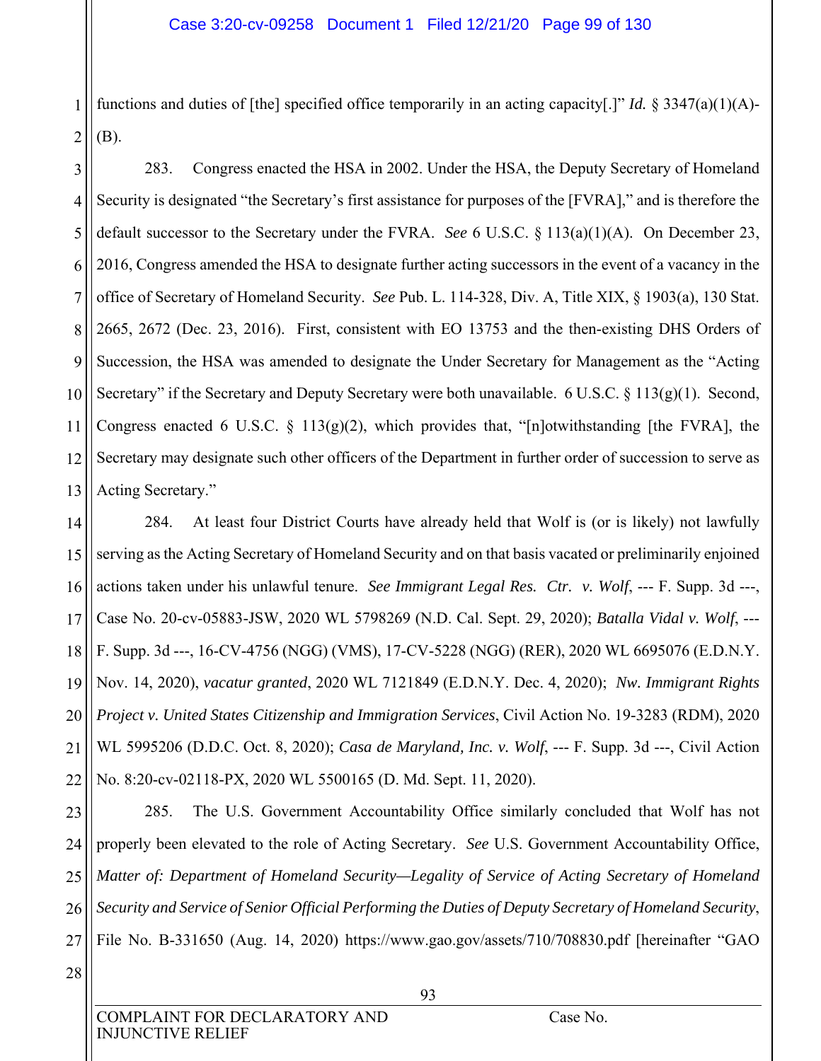functions and duties of [the] specified office temporarily in an acting capacity[.]" *Id.* § 3347(a)(1)(A)-(B).

283. Congress enacted the HSA in 2002. Under the HSA, the Deputy Secretary of Homeland Security is designated "the Secretary's first assistance for purposes of the [FVRA]," and is therefore the default successor to the Secretary under the FVRA. *See* 6 U.S.C. § 113(a)(1)(A). On December 23, 2016, Congress amended the HSA to designate further acting successors in the event of a vacancy in the office of Secretary of Homeland Security. *See* Pub. L. 114-328, Div. A, Title XIX, § 1903(a), 130 Stat. 2665, 2672 (Dec. 23, 2016). First, consistent with EO 13753 and the then-existing DHS Orders of Succession, the HSA was amended to designate the Under Secretary for Management as the "Acting Secretary" if the Secretary and Deputy Secretary were both unavailable. 6 U.S.C. § 113(g)(1). Second, Congress enacted 6 U.S.C. § 113(g)(2), which provides that, "[n]otwithstanding [the FVRA], the Secretary may designate such other officers of the Department in further order of succession to serve as Acting Secretary."

284. At least four District Courts have already held that Wolf is (or is likely) not lawfully serving as the Acting Secretary of Homeland Security and on that basis vacated or preliminarily enjoined actions taken under his unlawful tenure. *See Immigrant Legal Res. Ctr. v. Wolf*, --- F. Supp. 3d ---, Case No. 20-cv-05883-JSW, 2020 WL 5798269 (N.D. Cal. Sept. 29, 2020); *Batalla Vidal v. Wolf*, --- F. Supp. 3d ---, 16-CV-4756 (NGG) (VMS), 17-CV-5228 (NGG) (RER), 2020 WL 6695076 (E.D.N.Y. Nov. 14, 2020), *vacatur granted*, 2020 WL 7121849 (E.D.N.Y. Dec. 4, 2020); *Nw. Immigrant Rights Project v. United States Citizenship and Immigration Services*, Civil Action No. 19-3283 (RDM), 2020 WL 5995206 (D.D.C. Oct. 8, 2020); *Casa de Maryland, Inc. v. Wolf*, --- F. Supp. 3d ---, Civil Action No. 8:20-cv-02118-PX, 2020 WL 5500165 (D. Md. Sept. 11, 2020).

285. The U.S. Government Accountability Office similarly concluded that Wolf has not properly been elevated to the role of Acting Secretary. *See* U.S. Government Accountability Office, *Matter of: Department of Homeland Security—Legality of Service of Acting Secretary of Homeland Security and Service of Senior Official Performing the Duties of Deputy Secretary of Homeland Security*, File No. B-331650 (Aug. 14, 2020) https://www.gao.gov/assets/710/708830.pdf [hereinafter "GAO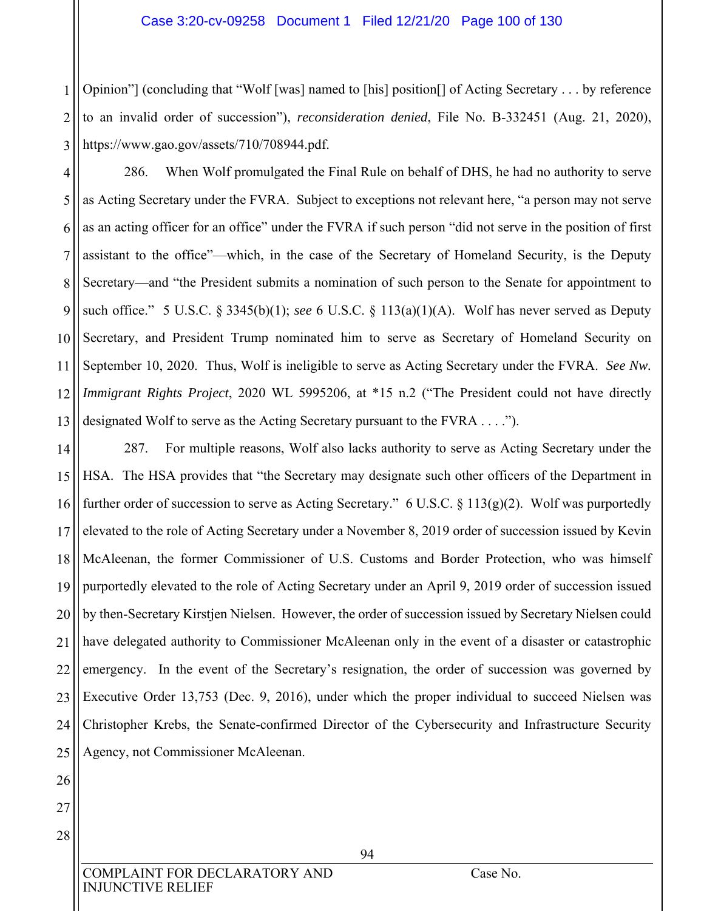Opinion"] (concluding that "Wolf [was] named to [his] position[] of Acting Secretary . . . by reference to an invalid order of succession"), *reconsideration denied*, File No. B-332451 (Aug. 21, 2020), https://www.gao.gov/assets/710/708944.pdf.

286. When Wolf promulgated the Final Rule on behalf of DHS, he had no authority to serve as Acting Secretary under the FVRA. Subject to exceptions not relevant here, "a person may not serve as an acting officer for an office" under the FVRA if such person "did not serve in the position of first assistant to the office"—which, in the case of the Secretary of Homeland Security, is the Deputy Secretary—and "the President submits a nomination of such person to the Senate for appointment to such office." 5 U.S.C. § 3345(b)(1); *see* 6 U.S.C. § 113(a)(1)(A). Wolf has never served as Deputy Secretary, and President Trump nominated him to serve as Secretary of Homeland Security on September 10, 2020. Thus, Wolf is ineligible to serve as Acting Secretary under the FVRA. *See Nw. Immigrant Rights Project*, 2020 WL 5995206, at *15 n.2 ("The President could not have directly designated Wolf to serve as the Acting Secretary pursuant to the FVRA . . . .").

287. For multiple reasons, Wolf also lacks authority to serve as Acting Secretary under the HSA. The HSA provides that "the Secretary may designate such other officers of the Department in further order of succession to serve as Acting Secretary." 6 U.S.C. § 113(g)(2). Wolf was purportedly elevated to the role of Acting Secretary under a November 8, 2019 order of succession issued by Kevin McAleenan, the former Commissioner of U.S. Customs and Border Protection, who was himself purportedly elevated to the role of Acting Secretary under an April 9, 2019 order of succession issued by then-Secretary Kirstjen Nielsen. However, the order of succession issued by Secretary Nielsen could have delegated authority to Commissioner McAleenan only in the event of a disaster or catastrophic emergency. In the event of the Secretary's resignation, the order of succession was governed by Executive Order 13,753 (Dec. 9, 2016), under which the proper individual to succeed Nielsen was Christopher Krebs, the Senate-confirmed Director of the Cybersecurity and Infrastructure Security Agency, not Commissioner McAleenan.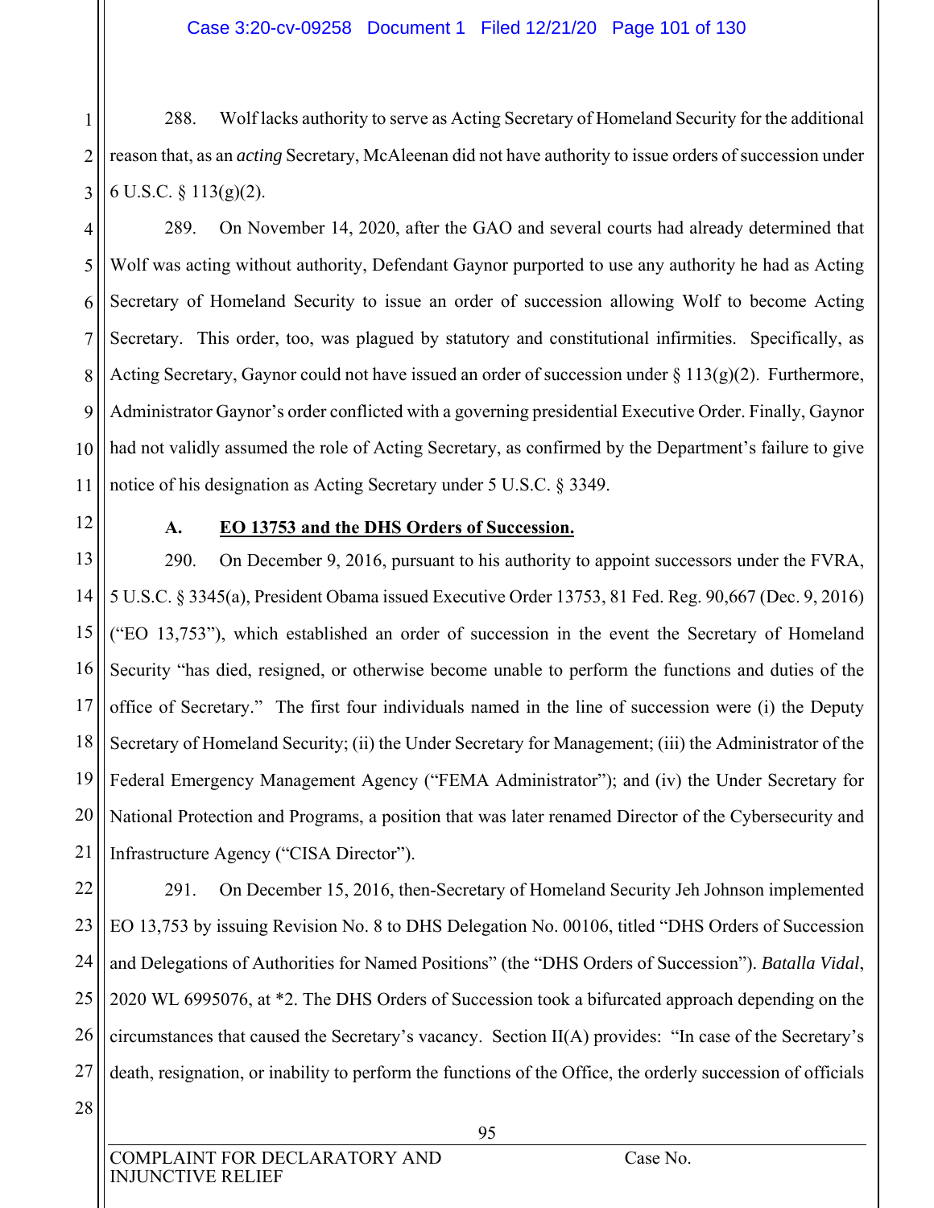288. Wolf lacks authority to serve as Acting Secretary of Homeland Security for the additional reason that, as an *acting* Secretary, McAleenan did not have authority to issue orders of succession under 6 U.S.C. § 113(g)(2).

289. On November 14, 2020, after the GAO and several courts had already determined that Wolf was acting without authority, Defendant Gaynor purported to use any authority he had as Acting Secretary of Homeland Security to issue an order of succession allowing Wolf to become Acting Secretary. This order, too, was plagued by statutory and constitutional infirmities. Specifically, as Acting Secretary, Gaynor could not have issued an order of succession under § 113(g)(2). Furthermore, Administrator Gaynor's order conflicted with a governing presidential Executive Order. Finally, Gaynor had not validly assumed the role of Acting Secretary, as confirmed by the Department's failure to give notice of his designation as Acting Secretary under 5 U.S.C. § 3349.

### A. EO 13753 and the DHS Orders of Succession.

290. On December 9, 2016, pursuant to his authority to appoint successors under the FVRA, 5 U.S.C. § 3345(a), President Obama issued Executive Order 13753, 81 Fed. Reg. 90,667 (Dec. 9, 2016) ("EO 13,753"), which established an order of succession in the event the Secretary of Homeland Security "has died, resigned, or otherwise become unable to perform the functions and duties of the office of Secretary." The first four individuals named in the line of succession were (i) the Deputy Secretary of Homeland Security; (ii) the Under Secretary for Management; (iii) the Administrator of the Federal Emergency Management Agency ("FEMA Administrator"); and (iv) the Under Secretary for National Protection and Programs, a position that was later renamed Director of the Cybersecurity and Infrastructure Agency ("CISA Director").

291. On December 15, 2016, then-Secretary of Homeland Security Jeh Johnson implemented EO 13,753 by issuing Revision No. 8 to DHS Delegation No. 00106, titled "DHS Orders of Succession and Delegations of Authorities for Named Positions" (the "DHS Orders of Succession"). *Batalla Vidal*, 2020 WL 6995076, at *2. The DHS Orders of Succession took a bifurcated approach depending on the circumstances that caused the Secretary's vacancy. Section II(A) provides: "In case of the Secretary's death, resignation, or inability to perform the functions of the Office, the orderly succession of officials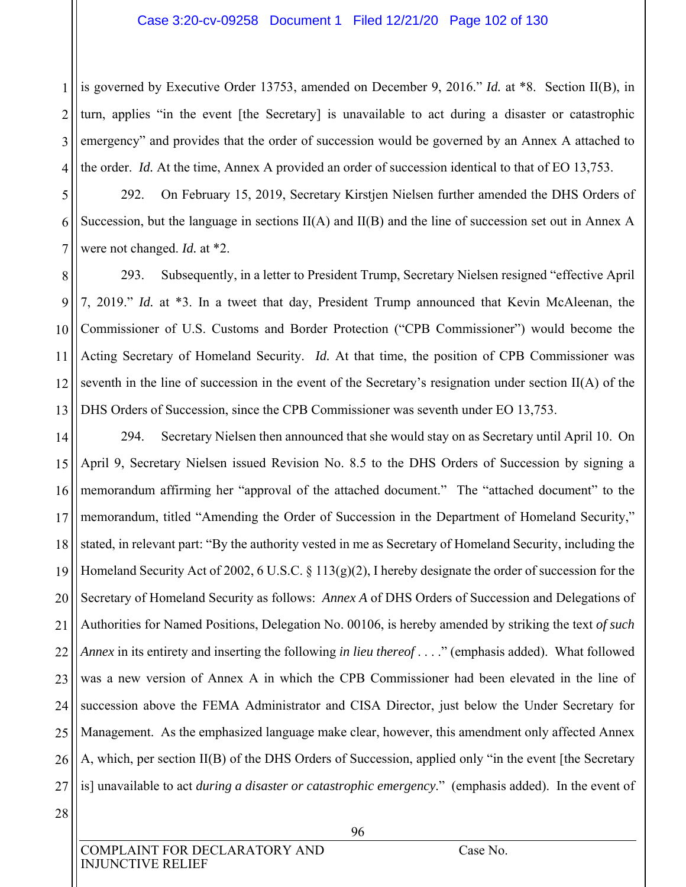is governed by Executive Order 13753, amended on December 9, 2016." *Id.* at *8. Section II(B), in turn, applies "in the event [the Secretary] is unavailable to act during a disaster or catastrophic emergency" and provides that the order of succession would be governed by an Annex A attached to the order. *Id.* At the time, Annex A provided an order of succession identical to that of EO 13,753.

292. On February 15, 2019, Secretary Kirstjen Nielsen further amended the DHS Orders of Succession, but the language in sections II(A) and II(B) and the line of succession set out in Annex A were not changed. *Id.* at *2.

293. Subsequently, in a letter to President Trump, Secretary Nielsen resigned "effective April 7, 2019." *Id.* at *3. In a tweet that day, President Trump announced that Kevin McAleenan, the Commissioner of U.S. Customs and Border Protection ("CPB Commissioner") would become the Acting Secretary of Homeland Security. *Id.* At that time, the position of CPB Commissioner was seventh in the line of succession in the event of the Secretary's resignation under section II(A) of the DHS Orders of Succession, since the CPB Commissioner was seventh under EO 13,753.

294. Secretary Nielsen then announced that she would stay on as Secretary until April 10. On April 9, Secretary Nielsen issued Revision No. 8.5 to the DHS Orders of Succession by signing a memorandum affirming her "approval of the attached document." The "attached document" to the memorandum, titled "Amending the Order of Succession in the Department of Homeland Security," stated, in relevant part: "By the authority vested in me as Secretary of Homeland Security, including the Homeland Security Act of 2002, 6 U.S.C. § 113(g)(2), I hereby designate the order of succession for the Secretary of Homeland Security as follows: *Annex A* of DHS Orders of Succession and Delegations of Authorities for Named Positions, Delegation No. 00106, is hereby amended by striking the text *of such Annex* in its entirety and inserting the following *in lieu thereof* . . . ." (emphasis added). What followed was a new version of Annex A in which the CPB Commissioner had been elevated in the line of succession above the FEMA Administrator and CISA Director, just below the Under Secretary for Management. As the emphasized language make clear, however, this amendment only affected Annex A, which, per section II(B) of the DHS Orders of Succession, applied only "in the event [the Secretary is] unavailable to act *during a disaster or catastrophic emergency*." (emphasis added). In the event of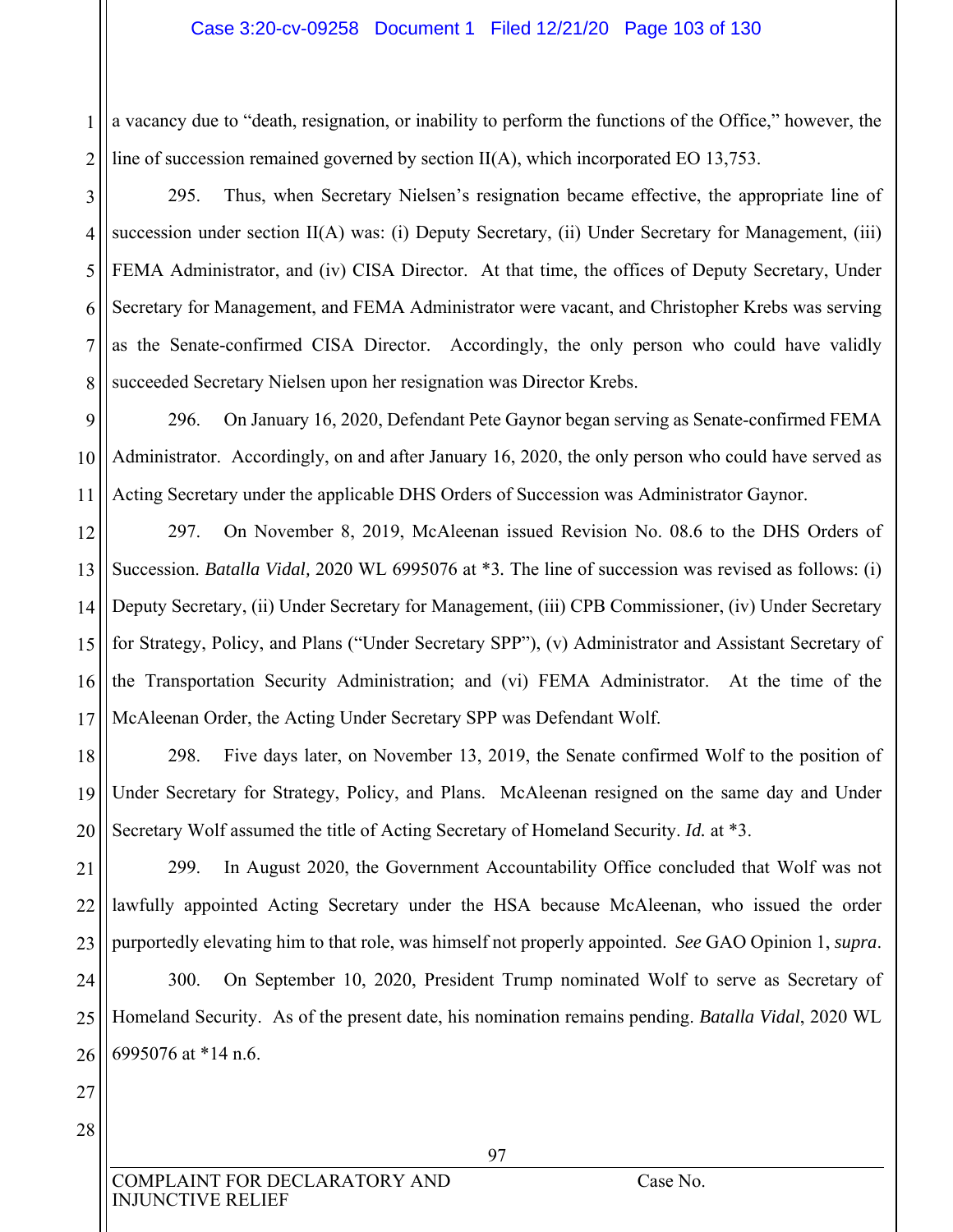a vacancy due to "death, resignation, or inability to perform the functions of the Office," however, the line of succession remained governed by section II(A), which incorporated EO 13,753.

295. Thus, when Secretary Nielsen's resignation became effective, the appropriate line of succession under section II(A) was: (i) Deputy Secretary, (ii) Under Secretary for Management, (iii) FEMA Administrator, and (iv) CISA Director. At that time, the offices of Deputy Secretary, Under Secretary for Management, and FEMA Administrator were vacant, and Christopher Krebs was serving as the Senate-confirmed CISA Director. Accordingly, the only person who could have validly succeeded Secretary Nielsen upon her resignation was Director Krebs.

296. On January 16, 2020, Defendant Pete Gaynor began serving as Senate-confirmed FEMA Administrator. Accordingly, on and after January 16, 2020, the only person who could have served as Acting Secretary under the applicable DHS Orders of Succession was Administrator Gaynor.

297. On November 8, 2019, McAleenan issued Revision No. 08.6 to the DHS Orders of Succession. *Batalla Vidal,* 2020 WL 6995076 at *3. The line of succession was revised as follows: (i) Deputy Secretary, (ii) Under Secretary for Management, (iii) CPB Commissioner, (iv) Under Secretary for Strategy, Policy, and Plans ("Under Secretary SPP"), (v) Administrator and Assistant Secretary of the Transportation Security Administration; and (vi) FEMA Administrator. At the time of the McAleenan Order, the Acting Under Secretary SPP was Defendant Wolf.

298. Five days later, on November 13, 2019, the Senate confirmed Wolf to the position of Under Secretary for Strategy, Policy, and Plans. McAleenan resigned on the same day and Under Secretary Wolf assumed the title of Acting Secretary of Homeland Security. *Id.* at *3.

299. In August 2020, the Government Accountability Office concluded that Wolf was not lawfully appointed Acting Secretary under the HSA because McAleenan, who issued the order purportedly elevating him to that role, was himself not properly appointed. *See* GAO Opinion 1, *supra*.

300. On September 10, 2020, President Trump nominated Wolf to serve as Secretary of Homeland Security. As of the present date, his nomination remains pending. *Batalla Vidal*, 2020 WL 6995076 at *14 n.6.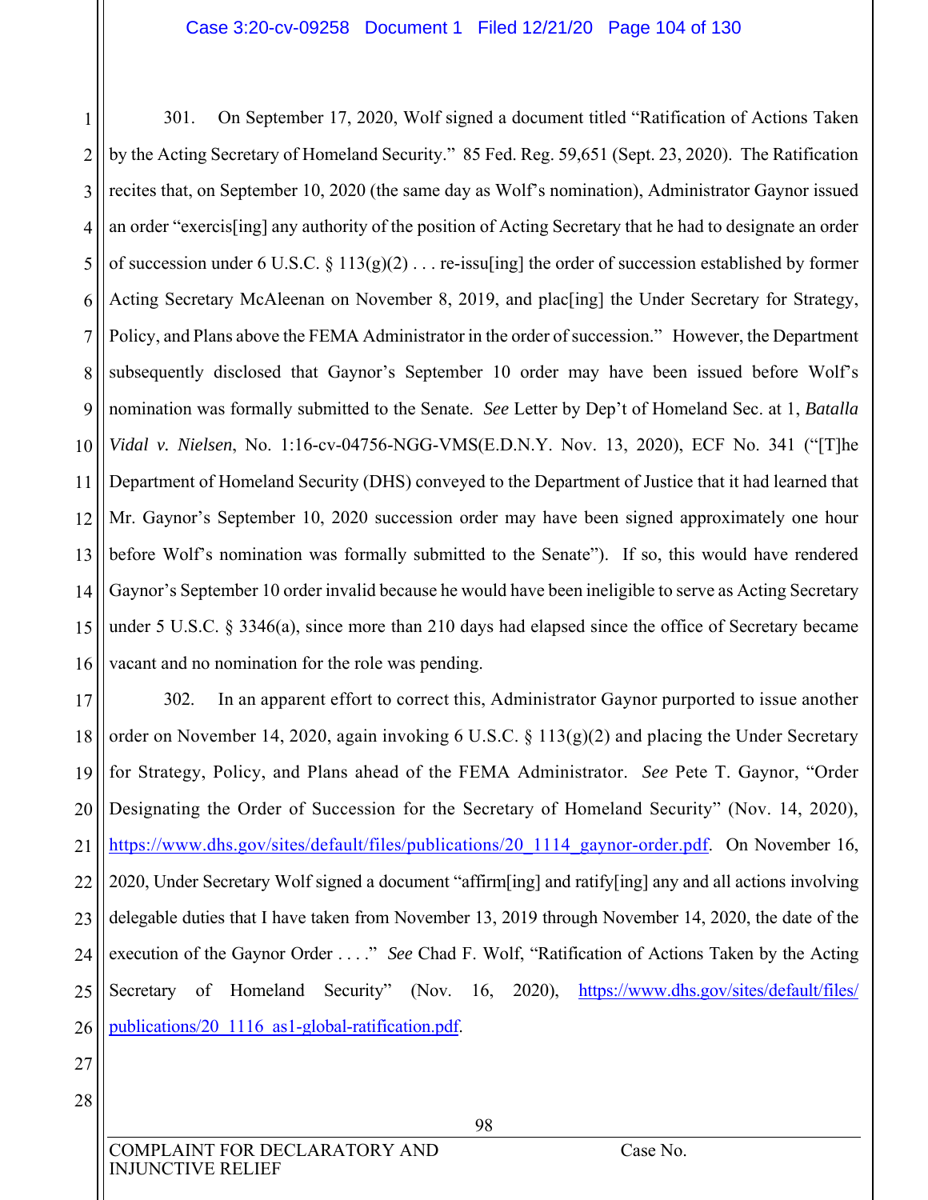301. On September 17, 2020, Wolf signed a document titled "Ratification of Actions Taken by the Acting Secretary of Homeland Security." 85 Fed. Reg. 59,651 (Sept. 23, 2020). The Ratification recites that, on September 10, 2020 (the same day as Wolf's nomination), Administrator Gaynor issued an order "exercis[ing] any authority of the position of Acting Secretary that he had to designate an order of succession under 6 U.S.C. § 113(g)(2) . . . re-issu[ing] the order of succession established by former Acting Secretary McAleenan on November 8, 2019, and plac[ing] the Under Secretary for Strategy, Policy, and Plans above the FEMA Administrator in the order of succession." However, the Department subsequently disclosed that Gaynor's September 10 order may have been issued before Wolf's nomination was formally submitted to the Senate. *See* Letter by Dep't of Homeland Sec. at 1, *Batalla Vidal v. Nielsen*, No. 1:16-cv-04756-NGG-VMS(E.D.N.Y. Nov. 13, 2020), ECF No. 341 ("[T]he Department of Homeland Security (DHS) conveyed to the Department of Justice that it had learned that Mr. Gaynor's September 10, 2020 succession order may have been signed approximately one hour before Wolf's nomination was formally submitted to the Senate"). If so, this would have rendered Gaynor's September 10 order invalid because he would have been ineligible to serve as Acting Secretary under 5 U.S.C. § 3346(a), since more than 210 days had elapsed since the office of Secretary became vacant and no nomination for the role was pending.

302. In an apparent effort to correct this, Administrator Gaynor purported to issue another order on November 14, 2020, again invoking 6 U.S.C. § 113(g)(2) and placing the Under Secretary for Strategy, Policy, and Plans ahead of the FEMA Administrator. *See* Pete T. Gaynor, "Order Designating the Order of Succession for the Secretary of Homeland Security" (Nov. 14, 2020), https://www.dhs.gov/sites/default/files/publications/20_1114_gaynor-order.pdf. On November 16, 2020, Under Secretary Wolf signed a document "affirm[ing] and ratify[ing] any and all actions involving delegable duties that I have taken from November 13, 2019 through November 14, 2020, the date of the execution of the Gaynor Order . . . ." *See* Chad F. Wolf, "Ratification of Actions Taken by the Acting Secretary of Homeland Security" (Nov. 16, 2020), https://www.dhs.gov/sites/default/files/publications/20_1116_as1-global-ratification.pdf.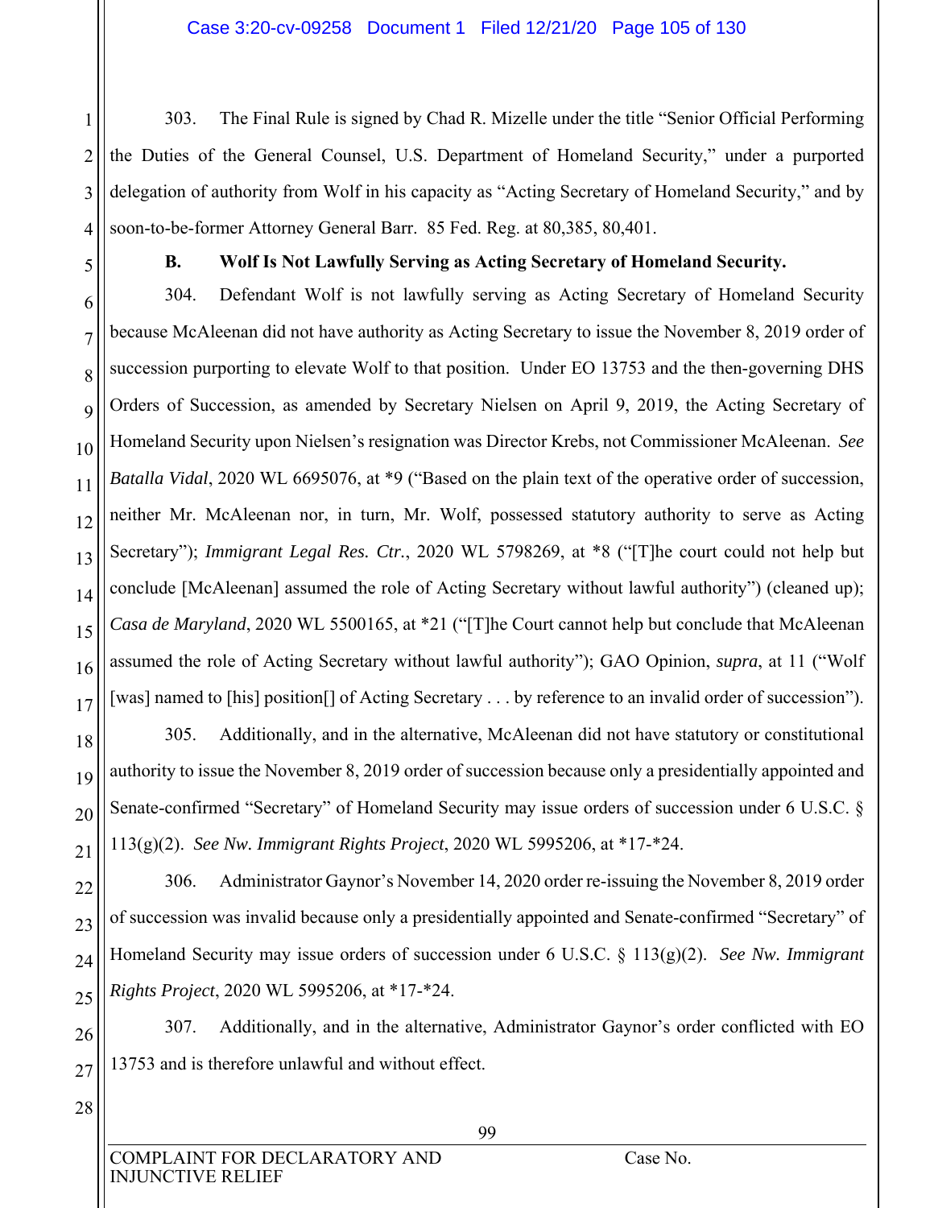303. The Final Rule is signed by Chad R. Mizelle under the title "Senior Official Performing the Duties of the General Counsel, U.S. Department of Homeland Security," under a purported delegation of authority from Wolf in his capacity as "Acting Secretary of Homeland Security," and by soon-to-be-former Attorney General Barr. 85 Fed. Reg. at 80,385, 80,401.

### B. Wolf Is Not Lawfully Serving as Acting Secretary of Homeland Security.

304. Defendant Wolf is not lawfully serving as Acting Secretary of Homeland Security because McAleenan did not have authority as Acting Secretary to issue the November 8, 2019 order of succession purporting to elevate Wolf to that position. Under EO 13753 and the then-governing DHS Orders of Succession, as amended by Secretary Nielsen on April 9, 2019, the Acting Secretary of Homeland Security upon Nielsen's resignation was Director Krebs, not Commissioner McAleenan. *See Batalla Vidal*, 2020 WL 6695076, at *9 ("Based on the plain text of the operative order of succession, neither Mr. McAleenan nor, in turn, Mr. Wolf, possessed statutory authority to serve as Acting Secretary"); *Immigrant Legal Res. Ctr.*, 2020 WL 5798269, at *8 ("[T]he court could not help but conclude [McAleenan] assumed the role of Acting Secretary without lawful authority") (cleaned up); *Casa de Maryland*, 2020 WL 5500165, at *21 ("[T]he Court cannot help but conclude that McAleenan assumed the role of Acting Secretary without lawful authority"); GAO Opinion, *supra*, at 11 ("Wolf [was] named to [his] position[] of Acting Secretary . . . by reference to an invalid order of succession").

305. Additionally, and in the alternative, McAleenan did not have statutory or constitutional authority to issue the November 8, 2019 order of succession because only a presidentially appointed and Senate-confirmed "Secretary" of Homeland Security may issue orders of succession under 6 U.S.C. § 113(g)(2). *See Nw. Immigrant Rights Project*, 2020 WL 5995206, at *17-*24.

306. Administrator Gaynor's November 14, 2020 order re-issuing the November 8, 2019 order of succession was invalid because only a presidentially appointed and Senate-confirmed "Secretary" of Homeland Security may issue orders of succession under 6 U.S.C. § 113(g)(2). *See Nw. Immigrant Rights Project*, 2020 WL 5995206, at *17-*24.

307. Additionally, and in the alternative, Administrator Gaynor's order conflicted with EO 13753 and is therefore unlawful and without effect.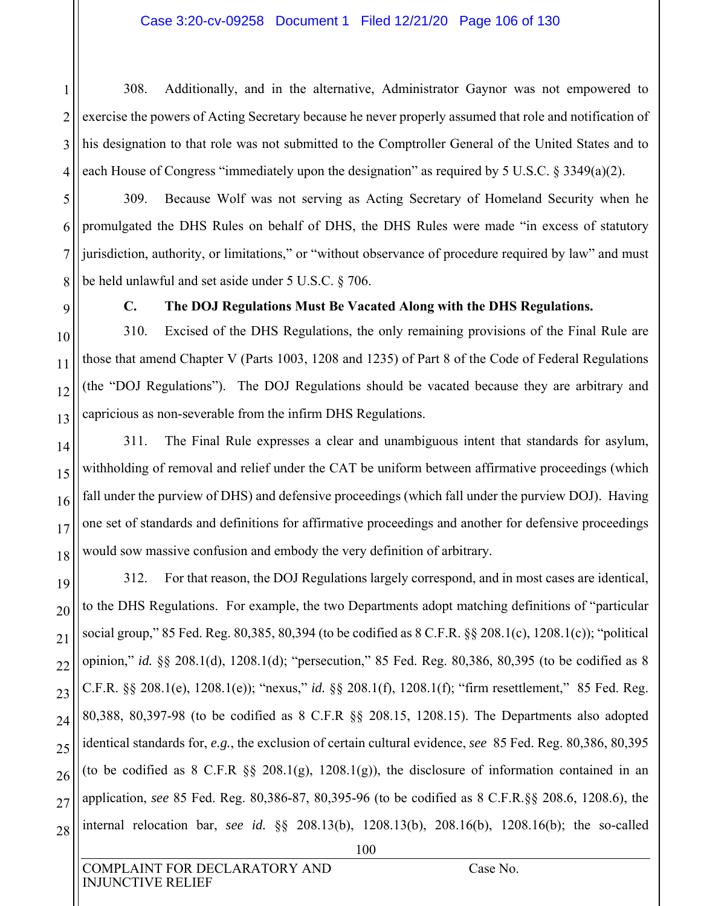308. Additionally, and in the alternative, Administrator Gaynor was not empowered to exercise the powers of Acting Secretary because he never properly assumed that role and notification of his designation to that role was not submitted to the Comptroller General of the United States and to each House of Congress "immediately upon the designation" as required by 5 U.S.C. § 3349(a)(2).

309. Because Wolf was not serving as Acting Secretary of Homeland Security when he promulgated the DHS Rules on behalf of DHS, the DHS Rules were made "in excess of statutory jurisdiction, authority, or limitations," or "without observance of procedure required by law" and must be held unlawful and set aside under 5 U.S.C. § 706.

### C. The DOJ Regulations Must Be Vacated Along with the DHS Regulations.

310. Excised of the DHS Regulations, the only remaining provisions of the Final Rule are those that amend Chapter V (Parts 1003, 1208 and 1235) of Part 8 of the Code of Federal Regulations (the "DOJ Regulations"). The DOJ Regulations should be vacated because they are arbitrary and capricious as non-severable from the infirm DHS Regulations.

311. The Final Rule expresses a clear and unambiguous intent that standards for asylum, withholding of removal and relief under the CAT be uniform between affirmative proceedings (which fall under the purview of DHS) and defensive proceedings (which fall under the purview DOJ). Having one set of standards and definitions for affirmative proceedings and another for defensive proceedings would sow massive confusion and embody the very definition of arbitrary.

312. For that reason, the DOJ Regulations largely correspond, and in most cases are identical, to the DHS Regulations. For example, the two Departments adopt matching definitions of "particular social group," 85 Fed. Reg. 80,385, 80,394 (to be codified as 8 C.F.R. §§ 208.1(c), 1208.1(c)); "political opinion," *id.* §§ 208.1(d), 1208.1(d); "persecution," 85 Fed. Reg. 80,386, 80,395 (to be codified as 8 C.F.R. §§ 208.1(e), 1208.1(e)); "nexus," *id.* §§ 208.1(f), 1208.1(f); "firm resettlement," 85 Fed. Reg. 80,388, 80,397-98 (to be codified as 8 C.F.R §§ 208.15, 1208.15). The Departments also adopted identical standards for, *e.g.*, the exclusion of certain cultural evidence, *see* 85 Fed. Reg. 80,386, 80,395 (to be codified as 8 C.F.R §§ 208.1(g), 1208.1(g)), the disclosure of information contained in an application, *see* 85 Fed. Reg. 80,386-87, 80,395-96 (to be codified as 8 C.F.R.§§ 208.6, 1208.6), the internal relocation bar, *see id.* §§ 208.13(b), 1208.13(b), 208.16(b), 1208.16(b); the so-called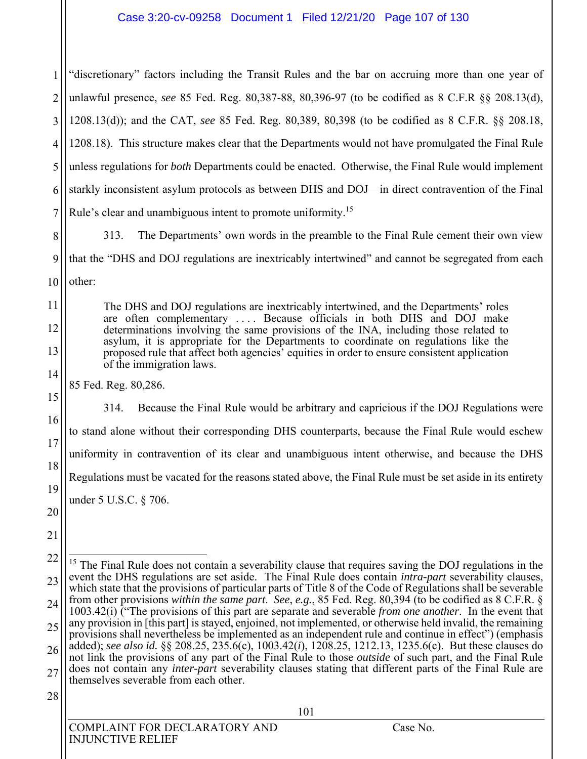"discretionary" factors including the Transit Rules and the bar on accruing more than one year of unlawful presence, *see* 85 Fed. Reg. 80,387-88, 80,396-97 (to be codified as 8 C.F.R §§ 208.13(d), 1208.13(d)); and the CAT, *see* 85 Fed. Reg. 80,389, 80,398 (to be codified as 8 C.F.R. §§ 208.18, 1208.18). This structure makes clear that the Departments would not have promulgated the Final Rule unless regulations for *both* Departments could be enacted. Otherwise, the Final Rule would implement starkly inconsistent asylum protocols as between DHS and DOJ—in direct contravention of the Final Rule's clear and unambiguous intent to promote uniformity.[15]

313. The Departments' own words in the preamble to the Final Rule cement their own view that the "DHS and DOJ regulations are inextricably intertwined" and cannot be segregated from each other:

> The DHS and DOJ regulations are inextricably intertwined, and the Departments' roles are often complementary . . . . Because officials in both DHS and DOJ make determinations involving the same provisions of the INA, including those related to asylum, it is appropriate for the Departments to coordinate on regulations like the proposed rule that affect both agencies' equities in order to ensure consistent application of the immigration laws.

85 Fed. Reg. 80,286.

314. Because the Final Rule would be arbitrary and capricious if the DOJ Regulations were to stand alone without their corresponding DHS counterparts, because the Final Rule would eschew uniformity in contravention of its clear and unambiguous intent otherwise, and because the DHS Regulations must be vacated for the reasons stated above, the Final Rule must be set aside in its entirety under 5 U.S.C. § 706.

---

[15] The Final Rule does not contain a severability clause that requires saving the DOJ regulations in the event the DHS regulations are set aside. The Final Rule does contain *intra-part* severability clauses, which state that the provisions of particular parts of Title 8 of the Code of Regulations shall be severable from other provisions *within the same part*. *See*, *e.g.*, 85 Fed. Reg. 80,394 (to be codified as 8 C.F.R. § 1003.42(i) ("The provisions of this part are separate and severable *from one another*. In the event that any provision in [this part] is stayed, enjoined, not implemented, or otherwise held invalid, the remaining provisions shall nevertheless be implemented as an independent rule and continue in effect") (emphasis added); *see also id.* §§ 208.25, 235.6(c), 1003.42(*i*), 1208.25, 1212.13, 1235.6(c). But these clauses do not link the provisions of any part of the Final Rule to those *outside* of such part, and the Final Rule does not contain any *inter-part* severability clauses stating that different parts of the Final Rule are themselves severable from each other.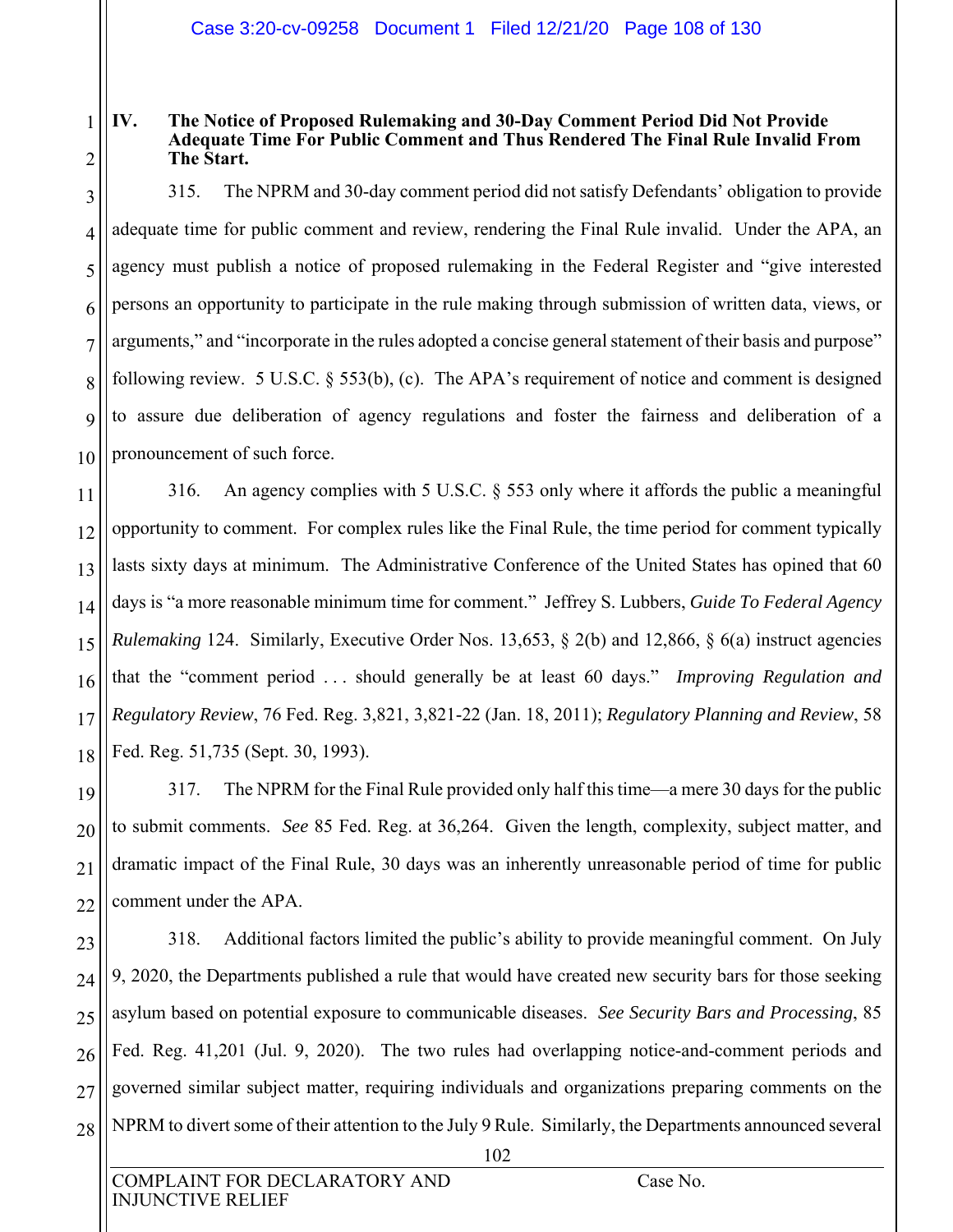## IV. The Notice of Proposed Rulemaking and 30-Day Comment Period Did Not Provide Adequate Time For Public Comment and Thus Rendered The Final Rule Invalid From The Start.

315. The NPRM and 30-day comment period did not satisfy Defendants' obligation to provide adequate time for public comment and review, rendering the Final Rule invalid. Under the APA, an agency must publish a notice of proposed rulemaking in the Federal Register and "give interested persons an opportunity to participate in the rule making through submission of written data, views, or arguments," and "incorporate in the rules adopted a concise general statement of their basis and purpose" following review. 5 U.S.C. § 553(b), (c). The APA's requirement of notice and comment is designed to assure due deliberation of agency regulations and foster the fairness and deliberation of a pronouncement of such force.

316. An agency complies with 5 U.S.C. § 553 only where it affords the public a meaningful opportunity to comment. For complex rules like the Final Rule, the time period for comment typically lasts sixty days at minimum. The Administrative Conference of the United States has opined that 60 days is "a more reasonable minimum time for comment." Jeffrey S. Lubbers, *Guide To Federal Agency Rulemaking* 124. Similarly, Executive Order Nos. 13,653, § 2(b) and 12,866, § 6(a) instruct agencies that the "comment period . . . should generally be at least 60 days." *Improving Regulation and Regulatory Review*, 76 Fed. Reg. 3,821, 3,821-22 (Jan. 18, 2011); *Regulatory Planning and Review*, 58 Fed. Reg. 51,735 (Sept. 30, 1993).

317. The NPRM for the Final Rule provided only half this time—a mere 30 days for the public to submit comments. *See* 85 Fed. Reg. at 36,264. Given the length, complexity, subject matter, and dramatic impact of the Final Rule, 30 days was an inherently unreasonable period of time for public comment under the APA.

318. Additional factors limited the public's ability to provide meaningful comment. On July 9, 2020, the Departments published a rule that would have created new security bars for those seeking asylum based on potential exposure to communicable diseases. *See Security Bars and Processing*, 85 Fed. Reg. 41,201 (Jul. 9, 2020). The two rules had overlapping notice-and-comment periods and governed similar subject matter, requiring individuals and organizations preparing comments on the NPRM to divert some of their attention to the July 9 Rule. Similarly, the Departments announced several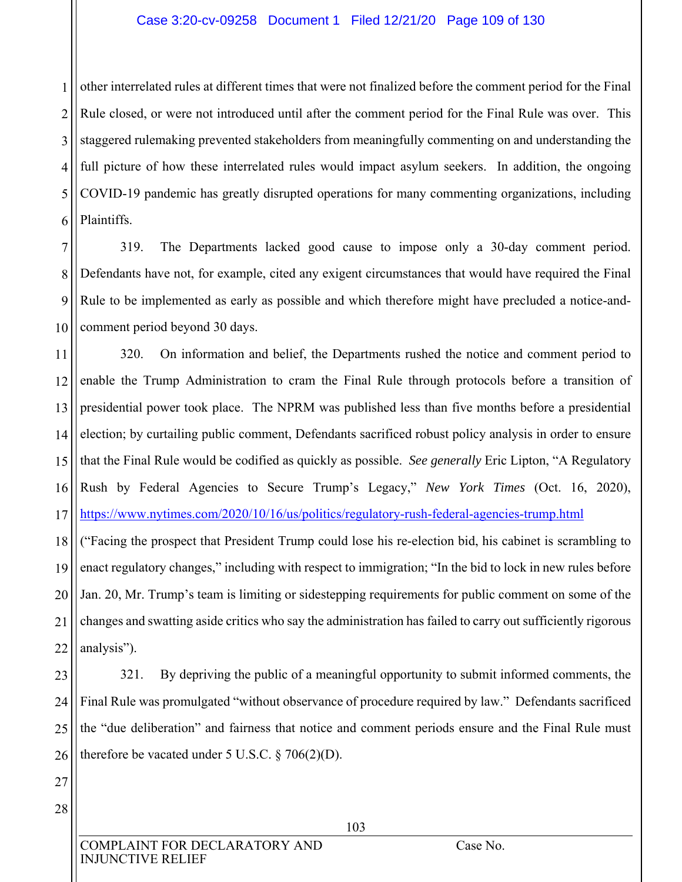other interrelated rules at different times that were not finalized before the comment period for the Final Rule closed, or were not introduced until after the comment period for the Final Rule was over. This staggered rulemaking prevented stakeholders from meaningfully commenting on and understanding the full picture of how these interrelated rules would impact asylum seekers. In addition, the ongoing COVID-19 pandemic has greatly disrupted operations for many commenting organizations, including Plaintiffs.

319. The Departments lacked good cause to impose only a 30-day comment period. Defendants have not, for example, cited any exigent circumstances that would have required the Final Rule to be implemented as early as possible and which therefore might have precluded a notice-and-comment period beyond 30 days.

320. On information and belief, the Departments rushed the notice and comment period to enable the Trump Administration to cram the Final Rule through protocols before a transition of presidential power took place. The NPRM was published less than five months before a presidential election; by curtailing public comment, Defendants sacrificed robust policy analysis in order to ensure that the Final Rule would be codified as quickly as possible. *See generally* Eric Lipton, "A Regulatory Rush by Federal Agencies to Secure Trump's Legacy," *New York Times* (Oct. 16, 2020), https://www.nytimes.com/2020/10/16/us/politics/regulatory-rush-federal-agencies-trump.html ("Facing the prospect that President Trump could lose his re-election bid, his cabinet is scrambling to enact regulatory changes," including with respect to immigration; "In the bid to lock in new rules before Jan. 20, Mr. Trump's team is limiting or sidestepping requirements for public comment on some of the changes and swatting aside critics who say the administration has failed to carry out sufficiently rigorous analysis").

321. By depriving the public of a meaningful opportunity to submit informed comments, the Final Rule was promulgated "without observance of procedure required by law." Defendants sacrificed the "due deliberation" and fairness that notice and comment periods ensure and the Final Rule must therefore be vacated under 5 U.S.C. § 706(2)(D).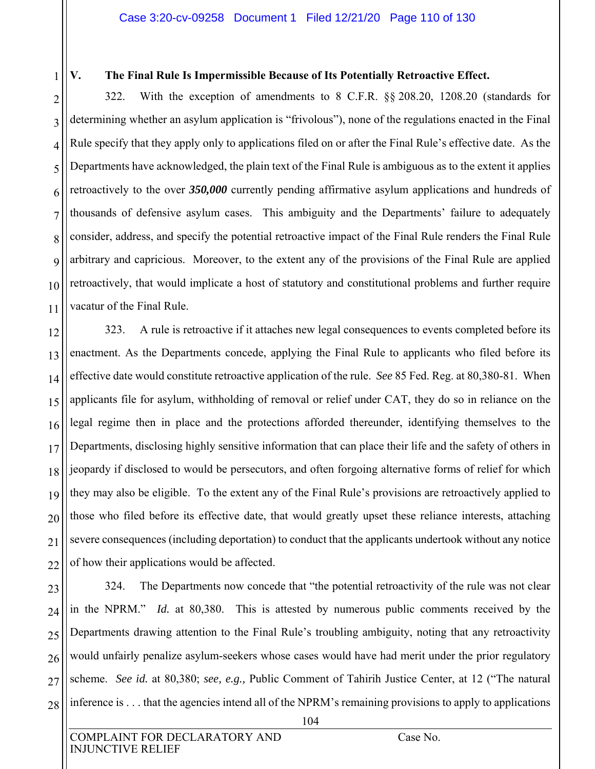## V. The Final Rule Is Impermissible Because of Its Potentially Retroactive Effect.

322. With the exception of amendments to 8 C.F.R. §§ 208.20, 1208.20 (standards for determining whether an asylum application is "frivolous"), none of the regulations enacted in the Final Rule specify that they apply only to applications filed on or after the Final Rule's effective date. As the Departments have acknowledged, the plain text of the Final Rule is ambiguous as to the extent it applies retroactively to the over ***350,000*** currently pending affirmative asylum applications and hundreds of thousands of defensive asylum cases. This ambiguity and the Departments' failure to adequately consider, address, and specify the potential retroactive impact of the Final Rule renders the Final Rule arbitrary and capricious. Moreover, to the extent any of the provisions of the Final Rule are applied retroactively, that would implicate a host of statutory and constitutional problems and further require vacatur of the Final Rule.

323. A rule is retroactive if it attaches new legal consequences to events completed before its enactment. As the Departments concede, applying the Final Rule to applicants who filed before its effective date would constitute retroactive application of the rule. *See* 85 Fed. Reg. at 80,380-81. When applicants file for asylum, withholding of removal or relief under CAT, they do so in reliance on the legal regime then in place and the protections afforded thereunder, identifying themselves to the Departments, disclosing highly sensitive information that can place their life and the safety of others in jeopardy if disclosed to would be persecutors, and often forgoing alternative forms of relief for which they may also be eligible. To the extent any of the Final Rule's provisions are retroactively applied to those who filed before its effective date, that would greatly upset these reliance interests, attaching severe consequences (including deportation) to conduct that the applicants undertook without any notice of how their applications would be affected.

324. The Departments now concede that "the potential retroactivity of the rule was not clear in the NPRM." *Id.* at 80,380. This is attested by numerous public comments received by the Departments drawing attention to the Final Rule's troubling ambiguity, noting that any retroactivity would unfairly penalize asylum-seekers whose cases would have had merit under the prior regulatory scheme. *See id.* at 80,380; *see, e.g.,* Public Comment of Tahirih Justice Center, at 12 ("The natural inference is . . . that the agencies intend all of the NPRM's remaining provisions to apply to applications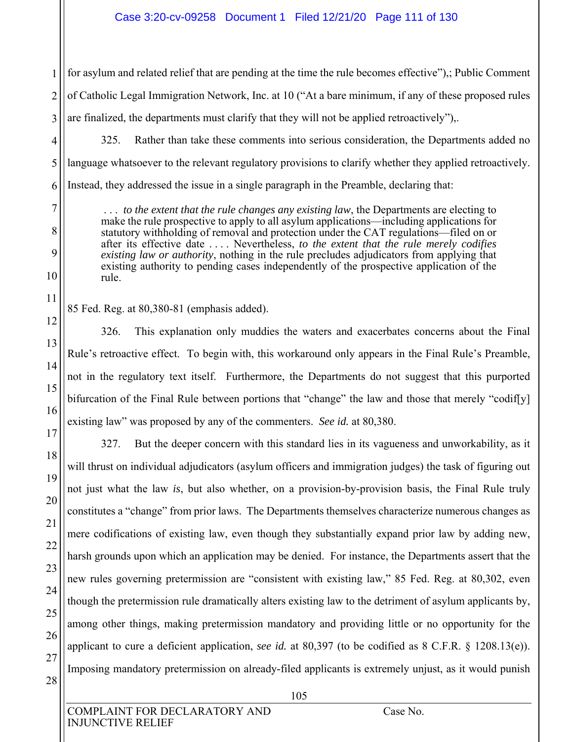for asylum and related relief that are pending at the time the rule becomes effective"),; Public Comment of Catholic Legal Immigration Network, Inc. at 10 ("At a bare minimum, if any of these proposed rules are finalized, the departments must clarify that they will not be applied retroactively"),.

325. Rather than take these comments into serious consideration, the Departments added no language whatsoever to the relevant regulatory provisions to clarify whether they applied retroactively. Instead, they addressed the issue in a single paragraph in the Preamble, declaring that:

> . . . *to the extent that the rule changes any existing law*, the Departments are electing to make the rule prospective to apply to all asylum applications—including applications for statutory withholding of removal and protection under the CAT regulations—filed on or after its effective date . . . . Nevertheless, *to the extent that the rule merely codifies existing law or authority*, nothing in the rule precludes adjudicators from applying that existing authority to pending cases independently of the prospective application of the rule.

85 Fed. Reg. at 80,380-81 (emphasis added).

326. This explanation only muddies the waters and exacerbates concerns about the Final Rule's retroactive effect. To begin with, this workaround only appears in the Final Rule's Preamble, not in the regulatory text itself. Furthermore, the Departments do not suggest that this purported bifurcation of the Final Rule between portions that "change" the law and those that merely "codif[y] existing law" was proposed by any of the commenters. *See id.* at 80,380.

327. But the deeper concern with this standard lies in its vagueness and unworkability, as it will thrust on individual adjudicators (asylum officers and immigration judges) the task of figuring out not just what the law *is*, but also whether, on a provision-by-provision basis, the Final Rule truly constitutes a "change" from prior laws. The Departments themselves characterize numerous changes as mere codifications of existing law, even though they substantially expand prior law by adding new, harsh grounds upon which an application may be denied. For instance, the Departments assert that the new rules governing pretermission are "consistent with existing law," 85 Fed. Reg. at 80,302, even though the pretermission rule dramatically alters existing law to the detriment of asylum applicants by, among other things, making pretermission mandatory and providing little or no opportunity for the applicant to cure a deficient application, *see id.* at 80,397 (to be codified as 8 C.F.R. § 1208.13(e)). Imposing mandatory pretermission on already-filed applicants is extremely unjust, as it would punish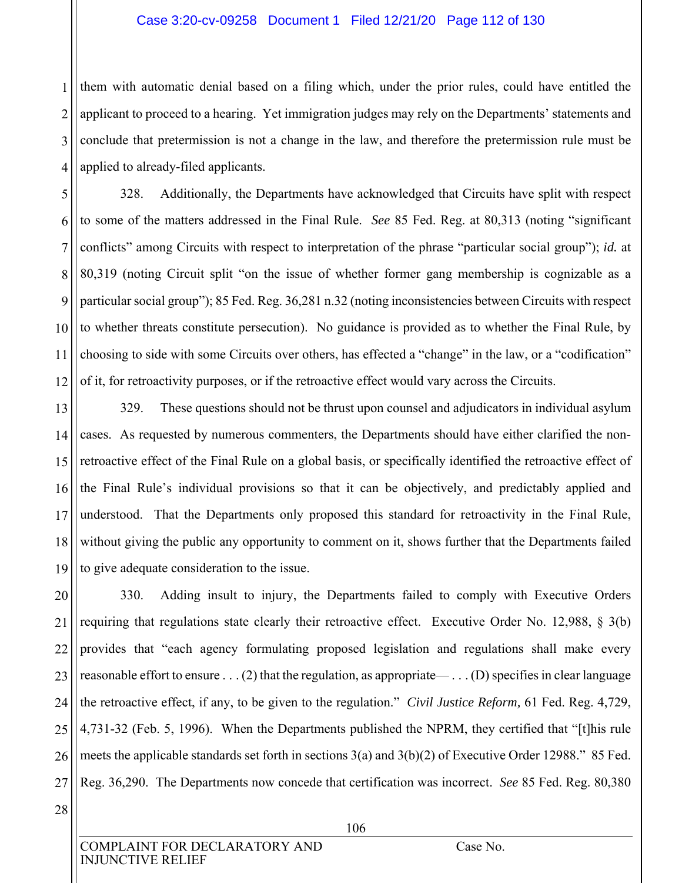them with automatic denial based on a filing which, under the prior rules, could have entitled the applicant to proceed to a hearing. Yet immigration judges may rely on the Departments' statements and conclude that pretermission is not a change in the law, and therefore the pretermission rule must be applied to already-filed applicants.

328. Additionally, the Departments have acknowledged that Circuits have split with respect to some of the matters addressed in the Final Rule. *See* 85 Fed. Reg. at 80,313 (noting "significant conflicts" among Circuits with respect to interpretation of the phrase "particular social group"); *id.* at 80,319 (noting Circuit split "on the issue of whether former gang membership is cognizable as a particular social group"); 85 Fed. Reg. 36,281 n.32 (noting inconsistencies between Circuits with respect to whether threats constitute persecution). No guidance is provided as to whether the Final Rule, by choosing to side with some Circuits over others, has effected a "change" in the law, or a "codification" of it, for retroactivity purposes, or if the retroactive effect would vary across the Circuits.

329. These questions should not be thrust upon counsel and adjudicators in individual asylum cases. As requested by numerous commenters, the Departments should have either clarified the non-retroactive effect of the Final Rule on a global basis, or specifically identified the retroactive effect of the Final Rule's individual provisions so that it can be objectively, and predictably applied and understood. That the Departments only proposed this standard for retroactivity in the Final Rule, without giving the public any opportunity to comment on it, shows further that the Departments failed to give adequate consideration to the issue.

330. Adding insult to injury, the Departments failed to comply with Executive Orders requiring that regulations state clearly their retroactive effect. Executive Order No. 12,988, § 3(b) provides that "each agency formulating proposed legislation and regulations shall make every reasonable effort to ensure . . . (2) that the regulation, as appropriate— . . . (D) specifies in clear language the retroactive effect, if any, to be given to the regulation." *Civil Justice Reform,* 61 Fed. Reg. 4,729, 4,731-32 (Feb. 5, 1996). When the Departments published the NPRM, they certified that "[t]his rule meets the applicable standards set forth in sections 3(a) and 3(b)(2) of Executive Order 12988." 85 Fed. Reg. 36,290. The Departments now concede that certification was incorrect. *See* 85 Fed. Reg. 80,380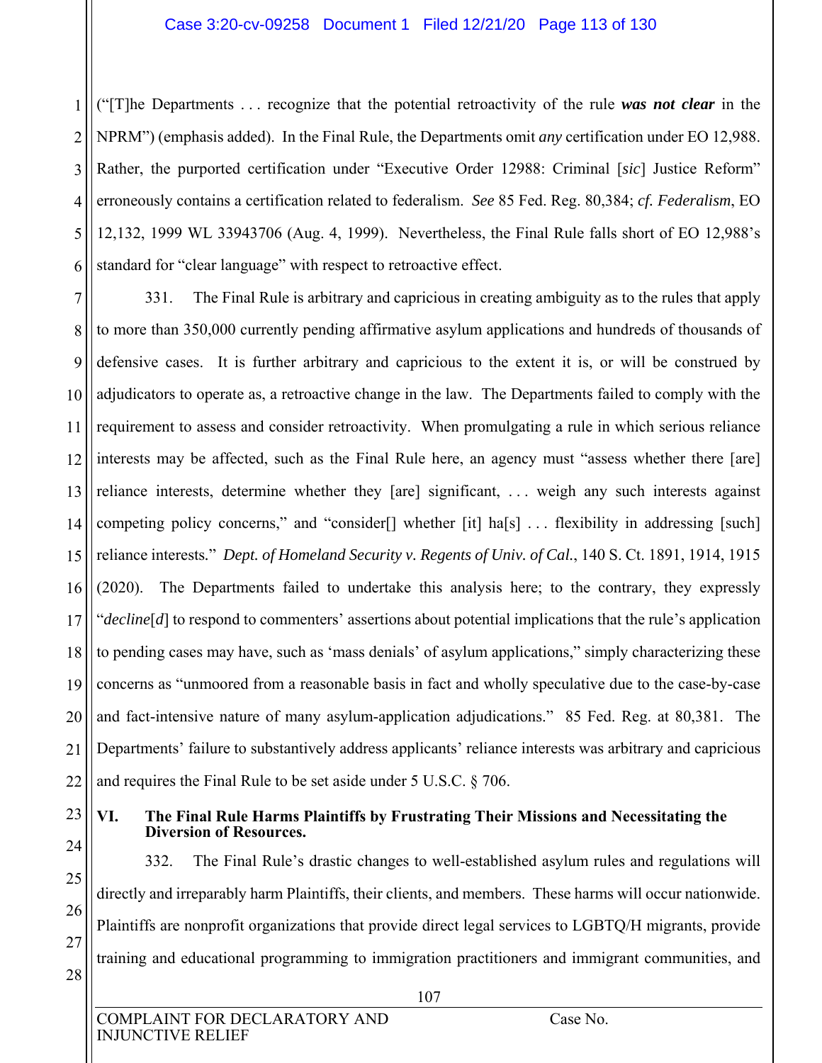("[T]he Departments . . . recognize that the potential retroactivity of the rule ***was not clear*** in the NPRM") (emphasis added). In the Final Rule, the Departments omit *any* certification under EO 12,988. Rather, the purported certification under "Executive Order 12988: Criminal [*sic*] Justice Reform" erroneously contains a certification related to federalism. *See* 85 Fed. Reg. 80,384; *cf. Federalism*, EO 12,132, 1999 WL 33943706 (Aug. 4, 1999). Nevertheless, the Final Rule falls short of EO 12,988's standard for "clear language" with respect to retroactive effect.

331. The Final Rule is arbitrary and capricious in creating ambiguity as to the rules that apply to more than 350,000 currently pending affirmative asylum applications and hundreds of thousands of defensive cases. It is further arbitrary and capricious to the extent it is, or will be construed by adjudicators to operate as, a retroactive change in the law. The Departments failed to comply with the requirement to assess and consider retroactivity. When promulgating a rule in which serious reliance interests may be affected, such as the Final Rule here, an agency must "assess whether there [are] reliance interests, determine whether they [are] significant, . . . weigh any such interests against competing policy concerns," and "consider[] whether [it] ha[s] . . . flexibility in addressing [such] reliance interests." *Dept. of Homeland Security v. Regents of Univ. of Cal.*, 140 S. Ct. 1891, 1914, 1915 (2020). The Departments failed to undertake this analysis here; to the contrary, they expressly "*decline*[*d*] to respond to commenters' assertions about potential implications that the rule's application to pending cases may have, such as 'mass denials' of asylum applications," simply characterizing these concerns as "unmoored from a reasonable basis in fact and wholly speculative due to the case-by-case and fact-intensive nature of many asylum-application adjudications." 85 Fed. Reg. at 80,381. The Departments' failure to substantively address applicants' reliance interests was arbitrary and capricious and requires the Final Rule to be set aside under 5 U.S.C. § 706.

## VI. The Final Rule Harms Plaintiffs by Frustrating Their Missions and Necessitating the Diversion of Resources.

332. The Final Rule's drastic changes to well-established asylum rules and regulations will directly and irreparably harm Plaintiffs, their clients, and members. These harms will occur nationwide. Plaintiffs are nonprofit organizations that provide direct legal services to LGBTQ/H migrants, provide training and educational programming to immigration practitioners and immigrant communities, and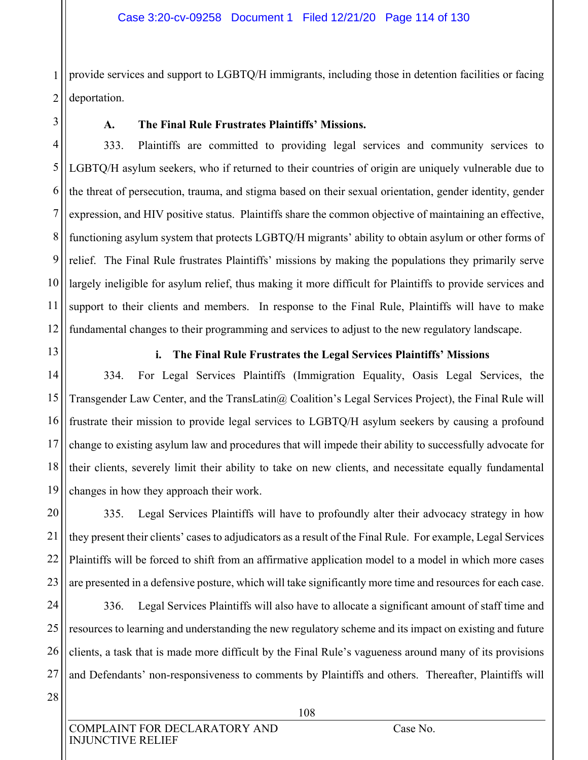provide services and support to LGBTQ/H immigrants, including those in detention facilities or facing deportation.

### A. The Final Rule Frustrates Plaintiffs' Missions.

333. Plaintiffs are committed to providing legal services and community services to LGBTQ/H asylum seekers, who if returned to their countries of origin are uniquely vulnerable due to the threat of persecution, trauma, and stigma based on their sexual orientation, gender identity, gender expression, and HIV positive status. Plaintiffs share the common objective of maintaining an effective, functioning asylum system that protects LGBTQ/H migrants' ability to obtain asylum or other forms of relief. The Final Rule frustrates Plaintiffs' missions by making the populations they primarily serve largely ineligible for asylum relief, thus making it more difficult for Plaintiffs to provide services and support to their clients and members. In response to the Final Rule, Plaintiffs will have to make fundamental changes to their programming and services to adjust to the new regulatory landscape.

#### i. The Final Rule Frustrates the Legal Services Plaintiffs' Missions

334. For Legal Services Plaintiffs (Immigration Equality, Oasis Legal Services, the Transgender Law Center, and the TransLatin@ Coalition's Legal Services Project), the Final Rule will frustrate their mission to provide legal services to LGBTQ/H asylum seekers by causing a profound change to existing asylum law and procedures that will impede their ability to successfully advocate for their clients, severely limit their ability to take on new clients, and necessitate equally fundamental changes in how they approach their work.

335. Legal Services Plaintiffs will have to profoundly alter their advocacy strategy in how they present their clients' cases to adjudicators as a result of the Final Rule. For example, Legal Services Plaintiffs will be forced to shift from an affirmative application model to a model in which more cases are presented in a defensive posture, which will take significantly more time and resources for each case.

336. Legal Services Plaintiffs will also have to allocate a significant amount of staff time and resources to learning and understanding the new regulatory scheme and its impact on existing and future clients, a task that is made more difficult by the Final Rule's vagueness around many of its provisions and Defendants' non-responsiveness to comments by Plaintiffs and others. Thereafter, Plaintiffs will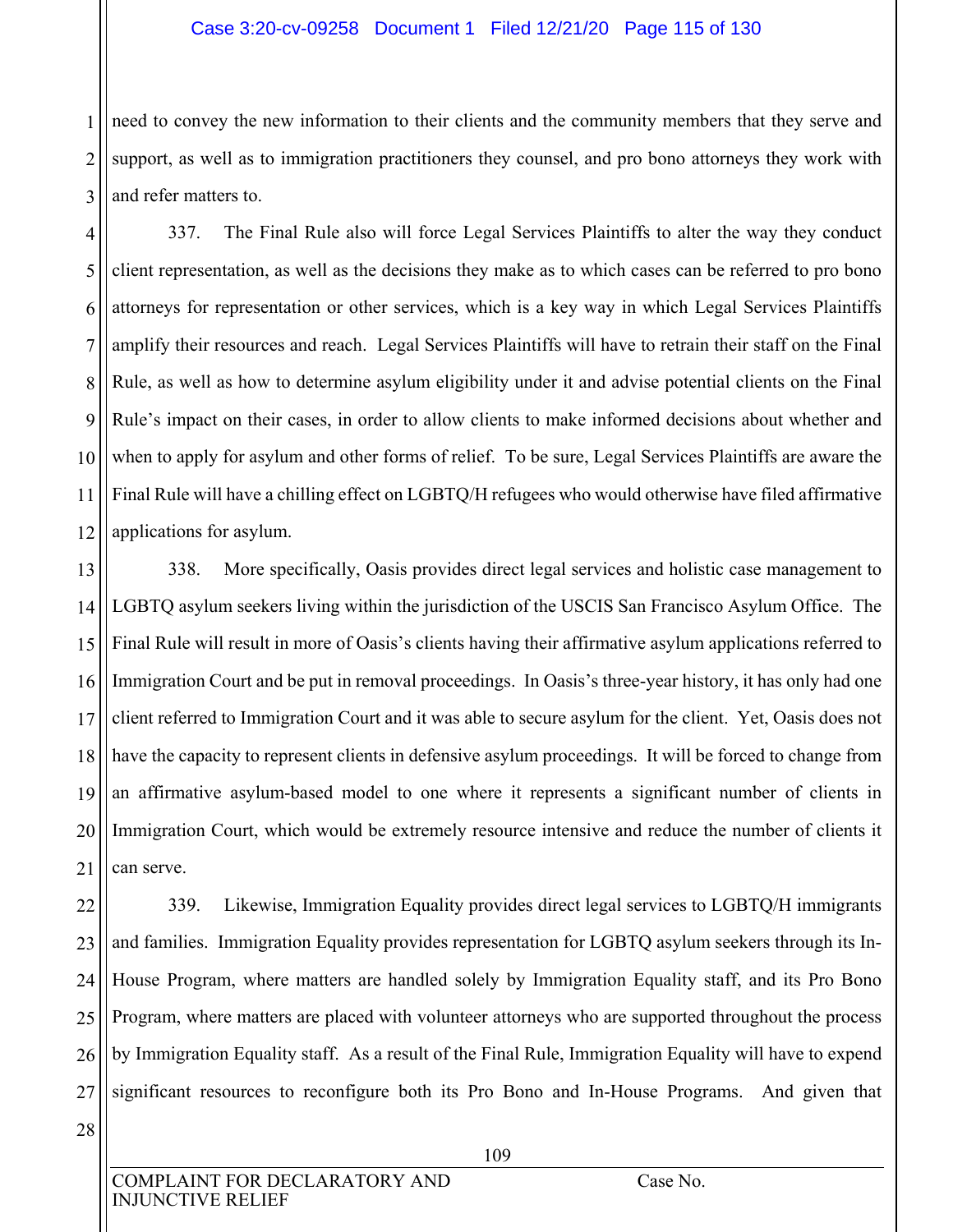need to convey the new information to their clients and the community members that they serve and support, as well as to immigration practitioners they counsel, and pro bono attorneys they work with and refer matters to.

337. The Final Rule also will force Legal Services Plaintiffs to alter the way they conduct client representation, as well as the decisions they make as to which cases can be referred to pro bono attorneys for representation or other services, which is a key way in which Legal Services Plaintiffs amplify their resources and reach. Legal Services Plaintiffs will have to retrain their staff on the Final Rule, as well as how to determine asylum eligibility under it and advise potential clients on the Final Rule's impact on their cases, in order to allow clients to make informed decisions about whether and when to apply for asylum and other forms of relief. To be sure, Legal Services Plaintiffs are aware the Final Rule will have a chilling effect on LGBTQ/H refugees who would otherwise have filed affirmative applications for asylum.

338. More specifically, Oasis provides direct legal services and holistic case management to LGBTQ asylum seekers living within the jurisdiction of the USCIS San Francisco Asylum Office. The Final Rule will result in more of Oasis's clients having their affirmative asylum applications referred to Immigration Court and be put in removal proceedings. In Oasis's three-year history, it has only had one client referred to Immigration Court and it was able to secure asylum for the client. Yet, Oasis does not have the capacity to represent clients in defensive asylum proceedings. It will be forced to change from an affirmative asylum-based model to one where it represents a significant number of clients in Immigration Court, which would be extremely resource intensive and reduce the number of clients it can serve.

339. Likewise, Immigration Equality provides direct legal services to LGBTQ/H immigrants and families. Immigration Equality provides representation for LGBTQ asylum seekers through its In-House Program, where matters are handled solely by Immigration Equality staff, and its Pro Bono Program, where matters are placed with volunteer attorneys who are supported throughout the process by Immigration Equality staff. As a result of the Final Rule, Immigration Equality will have to expend significant resources to reconfigure both its Pro Bono and In-House Programs. And given that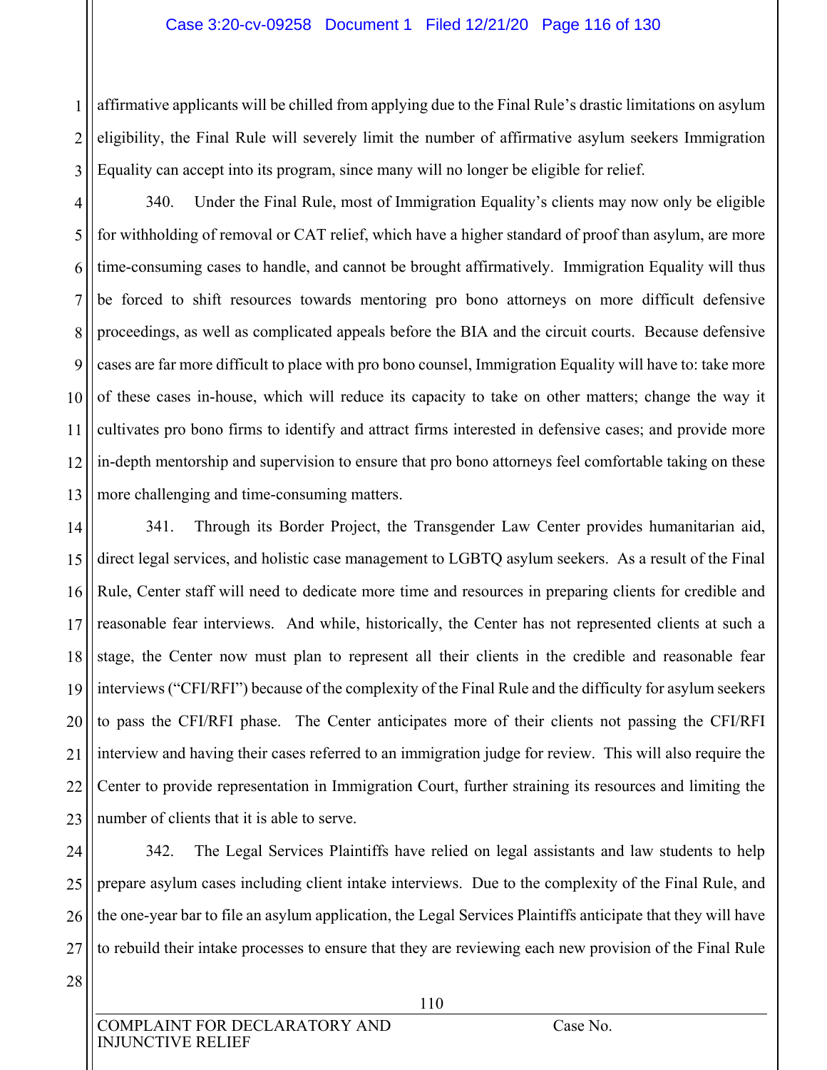affirmative applicants will be chilled from applying due to the Final Rule's drastic limitations on asylum eligibility, the Final Rule will severely limit the number of affirmative asylum seekers Immigration Equality can accept into its program, since many will no longer be eligible for relief.

340. Under the Final Rule, most of Immigration Equality's clients may now only be eligible for withholding of removal or CAT relief, which have a higher standard of proof than asylum, are more time-consuming cases to handle, and cannot be brought affirmatively. Immigration Equality will thus be forced to shift resources towards mentoring pro bono attorneys on more difficult defensive proceedings, as well as complicated appeals before the BIA and the circuit courts. Because defensive cases are far more difficult to place with pro bono counsel, Immigration Equality will have to: take more of these cases in-house, which will reduce its capacity to take on other matters; change the way it cultivates pro bono firms to identify and attract firms interested in defensive cases; and provide more in-depth mentorship and supervision to ensure that pro bono attorneys feel comfortable taking on these more challenging and time-consuming matters.

341. Through its Border Project, the Transgender Law Center provides humanitarian aid, direct legal services, and holistic case management to LGBTQ asylum seekers. As a result of the Final Rule, Center staff will need to dedicate more time and resources in preparing clients for credible and reasonable fear interviews. And while, historically, the Center has not represented clients at such a stage, the Center now must plan to represent all their clients in the credible and reasonable fear interviews ("CFI/RFI") because of the complexity of the Final Rule and the difficulty for asylum seekers to pass the CFI/RFI phase. The Center anticipates more of their clients not passing the CFI/RFI interview and having their cases referred to an immigration judge for review. This will also require the Center to provide representation in Immigration Court, further straining its resources and limiting the number of clients that it is able to serve.

342. The Legal Services Plaintiffs have relied on legal assistants and law students to help prepare asylum cases including client intake interviews. Due to the complexity of the Final Rule, and the one-year bar to file an asylum application, the Legal Services Plaintiffs anticipate that they will have to rebuild their intake processes to ensure that they are reviewing each new provision of the Final Rule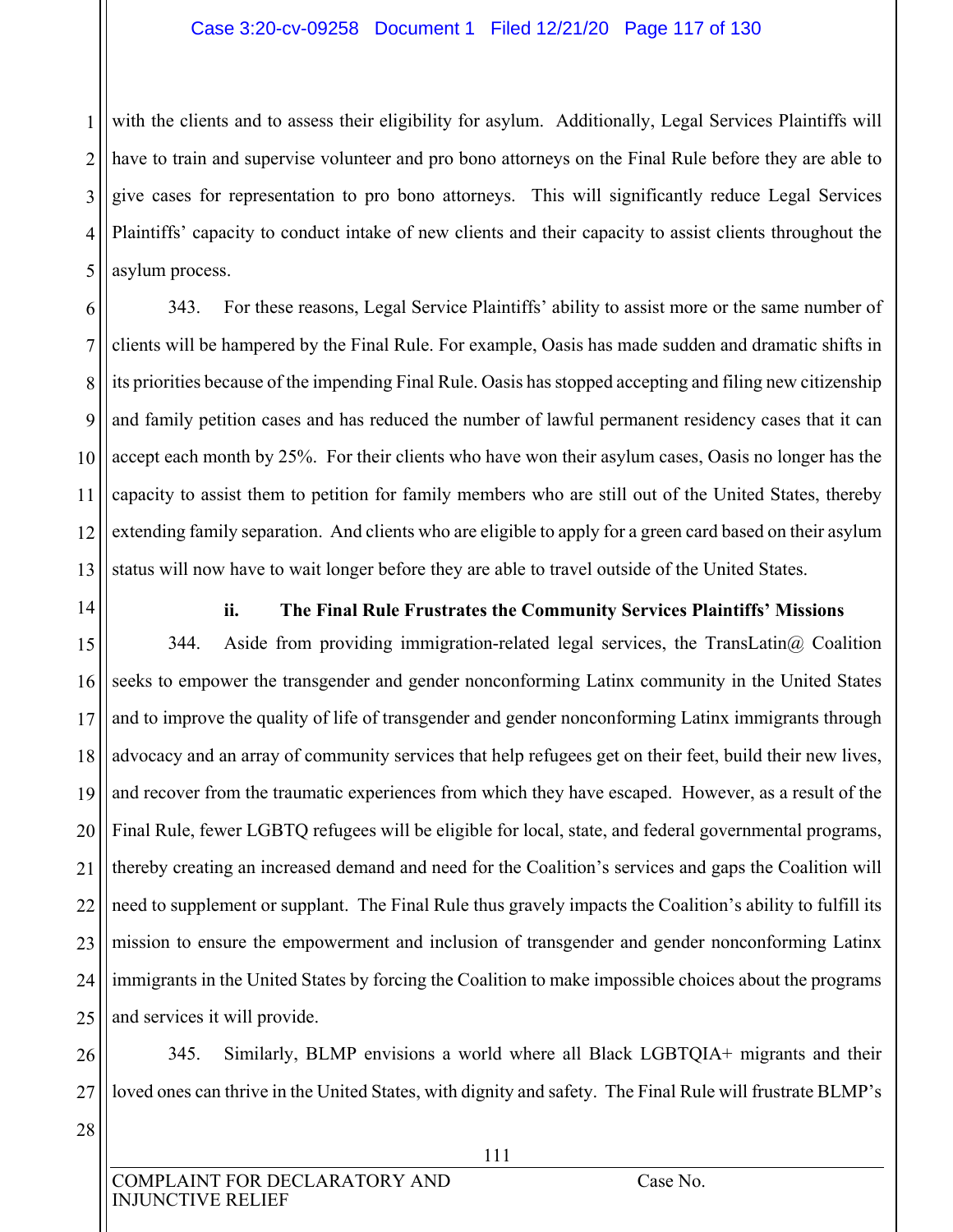with the clients and to assess their eligibility for asylum. Additionally, Legal Services Plaintiffs will have to train and supervise volunteer and pro bono attorneys on the Final Rule before they are able to give cases for representation to pro bono attorneys. This will significantly reduce Legal Services Plaintiffs' capacity to conduct intake of new clients and their capacity to assist clients throughout the asylum process.

343. For these reasons, Legal Service Plaintiffs' ability to assist more or the same number of clients will be hampered by the Final Rule. For example, Oasis has made sudden and dramatic shifts in its priorities because of the impending Final Rule. Oasis has stopped accepting and filing new citizenship and family petition cases and has reduced the number of lawful permanent residency cases that it can accept each month by 25%. For their clients who have won their asylum cases, Oasis no longer has the capacity to assist them to petition for family members who are still out of the United States, thereby extending family separation. And clients who are eligible to apply for a green card based on their asylum status will now have to wait longer before they are able to travel outside of the United States.

**ii. The Final Rule Frustrates the Community Services Plaintiffs' Missions**

344. Aside from providing immigration-related legal services, the TransLatin@ Coalition seeks to empower the transgender and gender nonconforming Latinx community in the United States and to improve the quality of life of transgender and gender nonconforming Latinx immigrants through advocacy and an array of community services that help refugees get on their feet, build their new lives, and recover from the traumatic experiences from which they have escaped. However, as a result of the Final Rule, fewer LGBTQ refugees will be eligible for local, state, and federal governmental programs, thereby creating an increased demand and need for the Coalition's services and gaps the Coalition will need to supplement or supplant. The Final Rule thus gravely impacts the Coalition's ability to fulfill its mission to ensure the empowerment and inclusion of transgender and gender nonconforming Latinx immigrants in the United States by forcing the Coalition to make impossible choices about the programs and services it will provide.

345. Similarly, BLMP envisions a world where all Black LGBTQIA+ migrants and their loved ones can thrive in the United States, with dignity and safety. The Final Rule will frustrate BLMP's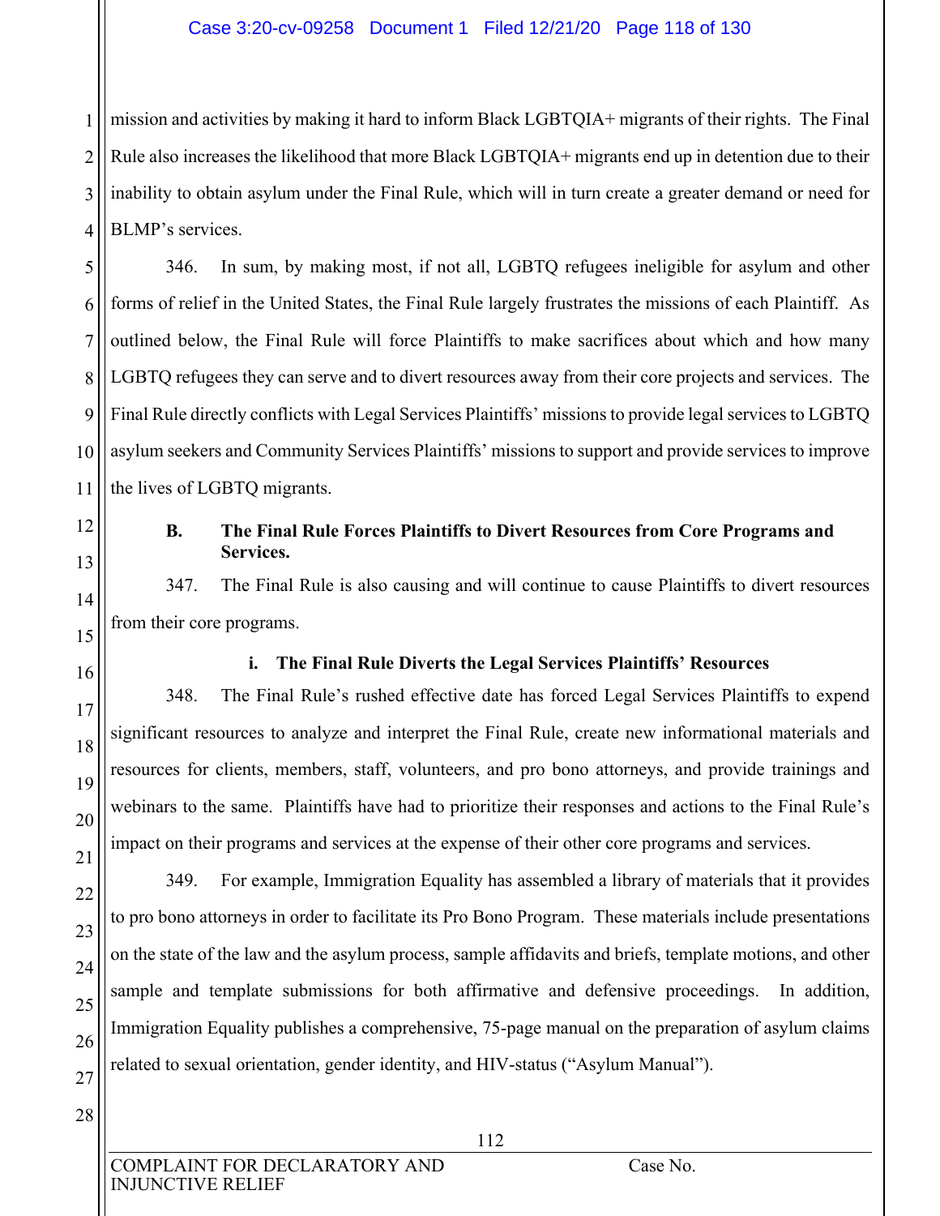mission and activities by making it hard to inform Black LGBTQIA+ migrants of their rights. The Final Rule also increases the likelihood that more Black LGBTQIA+ migrants end up in detention due to their inability to obtain asylum under the Final Rule, which will in turn create a greater demand or need for BLMP's services.

346. In sum, by making most, if not all, LGBTQ refugees ineligible for asylum and other forms of relief in the United States, the Final Rule largely frustrates the missions of each Plaintiff. As outlined below, the Final Rule will force Plaintiffs to make sacrifices about which and how many LGBTQ refugees they can serve and to divert resources away from their core projects and services. The Final Rule directly conflicts with Legal Services Plaintiffs' missions to provide legal services to LGBTQ asylum seekers and Community Services Plaintiffs' missions to support and provide services to improve the lives of LGBTQ migrants.

### B. The Final Rule Forces Plaintiffs to Divert Resources from Core Programs and Services.

347. The Final Rule is also causing and will continue to cause Plaintiffs to divert resources from their core programs.

#### i. The Final Rule Diverts the Legal Services Plaintiffs' Resources

348. The Final Rule's rushed effective date has forced Legal Services Plaintiffs to expend significant resources to analyze and interpret the Final Rule, create new informational materials and resources for clients, members, staff, volunteers, and pro bono attorneys, and provide trainings and webinars to the same. Plaintiffs have had to prioritize their responses and actions to the Final Rule's impact on their programs and services at the expense of their other core programs and services.

349. For example, Immigration Equality has assembled a library of materials that it provides to pro bono attorneys in order to facilitate its Pro Bono Program. These materials include presentations on the state of the law and the asylum process, sample affidavits and briefs, template motions, and other sample and template submissions for both affirmative and defensive proceedings. In addition, Immigration Equality publishes a comprehensive, 75-page manual on the preparation of asylum claims related to sexual orientation, gender identity, and HIV-status ("Asylum Manual").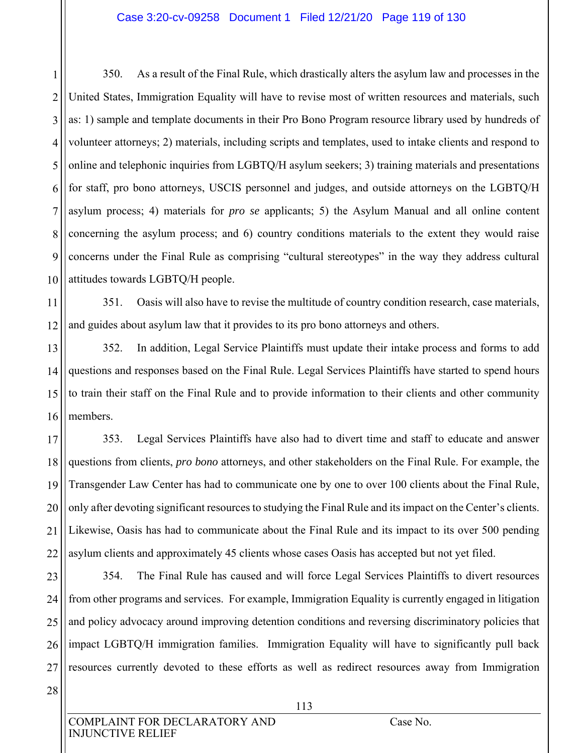350. As a result of the Final Rule, which drastically alters the asylum law and processes in the United States, Immigration Equality will have to revise most of written resources and materials, such as: 1) sample and template documents in their Pro Bono Program resource library used by hundreds of volunteer attorneys; 2) materials, including scripts and templates, used to intake clients and respond to online and telephonic inquiries from LGBTQ/H asylum seekers; 3) training materials and presentations for staff, pro bono attorneys, USCIS personnel and judges, and outside attorneys on the LGBTQ/H asylum process; 4) materials for *pro se* applicants; 5) the Asylum Manual and all online content concerning the asylum process; and 6) country conditions materials to the extent they would raise concerns under the Final Rule as comprising "cultural stereotypes" in the way they address cultural attitudes towards LGBTQ/H people.

351. Oasis will also have to revise the multitude of country condition research, case materials, and guides about asylum law that it provides to its pro bono attorneys and others.

352. In addition, Legal Service Plaintiffs must update their intake process and forms to add questions and responses based on the Final Rule. Legal Services Plaintiffs have started to spend hours to train their staff on the Final Rule and to provide information to their clients and other community members.

353. Legal Services Plaintiffs have also had to divert time and staff to educate and answer questions from clients, *pro bono* attorneys, and other stakeholders on the Final Rule. For example, the Transgender Law Center has had to communicate one by one to over 100 clients about the Final Rule, only after devoting significant resources to studying the Final Rule and its impact on the Center's clients. Likewise, Oasis has had to communicate about the Final Rule and its impact to its over 500 pending asylum clients and approximately 45 clients whose cases Oasis has accepted but not yet filed.

354. The Final Rule has caused and will force Legal Services Plaintiffs to divert resources from other programs and services. For example, Immigration Equality is currently engaged in litigation and policy advocacy around improving detention conditions and reversing discriminatory policies that impact LGBTQ/H immigration families. Immigration Equality will have to significantly pull back resources currently devoted to these efforts as well as redirect resources away from Immigration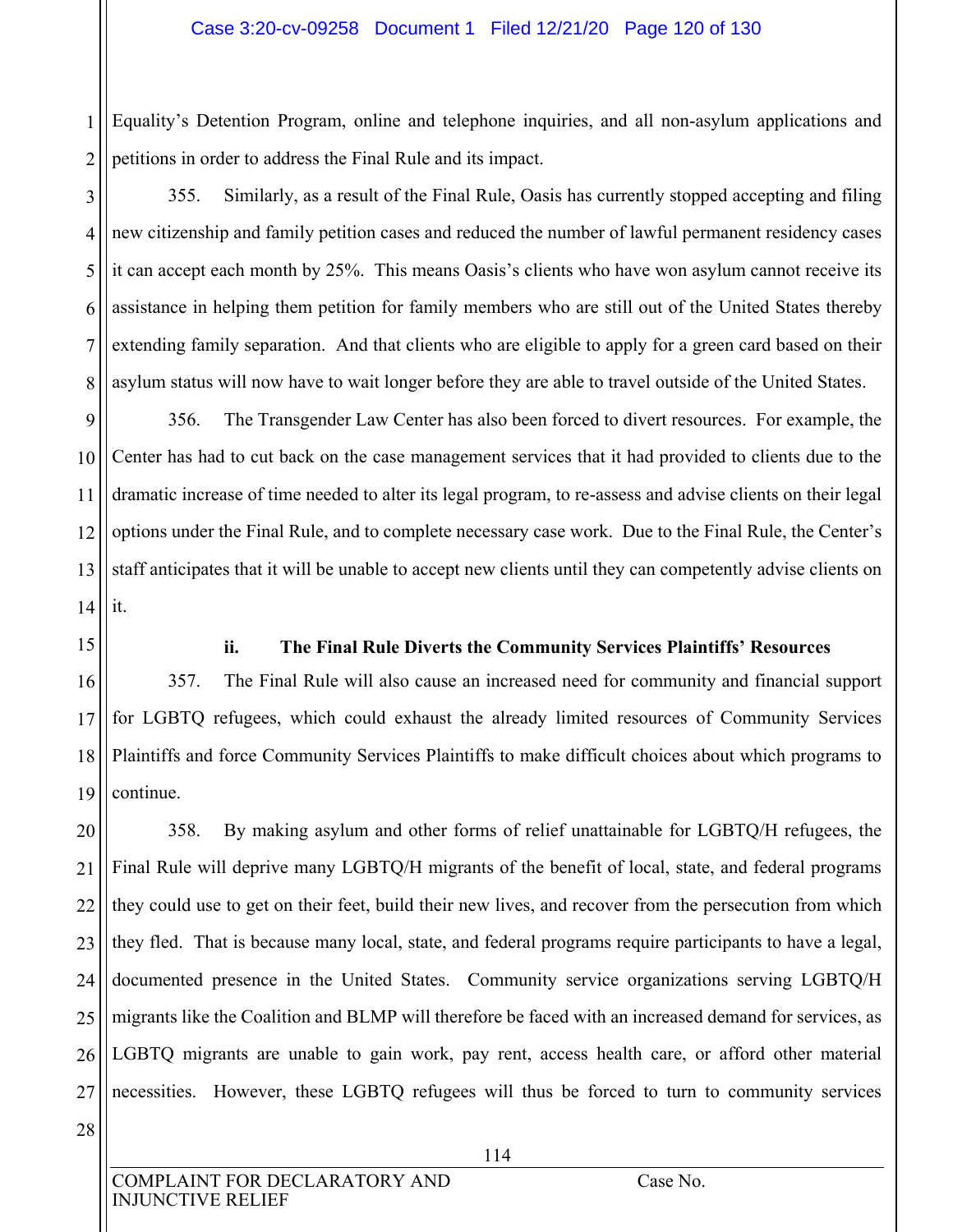Equality's Detention Program, online and telephone inquiries, and all non-asylum applications and petitions in order to address the Final Rule and its impact.

355. Similarly, as a result of the Final Rule, Oasis has currently stopped accepting and filing new citizenship and family petition cases and reduced the number of lawful permanent residency cases it can accept each month by 25%. This means Oasis's clients who have won asylum cannot receive its assistance in helping them petition for family members who are still out of the United States thereby extending family separation. And that clients who are eligible to apply for a green card based on their asylum status will now have to wait longer before they are able to travel outside of the United States.

356. The Transgender Law Center has also been forced to divert resources. For example, the Center has had to cut back on the case management services that it had provided to clients due to the dramatic increase of time needed to alter its legal program, to re-assess and advise clients on their legal options under the Final Rule, and to complete necessary case work. Due to the Final Rule, the Center's staff anticipates that it will be unable to accept new clients until they can competently advise clients on it.

**ii. The Final Rule Diverts the Community Services Plaintiffs' Resources**

357. The Final Rule will also cause an increased need for community and financial support for LGBTQ refugees, which could exhaust the already limited resources of Community Services Plaintiffs and force Community Services Plaintiffs to make difficult choices about which programs to continue.

358. By making asylum and other forms of relief unattainable for LGBTQ/H refugees, the Final Rule will deprive many LGBTQ/H migrants of the benefit of local, state, and federal programs they could use to get on their feet, build their new lives, and recover from the persecution from which they fled. That is because many local, state, and federal programs require participants to have a legal, documented presence in the United States. Community service organizations serving LGBTQ/H migrants like the Coalition and BLMP will therefore be faced with an increased demand for services, as LGBTQ migrants are unable to gain work, pay rent, access health care, or afford other material necessities. However, these LGBTQ refugees will thus be forced to turn to community services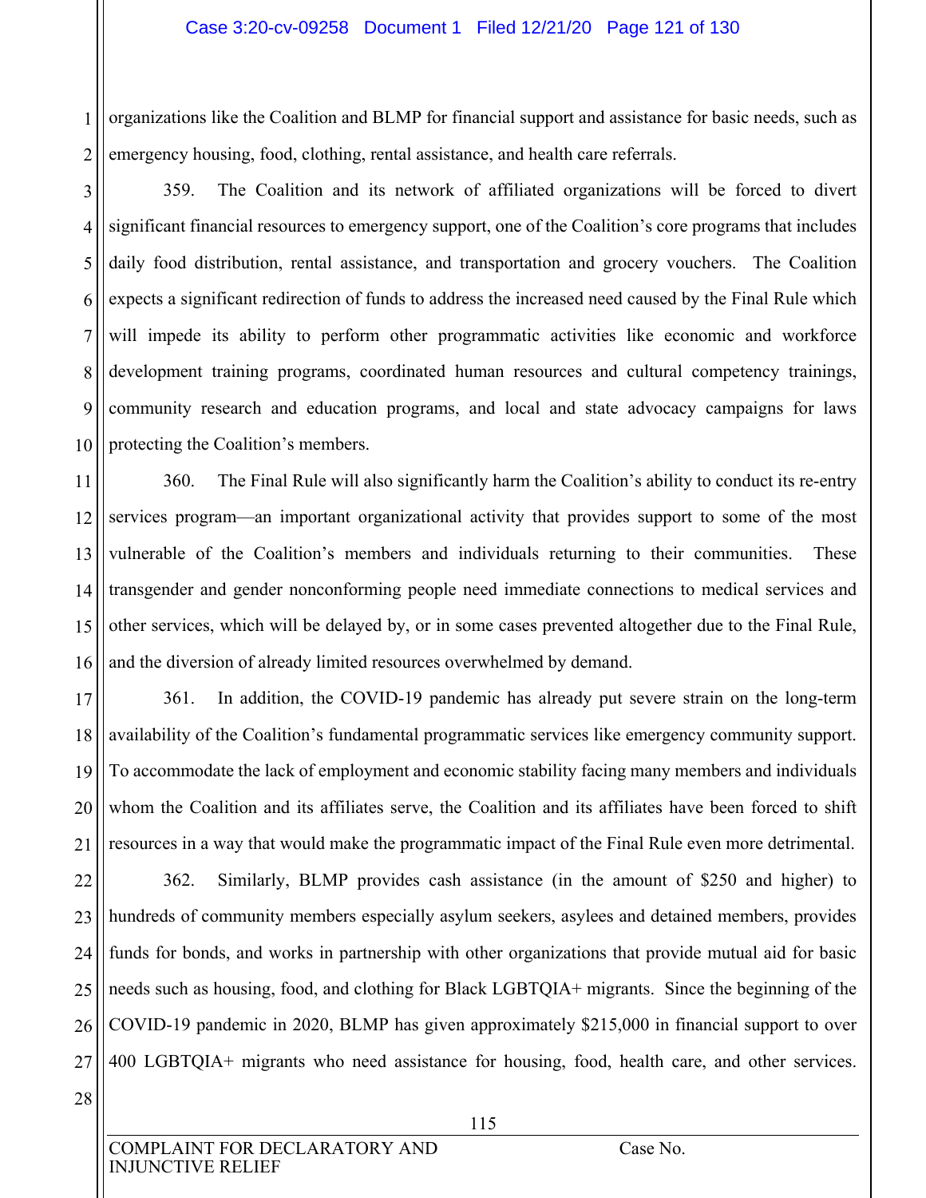organizations like the Coalition and BLMP for financial support and assistance for basic needs, such as emergency housing, food, clothing, rental assistance, and health care referrals.

359. The Coalition and its network of affiliated organizations will be forced to divert significant financial resources to emergency support, one of the Coalition's core programs that includes daily food distribution, rental assistance, and transportation and grocery vouchers. The Coalition expects a significant redirection of funds to address the increased need caused by the Final Rule which will impede its ability to perform other programmatic activities like economic and workforce development training programs, coordinated human resources and cultural competency trainings, community research and education programs, and local and state advocacy campaigns for laws protecting the Coalition's members.

360. The Final Rule will also significantly harm the Coalition's ability to conduct its re-entry services program—an important organizational activity that provides support to some of the most vulnerable of the Coalition's members and individuals returning to their communities. These transgender and gender nonconforming people need immediate connections to medical services and other services, which will be delayed by, or in some cases prevented altogether due to the Final Rule, and the diversion of already limited resources overwhelmed by demand.

361. In addition, the COVID-19 pandemic has already put severe strain on the long-term availability of the Coalition's fundamental programmatic services like emergency community support. To accommodate the lack of employment and economic stability facing many members and individuals whom the Coalition and its affiliates serve, the Coalition and its affiliates have been forced to shift resources in a way that would make the programmatic impact of the Final Rule even more detrimental.

362. Similarly, BLMP provides cash assistance (in the amount of $250 and higher) to hundreds of community members especially asylum seekers, asylees and detained members, provides funds for bonds, and works in partnership with other organizations that provide mutual aid for basic needs such as housing, food, and clothing for Black LGBTQIA+ migrants. Since the beginning of the COVID-19 pandemic in 2020, BLMP has given approximately $215,000 in financial support to over 400 LGBTQIA+ migrants who need assistance for housing, food, health care, and other services.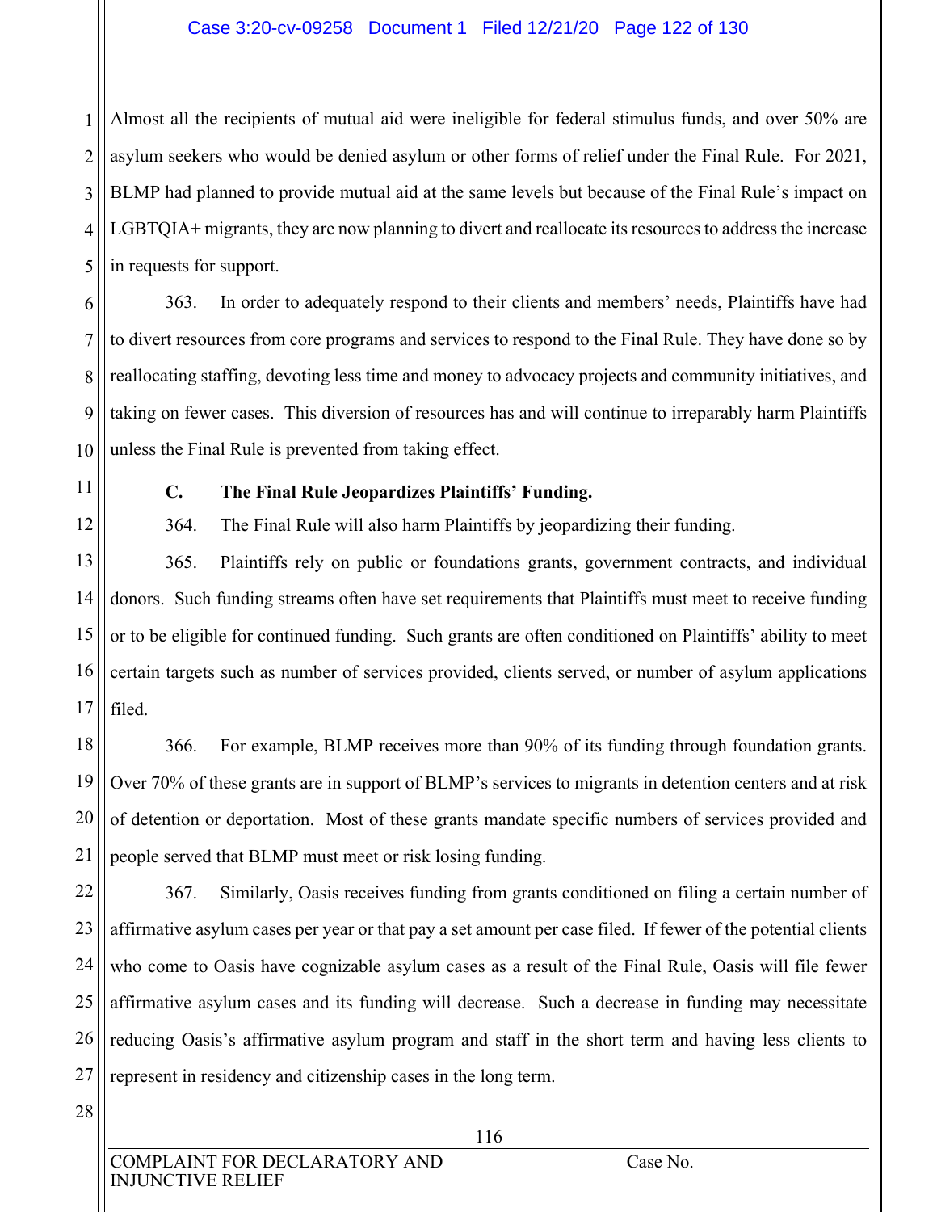Almost all the recipients of mutual aid were ineligible for federal stimulus funds, and over 50% are asylum seekers who would be denied asylum or other forms of relief under the Final Rule. For 2021, BLMP had planned to provide mutual aid at the same levels but because of the Final Rule's impact on LGBTQIA+ migrants, they are now planning to divert and reallocate its resources to address the increase in requests for support.

363. In order to adequately respond to their clients and members' needs, Plaintiffs have had to divert resources from core programs and services to respond to the Final Rule. They have done so by reallocating staffing, devoting less time and money to advocacy projects and community initiatives, and taking on fewer cases. This diversion of resources has and will continue to irreparably harm Plaintiffs unless the Final Rule is prevented from taking effect.

### C. The Final Rule Jeopardizes Plaintiffs' Funding.

364. The Final Rule will also harm Plaintiffs by jeopardizing their funding.

365. Plaintiffs rely on public or foundations grants, government contracts, and individual donors. Such funding streams often have set requirements that Plaintiffs must meet to receive funding or to be eligible for continued funding. Such grants are often conditioned on Plaintiffs' ability to meet certain targets such as number of services provided, clients served, or number of asylum applications filed.

366. For example, BLMP receives more than 90% of its funding through foundation grants. Over 70% of these grants are in support of BLMP's services to migrants in detention centers and at risk of detention or deportation. Most of these grants mandate specific numbers of services provided and people served that BLMP must meet or risk losing funding.

367. Similarly, Oasis receives funding from grants conditioned on filing a certain number of affirmative asylum cases per year or that pay a set amount per case filed. If fewer of the potential clients who come to Oasis have cognizable asylum cases as a result of the Final Rule, Oasis will file fewer affirmative asylum cases and its funding will decrease. Such a decrease in funding may necessitate reducing Oasis's affirmative asylum program and staff in the short term and having less clients to represent in residency and citizenship cases in the long term.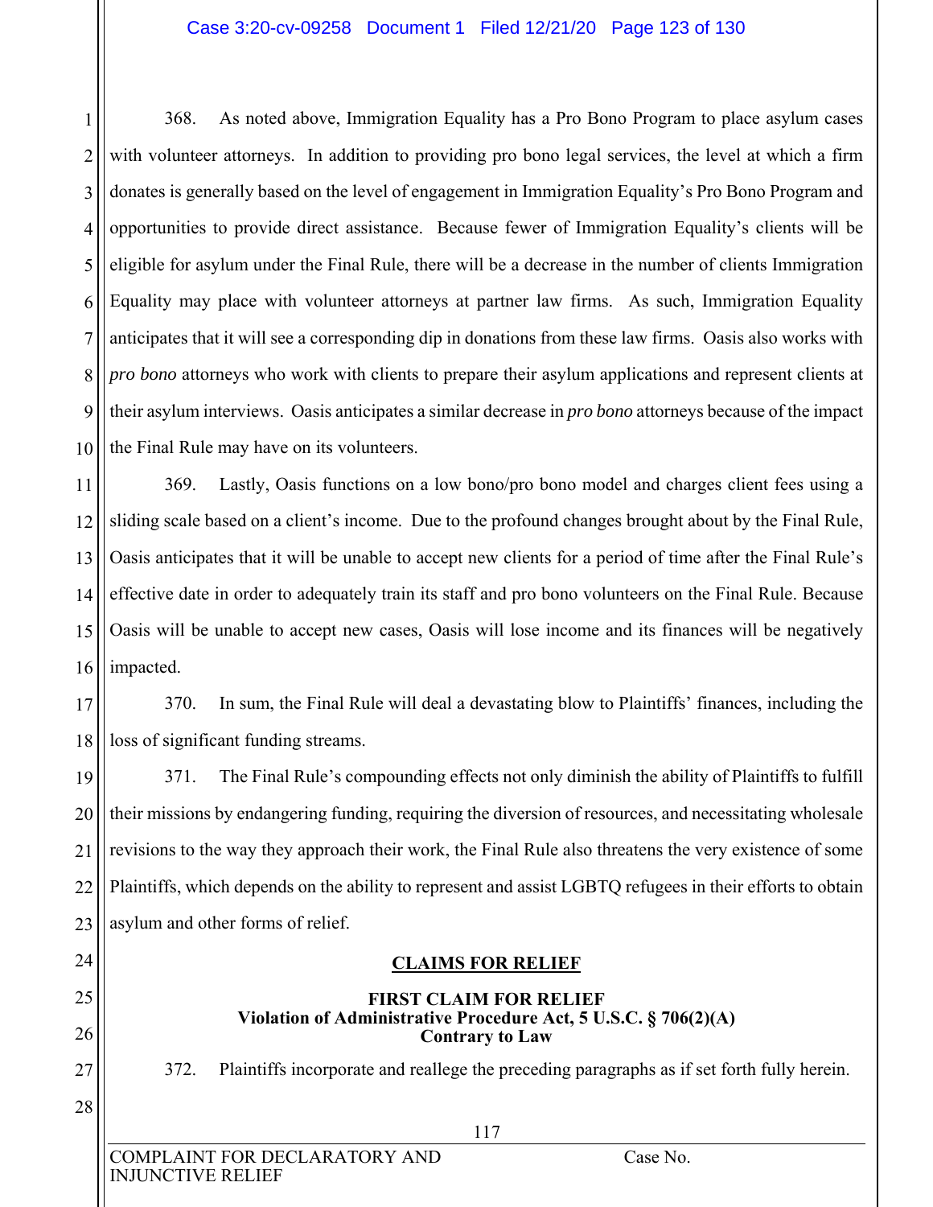368. As noted above, Immigration Equality has a Pro Bono Program to place asylum cases with volunteer attorneys. In addition to providing pro bono legal services, the level at which a firm donates is generally based on the level of engagement in Immigration Equality's Pro Bono Program and opportunities to provide direct assistance. Because fewer of Immigration Equality's clients will be eligible for asylum under the Final Rule, there will be a decrease in the number of clients Immigration Equality may place with volunteer attorneys at partner law firms. As such, Immigration Equality anticipates that it will see a corresponding dip in donations from these law firms. Oasis also works with *pro bono* attorneys who work with clients to prepare their asylum applications and represent clients at their asylum interviews. Oasis anticipates a similar decrease in *pro bono* attorneys because of the impact the Final Rule may have on its volunteers.

369. Lastly, Oasis functions on a low bono/pro bono model and charges client fees using a sliding scale based on a client's income. Due to the profound changes brought about by the Final Rule, Oasis anticipates that it will be unable to accept new clients for a period of time after the Final Rule's effective date in order to adequately train its staff and pro bono volunteers on the Final Rule. Because Oasis will be unable to accept new cases, Oasis will lose income and its finances will be negatively impacted.

370. In sum, the Final Rule will deal a devastating blow to Plaintiffs' finances, including the loss of significant funding streams.

371. The Final Rule's compounding effects not only diminish the ability of Plaintiffs to fulfill their missions by endangering funding, requiring the diversion of resources, and necessitating wholesale revisions to the way they approach their work, the Final Rule also threatens the very existence of some Plaintiffs, which depends on the ability to represent and assist LGBTQ refugees in their efforts to obtain asylum and other forms of relief.

## CLAIMS FOR RELIEF

### FIRST CLAIM FOR RELIEF
**Violation of Administrative Procedure Act, 5 U.S.C. § 706(2)(A)**
**Contrary to Law**

372. Plaintiffs incorporate and reallege the preceding paragraphs as if set forth fully herein.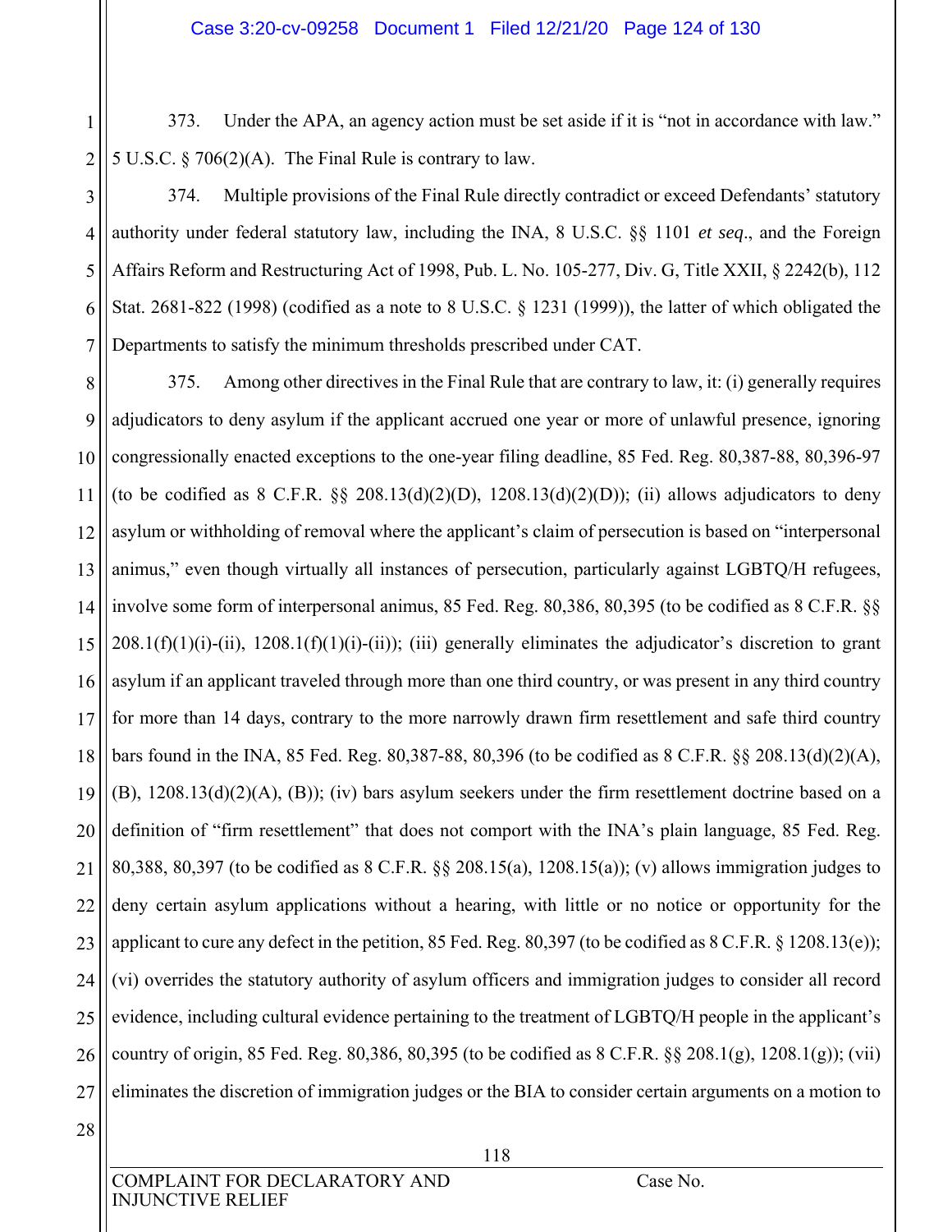373. Under the APA, an agency action must be set aside if it is "not in accordance with law." 5 U.S.C. § 706(2)(A). The Final Rule is contrary to law.

374. Multiple provisions of the Final Rule directly contradict or exceed Defendants' statutory authority under federal statutory law, including the INA, 8 U.S.C. §§ 1101 *et seq*., and the Foreign Affairs Reform and Restructuring Act of 1998, Pub. L. No. 105-277, Div. G, Title XXII, § 2242(b), 112 Stat. 2681-822 (1998) (codified as a note to 8 U.S.C. § 1231 (1999)), the latter of which obligated the Departments to satisfy the minimum thresholds prescribed under CAT.

375. Among other directives in the Final Rule that are contrary to law, it: (i) generally requires adjudicators to deny asylum if the applicant accrued one year or more of unlawful presence, ignoring congressionally enacted exceptions to the one-year filing deadline, 85 Fed. Reg. 80,387-88, 80,396-97 (to be codified as 8 C.F.R. §§ 208.13(d)(2)(D), 1208.13(d)(2)(D)); (ii) allows adjudicators to deny asylum or withholding of removal where the applicant's claim of persecution is based on "interpersonal animus," even though virtually all instances of persecution, particularly against LGBTQ/H refugees, involve some form of interpersonal animus, 85 Fed. Reg. 80,386, 80,395 (to be codified as 8 C.F.R. §§ 208.1(f)(1)(i)-(ii), 1208.1(f)(1)(i)-(ii)); (iii) generally eliminates the adjudicator's discretion to grant asylum if an applicant traveled through more than one third country, or was present in any third country for more than 14 days, contrary to the more narrowly drawn firm resettlement and safe third country bars found in the INA, 85 Fed. Reg. 80,387-88, 80,396 (to be codified as 8 C.F.R. §§ 208.13(d)(2)(A), (B), 1208.13(d)(2)(A), (B)); (iv) bars asylum seekers under the firm resettlement doctrine based on a definition of "firm resettlement" that does not comport with the INA's plain language, 85 Fed. Reg. 80,388, 80,397 (to be codified as 8 C.F.R. §§ 208.15(a), 1208.15(a)); (v) allows immigration judges to deny certain asylum applications without a hearing, with little or no notice or opportunity for the applicant to cure any defect in the petition, 85 Fed. Reg. 80,397 (to be codified as 8 C.F.R. § 1208.13(e)); (vi) overrides the statutory authority of asylum officers and immigration judges to consider all record evidence, including cultural evidence pertaining to the treatment of LGBTQ/H people in the applicant's country of origin, 85 Fed. Reg. 80,386, 80,395 (to be codified as 8 C.F.R. §§ 208.1(g), 1208.1(g)); (vii) eliminates the discretion of immigration judges or the BIA to consider certain arguments on a motion to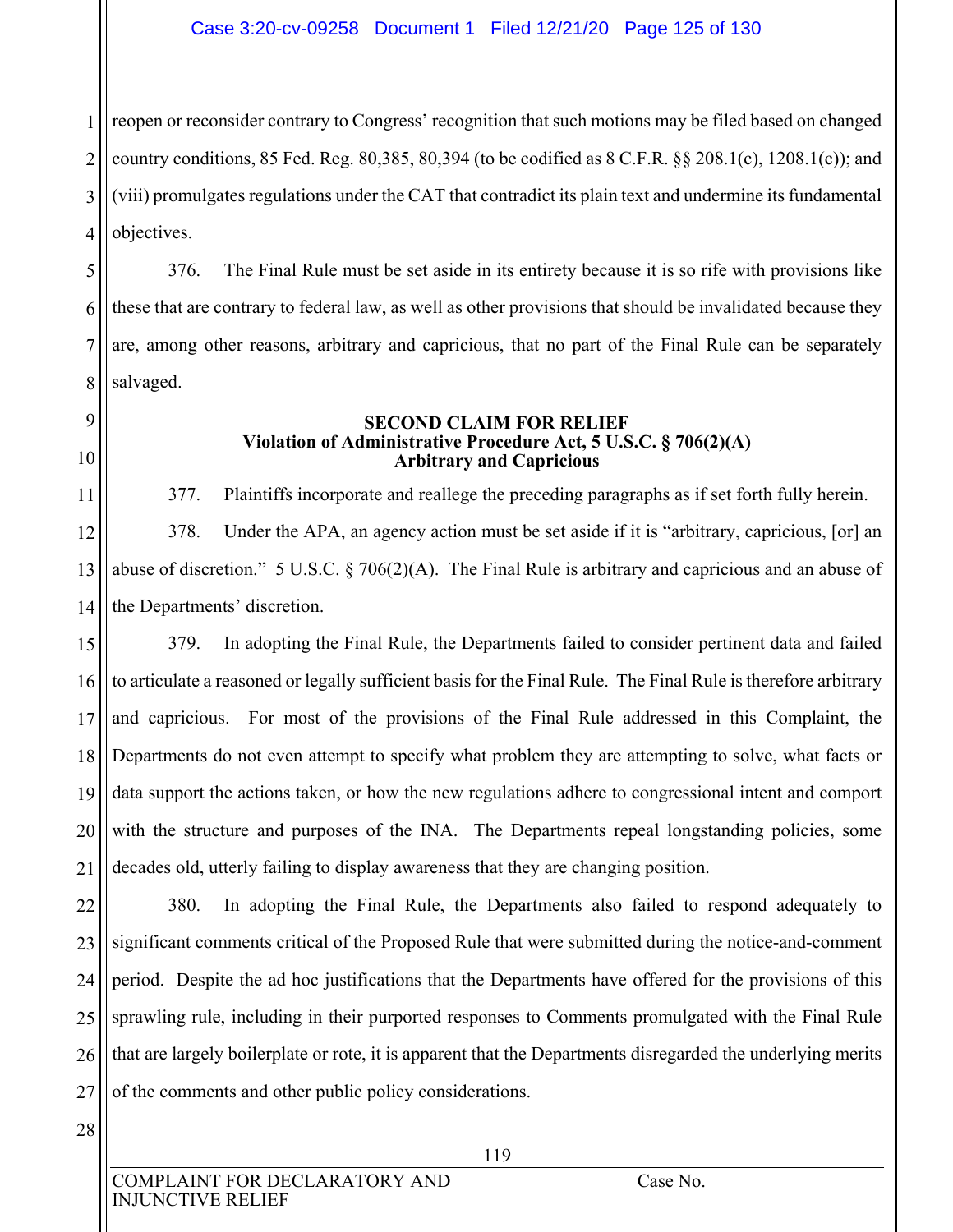reopen or reconsider contrary to Congress' recognition that such motions may be filed based on changed country conditions, 85 Fed. Reg. 80,385, 80,394 (to be codified as 8 C.F.R. §§ 208.1(c), 1208.1(c)); and (viii) promulgates regulations under the CAT that contradict its plain text and undermine its fundamental objectives.

376. The Final Rule must be set aside in its entirety because it is so rife with provisions like these that are contrary to federal law, as well as other provisions that should be invalidated because they are, among other reasons, arbitrary and capricious, that no part of the Final Rule can be separately salvaged.

**SECOND CLAIM FOR RELIEF**
**Violation of Administrative Procedure Act, 5 U.S.C. § 706(2)(A)**
**Arbitrary and Capricious**

377. Plaintiffs incorporate and reallege the preceding paragraphs as if set forth fully herein.

378. Under the APA, an agency action must be set aside if it is "arbitrary, capricious, [or] an abuse of discretion." 5 U.S.C. § 706(2)(A). The Final Rule is arbitrary and capricious and an abuse of the Departments' discretion.

379. In adopting the Final Rule, the Departments failed to consider pertinent data and failed to articulate a reasoned or legally sufficient basis for the Final Rule. The Final Rule is therefore arbitrary and capricious. For most of the provisions of the Final Rule addressed in this Complaint, the Departments do not even attempt to specify what problem they are attempting to solve, what facts or data support the actions taken, or how the new regulations adhere to congressional intent and comport with the structure and purposes of the INA. The Departments repeal longstanding policies, some decades old, utterly failing to display awareness that they are changing position.

380. In adopting the Final Rule, the Departments also failed to respond adequately to significant comments critical of the Proposed Rule that were submitted during the notice-and-comment period. Despite the ad hoc justifications that the Departments have offered for the provisions of this sprawling rule, including in their purported responses to Comments promulgated with the Final Rule that are largely boilerplate or rote, it is apparent that the Departments disregarded the underlying merits of the comments and other public policy considerations.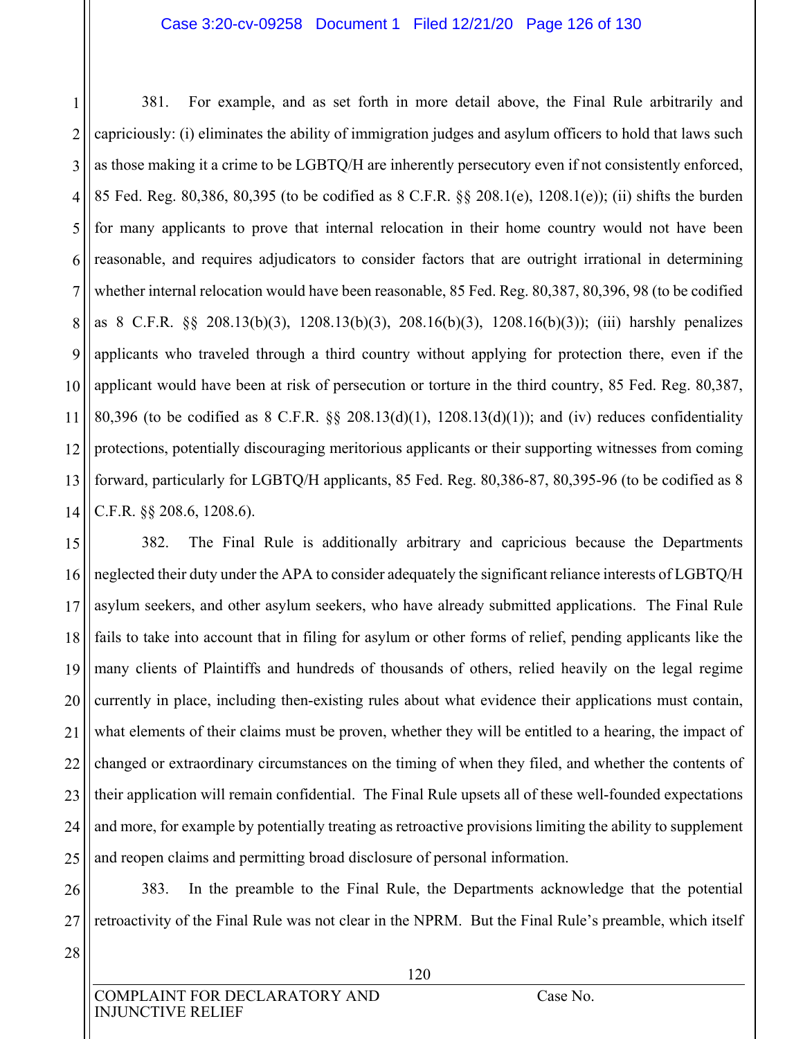381. For example, and as set forth in more detail above, the Final Rule arbitrarily and capriciously: (i) eliminates the ability of immigration judges and asylum officers to hold that laws such as those making it a crime to be LGBTQ/H are inherently persecutory even if not consistently enforced, 85 Fed. Reg. 80,386, 80,395 (to be codified as 8 C.F.R. §§ 208.1(e), 1208.1(e)); (ii) shifts the burden for many applicants to prove that internal relocation in their home country would not have been reasonable, and requires adjudicators to consider factors that are outright irrational in determining whether internal relocation would have been reasonable, 85 Fed. Reg. 80,387, 80,396, 98 (to be codified as 8 C.F.R. §§ 208.13(b)(3), 1208.13(b)(3), 208.16(b)(3), 1208.16(b)(3)); (iii) harshly penalizes applicants who traveled through a third country without applying for protection there, even if the applicant would have been at risk of persecution or torture in the third country, 85 Fed. Reg. 80,387, 80,396 (to be codified as 8 C.F.R. §§ 208.13(d)(1), 1208.13(d)(1)); and (iv) reduces confidentiality protections, potentially discouraging meritorious applicants or their supporting witnesses from coming forward, particularly for LGBTQ/H applicants, 85 Fed. Reg. 80,386-87, 80,395-96 (to be codified as 8 C.F.R. §§ 208.6, 1208.6).

382. The Final Rule is additionally arbitrary and capricious because the Departments neglected their duty under the APA to consider adequately the significant reliance interests of LGBTQ/H asylum seekers, and other asylum seekers, who have already submitted applications. The Final Rule fails to take into account that in filing for asylum or other forms of relief, pending applicants like the many clients of Plaintiffs and hundreds of thousands of others, relied heavily on the legal regime currently in place, including then-existing rules about what evidence their applications must contain, what elements of their claims must be proven, whether they will be entitled to a hearing, the impact of changed or extraordinary circumstances on the timing of when they filed, and whether the contents of their application will remain confidential. The Final Rule upsets all of these well-founded expectations and more, for example by potentially treating as retroactive provisions limiting the ability to supplement and reopen claims and permitting broad disclosure of personal information.

383. In the preamble to the Final Rule, the Departments acknowledge that the potential retroactivity of the Final Rule was not clear in the NPRM. But the Final Rule's preamble, which itself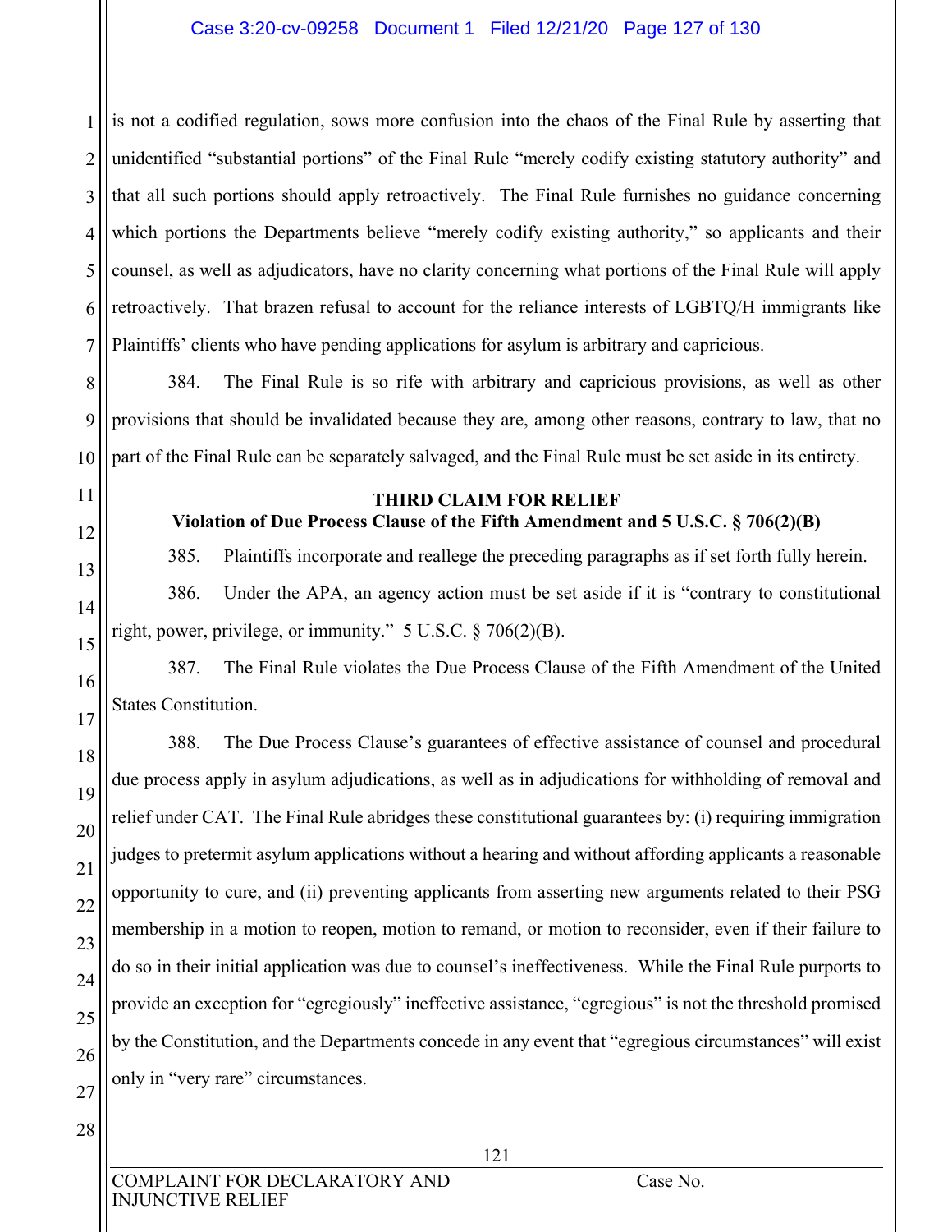is not a codified regulation, sows more confusion into the chaos of the Final Rule by asserting that unidentified "substantial portions" of the Final Rule "merely codify existing statutory authority" and that all such portions should apply retroactively. The Final Rule furnishes no guidance concerning which portions the Departments believe "merely codify existing authority," so applicants and their counsel, as well as adjudicators, have no clarity concerning what portions of the Final Rule will apply retroactively. That brazen refusal to account for the reliance interests of LGBTQ/H immigrants like Plaintiffs' clients who have pending applications for asylum is arbitrary and capricious.

384. The Final Rule is so rife with arbitrary and capricious provisions, as well as other provisions that should be invalidated because they are, among other reasons, contrary to law, that no part of the Final Rule can be separately salvaged, and the Final Rule must be set aside in its entirety.

**THIRD CLAIM FOR RELIEF**
**Violation of Due Process Clause of the Fifth Amendment and 5 U.S.C. § 706(2)(B)**

385. Plaintiffs incorporate and reallege the preceding paragraphs as if set forth fully herein.

386. Under the APA, an agency action must be set aside if it is "contrary to constitutional right, power, privilege, or immunity." 5 U.S.C. § 706(2)(B).

387. The Final Rule violates the Due Process Clause of the Fifth Amendment of the United States Constitution.

388. The Due Process Clause's guarantees of effective assistance of counsel and procedural due process apply in asylum adjudications, as well as in adjudications for withholding of removal and relief under CAT. The Final Rule abridges these constitutional guarantees by: (i) requiring immigration judges to pretermit asylum applications without a hearing and without affording applicants a reasonable opportunity to cure, and (ii) preventing applicants from asserting new arguments related to their PSG membership in a motion to reopen, motion to remand, or motion to reconsider, even if their failure to do so in their initial application was due to counsel's ineffectiveness. While the Final Rule purports to provide an exception for "egregiously" ineffective assistance, "egregious" is not the threshold promised by the Constitution, and the Departments concede in any event that "egregious circumstances" will exist only in "very rare" circumstances.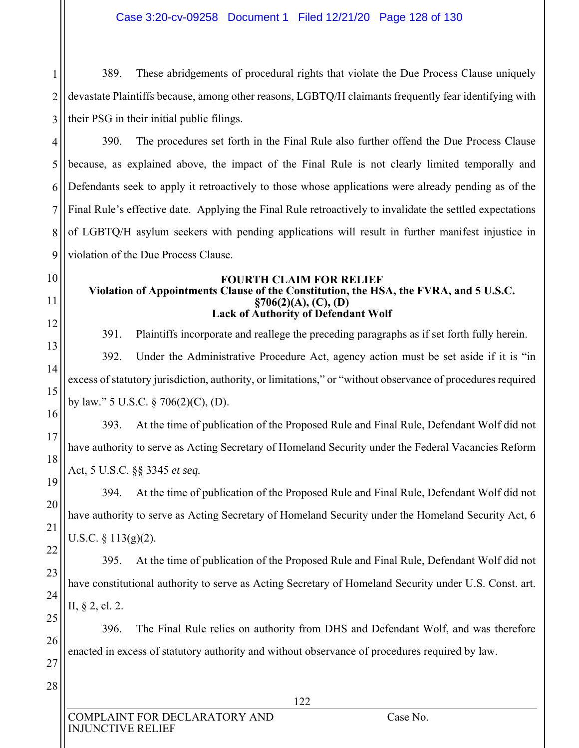389. These abridgements of procedural rights that violate the Due Process Clause uniquely devastate Plaintiffs because, among other reasons, LGBTQ/H claimants frequently fear identifying with their PSG in their initial public filings.

390. The procedures set forth in the Final Rule also further offend the Due Process Clause because, as explained above, the impact of the Final Rule is not clearly limited temporally and Defendants seek to apply it retroactively to those whose applications were already pending as of the Final Rule's effective date. Applying the Final Rule retroactively to invalidate the settled expectations of LGBTQ/H asylum seekers with pending applications will result in further manifest injustice in violation of the Due Process Clause.

**FOURTH CLAIM FOR RELIEF**
**Violation of Appointments Clause of the Constitution, the HSA, the FVRA, and 5 U.S.C. §706(2)(A), (C), (D)**
**Lack of Authority of Defendant Wolf**

391. Plaintiffs incorporate and reallege the preceding paragraphs as if set forth fully herein.

392. Under the Administrative Procedure Act, agency action must be set aside if it is "in excess of statutory jurisdiction, authority, or limitations," or "without observance of procedures required by law." 5 U.S.C. § 706(2)(C), (D).

393. At the time of publication of the Proposed Rule and Final Rule, Defendant Wolf did not have authority to serve as Acting Secretary of Homeland Security under the Federal Vacancies Reform Act, 5 U.S.C. §§ 3345 *et seq.*

394. At the time of publication of the Proposed Rule and Final Rule, Defendant Wolf did not have authority to serve as Acting Secretary of Homeland Security under the Homeland Security Act, 6 U.S.C. § 113(g)(2).

395. At the time of publication of the Proposed Rule and Final Rule, Defendant Wolf did not have constitutional authority to serve as Acting Secretary of Homeland Security under U.S. Const. art. II, § 2, cl. 2.

396. The Final Rule relies on authority from DHS and Defendant Wolf, and was therefore enacted in excess of statutory authority and without observance of procedures required by law.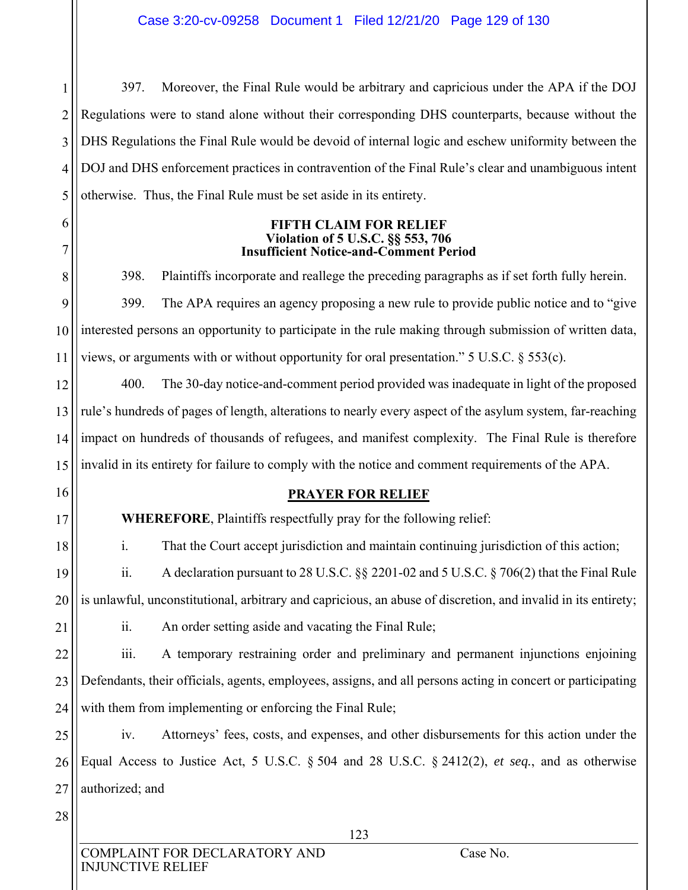397. Moreover, the Final Rule would be arbitrary and capricious under the APA if the DOJ Regulations were to stand alone without their corresponding DHS counterparts, because without the DHS Regulations the Final Rule would be devoid of internal logic and eschew uniformity between the DOJ and DHS enforcement practices in contravention of the Final Rule's clear and unambiguous intent otherwise. Thus, the Final Rule must be set aside in its entirety.

**FIFTH CLAIM FOR RELIEF**
**Violation of 5 U.S.C. §§ 553, 706**
**Insufficient Notice-and-Comment Period**

398. Plaintiffs incorporate and reallege the preceding paragraphs as if set forth fully herein.

399. The APA requires an agency proposing a new rule to provide public notice and to "give interested persons an opportunity to participate in the rule making through submission of written data, views, or arguments with or without opportunity for oral presentation." 5 U.S.C. § 553(c).

400. The 30-day notice-and-comment period provided was inadequate in light of the proposed rule's hundreds of pages of length, alterations to nearly every aspect of the asylum system, far-reaching impact on hundreds of thousands of refugees, and manifest complexity. The Final Rule is therefore invalid in its entirety for failure to comply with the notice and comment requirements of the APA.

**PRAYER FOR RELIEF**

**WHEREFORE**, Plaintiffs respectfully pray for the following relief:

i. That the Court accept jurisdiction and maintain continuing jurisdiction of this action;

ii. A declaration pursuant to 28 U.S.C. §§ 2201-02 and 5 U.S.C. § 706(2) that the Final Rule is unlawful, unconstitutional, arbitrary and capricious, an abuse of discretion, and invalid in its entirety;

ii. An order setting aside and vacating the Final Rule;

iii. A temporary restraining order and preliminary and permanent injunctions enjoining Defendants, their officials, agents, employees, assigns, and all persons acting in concert or participating with them from implementing or enforcing the Final Rule;

iv. Attorneys' fees, costs, and expenses, and other disbursements for this action under the Equal Access to Justice Act, 5 U.S.C. § 504 and 28 U.S.C. § 2412(2), *et seq.*, and as otherwise authorized; and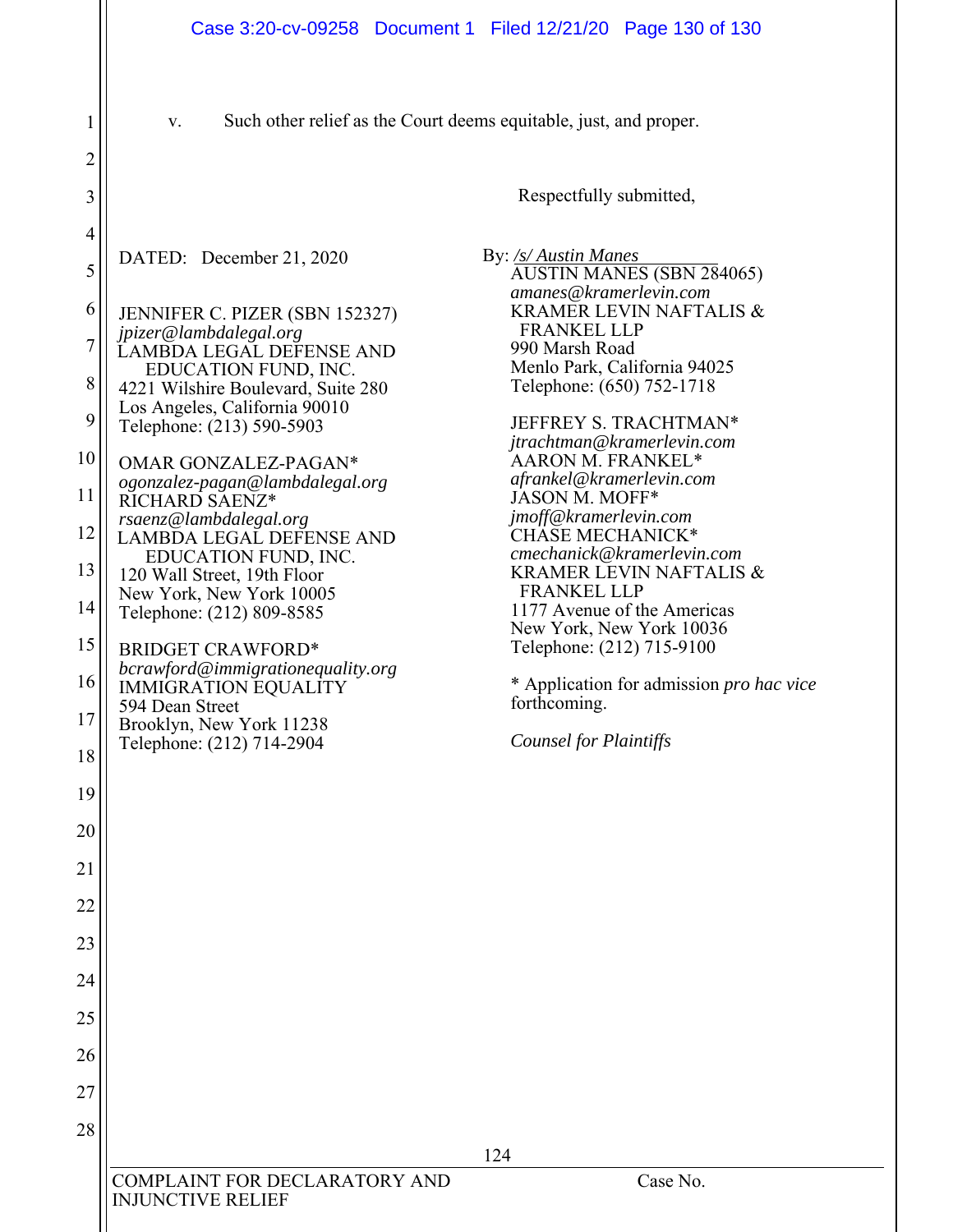v. Such other relief as the Court deems equitable, just, and proper.

Respectfully submitted,

DATED: December 21, 2020

By: */s/ Austin Manes*
AUSTIN MANES (SBN 284065)
*amanes@kramerlevin.com*
KRAMER LEVIN NAFTALIS & FRANKEL LLP
990 Marsh Road
Menlo Park, California 94025
Telephone: (650) 752-1718

JEFFREY S. TRACHTMAN*
*jtrachtman@kramerlevin.com*
AARON M. FRANKEL*
*afrankel@kramerlevin.com*
JASON M. MOFF*
*jmoff@kramerlevin.com*
CHASE MECHANICK*
*cmechanick@kramerlevin.com*
KRAMER LEVIN NAFTALIS & FRANKEL LLP
1177 Avenue of the Americas
New York, New York 10036
Telephone: (212) 715-9100

* Application for admission *pro hac vice* forthcoming.

*Counsel for Plaintiffs*

JENNIFER C. PIZER (SBN 152327)
*jpizer@lambdalegal.org*
LAMBDA LEGAL DEFENSE AND EDUCATION FUND, INC.
4221 Wilshire Boulevard, Suite 280
Los Angeles, California 90010
Telephone: (213) 590-5903

OMAR GONZALEZ-PAGAN*
*ogonzalez-pagan@lambdalegal.org*
RICHARD SAENZ*
*rsaenz@lambdalegal.org*
LAMBDA LEGAL DEFENSE AND EDUCATION FUND, INC.
120 Wall Street, 19th Floor
New York, New York 10005
Telephone: (212) 809-8585

BRIDGET CRAWFORD*
*bcrawford@immigrationequality.org*
IMMIGRATION EQUALITY
594 Dean Street
Brooklyn, New York 11238
Telephone: (212) 714-2904